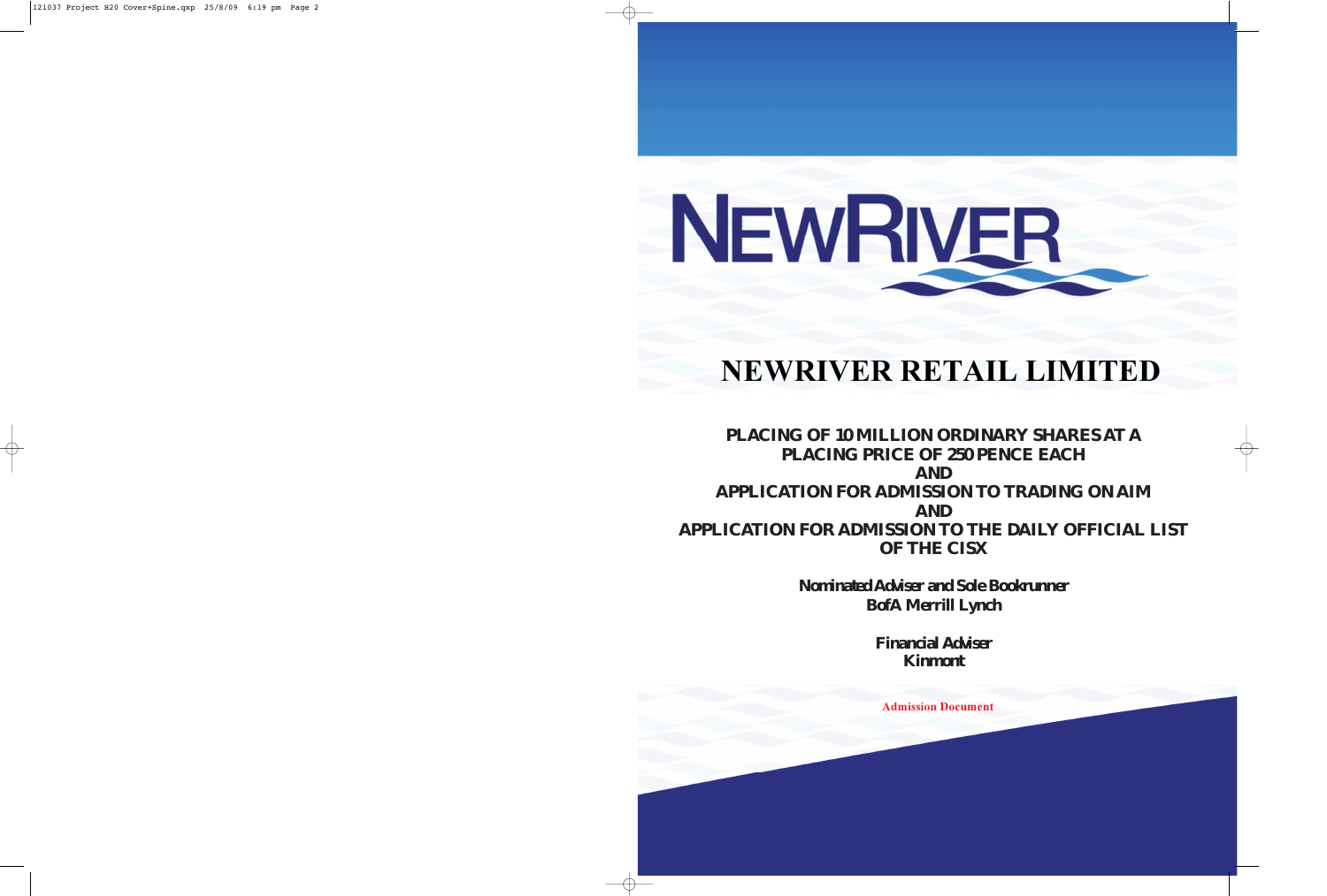# NEWRIVER RETAIL LIMITED

**PLACING OF 10 MILLION ORDINARY SHARES AT A PLACING PRICE OF 250 PENCE EACH**
**AND**
**APPLICATION FOR ADMISSION TO TRADING ON AIM**
**AND**
**APPLICATION FOR ADMISSION TO THE DAILY OFFICIAL LIST OF THE CISX**

**Nominated Adviser and Sole Bookrunner**
**BofA Merrill Lynch**

**Financial Adviser**
**Kinmont**

**Admission Document**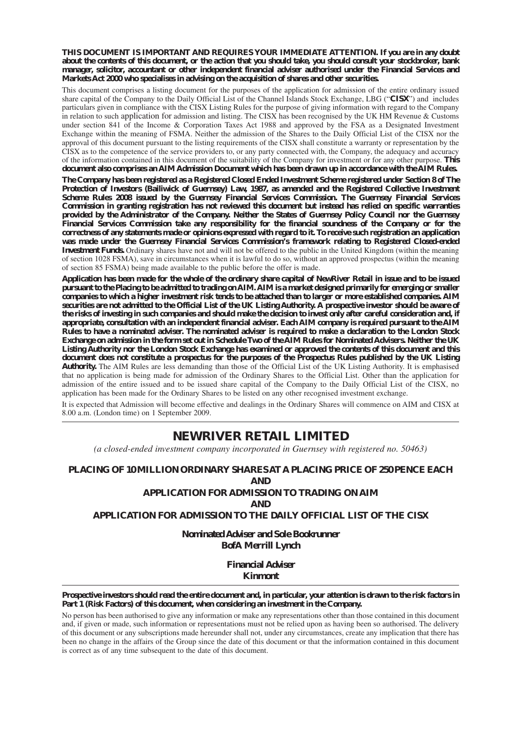**THIS DOCUMENT IS IMPORTANT AND REQUIRES YOUR IMMEDIATE ATTENTION. If you are in any doubt about the contents of this document, or the action that you should take, you should consult your stockbroker, bank manager, solicitor, accountant or other independent financial adviser authorised under the Financial Services and Markets Act 2000 who specialises in advising on the acquisition of shares and other securities.**

This document comprises a listing document for the purposes of the application for admission of the entire ordinary issued share capital of the Company to the Daily Official List of the Channel Islands Stock Exchange, LBG ("**CISX**") and includes particulars given in compliance with the CISX Listing Rules for the purpose of giving information with regard to the Company in relation to such application for admission and listing. The CISX has been recognised by the UK HM Revenue & Customs under section 841 of the Income & Corporation Taxes Act 1988 and approved by the FSA as a Designated Investment Exchange within the meaning of FSMA. Neither the admission of the Shares to the Daily Official List of the CISX nor the approval of this document pursuant to the listing requirements of the CISX shall constitute a warranty or representation by the CISX as to the competence of the service providers to, or any party connected with, the Company, the adequacy and accuracy of the information contained in this document of the suitability of the Company for investment or for any other purpose. **This document also comprises an AIM Admission Document which has been drawn up in accordance with the AIM Rules.**

**The Company has been registered as a Registered Closed Ended Investment Scheme registered under Section 8 of The Protection of Investors (Bailiwick of Guernsey) Law, 1987, as amended and the Registered Collective Investment Scheme Rules 2008 issued by the Guernsey Financial Services Commission. The Guernsey Financial Services Commission in granting registration has not reviewed this document but instead has relied on specific warranties provided by the Administrator of the Company. Neither the States of Guernsey Policy Council nor the Guernsey Financial Services Commission take any responsibility for the financial soundness of the Company or for the correctness of any statements made or opinions expressed with regard to it. To receive such registration an application was made under the Guernsey Financial Services Commission's framework relating to Registered Closed-ended Investment Funds.** Ordinary shares have not and will not be offered to the public in the United Kingdom (within the meaning of section 102B FSMA), save in circumstances when it is lawful to do so, without an approved prospectus (within the meaning of section 85 FSMA) being made available to the public before the offer is made.

**Application has been made for the whole of the ordinary share capital of NewRiver Retail in issue and to be issued pursuant to the Placing to be admitted to trading on AIM. AIM is a market designed primarily for emerging or smaller companies to which a higher investment risk tends to be attached than to larger or more established companies. AIM securities are not admitted to the Official List of the UK Listing Authority. A prospective investor should be aware of the risks of investing in such companies and should make the decision to invest only after careful consideration and, if appropriate, consultation with an independent financial adviser. Each AIM company is required pursuant to the AIM Rules to have a nominated adviser. The nominated adviser is required to make a declaration to the London Stock Exchange on admission in the form set out in Schedule Two of the AIM Rules for Nominated Advisers. Neither the UK Listing Authority nor the London Stock Exchange has examined or approved the contents of this document and this document does not constitute a prospectus for the purposes of the Prospectus Rules published by the UK Listing Authority.** The AIM Rules are less demanding than those of the Official List of the UK Listing Authority. It is emphasised that no application is being made for admission of the Ordinary Shares to the Official List. Other than the application for admission of the entire issued and to be issued share capital of the Company to the Daily Official List of the CISX, no application has been made for the Ordinary Shares to be listed on any other recognised investment exchange.

It is expected that Admission will become effective and dealings in the Ordinary Shares will commence on AIM and CISX at 8.00 a.m. (London time) on 1 September 2009.

# NEWRIVER RETAIL LIMITED

*(a closed-ended investment company incorporated in Guernsey with registered no. 50463)*

**PLACING OF 10 MILLION ORDINARY SHARES AT A PLACING PRICE OF 250 PENCE EACH**
**AND**
**APPLICATION FOR ADMISSION TO TRADING ON AIM**
**AND**
**APPLICATION FOR ADMISSION TO THE DAILY OFFICIAL LIST OF THE CISX**

**Nominated Adviser and Sole Bookrunner**
**BofA Merrill Lynch**

**Financial Adviser**
**Kinmont**

**Prospective investors should read the entire document and, in particular, your attention is drawn to the risk factors in Part 1 (Risk Factors) of this document, when considering an investment in the Company.**

No person has been authorised to give any information or make any representations other than those contained in this document and, if given or made, such information or representations must not be relied upon as having been so authorised. The delivery of this document or any subscriptions made hereunder shall not, under any circumstances, create any implication that there has been no change in the affairs of the Group since the date of this document or that the information contained in this document is correct as of any time subsequent to the date of this document.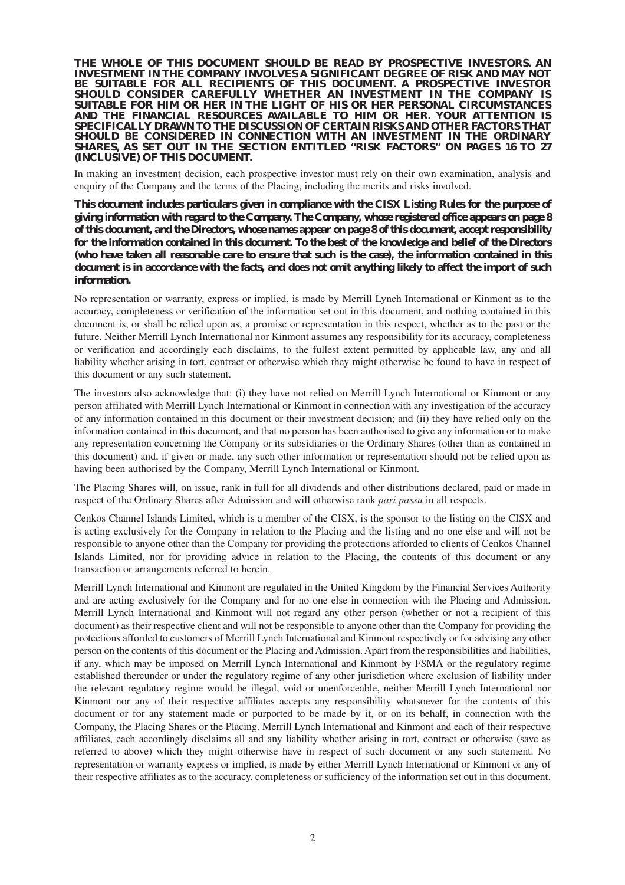**THE WHOLE OF THIS DOCUMENT SHOULD BE READ BY PROSPECTIVE INVESTORS. AN INVESTMENT IN THE COMPANY INVOLVES A SIGNIFICANT DEGREE OF RISK AND MAY NOT BE SUITABLE FOR ALL RECIPIENTS OF THIS DOCUMENT. A PROSPECTIVE INVESTOR SHOULD CONSIDER CAREFULLY WHETHER AN INVESTMENT IN THE COMPANY IS SUITABLE FOR HIM OR HER IN THE LIGHT OF HIS OR HER PERSONAL CIRCUMSTANCES AND THE FINANCIAL RESOURCES AVAILABLE TO HIM OR HER. YOUR ATTENTION IS SPECIFICALLY DRAWN TO THE DISCUSSION OF CERTAIN RISKS AND OTHER FACTORS THAT SHOULD BE CONSIDERED IN CONNECTION WITH AN INVESTMENT IN THE ORDINARY SHARES, AS SET OUT IN THE SECTION ENTITLED "RISK FACTORS" ON PAGES 16 TO 27 (INCLUSIVE) OF THIS DOCUMENT.**

In making an investment decision, each prospective investor must rely on their own examination, analysis and enquiry of the Company and the terms of the Placing, including the merits and risks involved.

**This document includes particulars given in compliance with the CISX Listing Rules for the purpose of giving information with regard to the Company. The Company, whose registered office appears on page 8 of this document, and the Directors, whose names appear on page 8 of this document, accept responsibility for the information contained in this document. To the best of the knowledge and belief of the Directors (who have taken all reasonable care to ensure that such is the case), the information contained in this document is in accordance with the facts, and does not omit anything likely to affect the import of such information.**

No representation or warranty, express or implied, is made by Merrill Lynch International or Kinmont as to the accuracy, completeness or verification of the information set out in this document, and nothing contained in this document is, or shall be relied upon as, a promise or representation in this respect, whether as to the past or the future. Neither Merrill Lynch International nor Kinmont assumes any responsibility for its accuracy, completeness or verification and accordingly each disclaims, to the fullest extent permitted by applicable law, any and all liability whether arising in tort, contract or otherwise which they might otherwise be found to have in respect of this document or any such statement.

The investors also acknowledge that: (i) they have not relied on Merrill Lynch International or Kinmont or any person affiliated with Merrill Lynch International or Kinmont in connection with any investigation of the accuracy of any information contained in this document or their investment decision; and (ii) they have relied only on the information contained in this document, and that no person has been authorised to give any information or to make any representation concerning the Company or its subsidiaries or the Ordinary Shares (other than as contained in this document) and, if given or made, any such other information or representation should not be relied upon as having been authorised by the Company, Merrill Lynch International or Kinmont.

The Placing Shares will, on issue, rank in full for all dividends and other distributions declared, paid or made in respect of the Ordinary Shares after Admission and will otherwise rank *pari passu* in all respects.

Cenkos Channel Islands Limited, which is a member of the CISX, is the sponsor to the listing on the CISX and is acting exclusively for the Company in relation to the Placing and the listing and no one else and will not be responsible to anyone other than the Company for providing the protections afforded to clients of Cenkos Channel Islands Limited, nor for providing advice in relation to the Placing, the contents of this document or any transaction or arrangements referred to herein.

Merrill Lynch International and Kinmont are regulated in the United Kingdom by the Financial Services Authority and are acting exclusively for the Company and for no one else in connection with the Placing and Admission. Merrill Lynch International and Kinmont will not regard any other person (whether or not a recipient of this document) as their respective client and will not be responsible to anyone other than the Company for providing the protections afforded to customers of Merrill Lynch International and Kinmont respectively or for advising any other person on the contents of this document or the Placing and Admission. Apart from the responsibilities and liabilities, if any, which may be imposed on Merrill Lynch International and Kinmont by FSMA or the regulatory regime established thereunder or under the regulatory regime of any other jurisdiction where exclusion of liability under the relevant regulatory regime would be illegal, void or unenforceable, neither Merrill Lynch International nor Kinmont nor any of their respective affiliates accepts any responsibility whatsoever for the contents of this document or for any statement made or purported to be made by it, or on its behalf, in connection with the Company, the Placing Shares or the Placing. Merrill Lynch International and Kinmont and each of their respective affiliates, each accordingly disclaims all and any liability whether arising in tort, contract or otherwise (save as referred to above) which they might otherwise have in respect of such document or any such statement. No representation or warranty express or implied, is made by either Merrill Lynch International or Kinmont or any of their respective affiliates as to the accuracy, completeness or sufficiency of the information set out in this document.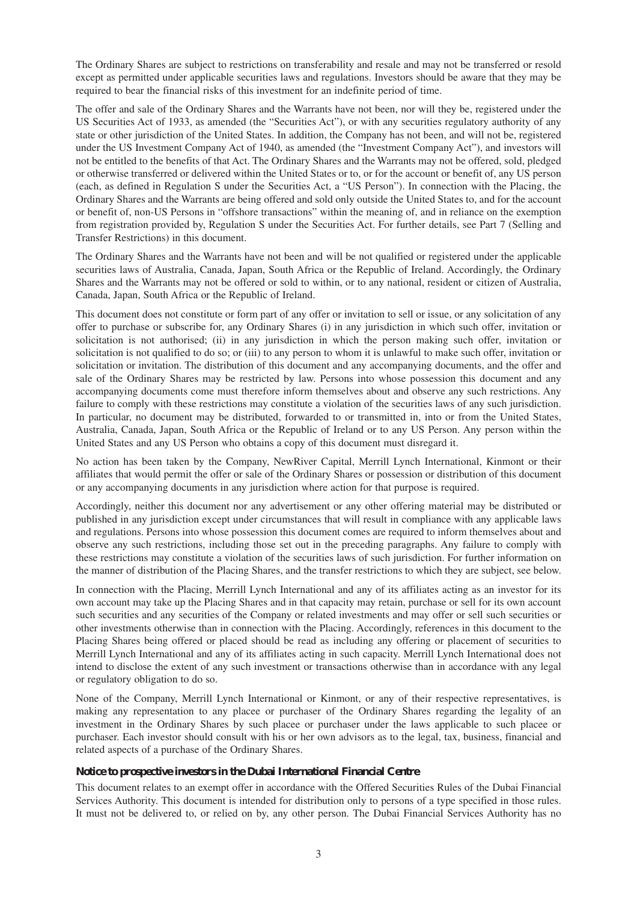The Ordinary Shares are subject to restrictions on transferability and resale and may not be transferred or resold except as permitted under applicable securities laws and regulations. Investors should be aware that they may be required to bear the financial risks of this investment for an indefinite period of time.

The offer and sale of the Ordinary Shares and the Warrants have not been, nor will they be, registered under the US Securities Act of 1933, as amended (the "Securities Act"), or with any securities regulatory authority of any state or other jurisdiction of the United States. In addition, the Company has not been, and will not be, registered under the US Investment Company Act of 1940, as amended (the "Investment Company Act"), and investors will not be entitled to the benefits of that Act. The Ordinary Shares and the Warrants may not be offered, sold, pledged or otherwise transferred or delivered within the United States or to, or for the account or benefit of, any US person (each, as defined in Regulation S under the Securities Act, a "US Person"). In connection with the Placing, the Ordinary Shares and the Warrants are being offered and sold only outside the United States to, and for the account or benefit of, non-US Persons in "offshore transactions" within the meaning of, and in reliance on the exemption from registration provided by, Regulation S under the Securities Act. For further details, see Part 7 (Selling and Transfer Restrictions) in this document.

The Ordinary Shares and the Warrants have not been and will be not qualified or registered under the applicable securities laws of Australia, Canada, Japan, South Africa or the Republic of Ireland. Accordingly, the Ordinary Shares and the Warrants may not be offered or sold to within, or to any national, resident or citizen of Australia, Canada, Japan, South Africa or the Republic of Ireland.

This document does not constitute or form part of any offer or invitation to sell or issue, or any solicitation of any offer to purchase or subscribe for, any Ordinary Shares (i) in any jurisdiction in which such offer, invitation or solicitation is not authorised; (ii) in any jurisdiction in which the person making such offer, invitation or solicitation is not qualified to do so; or (iii) to any person to whom it is unlawful to make such offer, invitation or solicitation or invitation. The distribution of this document and any accompanying documents, and the offer and sale of the Ordinary Shares may be restricted by law. Persons into whose possession this document and any accompanying documents come must therefore inform themselves about and observe any such restrictions. Any failure to comply with these restrictions may constitute a violation of the securities laws of any such jurisdiction. In particular, no document may be distributed, forwarded to or transmitted in, into or from the United States, Australia, Canada, Japan, South Africa or the Republic of Ireland or to any US Person. Any person within the United States and any US Person who obtains a copy of this document must disregard it.

No action has been taken by the Company, NewRiver Capital, Merrill Lynch International, Kinmont or their affiliates that would permit the offer or sale of the Ordinary Shares or possession or distribution of this document or any accompanying documents in any jurisdiction where action for that purpose is required.

Accordingly, neither this document nor any advertisement or any other offering material may be distributed or published in any jurisdiction except under circumstances that will result in compliance with any applicable laws and regulations. Persons into whose possession this document comes are required to inform themselves about and observe any such restrictions, including those set out in the preceding paragraphs. Any failure to comply with these restrictions may constitute a violation of the securities laws of such jurisdiction. For further information on the manner of distribution of the Placing Shares, and the transfer restrictions to which they are subject, see below.

In connection with the Placing, Merrill Lynch International and any of its affiliates acting as an investor for its own account may take up the Placing Shares and in that capacity may retain, purchase or sell for its own account such securities and any securities of the Company or related investments and may offer or sell such securities or other investments otherwise than in connection with the Placing. Accordingly, references in this document to the Placing Shares being offered or placed should be read as including any offering or placement of securities to Merrill Lynch International and any of its affiliates acting in such capacity. Merrill Lynch International does not intend to disclose the extent of any such investment or transactions otherwise than in accordance with any legal or regulatory obligation to do so.

None of the Company, Merrill Lynch International or Kinmont, or any of their respective representatives, is making any representation to any placee or purchaser of the Ordinary Shares regarding the legality of an investment in the Ordinary Shares by such placee or purchaser under the laws applicable to such placee or purchaser. Each investor should consult with his or her own advisors as to the legal, tax, business, financial and related aspects of a purchase of the Ordinary Shares.

**Notice to prospective investors in the Dubai International Financial Centre**

This document relates to an exempt offer in accordance with the Offered Securities Rules of the Dubai Financial Services Authority. This document is intended for distribution only to persons of a type specified in those rules. It must not be delivered to, or relied on by, any other person. The Dubai Financial Services Authority has no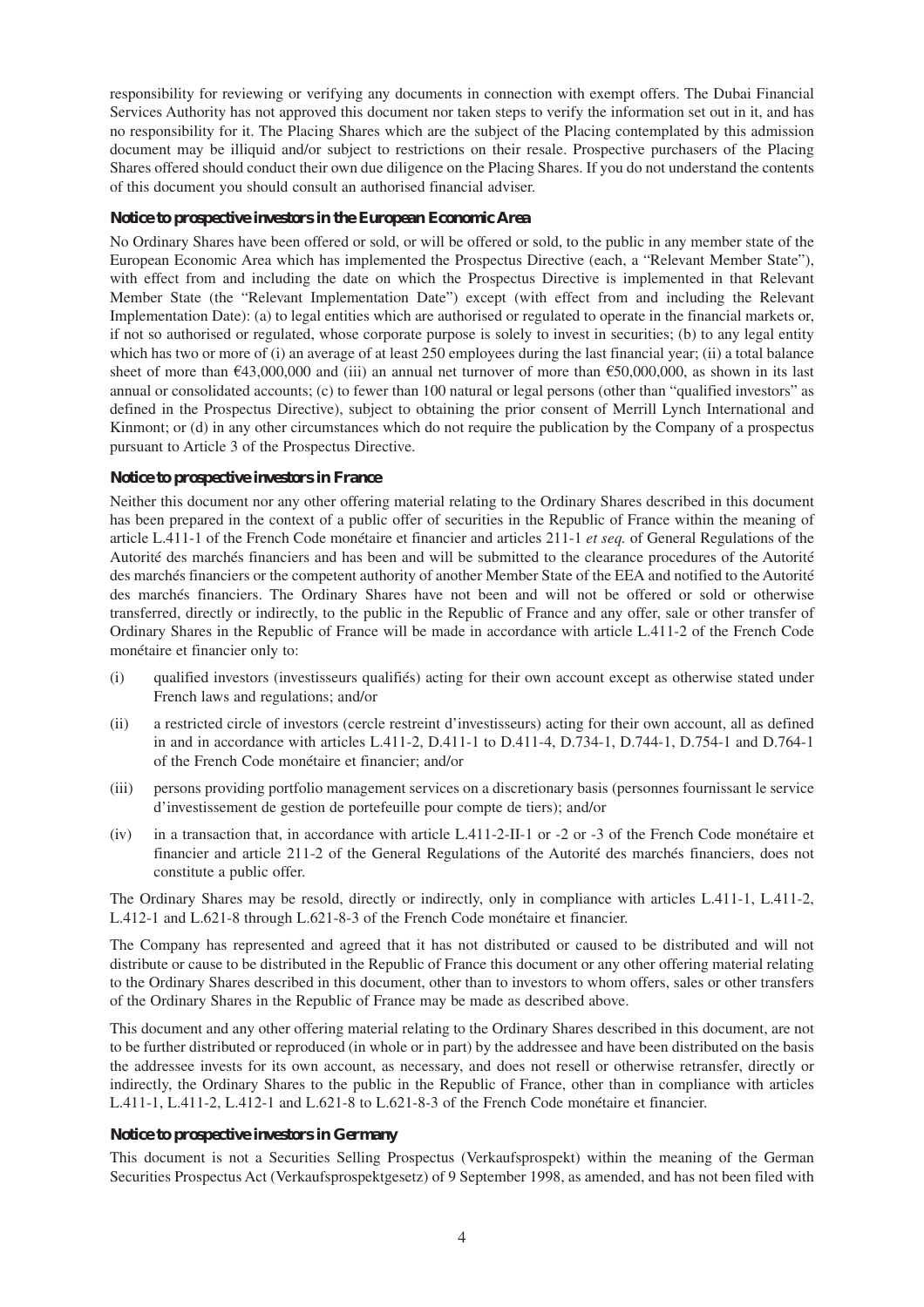responsibility for reviewing or verifying any documents in connection with exempt offers. The Dubai Financial Services Authority has not approved this document nor taken steps to verify the information set out in it, and has no responsibility for it. The Placing Shares which are the subject of the Placing contemplated by this admission document may be illiquid and/or subject to restrictions on their resale. Prospective purchasers of the Placing Shares offered should conduct their own due diligence on the Placing Shares. If you do not understand the contents of this document you should consult an authorised financial adviser.

**Notice to prospective investors in the European Economic Area**

No Ordinary Shares have been offered or sold, or will be offered or sold, to the public in any member state of the European Economic Area which has implemented the Prospectus Directive (each, a "Relevant Member State"), with effect from and including the date on which the Prospectus Directive is implemented in that Relevant Member State (the "Relevant Implementation Date") except (with effect from and including the Relevant Implementation Date): (a) to legal entities which are authorised or regulated to operate in the financial markets or, if not so authorised or regulated, whose corporate purpose is solely to invest in securities; (b) to any legal entity which has two or more of (i) an average of at least 250 employees during the last financial year; (ii) a total balance sheet of more than €43,000,000 and (iii) an annual net turnover of more than €50,000,000, as shown in its last annual or consolidated accounts; (c) to fewer than 100 natural or legal persons (other than "qualified investors" as defined in the Prospectus Directive), subject to obtaining the prior consent of Merrill Lynch International and Kinmont; or (d) in any other circumstances which do not require the publication by the Company of a prospectus pursuant to Article 3 of the Prospectus Directive.

**Notice to prospective investors in France**

Neither this document nor any other offering material relating to the Ordinary Shares described in this document has been prepared in the context of a public offer of securities in the Republic of France within the meaning of article L.411-1 of the French Code monétaire et financier and articles 211-1 *et seq.* of General Regulations of the Autorité des marchés financiers and has been and will be submitted to the clearance procedures of the Autorité des marchés financiers or the competent authority of another Member State of the EEA and notified to the Autorité des marchés financiers. The Ordinary Shares have not been and will not be offered or sold or otherwise transferred, directly or indirectly, to the public in the Republic of France and any offer, sale or other transfer of Ordinary Shares in the Republic of France will be made in accordance with article L.411-2 of the French Code monétaire et financier only to:

(i) qualified investors (investisseurs qualifiés) acting for their own account except as otherwise stated under French laws and regulations; and/or

(ii) a restricted circle of investors (cercle restreint d'investisseurs) acting for their own account, all as defined in and in accordance with articles L.411-2, D.411-1 to D.411-4, D.734-1, D.744-1, D.754-1 and D.764-1 of the French Code monétaire et financier; and/or

(iii) persons providing portfolio management services on a discretionary basis (personnes fournissant le service d'investissement de gestion de portefeuille pour compte de tiers); and/or

(iv) in a transaction that, in accordance with article L.411-2-II-1 or -2 or -3 of the French Code monétaire et financier and article 211-2 of the General Regulations of the Autorité des marchés financiers, does not constitute a public offer.

The Ordinary Shares may be resold, directly or indirectly, only in compliance with articles L.411-1, L.411-2, L.412-1 and L.621-8 through L.621-8-3 of the French Code monétaire et financier.

The Company has represented and agreed that it has not distributed or caused to be distributed and will not distribute or cause to be distributed in the Republic of France this document or any other offering material relating to the Ordinary Shares described in this document, other than to investors to whom offers, sales or other transfers of the Ordinary Shares in the Republic of France may be made as described above.

This document and any other offering material relating to the Ordinary Shares described in this document, are not to be further distributed or reproduced (in whole or in part) by the addressee and have been distributed on the basis the addressee invests for its own account, as necessary, and does not resell or otherwise retransfer, directly or indirectly, the Ordinary Shares to the public in the Republic of France, other than in compliance with articles L.411-1, L.411-2, L.412-1 and L.621-8 to L.621-8-3 of the French Code monétaire et financier.

**Notice to prospective investors in Germany**

This document is not a Securities Selling Prospectus (Verkaufsprospekt) within the meaning of the German Securities Prospectus Act (Verkaufsprospektgesetz) of 9 September 1998, as amended, and has not been filed with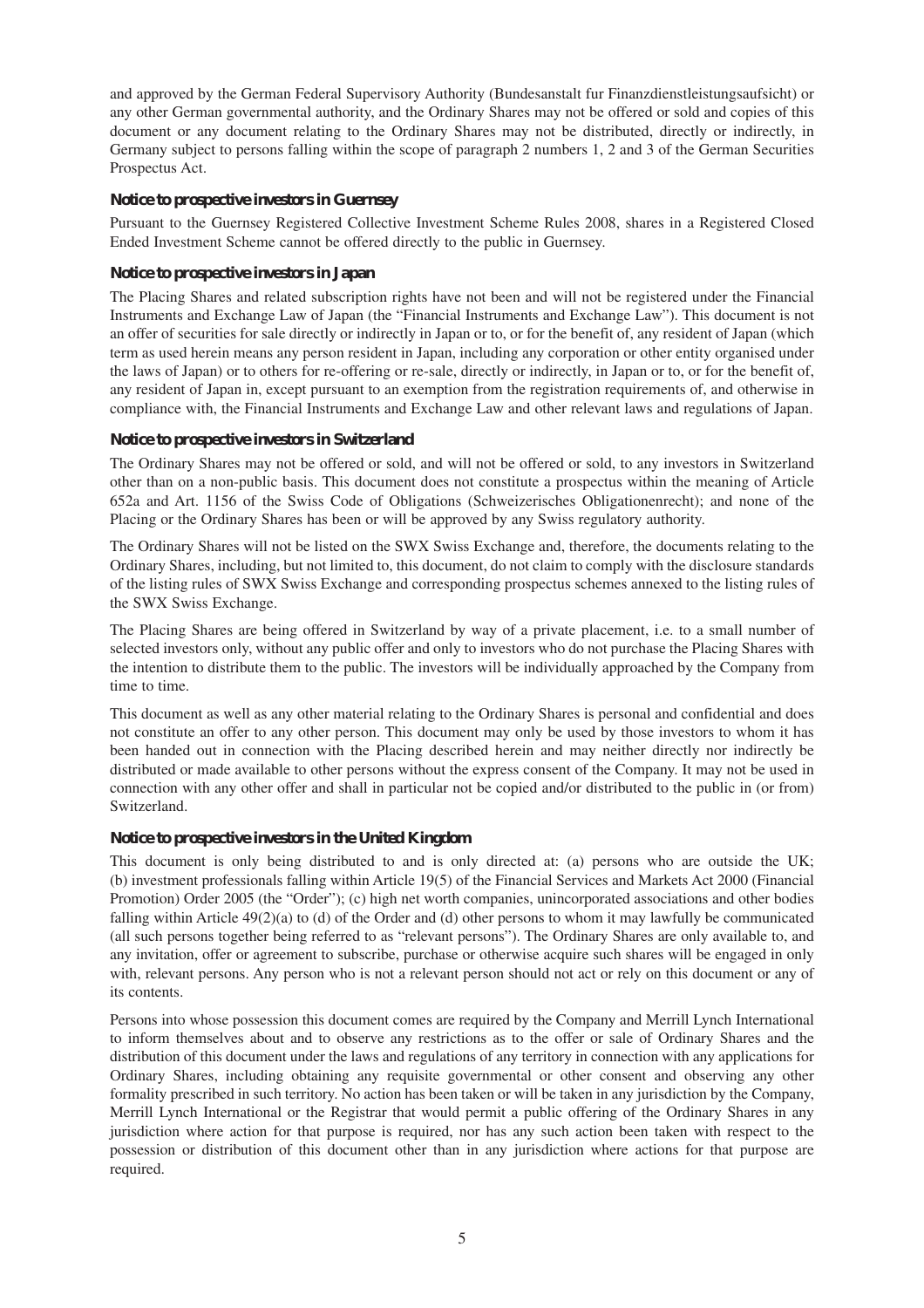and approved by the German Federal Supervisory Authority (Bundesanstalt fur Finanzdienstleistungsaufsicht) or any other German governmental authority, and the Ordinary Shares may not be offered or sold and copies of this document or any document relating to the Ordinary Shares may not be distributed, directly or indirectly, in Germany subject to persons falling within the scope of paragraph 2 numbers 1, 2 and 3 of the German Securities Prospectus Act.

**Notice to prospective investors in Guernsey**

Pursuant to the Guernsey Registered Collective Investment Scheme Rules 2008, shares in a Registered Closed Ended Investment Scheme cannot be offered directly to the public in Guernsey.

**Notice to prospective investors in Japan**

The Placing Shares and related subscription rights have not been and will not be registered under the Financial Instruments and Exchange Law of Japan (the "Financial Instruments and Exchange Law"). This document is not an offer of securities for sale directly or indirectly in Japan or to, or for the benefit of, any resident of Japan (which term as used herein means any person resident in Japan, including any corporation or other entity organised under the laws of Japan) or to others for re-offering or re-sale, directly or indirectly, in Japan or to, or for the benefit of, any resident of Japan in, except pursuant to an exemption from the registration requirements of, and otherwise in compliance with, the Financial Instruments and Exchange Law and other relevant laws and regulations of Japan.

**Notice to prospective investors in Switzerland**

The Ordinary Shares may not be offered or sold, and will not be offered or sold, to any investors in Switzerland other than on a non-public basis. This document does not constitute a prospectus within the meaning of Article 652a and Art. 1156 of the Swiss Code of Obligations (Schweizerisches Obligationenrecht); and none of the Placing or the Ordinary Shares has been or will be approved by any Swiss regulatory authority.

The Ordinary Shares will not be listed on the SWX Swiss Exchange and, therefore, the documents relating to the Ordinary Shares, including, but not limited to, this document, do not claim to comply with the disclosure standards of the listing rules of SWX Swiss Exchange and corresponding prospectus schemes annexed to the listing rules of the SWX Swiss Exchange.

The Placing Shares are being offered in Switzerland by way of a private placement, i.e. to a small number of selected investors only, without any public offer and only to investors who do not purchase the Placing Shares with the intention to distribute them to the public. The investors will be individually approached by the Company from time to time.

This document as well as any other material relating to the Ordinary Shares is personal and confidential and does not constitute an offer to any other person. This document may only be used by those investors to whom it has been handed out in connection with the Placing described herein and may neither directly nor indirectly be distributed or made available to other persons without the express consent of the Company. It may not be used in connection with any other offer and shall in particular not be copied and/or distributed to the public in (or from) Switzerland.

**Notice to prospective investors in the United Kingdom**

This document is only being distributed to and is only directed at: (a) persons who are outside the UK; (b) investment professionals falling within Article 19(5) of the Financial Services and Markets Act 2000 (Financial Promotion) Order 2005 (the "Order"); (c) high net worth companies, unincorporated associations and other bodies falling within Article 49(2)(a) to (d) of the Order and (d) other persons to whom it may lawfully be communicated (all such persons together being referred to as "relevant persons"). The Ordinary Shares are only available to, and any invitation, offer or agreement to subscribe, purchase or otherwise acquire such shares will be engaged in only with, relevant persons. Any person who is not a relevant person should not act or rely on this document or any of its contents.

Persons into whose possession this document comes are required by the Company and Merrill Lynch International to inform themselves about and to observe any restrictions as to the offer or sale of Ordinary Shares and the distribution of this document under the laws and regulations of any territory in connection with any applications for Ordinary Shares, including obtaining any requisite governmental or other consent and observing any other formality prescribed in such territory. No action has been taken or will be taken in any jurisdiction by the Company, Merrill Lynch International or the Registrar that would permit a public offering of the Ordinary Shares in any jurisdiction where action for that purpose is required, nor has any such action been taken with respect to the possession or distribution of this document other than in any jurisdiction where actions for that purpose are required.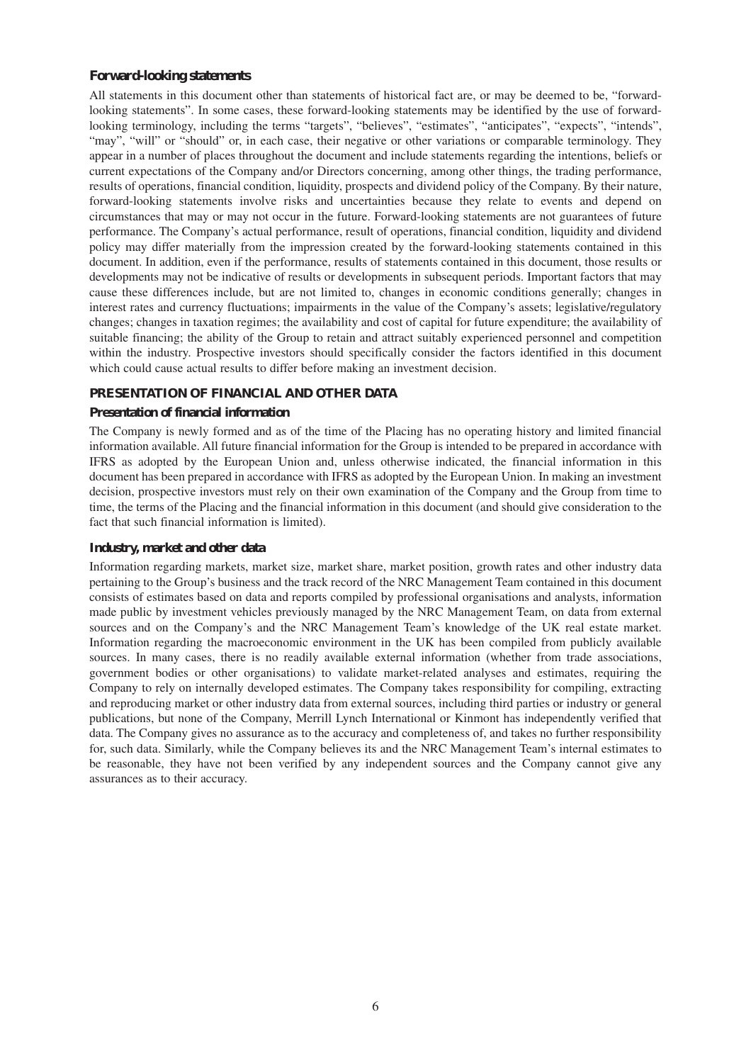### Forward-looking statements

All statements in this document other than statements of historical fact are, or may be deemed to be, "forward-looking statements". In some cases, these forward-looking statements may be identified by the use of forward-looking terminology, including the terms "targets", "believes", "estimates", "anticipates", "expects", "intends", "may", "will" or "should" or, in each case, their negative or other variations or comparable terminology. They appear in a number of places throughout the document and include statements regarding the intentions, beliefs or current expectations of the Company and/or Directors concerning, among other things, the trading performance, results of operations, financial condition, liquidity, prospects and dividend policy of the Company. By their nature, forward-looking statements involve risks and uncertainties because they relate to events and depend on circumstances that may or may not occur in the future. Forward-looking statements are not guarantees of future performance. The Company's actual performance, result of operations, financial condition, liquidity and dividend policy may differ materially from the impression created by the forward-looking statements contained in this document. In addition, even if the performance, results of statements contained in this document, those results or developments may not be indicative of results or developments in subsequent periods. Important factors that may cause these differences include, but are not limited to, changes in economic conditions generally; changes in interest rates and currency fluctuations; impairments in the value of the Company's assets; legislative/regulatory changes; changes in taxation regimes; the availability and cost of capital for future expenditure; the availability of suitable financing; the ability of the Group to retain and attract suitably experienced personnel and competition within the industry. Prospective investors should specifically consider the factors identified in this document which could cause actual results to differ before making an investment decision.

## PRESENTATION OF FINANCIAL AND OTHER DATA

### Presentation of financial information

The Company is newly formed and as of the time of the Placing has no operating history and limited financial information available. All future financial information for the Group is intended to be prepared in accordance with IFRS as adopted by the European Union and, unless otherwise indicated, the financial information in this document has been prepared in accordance with IFRS as adopted by the European Union. In making an investment decision, prospective investors must rely on their own examination of the Company and the Group from time to time, the terms of the Placing and the financial information in this document (and should give consideration to the fact that such financial information is limited).

### Industry, market and other data

Information regarding markets, market size, market share, market position, growth rates and other industry data pertaining to the Group's business and the track record of the NRC Management Team contained in this document consists of estimates based on data and reports compiled by professional organisations and analysts, information made public by investment vehicles previously managed by the NRC Management Team, on data from external sources and on the Company's and the NRC Management Team's knowledge of the UK real estate market. Information regarding the macroeconomic environment in the UK has been compiled from publicly available sources. In many cases, there is no readily available external information (whether from trade associations, government bodies or other organisations) to validate market-related analyses and estimates, requiring the Company to rely on internally developed estimates. The Company takes responsibility for compiling, extracting and reproducing market or other industry data from external sources, including third parties or industry or general publications, but none of the Company, Merrill Lynch International or Kinmont has independently verified that data. The Company gives no assurance as to the accuracy and completeness of, and takes no further responsibility for, such data. Similarly, while the Company believes its and the NRC Management Team's internal estimates to be reasonable, they have not been verified by any independent sources and the Company cannot give any assurances as to their accuracy.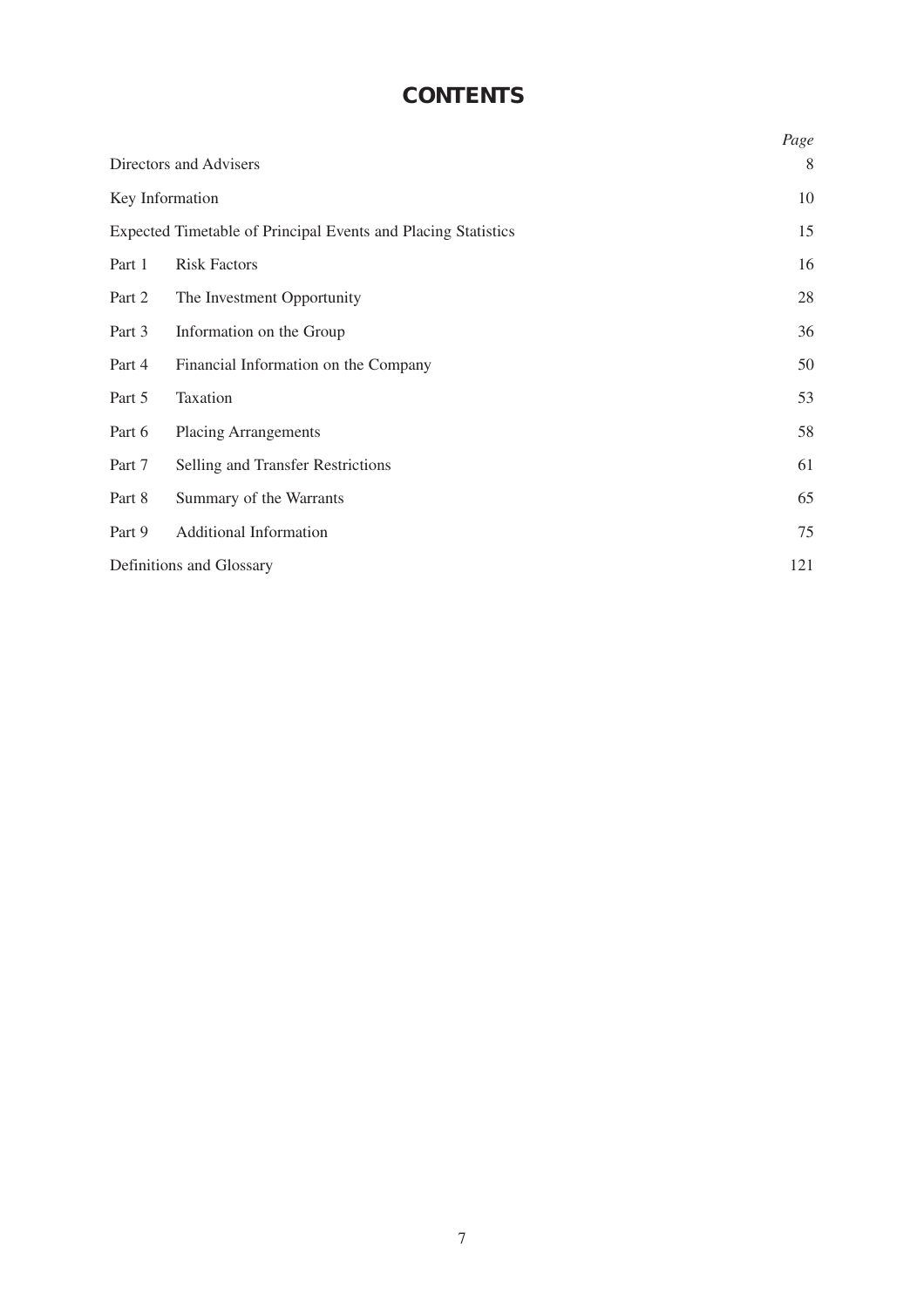# CONTENTS

| | | Page |
|---|---|---|
| Directors and Advisers | | 8 |
| Key Information | | 10 |
| Expected Timetable of Principal Events and Placing Statistics | | 15 |
| Part 1 | Risk Factors | 16 |
| Part 2 | The Investment Opportunity | 28 |
| Part 3 | Information on the Group | 36 |
| Part 4 | Financial Information on the Company | 50 |
| Part 5 | Taxation | 53 |
| Part 6 | Placing Arrangements | 58 |
| Part 7 | Selling and Transfer Restrictions | 61 |
| Part 8 | Summary of the Warrants | 65 |
| Part 9 | Additional Information | 75 |
| Definitions and Glossary | | 121 |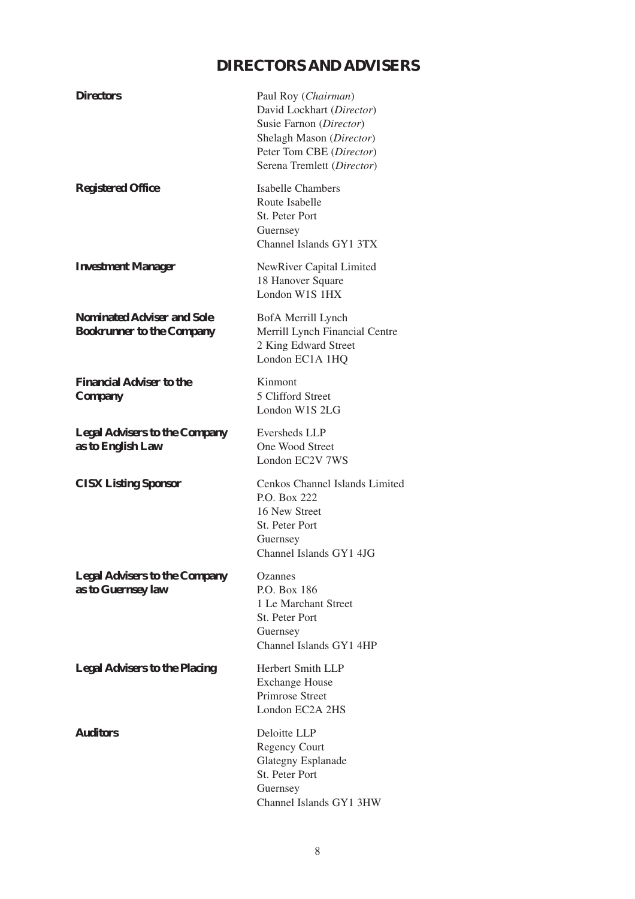# DIRECTORS AND ADVISERS

| | |
|---|---|
| **Directors** | Paul Roy (*Chairman*)<br>David Lockhart (*Director*)<br>Susie Farnon (*Director*)<br>Shelagh Mason (*Director*)<br>Peter Tom CBE (*Director*)<br>Serena Tremlett (*Director*) |
| **Registered Office** | Isabelle Chambers<br>Route Isabelle<br>St. Peter Port<br>Guernsey<br>Channel Islands GY1 3TX |
| **Investment Manager** | NewRiver Capital Limited<br>18 Hanover Square<br>London W1S 1HX |
| **Nominated Adviser and Sole Bookrunner to the Company** | BofA Merrill Lynch<br>Merrill Lynch Financial Centre<br>2 King Edward Street<br>London EC1A 1HQ |
| **Financial Adviser to the Company** | Kinmont<br>5 Clifford Street<br>London W1S 2LG |
| **Legal Advisers to the Company as to English Law** | Eversheds LLP<br>One Wood Street<br>London EC2V 7WS |
| **CISX Listing Sponsor** | Cenkos Channel Islands Limited<br>P.O. Box 222<br>16 New Street<br>St. Peter Port<br>Guernsey<br>Channel Islands GY1 4JG |
| **Legal Advisers to the Company as to Guernsey law** | Ozannes<br>P.O. Box 186<br>1 Le Marchant Street<br>St. Peter Port<br>Guernsey<br>Channel Islands GY1 4HP |
| **Legal Advisers to the Placing** | Herbert Smith LLP<br>Exchange House<br>Primrose Street<br>London EC2A 2HS |
| **Auditors** | Deloitte LLP<br>Regency Court<br>Glategny Esplanade<br>St. Peter Port<br>Guernsey<br>Channel Islands GY1 3HW |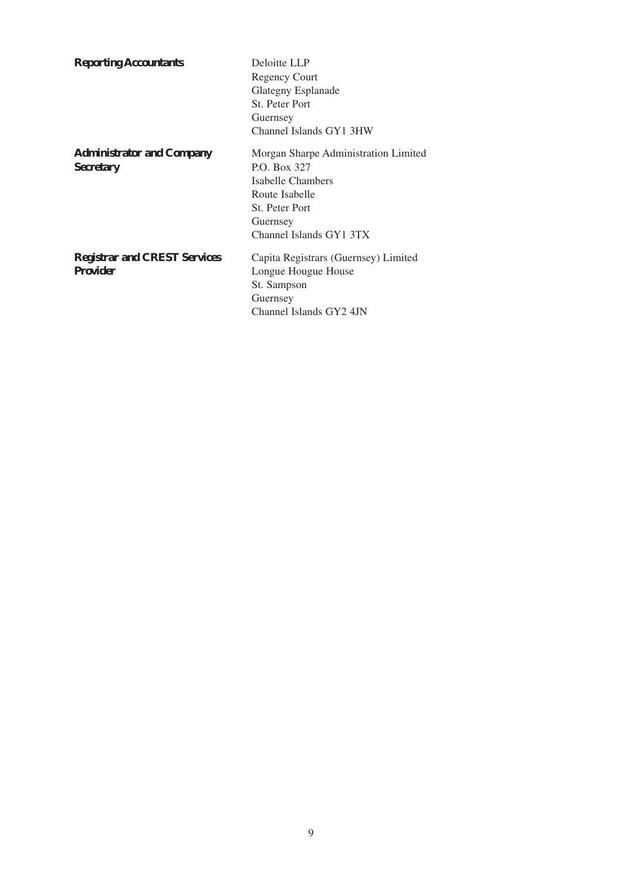**Reporting Accountants**

Deloitte LLP
Regency Court
Glategny Esplanade
St. Peter Port
Guernsey
Channel Islands GY1 3HW

**Administrator and Company Secretary**

Morgan Sharpe Administration Limited
P.O. Box 327
Isabelle Chambers
Route Isabelle
St. Peter Port
Guernsey
Channel Islands GY1 3TX

**Registrar and CREST Services Provider**

Capita Registrars (Guernsey) Limited
Longue Hougue House
St. Sampson
Guernsey
Channel Islands GY2 4JN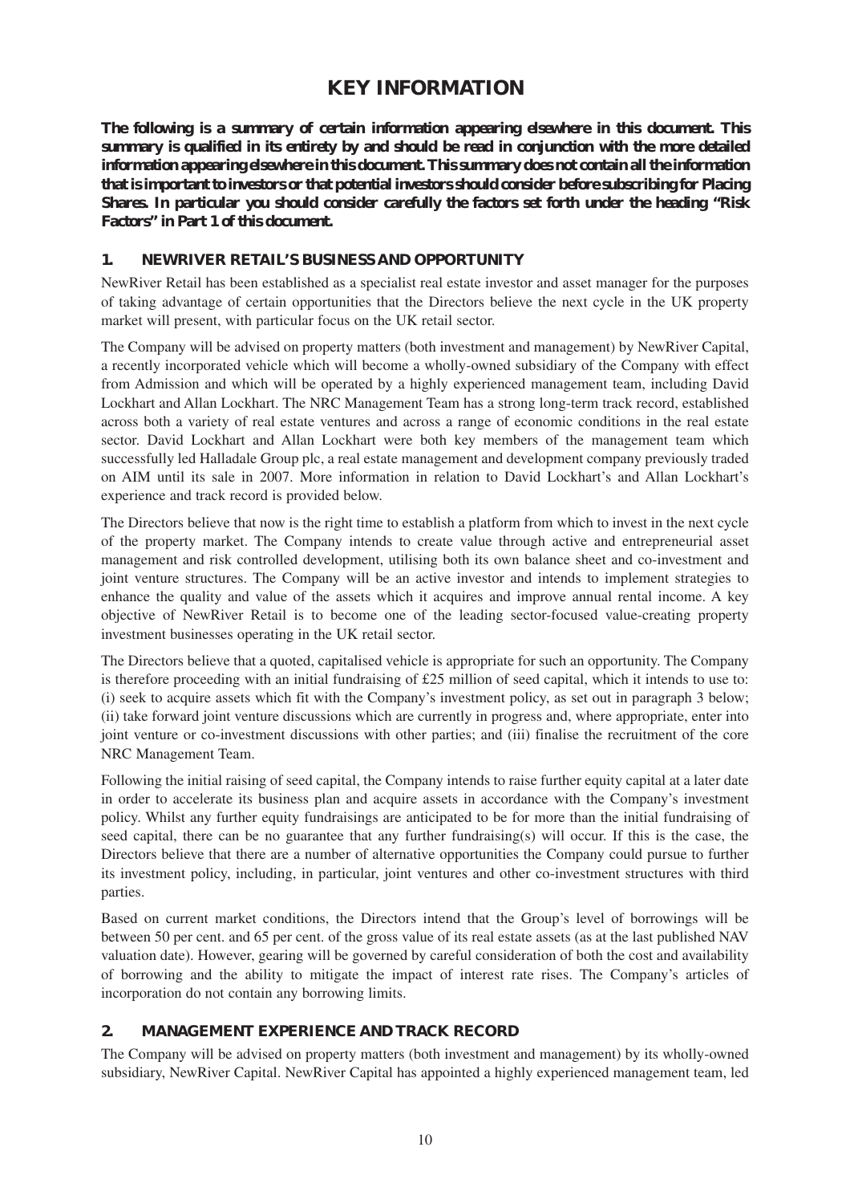# KEY INFORMATION

***The following is a summary of certain information appearing elsewhere in this document. This summary is qualified in its entirety by and should be read in conjunction with the more detailed information appearing elsewhere in this document. This summary does not contain all the information that is important to investors or that potential investors should consider before subscribing for Placing Shares. In particular you should consider carefully the factors set forth under the heading "Risk Factors" in Part 1 of this document.***

## 1. NEWRIVER RETAIL'S BUSINESS AND OPPORTUNITY

NewRiver Retail has been established as a specialist real estate investor and asset manager for the purposes of taking advantage of certain opportunities that the Directors believe the next cycle in the UK property market will present, with particular focus on the UK retail sector.

The Company will be advised on property matters (both investment and management) by NewRiver Capital, a recently incorporated vehicle which will become a wholly-owned subsidiary of the Company with effect from Admission and which will be operated by a highly experienced management team, including David Lockhart and Allan Lockhart. The NRC Management Team has a strong long-term track record, established across both a variety of real estate ventures and across a range of economic conditions in the real estate sector. David Lockhart and Allan Lockhart were both key members of the management team which successfully led Halladale Group plc, a real estate management and development company previously traded on AIM until its sale in 2007. More information in relation to David Lockhart's and Allan Lockhart's experience and track record is provided below.

The Directors believe that now is the right time to establish a platform from which to invest in the next cycle of the property market. The Company intends to create value through active and entrepreneurial asset management and risk controlled development, utilising both its own balance sheet and co-investment and joint venture structures. The Company will be an active investor and intends to implement strategies to enhance the quality and value of the assets which it acquires and improve annual rental income. A key objective of NewRiver Retail is to become one of the leading sector-focused value-creating property investment businesses operating in the UK retail sector.

The Directors believe that a quoted, capitalised vehicle is appropriate for such an opportunity. The Company is therefore proceeding with an initial fundraising of £25 million of seed capital, which it intends to use to: (i) seek to acquire assets which fit with the Company's investment policy, as set out in paragraph 3 below; (ii) take forward joint venture discussions which are currently in progress and, where appropriate, enter into joint venture or co-investment discussions with other parties; and (iii) finalise the recruitment of the core NRC Management Team.

Following the initial raising of seed capital, the Company intends to raise further equity capital at a later date in order to accelerate its business plan and acquire assets in accordance with the Company's investment policy. Whilst any further equity fundraisings are anticipated to be for more than the initial fundraising of seed capital, there can be no guarantee that any further fundraising(s) will occur. If this is the case, the Directors believe that there are a number of alternative opportunities the Company could pursue to further its investment policy, including, in particular, joint ventures and other co-investment structures with third parties.

Based on current market conditions, the Directors intend that the Group's level of borrowings will be between 50 per cent. and 65 per cent. of the gross value of its real estate assets (as at the last published NAV valuation date). However, gearing will be governed by careful consideration of both the cost and availability of borrowing and the ability to mitigate the impact of interest rate rises. The Company's articles of incorporation do not contain any borrowing limits.

## 2. MANAGEMENT EXPERIENCE AND TRACK RECORD

The Company will be advised on property matters (both investment and management) by its wholly-owned subsidiary, NewRiver Capital. NewRiver Capital has appointed a highly experienced management team, led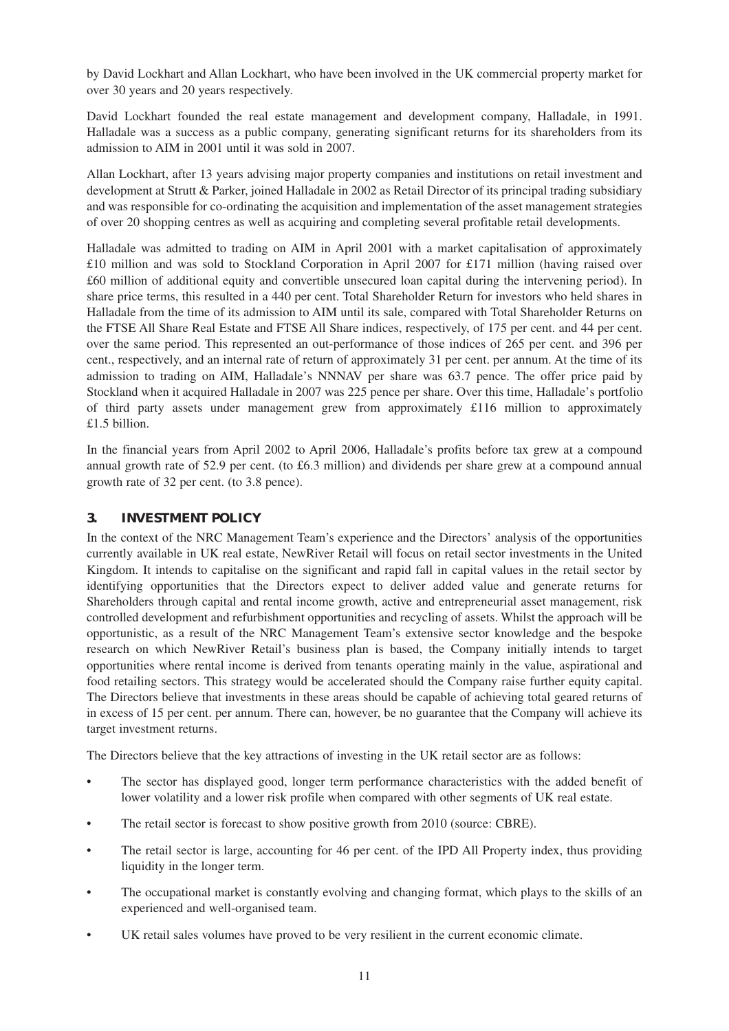by David Lockhart and Allan Lockhart, who have been involved in the UK commercial property market for over 30 years and 20 years respectively.

David Lockhart founded the real estate management and development company, Halladale, in 1991. Halladale was a success as a public company, generating significant returns for its shareholders from its admission to AIM in 2001 until it was sold in 2007.

Allan Lockhart, after 13 years advising major property companies and institutions on retail investment and development at Strutt & Parker, joined Halladale in 2002 as Retail Director of its principal trading subsidiary and was responsible for co-ordinating the acquisition and implementation of the asset management strategies of over 20 shopping centres as well as acquiring and completing several profitable retail developments.

Halladale was admitted to trading on AIM in April 2001 with a market capitalisation of approximately £10 million and was sold to Stockland Corporation in April 2007 for £171 million (having raised over £60 million of additional equity and convertible unsecured loan capital during the intervening period). In share price terms, this resulted in a 440 per cent. Total Shareholder Return for investors who held shares in Halladale from the time of its admission to AIM until its sale, compared with Total Shareholder Returns on the FTSE All Share Real Estate and FTSE All Share indices, respectively, of 175 per cent. and 44 per cent. over the same period. This represented an out-performance of those indices of 265 per cent. and 396 per cent., respectively, and an internal rate of return of approximately 31 per cent. per annum. At the time of its admission to trading on AIM, Halladale's NNNAV per share was 63.7 pence. The offer price paid by Stockland when it acquired Halladale in 2007 was 225 pence per share. Over this time, Halladale's portfolio of third party assets under management grew from approximately £116 million to approximately £1.5 billion.

In the financial years from April 2002 to April 2006, Halladale's profits before tax grew at a compound annual growth rate of 52.9 per cent. (to £6.3 million) and dividends per share grew at a compound annual growth rate of 32 per cent. (to 3.8 pence).

## 3. INVESTMENT POLICY

In the context of the NRC Management Team's experience and the Directors' analysis of the opportunities currently available in UK real estate, NewRiver Retail will focus on retail sector investments in the United Kingdom. It intends to capitalise on the significant and rapid fall in capital values in the retail sector by identifying opportunities that the Directors expect to deliver added value and generate returns for Shareholders through capital and rental income growth, active and entrepreneurial asset management, risk controlled development and refurbishment opportunities and recycling of assets. Whilst the approach will be opportunistic, as a result of the NRC Management Team's extensive sector knowledge and the bespoke research on which NewRiver Retail's business plan is based, the Company initially intends to target opportunities where rental income is derived from tenants operating mainly in the value, aspirational and food retailing sectors. This strategy would be accelerated should the Company raise further equity capital. The Directors believe that investments in these areas should be capable of achieving total geared returns of in excess of 15 per cent. per annum. There can, however, be no guarantee that the Company will achieve its target investment returns.

The Directors believe that the key attractions of investing in the UK retail sector are as follows:

- The sector has displayed good, longer term performance characteristics with the added benefit of lower volatility and a lower risk profile when compared with other segments of UK real estate.
- The retail sector is forecast to show positive growth from 2010 (source: CBRE).
- The retail sector is large, accounting for 46 per cent. of the IPD All Property index, thus providing liquidity in the longer term.
- The occupational market is constantly evolving and changing format, which plays to the skills of an experienced and well-organised team.
- UK retail sales volumes have proved to be very resilient in the current economic climate.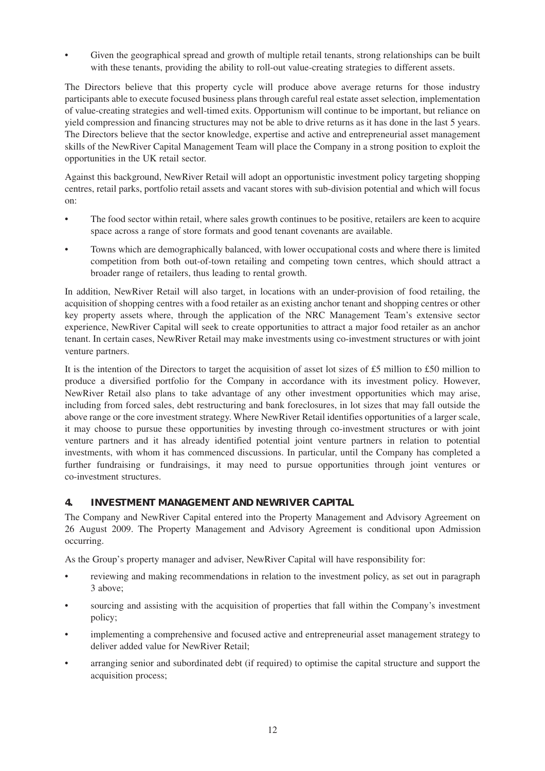- Given the geographical spread and growth of multiple retail tenants, strong relationships can be built with these tenants, providing the ability to roll-out value-creating strategies to different assets.

The Directors believe that this property cycle will produce above average returns for those industry participants able to execute focused business plans through careful real estate asset selection, implementation of value-creating strategies and well-timed exits. Opportunism will continue to be important, but reliance on yield compression and financing structures may not be able to drive returns as it has done in the last 5 years. The Directors believe that the sector knowledge, expertise and active and entrepreneurial asset management skills of the NewRiver Capital Management Team will place the Company in a strong position to exploit the opportunities in the UK retail sector.

Against this background, NewRiver Retail will adopt an opportunistic investment policy targeting shopping centres, retail parks, portfolio retail assets and vacant stores with sub-division potential and which will focus on:

- The food sector within retail, where sales growth continues to be positive, retailers are keen to acquire space across a range of store formats and good tenant covenants are available.
- Towns which are demographically balanced, with lower occupational costs and where there is limited competition from both out-of-town retailing and competing town centres, which should attract a broader range of retailers, thus leading to rental growth.

In addition, NewRiver Retail will also target, in locations with an under-provision of food retailing, the acquisition of shopping centres with a food retailer as an existing anchor tenant and shopping centres or other key property assets where, through the application of the NRC Management Team's extensive sector experience, NewRiver Capital will seek to create opportunities to attract a major food retailer as an anchor tenant. In certain cases, NewRiver Retail may make investments using co-investment structures or with joint venture partners.

It is the intention of the Directors to target the acquisition of asset lot sizes of £5 million to £50 million to produce a diversified portfolio for the Company in accordance with its investment policy. However, NewRiver Retail also plans to take advantage of any other investment opportunities which may arise, including from forced sales, debt restructuring and bank foreclosures, in lot sizes that may fall outside the above range or the core investment strategy. Where NewRiver Retail identifies opportunities of a larger scale, it may choose to pursue these opportunities by investing through co-investment structures or with joint venture partners and it has already identified potential joint venture partners in relation to potential investments, with whom it has commenced discussions. In particular, until the Company has completed a further fundraising or fundraisings, it may need to pursue opportunities through joint ventures or co-investment structures.

## 4. INVESTMENT MANAGEMENT AND NEWRIVER CAPITAL

The Company and NewRiver Capital entered into the Property Management and Advisory Agreement on 26 August 2009. The Property Management and Advisory Agreement is conditional upon Admission occurring.

As the Group's property manager and adviser, NewRiver Capital will have responsibility for:

- reviewing and making recommendations in relation to the investment policy, as set out in paragraph 3 above;
- sourcing and assisting with the acquisition of properties that fall within the Company's investment policy;
- implementing a comprehensive and focused active and entrepreneurial asset management strategy to deliver added value for NewRiver Retail;
- arranging senior and subordinated debt (if required) to optimise the capital structure and support the acquisition process;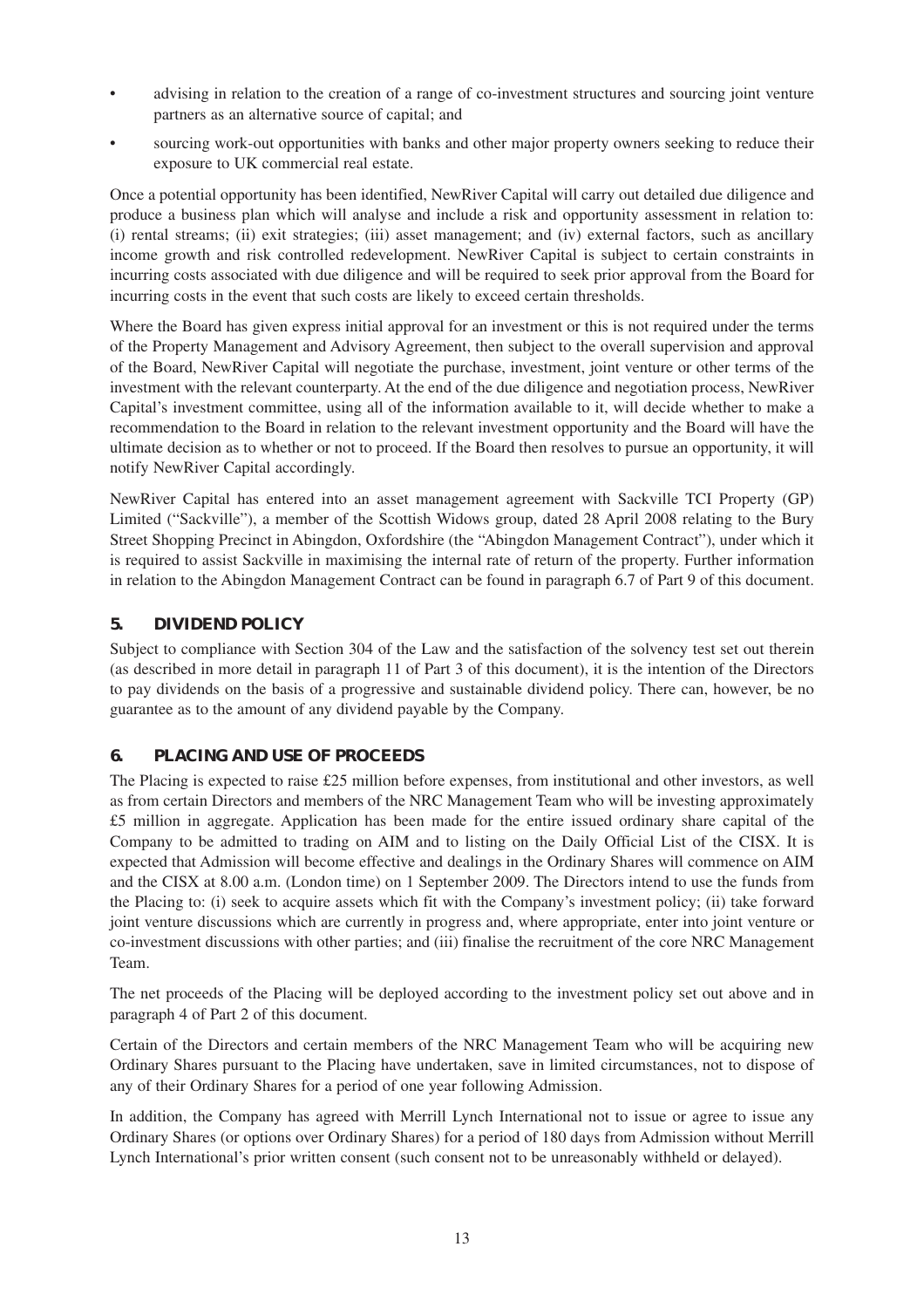- advising in relation to the creation of a range of co-investment structures and sourcing joint venture partners as an alternative source of capital; and
- sourcing work-out opportunities with banks and other major property owners seeking to reduce their exposure to UK commercial real estate.

Once a potential opportunity has been identified, NewRiver Capital will carry out detailed due diligence and produce a business plan which will analyse and include a risk and opportunity assessment in relation to: (i) rental streams; (ii) exit strategies; (iii) asset management; and (iv) external factors, such as ancillary income growth and risk controlled redevelopment. NewRiver Capital is subject to certain constraints in incurring costs associated with due diligence and will be required to seek prior approval from the Board for incurring costs in the event that such costs are likely to exceed certain thresholds.

Where the Board has given express initial approval for an investment or this is not required under the terms of the Property Management and Advisory Agreement, then subject to the overall supervision and approval of the Board, NewRiver Capital will negotiate the purchase, investment, joint venture or other terms of the investment with the relevant counterparty. At the end of the due diligence and negotiation process, NewRiver Capital's investment committee, using all of the information available to it, will decide whether to make a recommendation to the Board in relation to the relevant investment opportunity and the Board will have the ultimate decision as to whether or not to proceed. If the Board then resolves to pursue an opportunity, it will notify NewRiver Capital accordingly.

NewRiver Capital has entered into an asset management agreement with Sackville TCI Property (GP) Limited ("Sackville"), a member of the Scottish Widows group, dated 28 April 2008 relating to the Bury Street Shopping Precinct in Abingdon, Oxfordshire (the "Abingdon Management Contract"), under which it is required to assist Sackville in maximising the internal rate of return of the property. Further information in relation to the Abingdon Management Contract can be found in paragraph 6.7 of Part 9 of this document.

## 5. DIVIDEND POLICY

Subject to compliance with Section 304 of the Law and the satisfaction of the solvency test set out therein (as described in more detail in paragraph 11 of Part 3 of this document), it is the intention of the Directors to pay dividends on the basis of a progressive and sustainable dividend policy. There can, however, be no guarantee as to the amount of any dividend payable by the Company.

## 6. PLACING AND USE OF PROCEEDS

The Placing is expected to raise £25 million before expenses, from institutional and other investors, as well as from certain Directors and members of the NRC Management Team who will be investing approximately £5 million in aggregate. Application has been made for the entire issued ordinary share capital of the Company to be admitted to trading on AIM and to listing on the Daily Official List of the CISX. It is expected that Admission will become effective and dealings in the Ordinary Shares will commence on AIM and the CISX at 8.00 a.m. (London time) on 1 September 2009. The Directors intend to use the funds from the Placing to: (i) seek to acquire assets which fit with the Company's investment policy; (ii) take forward joint venture discussions which are currently in progress and, where appropriate, enter into joint venture or co-investment discussions with other parties; and (iii) finalise the recruitment of the core NRC Management Team.

The net proceeds of the Placing will be deployed according to the investment policy set out above and in paragraph 4 of Part 2 of this document.

Certain of the Directors and certain members of the NRC Management Team who will be acquiring new Ordinary Shares pursuant to the Placing have undertaken, save in limited circumstances, not to dispose of any of their Ordinary Shares for a period of one year following Admission.

In addition, the Company has agreed with Merrill Lynch International not to issue or agree to issue any Ordinary Shares (or options over Ordinary Shares) for a period of 180 days from Admission without Merrill Lynch International's prior written consent (such consent not to be unreasonably withheld or delayed).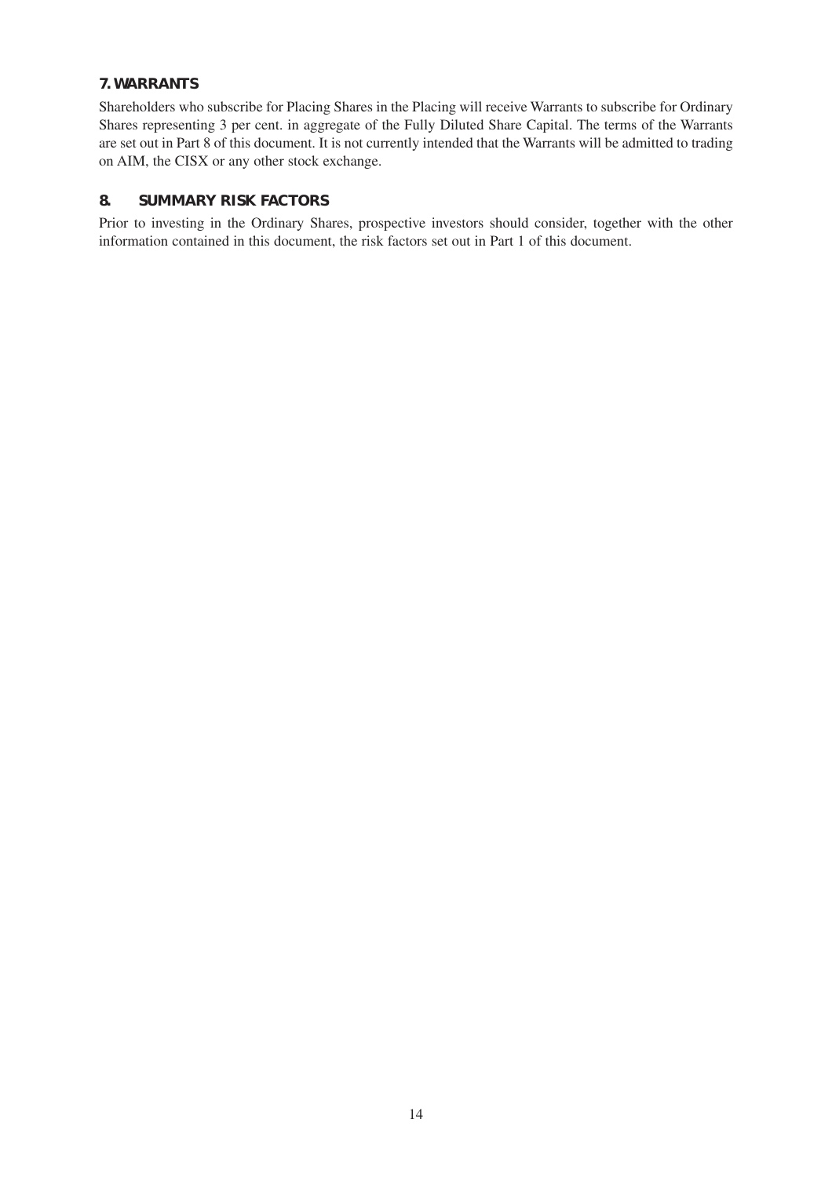## 7. WARRANTS

Shareholders who subscribe for Placing Shares in the Placing will receive Warrants to subscribe for Ordinary Shares representing 3 per cent. in aggregate of the Fully Diluted Share Capital. The terms of the Warrants are set out in Part 8 of this document. It is not currently intended that the Warrants will be admitted to trading on AIM, the CISX or any other stock exchange.

## 8. SUMMARY RISK FACTORS

Prior to investing in the Ordinary Shares, prospective investors should consider, together with the other information contained in this document, the risk factors set out in Part 1 of this document.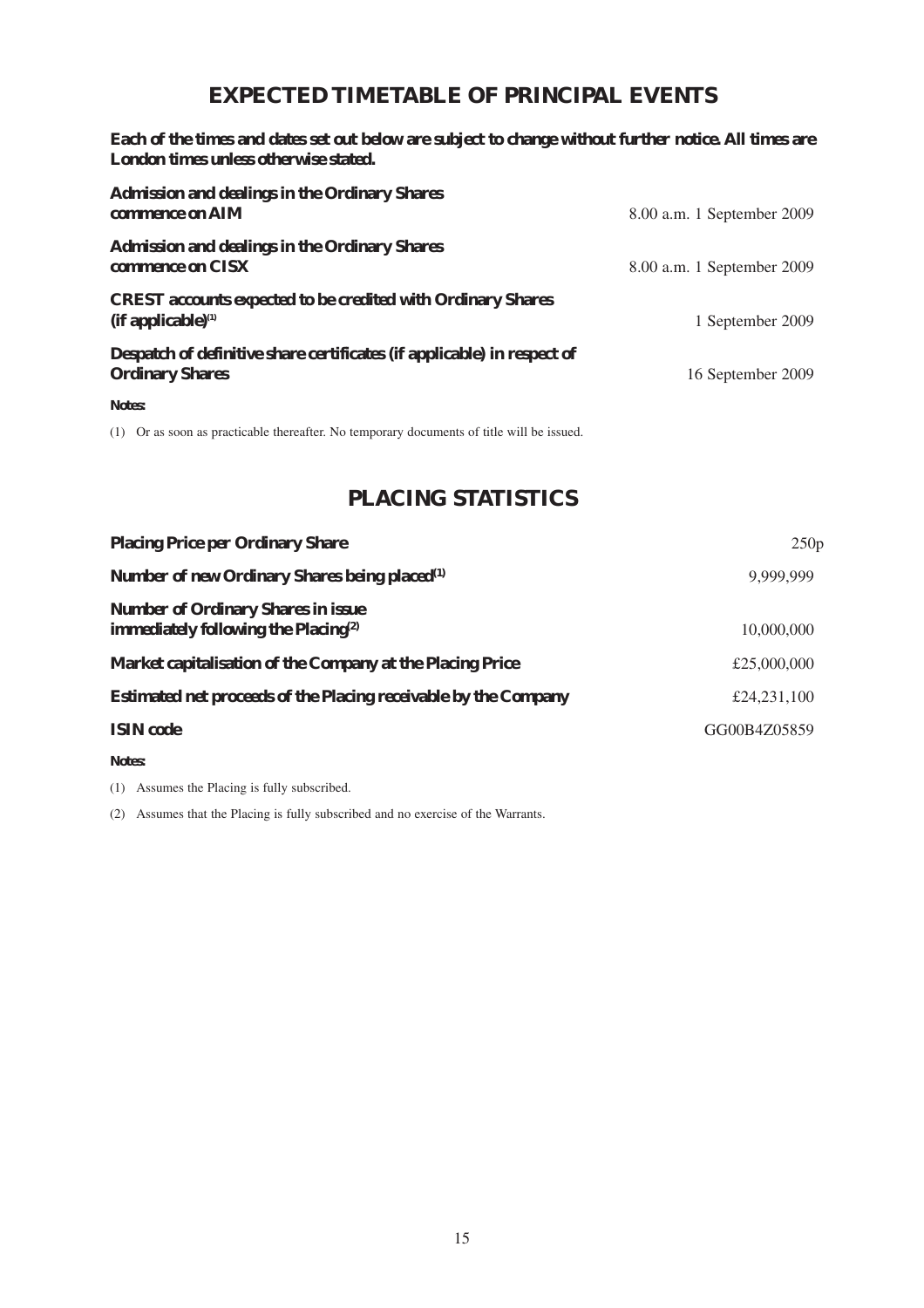# EXPECTED TIMETABLE OF PRINCIPAL EVENTS

**Each of the times and dates set out below are subject to change without further notice. All times are London times unless otherwise stated.**

| | |
|---|---|
| **Admission and dealings in the Ordinary Shares commence on AIM** | 8.00 a.m. 1 September 2009 |
| **Admission and dealings in the Ordinary Shares commence on CISX** | 8.00 a.m. 1 September 2009 |
| **CREST accounts expected to be credited with Ordinary Shares (if applicable)[1]** | 1 September 2009 |
| **Despatch of definitive share certificates (if applicable) in respect of Ordinary Shares** | 16 September 2009 |

**Notes:**

(1) Or as soon as practicable thereafter. No temporary documents of title will be issued.

# PLACING STATISTICS

| | |
|---|---|
| **Placing Price per Ordinary Share** | 250p |
| **Number of new Ordinary Shares being placed[1]** | 9,999,999 |
| **Number of Ordinary Shares in issue immediately following the Placing[2]** | 10,000,000 |
| **Market capitalisation of the Company at the Placing Price** | £25,000,000 |
| **Estimated net proceeds of the Placing receivable by the Company** | £24,231,100 |
| **ISIN code** | GG00B4Z05859 |

**Notes:**

(1) Assumes the Placing is fully subscribed.

(2) Assumes that the Placing is fully subscribed and no exercise of the Warrants.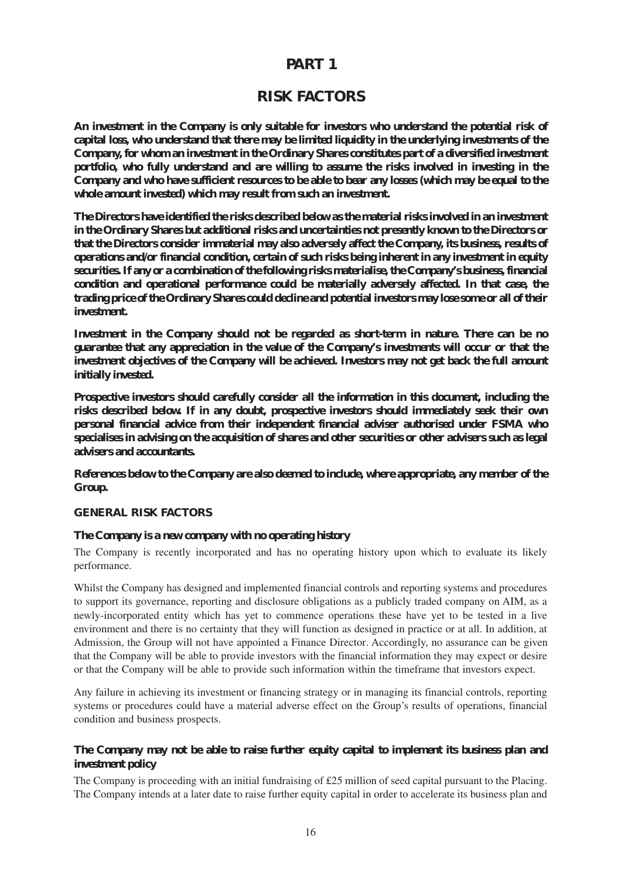# PART 1

# RISK FACTORS

**An investment in the Company is only suitable for investors who understand the potential risk of capital loss, who understand that there may be limited liquidity in the underlying investments of the Company, for whom an investment in the Ordinary Shares constitutes part of a diversified investment portfolio, who fully understand and are willing to assume the risks involved in investing in the Company and who have sufficient resources to be able to bear any losses (which may be equal to the whole amount invested) which may result from such an investment.**

**The Directors have identified the risks described below as the material risks involved in an investment in the Ordinary Shares but additional risks and uncertainties not presently known to the Directors or that the Directors consider immaterial may also adversely affect the Company, its business, results of operations and/or financial condition, certain of such risks being inherent in any investment in equity securities. If any or a combination of the following risks materialise, the Company's business, financial condition and operational performance could be materially adversely affected. In that case, the trading price of the Ordinary Shares could decline and potential investors may lose some or all of their investment.**

**Investment in the Company should not be regarded as short-term in nature. There can be no guarantee that any appreciation in the value of the Company's investments will occur or that the investment objectives of the Company will be achieved. Investors may not get back the full amount initially invested.**

**Prospective investors should carefully consider all the information in this document, including the risks described below. If in any doubt, prospective investors should immediately seek their own personal financial advice from their independent financial adviser authorised under FSMA who specialises in advising on the acquisition of shares and other securities or other advisers such as legal advisers and accountants.**

**References below to the Company are also deemed to include, where appropriate, any member of the Group.**

## GENERAL RISK FACTORS

### The Company is a new company with no operating history

The Company is recently incorporated and has no operating history upon which to evaluate its likely performance.

Whilst the Company has designed and implemented financial controls and reporting systems and procedures to support its governance, reporting and disclosure obligations as a publicly traded company on AIM, as a newly-incorporated entity which has yet to commence operations these have yet to be tested in a live environment and there is no certainty that they will function as designed in practice or at all. In addition, at Admission, the Group will not have appointed a Finance Director. Accordingly, no assurance can be given that the Company will be able to provide investors with the financial information they may expect or desire or that the Company will be able to provide such information within the timeframe that investors expect.

Any failure in achieving its investment or financing strategy or in managing its financial controls, reporting systems or procedures could have a material adverse effect on the Group's results of operations, financial condition and business prospects.

### The Company may not be able to raise further equity capital to implement its business plan and investment policy

The Company is proceeding with an initial fundraising of £25 million of seed capital pursuant to the Placing. The Company intends at a later date to raise further equity capital in order to accelerate its business plan and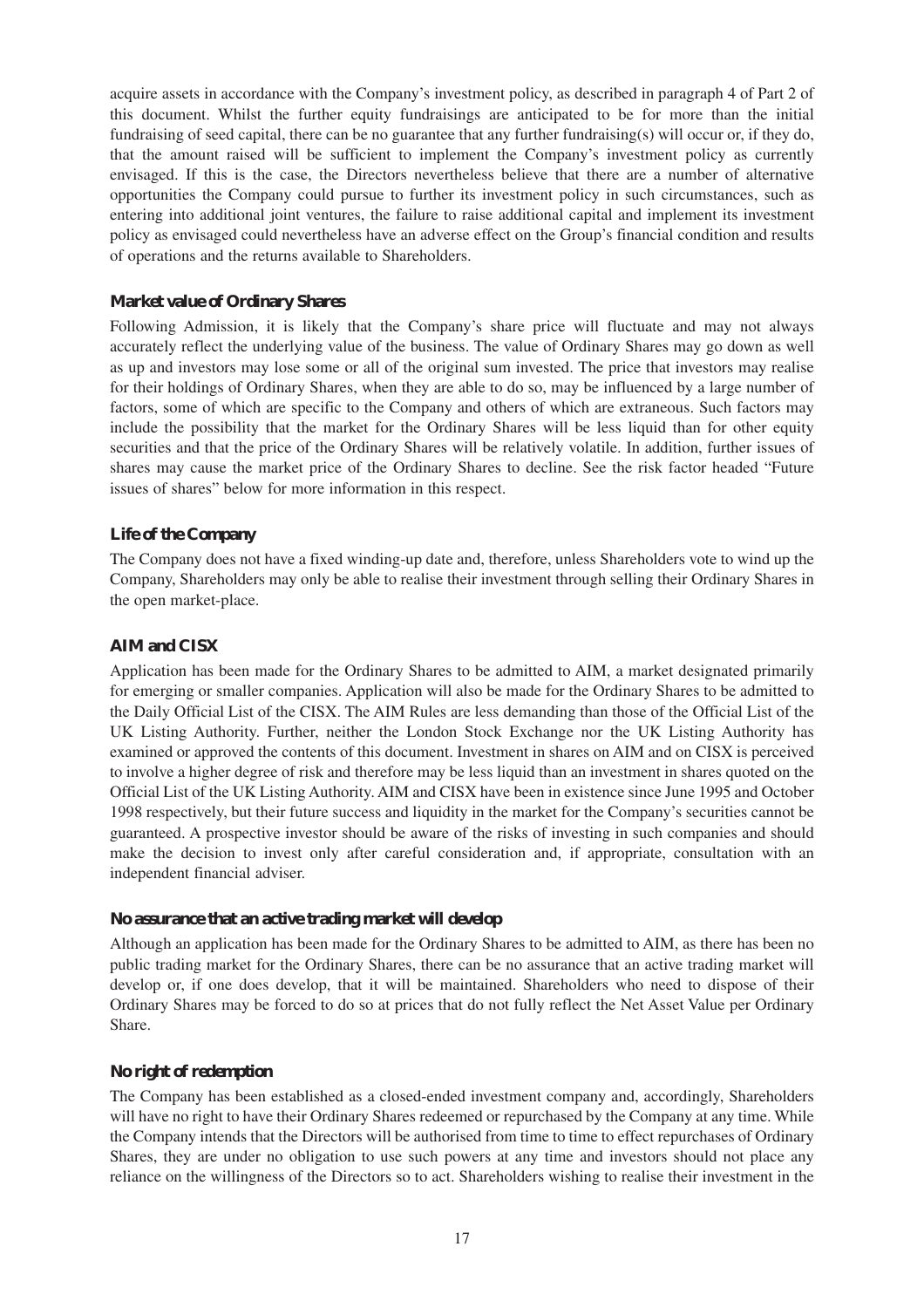acquire assets in accordance with the Company's investment policy, as described in paragraph 4 of Part 2 of this document. Whilst the further equity fundraisings are anticipated to be for more than the initial fundraising of seed capital, there can be no guarantee that any further fundraising(s) will occur or, if they do, that the amount raised will be sufficient to implement the Company's investment policy as currently envisaged. If this is the case, the Directors nevertheless believe that there are a number of alternative opportunities the Company could pursue to further its investment policy in such circumstances, such as entering into additional joint ventures, the failure to raise additional capital and implement its investment policy as envisaged could nevertheless have an adverse effect on the Group's financial condition and results of operations and the returns available to Shareholders.

### Market value of Ordinary Shares

Following Admission, it is likely that the Company's share price will fluctuate and may not always accurately reflect the underlying value of the business. The value of Ordinary Shares may go down as well as up and investors may lose some or all of the original sum invested. The price that investors may realise for their holdings of Ordinary Shares, when they are able to do so, may be influenced by a large number of factors, some of which are specific to the Company and others of which are extraneous. Such factors may include the possibility that the market for the Ordinary Shares will be less liquid than for other equity securities and that the price of the Ordinary Shares will be relatively volatile. In addition, further issues of shares may cause the market price of the Ordinary Shares to decline. See the risk factor headed "Future issues of shares" below for more information in this respect.

### Life of the Company

The Company does not have a fixed winding-up date and, therefore, unless Shareholders vote to wind up the Company, Shareholders may only be able to realise their investment through selling their Ordinary Shares in the open market-place.

### AIM and CISX

Application has been made for the Ordinary Shares to be admitted to AIM, a market designated primarily for emerging or smaller companies. Application will also be made for the Ordinary Shares to be admitted to the Daily Official List of the CISX. The AIM Rules are less demanding than those of the Official List of the UK Listing Authority. Further, neither the London Stock Exchange nor the UK Listing Authority has examined or approved the contents of this document. Investment in shares on AIM and on CISX is perceived to involve a higher degree of risk and therefore may be less liquid than an investment in shares quoted on the Official List of the UK Listing Authority. AIM and CISX have been in existence since June 1995 and October 1998 respectively, but their future success and liquidity in the market for the Company's securities cannot be guaranteed. A prospective investor should be aware of the risks of investing in such companies and should make the decision to invest only after careful consideration and, if appropriate, consultation with an independent financial adviser.

### No assurance that an active trading market will develop

Although an application has been made for the Ordinary Shares to be admitted to AIM, as there has been no public trading market for the Ordinary Shares, there can be no assurance that an active trading market will develop or, if one does develop, that it will be maintained. Shareholders who need to dispose of their Ordinary Shares may be forced to do so at prices that do not fully reflect the Net Asset Value per Ordinary Share.

### No right of redemption

The Company has been established as a closed-ended investment company and, accordingly, Shareholders will have no right to have their Ordinary Shares redeemed or repurchased by the Company at any time. While the Company intends that the Directors will be authorised from time to time to effect repurchases of Ordinary Shares, they are under no obligation to use such powers at any time and investors should not place any reliance on the willingness of the Directors so to act. Shareholders wishing to realise their investment in the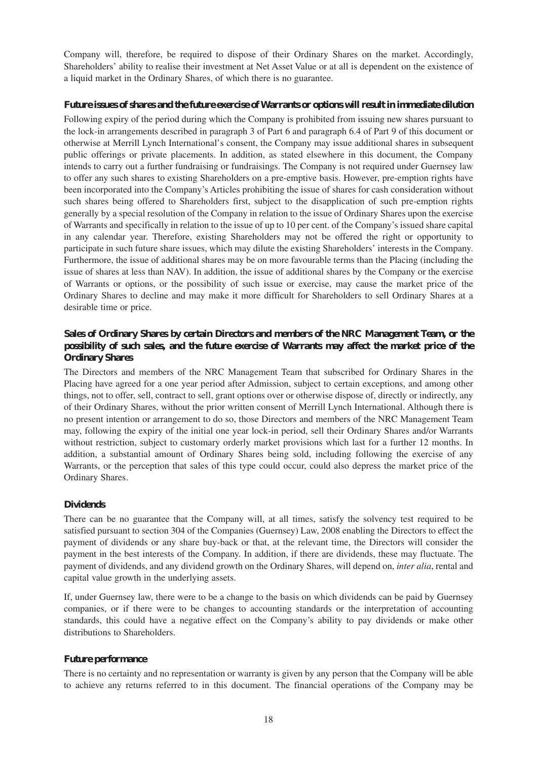Company will, therefore, be required to dispose of their Ordinary Shares on the market. Accordingly, Shareholders' ability to realise their investment at Net Asset Value or at all is dependent on the existence of a liquid market in the Ordinary Shares, of which there is no guarantee.

**Future issues of shares and the future exercise of Warrants or options will result in immediate dilution**

Following expiry of the period during which the Company is prohibited from issuing new shares pursuant to the lock-in arrangements described in paragraph 3 of Part 6 and paragraph 6.4 of Part 9 of this document or otherwise at Merrill Lynch International's consent, the Company may issue additional shares in subsequent public offerings or private placements. In addition, as stated elsewhere in this document, the Company intends to carry out a further fundraising or fundraisings. The Company is not required under Guernsey law to offer any such shares to existing Shareholders on a pre-emptive basis. However, pre-emption rights have been incorporated into the Company's Articles prohibiting the issue of shares for cash consideration without such shares being offered to Shareholders first, subject to the disapplication of such pre-emption rights generally by a special resolution of the Company in relation to the issue of Ordinary Shares upon the exercise of Warrants and specifically in relation to the issue of up to 10 per cent. of the Company's issued share capital in any calendar year. Therefore, existing Shareholders may not be offered the right or opportunity to participate in such future share issues, which may dilute the existing Shareholders' interests in the Company. Furthermore, the issue of additional shares may be on more favourable terms than the Placing (including the issue of shares at less than NAV). In addition, the issue of additional shares by the Company or the exercise of Warrants or options, or the possibility of such issue or exercise, may cause the market price of the Ordinary Shares to decline and may make it more difficult for Shareholders to sell Ordinary Shares at a desirable time or price.

**Sales of Ordinary Shares by certain Directors and members of the NRC Management Team, or the possibility of such sales, and the future exercise of Warrants may affect the market price of the Ordinary Shares**

The Directors and members of the NRC Management Team that subscribed for Ordinary Shares in the Placing have agreed for a one year period after Admission, subject to certain exceptions, and among other things, not to offer, sell, contract to sell, grant options over or otherwise dispose of, directly or indirectly, any of their Ordinary Shares, without the prior written consent of Merrill Lynch International. Although there is no present intention or arrangement to do so, those Directors and members of the NRC Management Team may, following the expiry of the initial one year lock-in period, sell their Ordinary Shares and/or Warrants without restriction, subject to customary orderly market provisions which last for a further 12 months. In addition, a substantial amount of Ordinary Shares being sold, including following the exercise of any Warrants, or the perception that sales of this type could occur, could also depress the market price of the Ordinary Shares.

**Dividends**

There can be no guarantee that the Company will, at all times, satisfy the solvency test required to be satisfied pursuant to section 304 of the Companies (Guernsey) Law, 2008 enabling the Directors to effect the payment of dividends or any share buy-back or that, at the relevant time, the Directors will consider the payment in the best interests of the Company. In addition, if there are dividends, these may fluctuate. The payment of dividends, and any dividend growth on the Ordinary Shares, will depend on, *inter alia*, rental and capital value growth in the underlying assets.

If, under Guernsey law, there were to be a change to the basis on which dividends can be paid by Guernsey companies, or if there were to be changes to accounting standards or the interpretation of accounting standards, this could have a negative effect on the Company's ability to pay dividends or make other distributions to Shareholders.

**Future performance**

There is no certainty and no representation or warranty is given by any person that the Company will be able to achieve any returns referred to in this document. The financial operations of the Company may be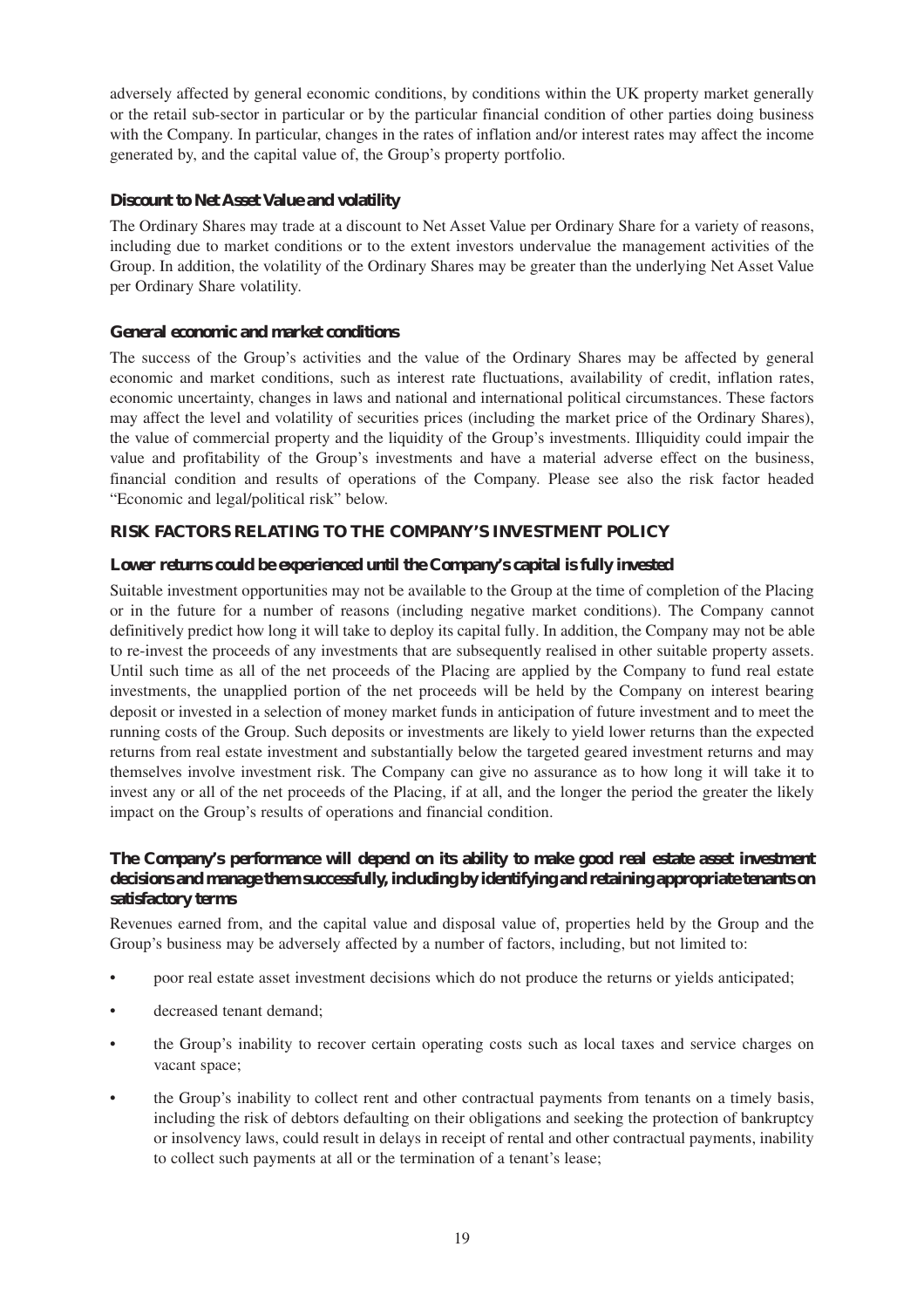adversely affected by general economic conditions, by conditions within the UK property market generally or the retail sub-sector in particular or by the particular financial condition of other parties doing business with the Company. In particular, changes in the rates of inflation and/or interest rates may affect the income generated by, and the capital value of, the Group's property portfolio.

### Discount to Net Asset Value and volatility

The Ordinary Shares may trade at a discount to Net Asset Value per Ordinary Share for a variety of reasons, including due to market conditions or to the extent investors undervalue the management activities of the Group. In addition, the volatility of the Ordinary Shares may be greater than the underlying Net Asset Value per Ordinary Share volatility.

### General economic and market conditions

The success of the Group's activities and the value of the Ordinary Shares may be affected by general economic and market conditions, such as interest rate fluctuations, availability of credit, inflation rates, economic uncertainty, changes in laws and national and international political circumstances. These factors may affect the level and volatility of securities prices (including the market price of the Ordinary Shares), the value of commercial property and the liquidity of the Group's investments. Illiquidity could impair the value and profitability of the Group's investments and have a material adverse effect on the business, financial condition and results of operations of the Company. Please see also the risk factor headed "Economic and legal/political risk" below.

## RISK FACTORS RELATING TO THE COMPANY'S INVESTMENT POLICY

### Lower returns could be experienced until the Company's capital is fully invested

Suitable investment opportunities may not be available to the Group at the time of completion of the Placing or in the future for a number of reasons (including negative market conditions). The Company cannot definitively predict how long it will take to deploy its capital fully. In addition, the Company may not be able to re-invest the proceeds of any investments that are subsequently realised in other suitable property assets. Until such time as all of the net proceeds of the Placing are applied by the Company to fund real estate investments, the unapplied portion of the net proceeds will be held by the Company on interest bearing deposit or invested in a selection of money market funds in anticipation of future investment and to meet the running costs of the Group. Such deposits or investments are likely to yield lower returns than the expected returns from real estate investment and substantially below the targeted geared investment returns and may themselves involve investment risk. The Company can give no assurance as to how long it will take it to invest any or all of the net proceeds of the Placing, if at all, and the longer the period the greater the likely impact on the Group's results of operations and financial condition.

### The Company's performance will depend on its ability to make good real estate asset investment decisions and manage them successfully, including by identifying and retaining appropriate tenants on satisfactory terms

Revenues earned from, and the capital value and disposal value of, properties held by the Group and the Group's business may be adversely affected by a number of factors, including, but not limited to:

- poor real estate asset investment decisions which do not produce the returns or yields anticipated;
- decreased tenant demand;
- the Group's inability to recover certain operating costs such as local taxes and service charges on vacant space;
- the Group's inability to collect rent and other contractual payments from tenants on a timely basis, including the risk of debtors defaulting on their obligations and seeking the protection of bankruptcy or insolvency laws, could result in delays in receipt of rental and other contractual payments, inability to collect such payments at all or the termination of a tenant's lease;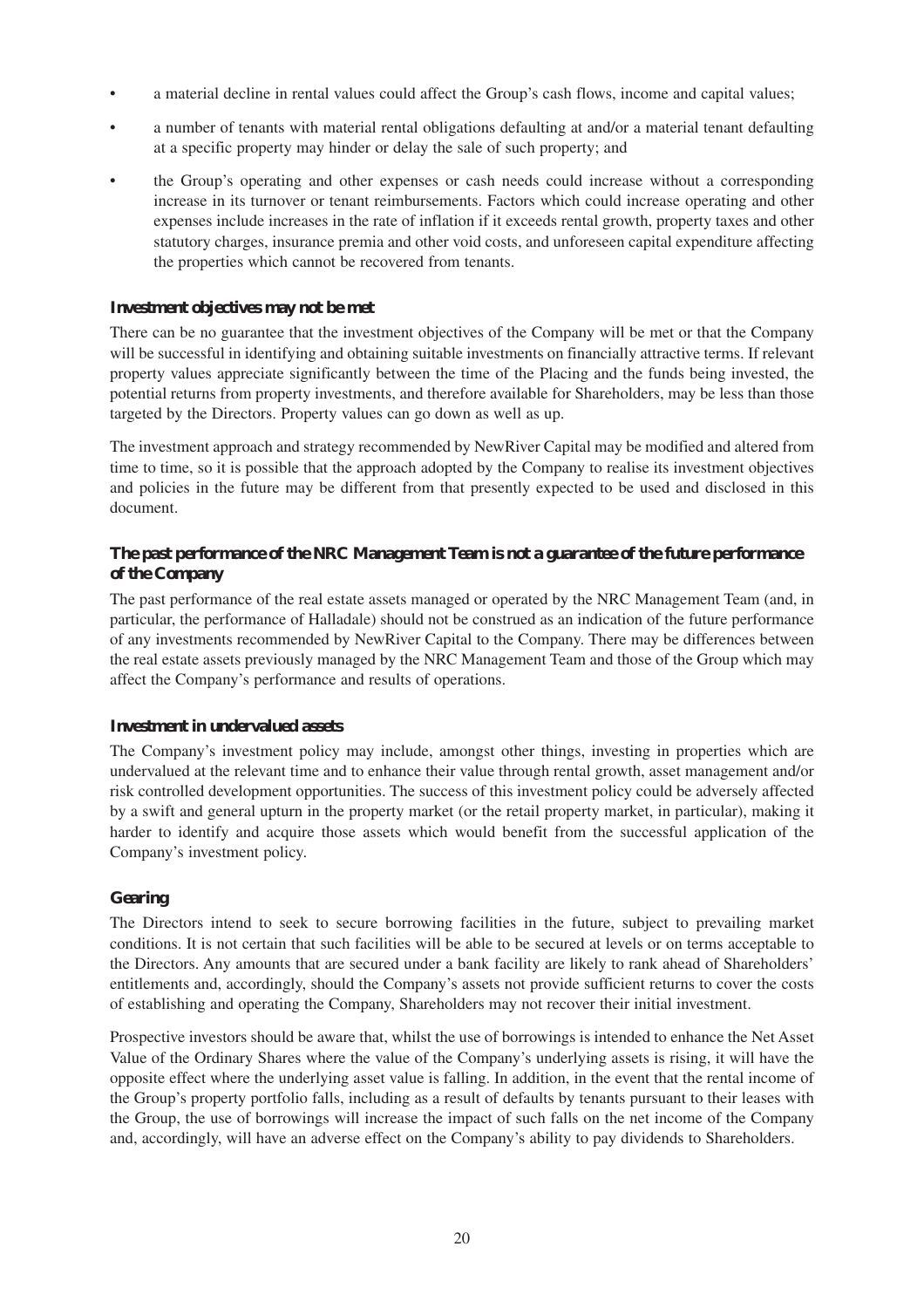- a material decline in rental values could affect the Group's cash flows, income and capital values;
- a number of tenants with material rental obligations defaulting at and/or a material tenant defaulting at a specific property may hinder or delay the sale of such property; and
- the Group's operating and other expenses or cash needs could increase without a corresponding increase in its turnover or tenant reimbursements. Factors which could increase operating and other expenses include increases in the rate of inflation if it exceeds rental growth, property taxes and other statutory charges, insurance premia and other void costs, and unforeseen capital expenditure affecting the properties which cannot be recovered from tenants.

**Investment objectives may not be met**

There can be no guarantee that the investment objectives of the Company will be met or that the Company will be successful in identifying and obtaining suitable investments on financially attractive terms. If relevant property values appreciate significantly between the time of the Placing and the funds being invested, the potential returns from property investments, and therefore available for Shareholders, may be less than those targeted by the Directors. Property values can go down as well as up.

The investment approach and strategy recommended by NewRiver Capital may be modified and altered from time to time, so it is possible that the approach adopted by the Company to realise its investment objectives and policies in the future may be different from that presently expected to be used and disclosed in this document.

**The past performance of the NRC Management Team is not a guarantee of the future performance of the Company**

The past performance of the real estate assets managed or operated by the NRC Management Team (and, in particular, the performance of Halladale) should not be construed as an indication of the future performance of any investments recommended by NewRiver Capital to the Company. There may be differences between the real estate assets previously managed by the NRC Management Team and those of the Group which may affect the Company's performance and results of operations.

**Investment in undervalued assets**

The Company's investment policy may include, amongst other things, investing in properties which are undervalued at the relevant time and to enhance their value through rental growth, asset management and/or risk controlled development opportunities. The success of this investment policy could be adversely affected by a swift and general upturn in the property market (or the retail property market, in particular), making it harder to identify and acquire those assets which would benefit from the successful application of the Company's investment policy.

**Gearing**

The Directors intend to seek to secure borrowing facilities in the future, subject to prevailing market conditions. It is not certain that such facilities will be able to be secured at levels or on terms acceptable to the Directors. Any amounts that are secured under a bank facility are likely to rank ahead of Shareholders' entitlements and, accordingly, should the Company's assets not provide sufficient returns to cover the costs of establishing and operating the Company, Shareholders may not recover their initial investment.

Prospective investors should be aware that, whilst the use of borrowings is intended to enhance the Net Asset Value of the Ordinary Shares where the value of the Company's underlying assets is rising, it will have the opposite effect where the underlying asset value is falling. In addition, in the event that the rental income of the Group's property portfolio falls, including as a result of defaults by tenants pursuant to their leases with the Group, the use of borrowings will increase the impact of such falls on the net income of the Company and, accordingly, will have an adverse effect on the Company's ability to pay dividends to Shareholders.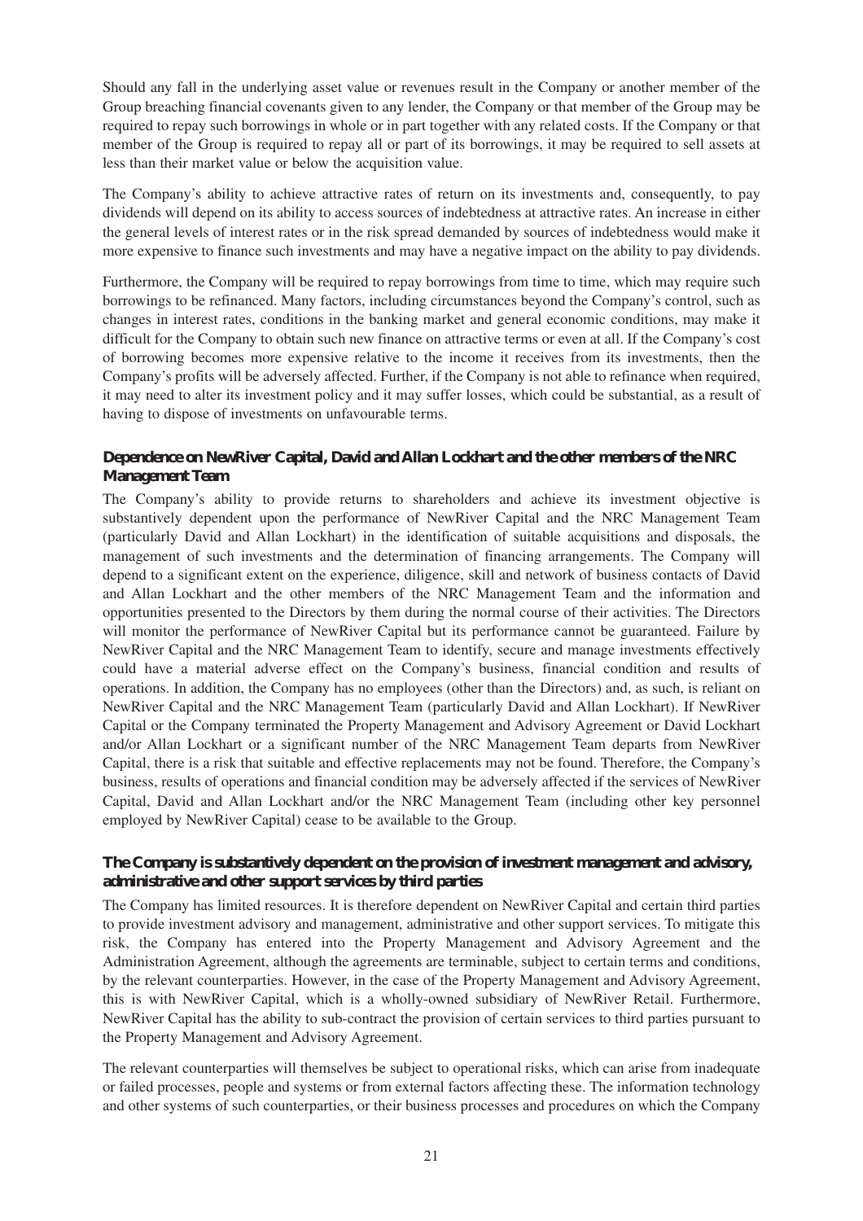Should any fall in the underlying asset value or revenues result in the Company or another member of the Group breaching financial covenants given to any lender, the Company or that member of the Group may be required to repay such borrowings in whole or in part together with any related costs. If the Company or that member of the Group is required to repay all or part of its borrowings, it may be required to sell assets at less than their market value or below the acquisition value.

The Company's ability to achieve attractive rates of return on its investments and, consequently, to pay dividends will depend on its ability to access sources of indebtedness at attractive rates. An increase in either the general levels of interest rates or in the risk spread demanded by sources of indebtedness would make it more expensive to finance such investments and may have a negative impact on the ability to pay dividends.

Furthermore, the Company will be required to repay borrowings from time to time, which may require such borrowings to be refinanced. Many factors, including circumstances beyond the Company's control, such as changes in interest rates, conditions in the banking market and general economic conditions, may make it difficult for the Company to obtain such new finance on attractive terms or even at all. If the Company's cost of borrowing becomes more expensive relative to the income it receives from its investments, then the Company's profits will be adversely affected. Further, if the Company is not able to refinance when required, it may need to alter its investment policy and it may suffer losses, which could be substantial, as a result of having to dispose of investments on unfavourable terms.

**Dependence on NewRiver Capital, David and Allan Lockhart and the other members of the NRC Management Team**

The Company's ability to provide returns to shareholders and achieve its investment objective is substantively dependent upon the performance of NewRiver Capital and the NRC Management Team (particularly David and Allan Lockhart) in the identification of suitable acquisitions and disposals, the management of such investments and the determination of financing arrangements. The Company will depend to a significant extent on the experience, diligence, skill and network of business contacts of David and Allan Lockhart and the other members of the NRC Management Team and the information and opportunities presented to the Directors by them during the normal course of their activities. The Directors will monitor the performance of NewRiver Capital but its performance cannot be guaranteed. Failure by NewRiver Capital and the NRC Management Team to identify, secure and manage investments effectively could have a material adverse effect on the Company's business, financial condition and results of operations. In addition, the Company has no employees (other than the Directors) and, as such, is reliant on NewRiver Capital and the NRC Management Team (particularly David and Allan Lockhart). If NewRiver Capital or the Company terminated the Property Management and Advisory Agreement or David Lockhart and/or Allan Lockhart or a significant number of the NRC Management Team departs from NewRiver Capital, there is a risk that suitable and effective replacements may not be found. Therefore, the Company's business, results of operations and financial condition may be adversely affected if the services of NewRiver Capital, David and Allan Lockhart and/or the NRC Management Team (including other key personnel employed by NewRiver Capital) cease to be available to the Group.

**The Company is substantively dependent on the provision of investment management and advisory, administrative and other support services by third parties**

The Company has limited resources. It is therefore dependent on NewRiver Capital and certain third parties to provide investment advisory and management, administrative and other support services. To mitigate this risk, the Company has entered into the Property Management and Advisory Agreement and the Administration Agreement, although the agreements are terminable, subject to certain terms and conditions, by the relevant counterparties. However, in the case of the Property Management and Advisory Agreement, this is with NewRiver Capital, which is a wholly-owned subsidiary of NewRiver Retail. Furthermore, NewRiver Capital has the ability to sub-contract the provision of certain services to third parties pursuant to the Property Management and Advisory Agreement.

The relevant counterparties will themselves be subject to operational risks, which can arise from inadequate or failed processes, people and systems or from external factors affecting these. The information technology and other systems of such counterparties, or their business processes and procedures on which the Company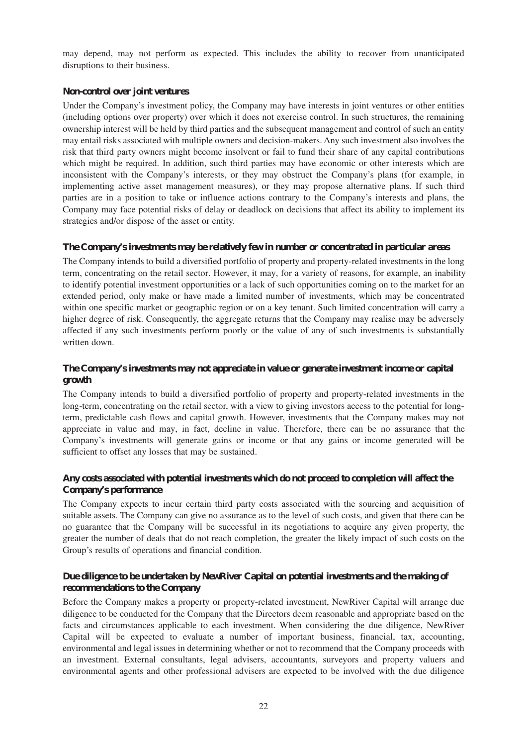may depend, may not perform as expected. This includes the ability to recover from unanticipated disruptions to their business.

### Non-control over joint ventures

Under the Company's investment policy, the Company may have interests in joint ventures or other entities (including options over property) over which it does not exercise control. In such structures, the remaining ownership interest will be held by third parties and the subsequent management and control of such an entity may entail risks associated with multiple owners and decision-makers. Any such investment also involves the risk that third party owners might become insolvent or fail to fund their share of any capital contributions which might be required. In addition, such third parties may have economic or other interests which are inconsistent with the Company's interests, or they may obstruct the Company's plans (for example, in implementing active asset management measures), or they may propose alternative plans. If such third parties are in a position to take or influence actions contrary to the Company's interests and plans, the Company may face potential risks of delay or deadlock on decisions that affect its ability to implement its strategies and/or dispose of the asset or entity.

### The Company's investments may be relatively few in number or concentrated in particular areas

The Company intends to build a diversified portfolio of property and property-related investments in the long term, concentrating on the retail sector. However, it may, for a variety of reasons, for example, an inability to identify potential investment opportunities or a lack of such opportunities coming on to the market for an extended period, only make or have made a limited number of investments, which may be concentrated within one specific market or geographic region or on a key tenant. Such limited concentration will carry a higher degree of risk. Consequently, the aggregate returns that the Company may realise may be adversely affected if any such investments perform poorly or the value of any of such investments is substantially written down.

### The Company's investments may not appreciate in value or generate investment income or capital growth

The Company intends to build a diversified portfolio of property and property-related investments in the long-term, concentrating on the retail sector, with a view to giving investors access to the potential for long-term, predictable cash flows and capital growth. However, investments that the Company makes may not appreciate in value and may, in fact, decline in value. Therefore, there can be no assurance that the Company's investments will generate gains or income or that any gains or income generated will be sufficient to offset any losses that may be sustained.

### Any costs associated with potential investments which do not proceed to completion will affect the Company's performance

The Company expects to incur certain third party costs associated with the sourcing and acquisition of suitable assets. The Company can give no assurance as to the level of such costs, and given that there can be no guarantee that the Company will be successful in its negotiations to acquire any given property, the greater the number of deals that do not reach completion, the greater the likely impact of such costs on the Group's results of operations and financial condition.

### Due diligence to be undertaken by NewRiver Capital on potential investments and the making of recommendations to the Company

Before the Company makes a property or property-related investment, NewRiver Capital will arrange due diligence to be conducted for the Company that the Directors deem reasonable and appropriate based on the facts and circumstances applicable to each investment. When considering the due diligence, NewRiver Capital will be expected to evaluate a number of important business, financial, tax, accounting, environmental and legal issues in determining whether or not to recommend that the Company proceeds with an investment. External consultants, legal advisers, accountants, surveyors and property valuers and environmental agents and other professional advisers are expected to be involved with the due diligence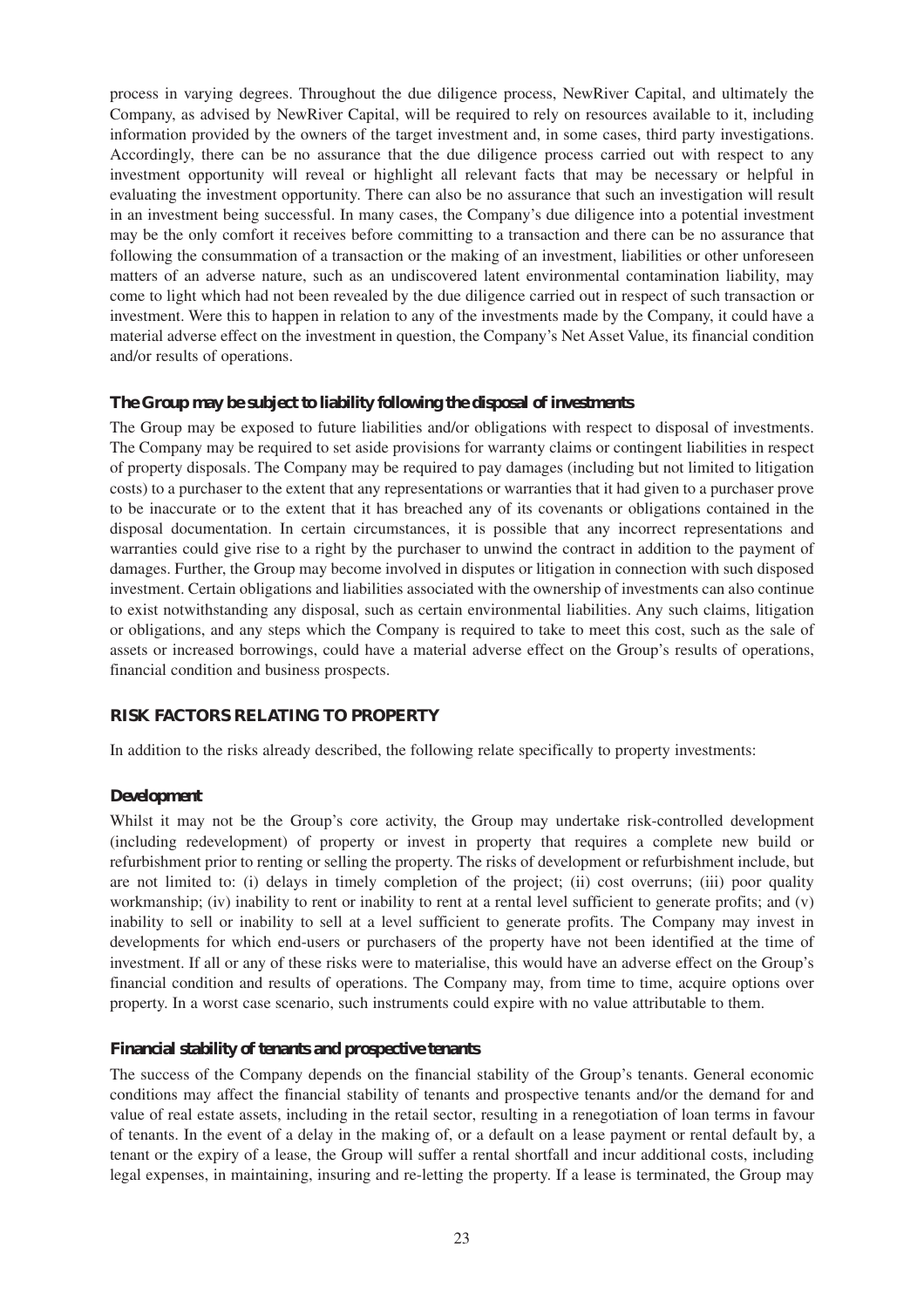process in varying degrees. Throughout the due diligence process, NewRiver Capital, and ultimately the Company, as advised by NewRiver Capital, will be required to rely on resources available to it, including information provided by the owners of the target investment and, in some cases, third party investigations. Accordingly, there can be no assurance that the due diligence process carried out with respect to any investment opportunity will reveal or highlight all relevant facts that may be necessary or helpful in evaluating the investment opportunity. There can also be no assurance that such an investigation will result in an investment being successful. In many cases, the Company's due diligence into a potential investment may be the only comfort it receives before committing to a transaction and there can be no assurance that following the consummation of a transaction or the making of an investment, liabilities or other unforeseen matters of an adverse nature, such as an undiscovered latent environmental contamination liability, may come to light which had not been revealed by the due diligence carried out in respect of such transaction or investment. Were this to happen in relation to any of the investments made by the Company, it could have a material adverse effect on the investment in question, the Company's Net Asset Value, its financial condition and/or results of operations.

**The Group may be subject to liability following the disposal of investments**

The Group may be exposed to future liabilities and/or obligations with respect to disposal of investments. The Company may be required to set aside provisions for warranty claims or contingent liabilities in respect of property disposals. The Company may be required to pay damages (including but not limited to litigation costs) to a purchaser to the extent that any representations or warranties that it had given to a purchaser prove to be inaccurate or to the extent that it has breached any of its covenants or obligations contained in the disposal documentation. In certain circumstances, it is possible that any incorrect representations and warranties could give rise to a right by the purchaser to unwind the contract in addition to the payment of damages. Further, the Group may become involved in disputes or litigation in connection with such disposed investment. Certain obligations and liabilities associated with the ownership of investments can also continue to exist notwithstanding any disposal, such as certain environmental liabilities. Any such claims, litigation or obligations, and any steps which the Company is required to take to meet this cost, such as the sale of assets or increased borrowings, could have a material adverse effect on the Group's results of operations, financial condition and business prospects.

## RISK FACTORS RELATING TO PROPERTY

In addition to the risks already described, the following relate specifically to property investments:

**Development**

Whilst it may not be the Group's core activity, the Group may undertake risk-controlled development (including redevelopment) of property or invest in property that requires a complete new build or refurbishment prior to renting or selling the property. The risks of development or refurbishment include, but are not limited to: (i) delays in timely completion of the project; (ii) cost overruns; (iii) poor quality workmanship; (iv) inability to rent or inability to rent at a rental level sufficient to generate profits; and (v) inability to sell or inability to sell at a level sufficient to generate profits. The Company may invest in developments for which end-users or purchasers of the property have not been identified at the time of investment. If all or any of these risks were to materialise, this would have an adverse effect on the Group's financial condition and results of operations. The Company may, from time to time, acquire options over property. In a worst case scenario, such instruments could expire with no value attributable to them.

**Financial stability of tenants and prospective tenants**

The success of the Company depends on the financial stability of the Group's tenants. General economic conditions may affect the financial stability of tenants and prospective tenants and/or the demand for and value of real estate assets, including in the retail sector, resulting in a renegotiation of loan terms in favour of tenants. In the event of a delay in the making of, or a default on a lease payment or rental default by, a tenant or the expiry of a lease, the Group will suffer a rental shortfall and incur additional costs, including legal expenses, in maintaining, insuring and re-letting the property. If a lease is terminated, the Group may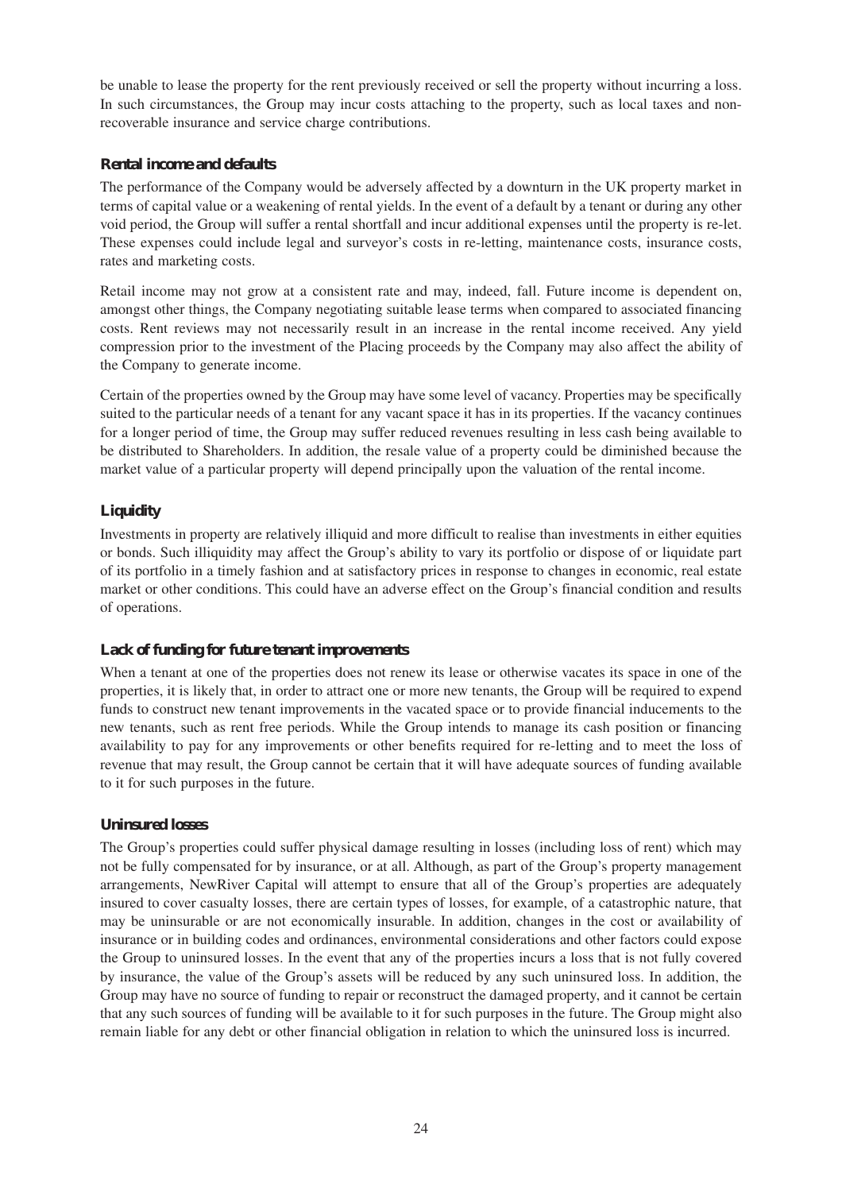be unable to lease the property for the rent previously received or sell the property without incurring a loss. In such circumstances, the Group may incur costs attaching to the property, such as local taxes and non-recoverable insurance and service charge contributions.

### Rental income and defaults

The performance of the Company would be adversely affected by a downturn in the UK property market in terms of capital value or a weakening of rental yields. In the event of a default by a tenant or during any other void period, the Group will suffer a rental shortfall and incur additional expenses until the property is re-let. These expenses could include legal and surveyor's costs in re-letting, maintenance costs, insurance costs, rates and marketing costs.

Retail income may not grow at a consistent rate and may, indeed, fall. Future income is dependent on, amongst other things, the Company negotiating suitable lease terms when compared to associated financing costs. Rent reviews may not necessarily result in an increase in the rental income received. Any yield compression prior to the investment of the Placing proceeds by the Company may also affect the ability of the Company to generate income.

Certain of the properties owned by the Group may have some level of vacancy. Properties may be specifically suited to the particular needs of a tenant for any vacant space it has in its properties. If the vacancy continues for a longer period of time, the Group may suffer reduced revenues resulting in less cash being available to be distributed to Shareholders. In addition, the resale value of a property could be diminished because the market value of a particular property will depend principally upon the valuation of the rental income.

### Liquidity

Investments in property are relatively illiquid and more difficult to realise than investments in either equities or bonds. Such illiquidity may affect the Group's ability to vary its portfolio or dispose of or liquidate part of its portfolio in a timely fashion and at satisfactory prices in response to changes in economic, real estate market or other conditions. This could have an adverse effect on the Group's financial condition and results of operations.

### Lack of funding for future tenant improvements

When a tenant at one of the properties does not renew its lease or otherwise vacates its space in one of the properties, it is likely that, in order to attract one or more new tenants, the Group will be required to expend funds to construct new tenant improvements in the vacated space or to provide financial inducements to the new tenants, such as rent free periods. While the Group intends to manage its cash position or financing availability to pay for any improvements or other benefits required for re-letting and to meet the loss of revenue that may result, the Group cannot be certain that it will have adequate sources of funding available to it for such purposes in the future.

### Uninsured losses

The Group's properties could suffer physical damage resulting in losses (including loss of rent) which may not be fully compensated for by insurance, or at all. Although, as part of the Group's property management arrangements, NewRiver Capital will attempt to ensure that all of the Group's properties are adequately insured to cover casualty losses, there are certain types of losses, for example, of a catastrophic nature, that may be uninsurable or are not economically insurable. In addition, changes in the cost or availability of insurance or in building codes and ordinances, environmental considerations and other factors could expose the Group to uninsured losses. In the event that any of the properties incurs a loss that is not fully covered by insurance, the value of the Group's assets will be reduced by any such uninsured loss. In addition, the Group may have no source of funding to repair or reconstruct the damaged property, and it cannot be certain that any such sources of funding will be available to it for such purposes in the future. The Group might also remain liable for any debt or other financial obligation in relation to which the uninsured loss is incurred.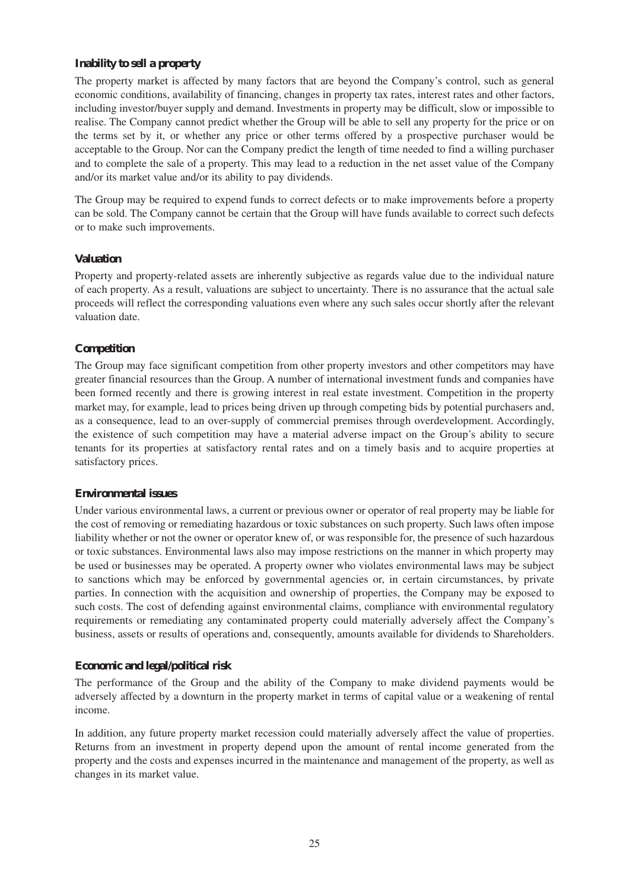### Inability to sell a property

The property market is affected by many factors that are beyond the Company's control, such as general economic conditions, availability of financing, changes in property tax rates, interest rates and other factors, including investor/buyer supply and demand. Investments in property may be difficult, slow or impossible to realise. The Company cannot predict whether the Group will be able to sell any property for the price or on the terms set by it, or whether any price or other terms offered by a prospective purchaser would be acceptable to the Group. Nor can the Company predict the length of time needed to find a willing purchaser and to complete the sale of a property. This may lead to a reduction in the net asset value of the Company and/or its market value and/or its ability to pay dividends.

The Group may be required to expend funds to correct defects or to make improvements before a property can be sold. The Company cannot be certain that the Group will have funds available to correct such defects or to make such improvements.

### Valuation

Property and property-related assets are inherently subjective as regards value due to the individual nature of each property. As a result, valuations are subject to uncertainty. There is no assurance that the actual sale proceeds will reflect the corresponding valuations even where any such sales occur shortly after the relevant valuation date.

### Competition

The Group may face significant competition from other property investors and other competitors may have greater financial resources than the Group. A number of international investment funds and companies have been formed recently and there is growing interest in real estate investment. Competition in the property market may, for example, lead to prices being driven up through competing bids by potential purchasers and, as a consequence, lead to an over-supply of commercial premises through overdevelopment. Accordingly, the existence of such competition may have a material adverse impact on the Group's ability to secure tenants for its properties at satisfactory rental rates and on a timely basis and to acquire properties at satisfactory prices.

### Environmental issues

Under various environmental laws, a current or previous owner or operator of real property may be liable for the cost of removing or remediating hazardous or toxic substances on such property. Such laws often impose liability whether or not the owner or operator knew of, or was responsible for, the presence of such hazardous or toxic substances. Environmental laws also may impose restrictions on the manner in which property may be used or businesses may be operated. A property owner who violates environmental laws may be subject to sanctions which may be enforced by governmental agencies or, in certain circumstances, by private parties. In connection with the acquisition and ownership of properties, the Company may be exposed to such costs. The cost of defending against environmental claims, compliance with environmental regulatory requirements or remediating any contaminated property could materially adversely affect the Company's business, assets or results of operations and, consequently, amounts available for dividends to Shareholders.

### Economic and legal/political risk

The performance of the Group and the ability of the Company to make dividend payments would be adversely affected by a downturn in the property market in terms of capital value or a weakening of rental income.

In addition, any future property market recession could materially adversely affect the value of properties. Returns from an investment in property depend upon the amount of rental income generated from the property and the costs and expenses incurred in the maintenance and management of the property, as well as changes in its market value.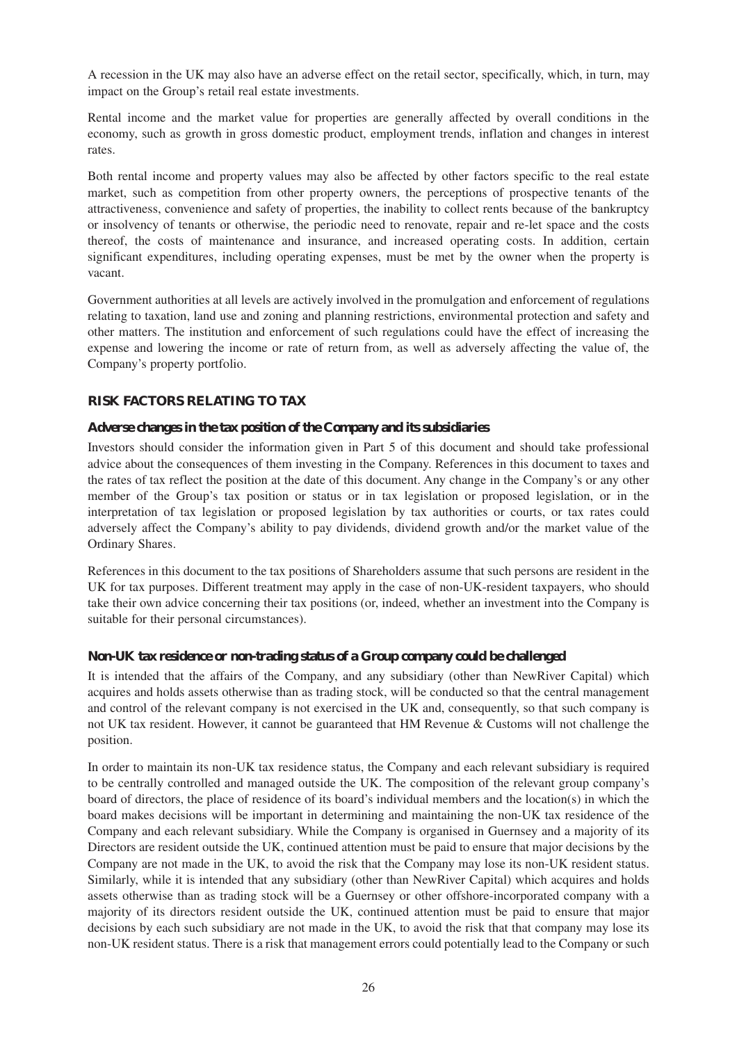A recession in the UK may also have an adverse effect on the retail sector, specifically, which, in turn, may impact on the Group's retail real estate investments.

Rental income and the market value for properties are generally affected by overall conditions in the economy, such as growth in gross domestic product, employment trends, inflation and changes in interest rates.

Both rental income and property values may also be affected by other factors specific to the real estate market, such as competition from other property owners, the perceptions of prospective tenants of the attractiveness, convenience and safety of properties, the inability to collect rents because of the bankruptcy or insolvency of tenants or otherwise, the periodic need to renovate, repair and re-let space and the costs thereof, the costs of maintenance and insurance, and increased operating costs. In addition, certain significant expenditures, including operating expenses, must be met by the owner when the property is vacant.

Government authorities at all levels are actively involved in the promulgation and enforcement of regulations relating to taxation, land use and zoning and planning restrictions, environmental protection and safety and other matters. The institution and enforcement of such regulations could have the effect of increasing the expense and lowering the income or rate of return from, as well as adversely affecting the value of, the Company's property portfolio.

## RISK FACTORS RELATING TO TAX

### *Adverse changes in the tax position of the Company and its subsidiaries*

Investors should consider the information given in Part 5 of this document and should take professional advice about the consequences of them investing in the Company. References in this document to taxes and the rates of tax reflect the position at the date of this document. Any change in the Company's or any other member of the Group's tax position or status or in tax legislation or proposed legislation, or in the interpretation of tax legislation or proposed legislation by tax authorities or courts, or tax rates could adversely affect the Company's ability to pay dividends, dividend growth and/or the market value of the Ordinary Shares.

References in this document to the tax positions of Shareholders assume that such persons are resident in the UK for tax purposes. Different treatment may apply in the case of non-UK-resident taxpayers, who should take their own advice concerning their tax positions (or, indeed, whether an investment into the Company is suitable for their personal circumstances).

### *Non-UK tax residence or non-trading status of a Group company could be challenged*

It is intended that the affairs of the Company, and any subsidiary (other than NewRiver Capital) which acquires and holds assets otherwise than as trading stock, will be conducted so that the central management and control of the relevant company is not exercised in the UK and, consequently, so that such company is not UK tax resident. However, it cannot be guaranteed that HM Revenue & Customs will not challenge the position.

In order to maintain its non-UK tax residence status, the Company and each relevant subsidiary is required to be centrally controlled and managed outside the UK. The composition of the relevant group company's board of directors, the place of residence of its board's individual members and the location(s) in which the board makes decisions will be important in determining and maintaining the non-UK tax residence of the Company and each relevant subsidiary. While the Company is organised in Guernsey and a majority of its Directors are resident outside the UK, continued attention must be paid to ensure that major decisions by the Company are not made in the UK, to avoid the risk that the Company may lose its non-UK resident status. Similarly, while it is intended that any subsidiary (other than NewRiver Capital) which acquires and holds assets otherwise than as trading stock will be a Guernsey or other offshore-incorporated company with a majority of its directors resident outside the UK, continued attention must be paid to ensure that major decisions by each such subsidiary are not made in the UK, to avoid the risk that that company may lose its non-UK resident status. There is a risk that management errors could potentially lead to the Company or such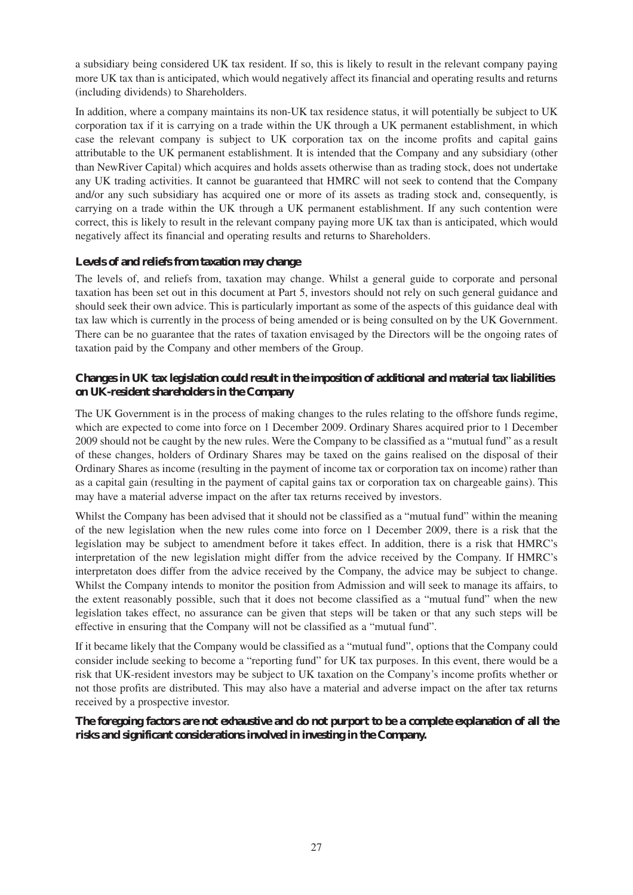a subsidiary being considered UK tax resident. If so, this is likely to result in the relevant company paying more UK tax than is anticipated, which would negatively affect its financial and operating results and returns (including dividends) to Shareholders.

In addition, where a company maintains its non-UK tax residence status, it will potentially be subject to UK corporation tax if it is carrying on a trade within the UK through a UK permanent establishment, in which case the relevant company is subject to UK corporation tax on the income profits and capital gains attributable to the UK permanent establishment. It is intended that the Company and any subsidiary (other than NewRiver Capital) which acquires and holds assets otherwise than as trading stock, does not undertake any UK trading activities. It cannot be guaranteed that HMRC will not seek to contend that the Company and/or any such subsidiary has acquired one or more of its assets as trading stock and, consequently, is carrying on a trade within the UK through a UK permanent establishment. If any such contention were correct, this is likely to result in the relevant company paying more UK tax than is anticipated, which would negatively affect its financial and operating results and returns to Shareholders.

**Levels of and reliefs from taxation may change**

The levels of, and reliefs from, taxation may change. Whilst a general guide to corporate and personal taxation has been set out in this document at Part 5, investors should not rely on such general guidance and should seek their own advice. This is particularly important as some of the aspects of this guidance deal with tax law which is currently in the process of being amended or is being consulted on by the UK Government. There can be no guarantee that the rates of taxation envisaged by the Directors will be the ongoing rates of taxation paid by the Company and other members of the Group.

**Changes in UK tax legislation could result in the imposition of additional and material tax liabilities on UK-resident shareholders in the Company**

The UK Government is in the process of making changes to the rules relating to the offshore funds regime, which are expected to come into force on 1 December 2009. Ordinary Shares acquired prior to 1 December 2009 should not be caught by the new rules. Were the Company to be classified as a "mutual fund" as a result of these changes, holders of Ordinary Shares may be taxed on the gains realised on the disposal of their Ordinary Shares as income (resulting in the payment of income tax or corporation tax on income) rather than as a capital gain (resulting in the payment of capital gains tax or corporation tax on chargeable gains). This may have a material adverse impact on the after tax returns received by investors.

Whilst the Company has been advised that it should not be classified as a "mutual fund" within the meaning of the new legislation when the new rules come into force on 1 December 2009, there is a risk that the legislation may be subject to amendment before it takes effect. In addition, there is a risk that HMRC's interpretation of the new legislation might differ from the advice received by the Company. If HMRC's interpretaton does differ from the advice received by the Company, the advice may be subject to change. Whilst the Company intends to monitor the position from Admission and will seek to manage its affairs, to the extent reasonably possible, such that it does not become classified as a "mutual fund" when the new legislation takes effect, no assurance can be given that steps will be taken or that any such steps will be effective in ensuring that the Company will not be classified as a "mutual fund".

If it became likely that the Company would be classified as a "mutual fund", options that the Company could consider include seeking to become a "reporting fund" for UK tax purposes. In this event, there would be a risk that UK-resident investors may be subject to UK taxation on the Company's income profits whether or not those profits are distributed. This may also have a material and adverse impact on the after tax returns received by a prospective investor.

**The foregoing factors are not exhaustive and do not purport to be a complete explanation of all the risks and significant considerations involved in investing in the Company.**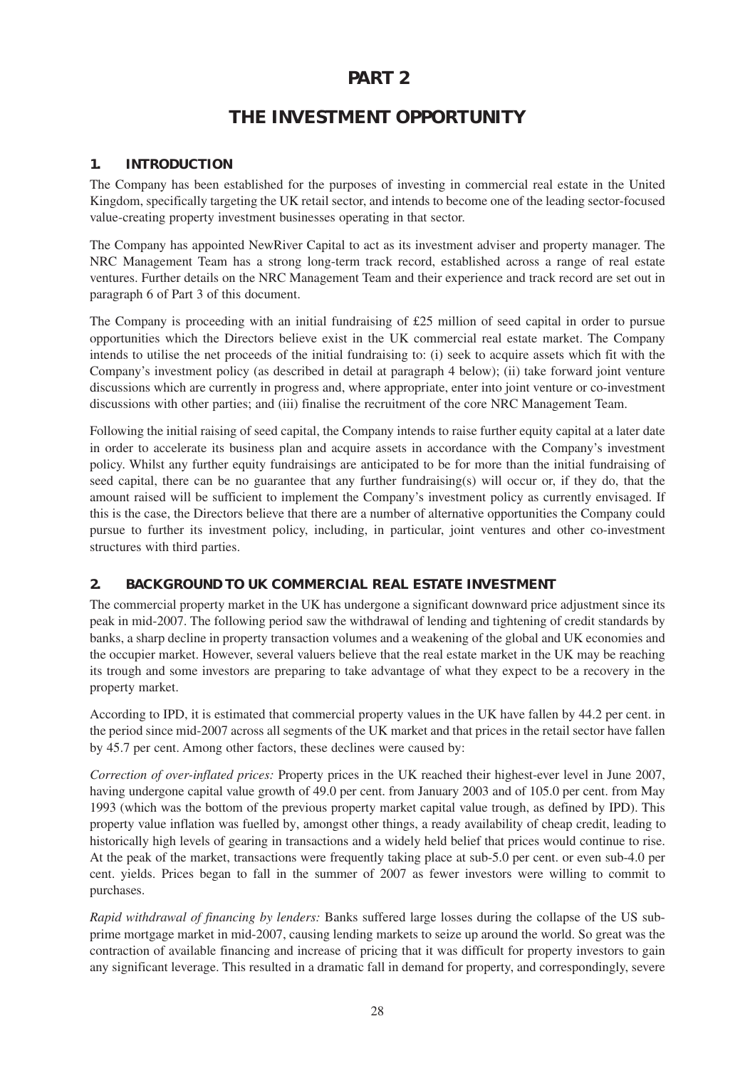# PART 2

# THE INVESTMENT OPPORTUNITY

## 1. INTRODUCTION

The Company has been established for the purposes of investing in commercial real estate in the United Kingdom, specifically targeting the UK retail sector, and intends to become one of the leading sector-focused value-creating property investment businesses operating in that sector.

The Company has appointed NewRiver Capital to act as its investment adviser and property manager. The NRC Management Team has a strong long-term track record, established across a range of real estate ventures. Further details on the NRC Management Team and their experience and track record are set out in paragraph 6 of Part 3 of this document.

The Company is proceeding with an initial fundraising of £25 million of seed capital in order to pursue opportunities which the Directors believe exist in the UK commercial real estate market. The Company intends to utilise the net proceeds of the initial fundraising to: (i) seek to acquire assets which fit with the Company's investment policy (as described in detail at paragraph 4 below); (ii) take forward joint venture discussions which are currently in progress and, where appropriate, enter into joint venture or co-investment discussions with other parties; and (iii) finalise the recruitment of the core NRC Management Team.

Following the initial raising of seed capital, the Company intends to raise further equity capital at a later date in order to accelerate its business plan and acquire assets in accordance with the Company's investment policy. Whilst any further equity fundraisings are anticipated to be for more than the initial fundraising of seed capital, there can be no guarantee that any further fundraising(s) will occur or, if they do, that the amount raised will be sufficient to implement the Company's investment policy as currently envisaged. If this is the case, the Directors believe that there are a number of alternative opportunities the Company could pursue to further its investment policy, including, in particular, joint ventures and other co-investment structures with third parties.

## 2. BACKGROUND TO UK COMMERCIAL REAL ESTATE INVESTMENT

The commercial property market in the UK has undergone a significant downward price adjustment since its peak in mid-2007. The following period saw the withdrawal of lending and tightening of credit standards by banks, a sharp decline in property transaction volumes and a weakening of the global and UK economies and the occupier market. However, several valuers believe that the real estate market in the UK may be reaching its trough and some investors are preparing to take advantage of what they expect to be a recovery in the property market.

According to IPD, it is estimated that commercial property values in the UK have fallen by 44.2 per cent. in the period since mid-2007 across all segments of the UK market and that prices in the retail sector have fallen by 45.7 per cent. Among other factors, these declines were caused by:

*Correction of over-inflated prices:* Property prices in the UK reached their highest-ever level in June 2007, having undergone capital value growth of 49.0 per cent. from January 2003 and of 105.0 per cent. from May 1993 (which was the bottom of the previous property market capital value trough, as defined by IPD). This property value inflation was fuelled by, amongst other things, a ready availability of cheap credit, leading to historically high levels of gearing in transactions and a widely held belief that prices would continue to rise. At the peak of the market, transactions were frequently taking place at sub-5.0 per cent. or even sub-4.0 per cent. yields. Prices began to fall in the summer of 2007 as fewer investors were willing to commit to purchases.

*Rapid withdrawal of financing by lenders:* Banks suffered large losses during the collapse of the US sub-prime mortgage market in mid-2007, causing lending markets to seize up around the world. So great was the contraction of available financing and increase of pricing that it was difficult for property investors to gain any significant leverage. This resulted in a dramatic fall in demand for property, and correspondingly, severe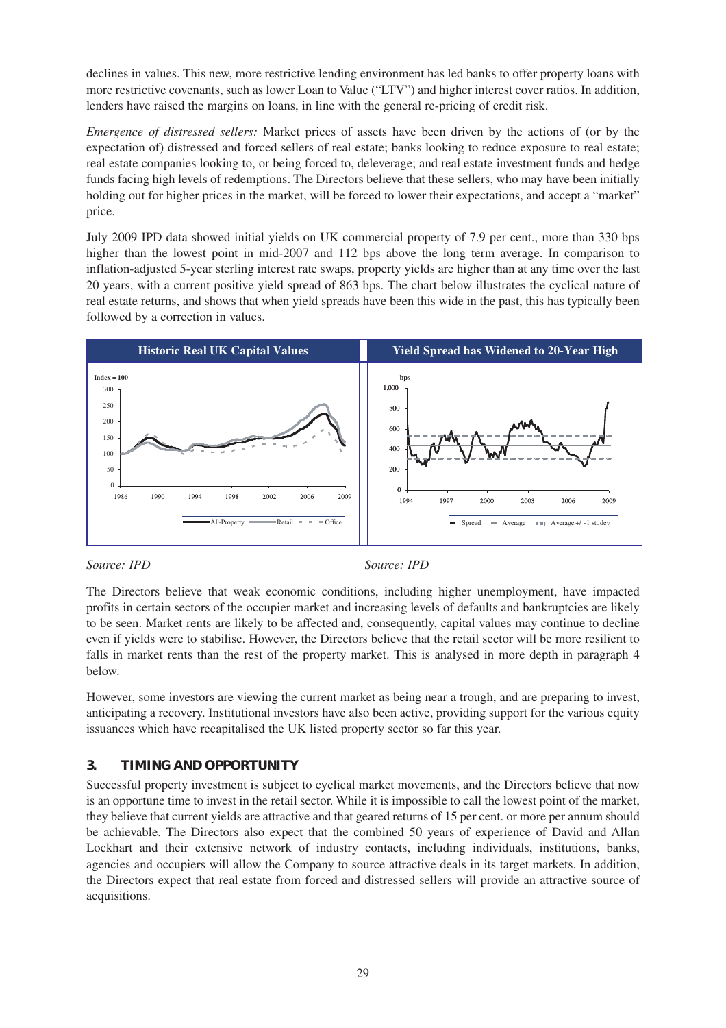declines in values. This new, more restrictive lending environment has led banks to offer property loans with more restrictive covenants, such as lower Loan to Value ("LTV") and higher interest cover ratios. In addition, lenders have raised the margins on loans, in line with the general re-pricing of credit risk.

*Emergence of distressed sellers:* Market prices of assets have been driven by the actions of (or by the expectation of) distressed and forced sellers of real estate; banks looking to reduce exposure to real estate; real estate companies looking to, or being forced to, deleverage; and real estate investment funds and hedge funds facing high levels of redemptions. The Directors believe that these sellers, who may have been initially holding out for higher prices in the market, will be forced to lower their expectations, and accept a "market" price.

July 2009 IPD data showed initial yields on UK commercial property of 7.9 per cent., more than 330 bps higher than the lowest point in mid-2007 and 112 bps above the long term average. In comparison to inflation-adjusted 5-year sterling interest rate swaps, property yields are higher than at any time over the last 20 years, with a current positive yield spread of 863 bps. The chart below illustrates the cyclical nature of real estate returns, and shows that when yield spreads have been this wide in the past, this has typically been followed by a correction in values.

**Historic Real UK Capital Values**

*Source: IPD*

**Yield Spread has Widened to 20-Year High**

*Source: IPD*

The Directors believe that weak economic conditions, including higher unemployment, have impacted profits in certain sectors of the occupier market and increasing levels of defaults and bankruptcies are likely to be seen. Market rents are likely to be affected and, consequently, capital values may continue to decline even if yields were to stabilise. However, the Directors believe that the retail sector will be more resilient to falls in market rents than the rest of the property market. This is analysed in more depth in paragraph 4 below.

However, some investors are viewing the current market as being near a trough, and are preparing to invest, anticipating a recovery. Institutional investors have also been active, providing support for the various equity issuances which have recapitalised the UK listed property sector so far this year.

## 3. TIMING AND OPPORTUNITY

Successful property investment is subject to cyclical market movements, and the Directors believe that now is an opportune time to invest in the retail sector. While it is impossible to call the lowest point of the market, they believe that current yields are attractive and that geared returns of 15 per cent. or more per annum should be achievable. The Directors also expect that the combined 50 years of experience of David and Allan Lockhart and their extensive network of industry contacts, including individuals, institutions, banks, agencies and occupiers will allow the Company to source attractive deals in its target markets. In addition, the Directors expect that real estate from forced and distressed sellers will provide an attractive source of acquisitions.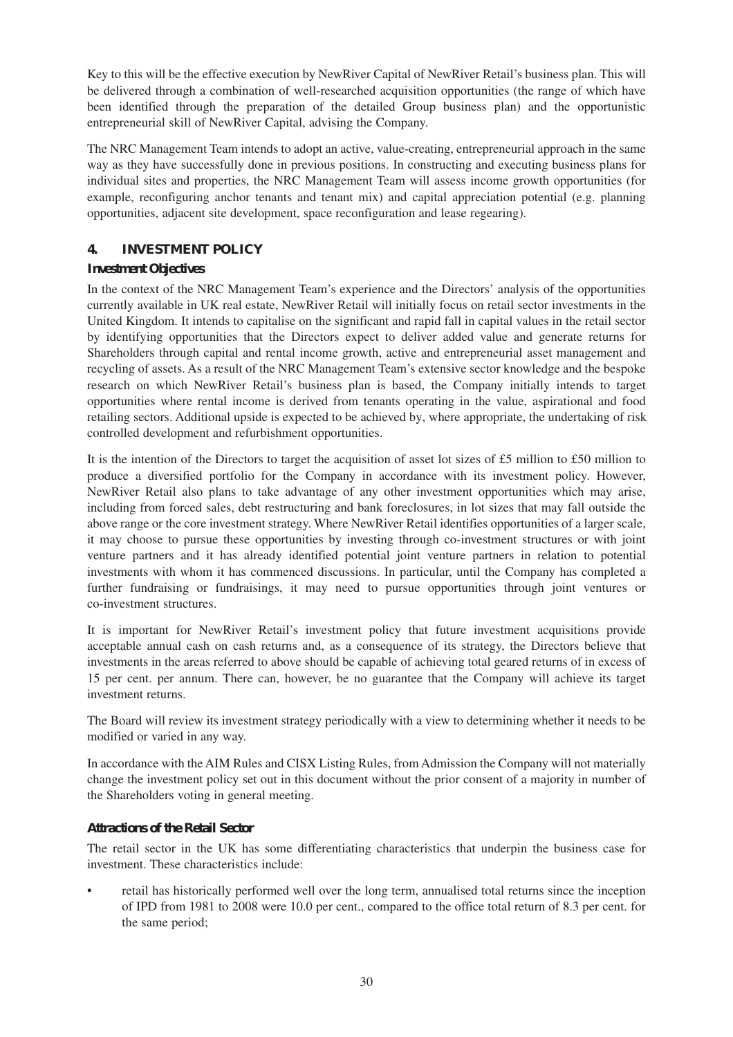Key to this will be the effective execution by NewRiver Capital of NewRiver Retail's business plan. This will be delivered through a combination of well-researched acquisition opportunities (the range of which have been identified through the preparation of the detailed Group business plan) and the opportunistic entrepreneurial skill of NewRiver Capital, advising the Company.

The NRC Management Team intends to adopt an active, value-creating, entrepreneurial approach in the same way as they have successfully done in previous positions. In constructing and executing business plans for individual sites and properties, the NRC Management Team will assess income growth opportunities (for example, reconfiguring anchor tenants and tenant mix) and capital appreciation potential (e.g. planning opportunities, adjacent site development, space reconfiguration and lease regearing).

## 4. INVESTMENT POLICY

### Investment Objectives

In the context of the NRC Management Team's experience and the Directors' analysis of the opportunities currently available in UK real estate, NewRiver Retail will initially focus on retail sector investments in the United Kingdom. It intends to capitalise on the significant and rapid fall in capital values in the retail sector by identifying opportunities that the Directors expect to deliver added value and generate returns for Shareholders through capital and rental income growth, active and entrepreneurial asset management and recycling of assets. As a result of the NRC Management Team's extensive sector knowledge and the bespoke research on which NewRiver Retail's business plan is based, the Company initially intends to target opportunities where rental income is derived from tenants operating in the value, aspirational and food retailing sectors. Additional upside is expected to be achieved by, where appropriate, the undertaking of risk controlled development and refurbishment opportunities.

It is the intention of the Directors to target the acquisition of asset lot sizes of £5 million to £50 million to produce a diversified portfolio for the Company in accordance with its investment policy. However, NewRiver Retail also plans to take advantage of any other investment opportunities which may arise, including from forced sales, debt restructuring and bank foreclosures, in lot sizes that may fall outside the above range or the core investment strategy. Where NewRiver Retail identifies opportunities of a larger scale, it may choose to pursue these opportunities by investing through co-investment structures or with joint venture partners and it has already identified potential joint venture partners in relation to potential investments with whom it has commenced discussions. In particular, until the Company has completed a further fundraising or fundraisings, it may need to pursue opportunities through joint ventures or co-investment structures.

It is important for NewRiver Retail's investment policy that future investment acquisitions provide acceptable annual cash on cash returns and, as a consequence of its strategy, the Directors believe that investments in the areas referred to above should be capable of achieving total geared returns of in excess of 15 per cent. per annum. There can, however, be no guarantee that the Company will achieve its target investment returns.

The Board will review its investment strategy periodically with a view to determining whether it needs to be modified or varied in any way.

In accordance with the AIM Rules and CISX Listing Rules, from Admission the Company will not materially change the investment policy set out in this document without the prior consent of a majority in number of the Shareholders voting in general meeting.

### Attractions of the Retail Sector

The retail sector in the UK has some differentiating characteristics that underpin the business case for investment. These characteristics include:

- retail has historically performed well over the long term, annualised total returns since the inception of IPD from 1981 to 2008 were 10.0 per cent., compared to the office total return of 8.3 per cent. for the same period;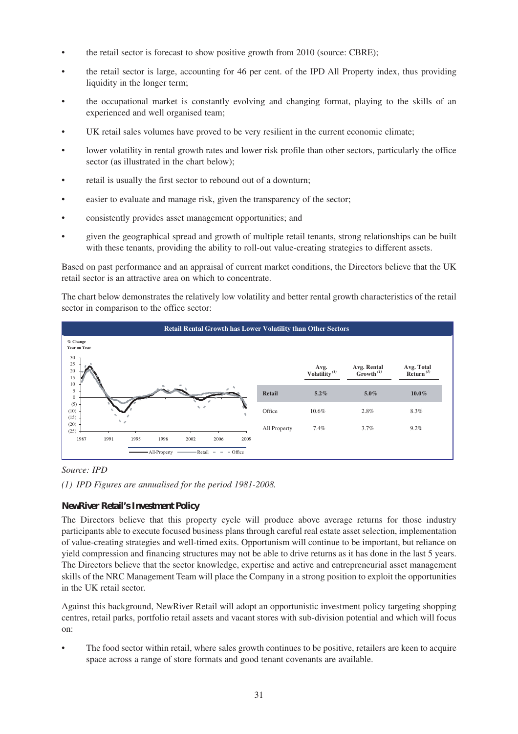- the retail sector is forecast to show positive growth from 2010 (source: CBRE);
- the retail sector is large, accounting for 46 per cent. of the IPD All Property index, thus providing liquidity in the longer term;
- the occupational market is constantly evolving and changing format, playing to the skills of an experienced and well organised team;
- UK retail sales volumes have proved to be very resilient in the current economic climate;
- lower volatility in rental growth rates and lower risk profile than other sectors, particularly the office sector (as illustrated in the chart below);
- retail is usually the first sector to rebound out of a downturn;
- easier to evaluate and manage risk, given the transparency of the sector;
- consistently provides asset management opportunities; and
- given the geographical spread and growth of multiple retail tenants, strong relationships can be built with these tenants, providing the ability to roll-out value-creating strategies to different assets.

Based on past performance and an appraisal of current market conditions, the Directors believe that the UK retail sector is an attractive area on which to concentrate.

The chart below demonstrates the relatively low volatility and better rental growth characteristics of the retail sector in comparison to the office sector:

**Retail Rental Growth has Lower Volatility than Other Sectors**

% Change Year on Year

| | Avg. Volatility (1) | Avg. Rental Growth (1) | Avg. Total Return (1) |
|---|---|---|---|
| **Retail** | **5.2%** | **5.0%** | **10.0%** |
| Office | 10.6% | 2.8% | 8.3% |
| All Property | 7.4% | 3.7% | 9.2% |

*Source: IPD*

*(1) IPD Figures are annualised for the period 1981-2008.*

### NewRiver Retail's Investment Policy

The Directors believe that this property cycle will produce above average returns for those industry participants able to execute focused business plans through careful real estate asset selection, implementation of value-creating strategies and well-timed exits. Opportunism will continue to be important, but reliance on yield compression and financing structures may not be able to drive returns as it has done in the last 5 years. The Directors believe that the sector knowledge, expertise and active and entrepreneurial asset management skills of the NRC Management Team will place the Company in a strong position to exploit the opportunities in the UK retail sector.

Against this background, NewRiver Retail will adopt an opportunistic investment policy targeting shopping centres, retail parks, portfolio retail assets and vacant stores with sub-division potential and which will focus on:

- The food sector within retail, where sales growth continues to be positive, retailers are keen to acquire space across a range of store formats and good tenant covenants are available.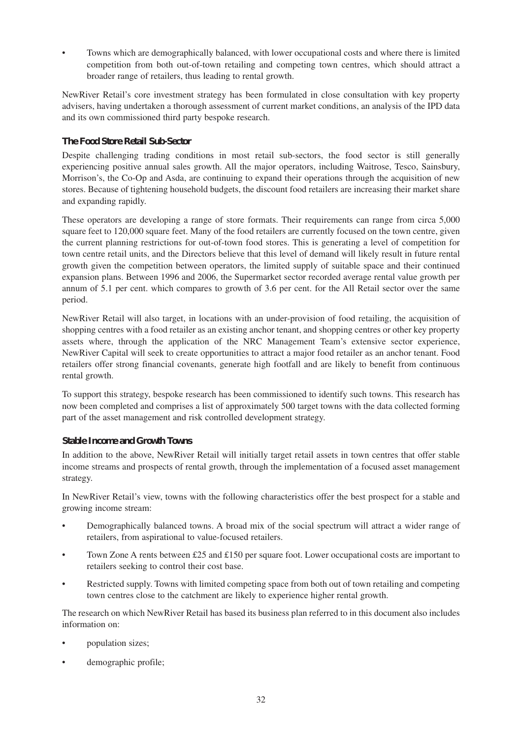- Towns which are demographically balanced, with lower occupational costs and where there is limited competition from both out-of-town retailing and competing town centres, which should attract a broader range of retailers, thus leading to rental growth.

NewRiver Retail's core investment strategy has been formulated in close consultation with key property advisers, having undertaken a thorough assessment of current market conditions, an analysis of the IPD data and its own commissioned third party bespoke research.

### The Food Store Retail Sub-Sector

Despite challenging trading conditions in most retail sub-sectors, the food sector is still generally experiencing positive annual sales growth. All the major operators, including Waitrose, Tesco, Sainsbury, Morrison's, the Co-Op and Asda, are continuing to expand their operations through the acquisition of new stores. Because of tightening household budgets, the discount food retailers are increasing their market share and expanding rapidly.

These operators are developing a range of store formats. Their requirements can range from circa 5,000 square feet to 120,000 square feet. Many of the food retailers are currently focused on the town centre, given the current planning restrictions for out-of-town food stores. This is generating a level of competition for town centre retail units, and the Directors believe that this level of demand will likely result in future rental growth given the competition between operators, the limited supply of suitable space and their continued expansion plans. Between 1996 and 2006, the Supermarket sector recorded average rental value growth per annum of 5.1 per cent. which compares to growth of 3.6 per cent. for the All Retail sector over the same period.

NewRiver Retail will also target, in locations with an under-provision of food retailing, the acquisition of shopping centres with a food retailer as an existing anchor tenant, and shopping centres or other key property assets where, through the application of the NRC Management Team's extensive sector experience, NewRiver Capital will seek to create opportunities to attract a major food retailer as an anchor tenant. Food retailers offer strong financial covenants, generate high footfall and are likely to benefit from continuous rental growth.

To support this strategy, bespoke research has been commissioned to identify such towns. This research has now been completed and comprises a list of approximately 500 target towns with the data collected forming part of the asset management and risk controlled development strategy.

### Stable Income and Growth Towns

In addition to the above, NewRiver Retail will initially target retail assets in town centres that offer stable income streams and prospects of rental growth, through the implementation of a focused asset management strategy.

In NewRiver Retail's view, towns with the following characteristics offer the best prospect for a stable and growing income stream:

- Demographically balanced towns. A broad mix of the social spectrum will attract a wider range of retailers, from aspirational to value-focused retailers.
- Town Zone A rents between £25 and £150 per square foot. Lower occupational costs are important to retailers seeking to control their cost base.
- Restricted supply. Towns with limited competing space from both out of town retailing and competing town centres close to the catchment are likely to experience higher rental growth.

The research on which NewRiver Retail has based its business plan referred to in this document also includes information on:

- population sizes;
- demographic profile;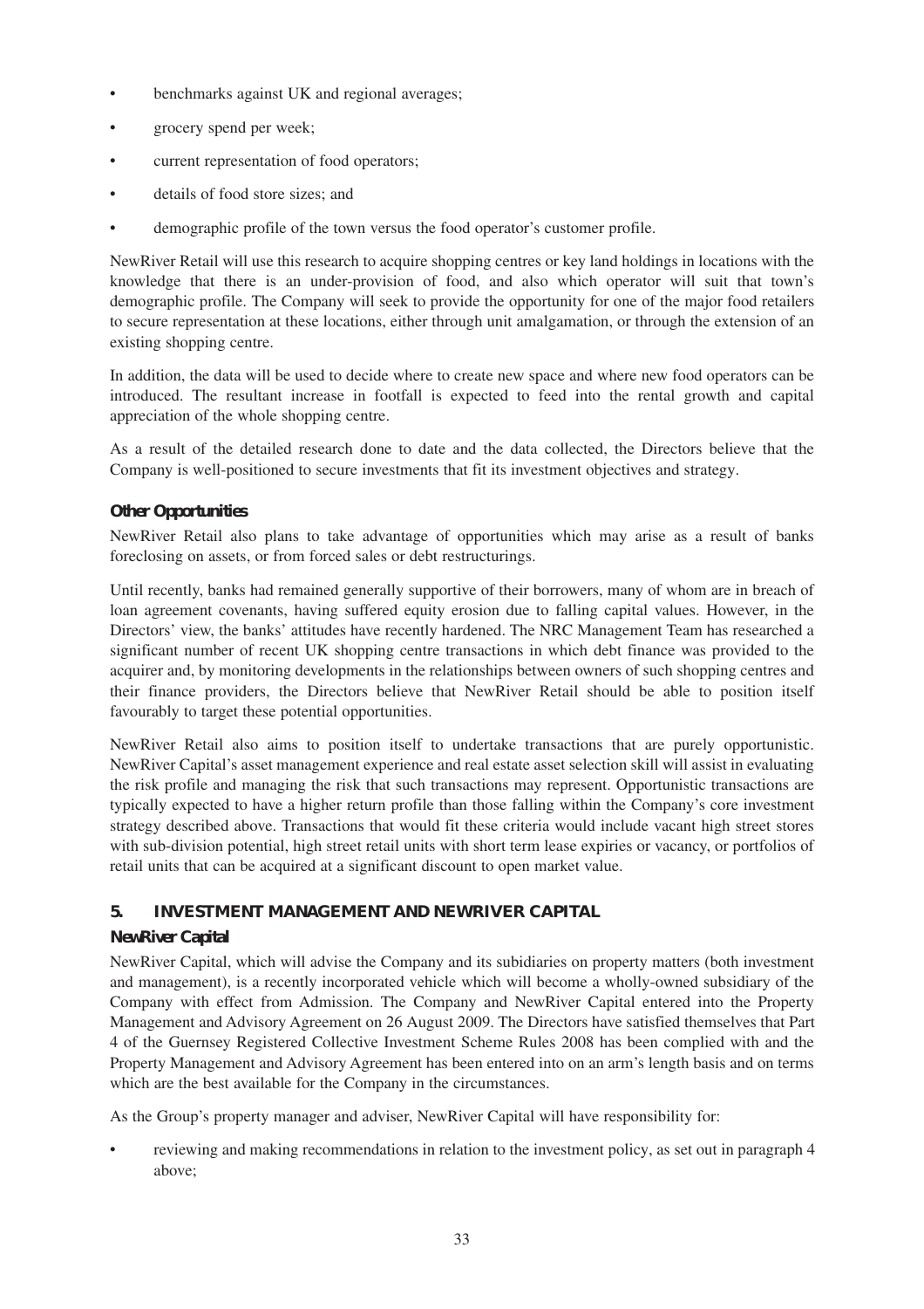- benchmarks against UK and regional averages;
- grocery spend per week;
- current representation of food operators;
- details of food store sizes; and
- demographic profile of the town versus the food operator's customer profile.

NewRiver Retail will use this research to acquire shopping centres or key land holdings in locations with the knowledge that there is an under-provision of food, and also which operator will suit that town's demographic profile. The Company will seek to provide the opportunity for one of the major food retailers to secure representation at these locations, either through unit amalgamation, or through the extension of an existing shopping centre.

In addition, the data will be used to decide where to create new space and where new food operators can be introduced. The resultant increase in footfall is expected to feed into the rental growth and capital appreciation of the whole shopping centre.

As a result of the detailed research done to date and the data collected, the Directors believe that the Company is well-positioned to secure investments that fit its investment objectives and strategy.

### Other Opportunities

NewRiver Retail also plans to take advantage of opportunities which may arise as a result of banks foreclosing on assets, or from forced sales or debt restructurings.

Until recently, banks had remained generally supportive of their borrowers, many of whom are in breach of loan agreement covenants, having suffered equity erosion due to falling capital values. However, in the Directors' view, the banks' attitudes have recently hardened. The NRC Management Team has researched a significant number of recent UK shopping centre transactions in which debt finance was provided to the acquirer and, by monitoring developments in the relationships between owners of such shopping centres and their finance providers, the Directors believe that NewRiver Retail should be able to position itself favourably to target these potential opportunities.

NewRiver Retail also aims to position itself to undertake transactions that are purely opportunistic. NewRiver Capital's asset management experience and real estate asset selection skill will assist in evaluating the risk profile and managing the risk that such transactions may represent. Opportunistic transactions are typically expected to have a higher return profile than those falling within the Company's core investment strategy described above. Transactions that would fit these criteria would include vacant high street stores with sub-division potential, high street retail units with short term lease expiries or vacancy, or portfolios of retail units that can be acquired at a significant discount to open market value.

## 5. INVESTMENT MANAGEMENT AND NEWRIVER CAPITAL

### NewRiver Capital

NewRiver Capital, which will advise the Company and its subidiaries on property matters (both investment and management), is a recently incorporated vehicle which will become a wholly-owned subsidiary of the Company with effect from Admission. The Company and NewRiver Capital entered into the Property Management and Advisory Agreement on 26 August 2009. The Directors have satisfied themselves that Part 4 of the Guernsey Registered Collective Investment Scheme Rules 2008 has been complied with and the Property Management and Advisory Agreement has been entered into on an arm's length basis and on terms which are the best available for the Company in the circumstances.

As the Group's property manager and adviser, NewRiver Capital will have responsibility for:

- reviewing and making recommendations in relation to the investment policy, as set out in paragraph 4 above;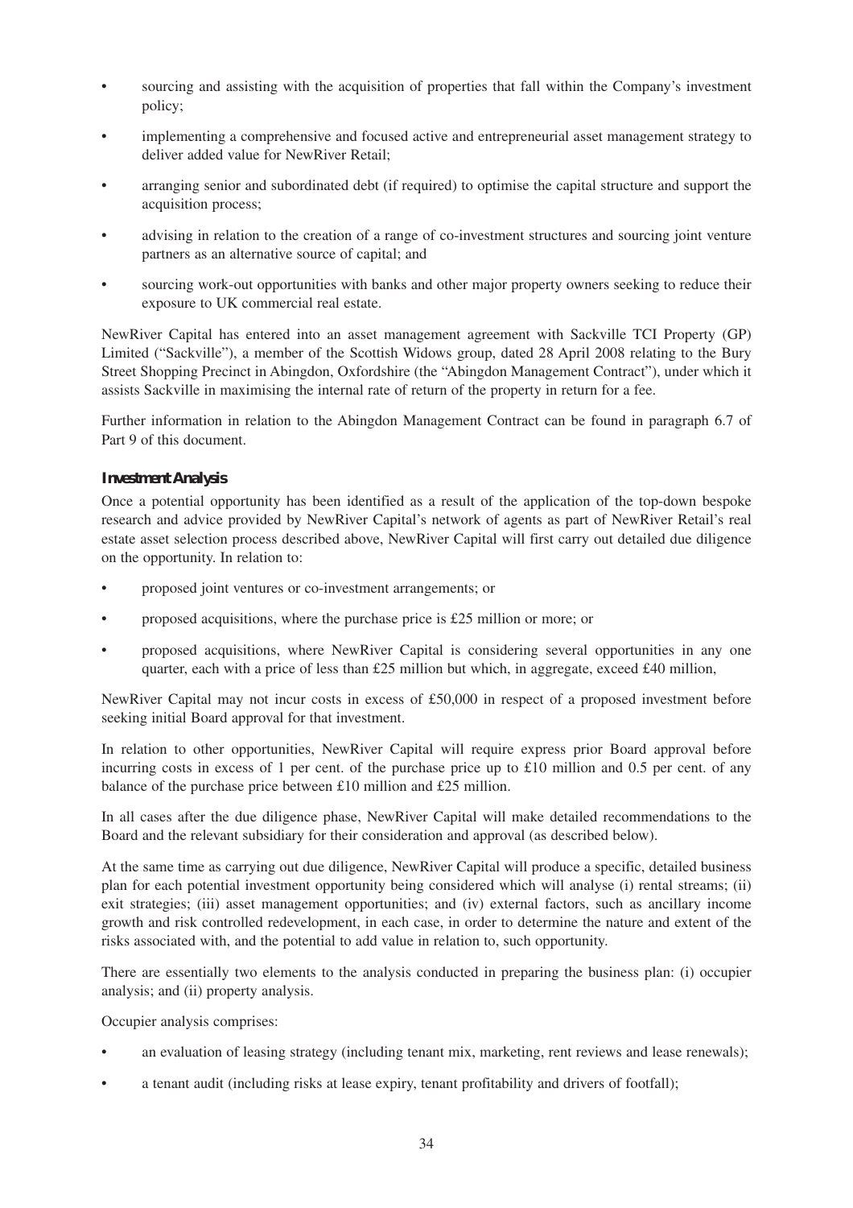- sourcing and assisting with the acquisition of properties that fall within the Company's investment policy;
- implementing a comprehensive and focused active and entrepreneurial asset management strategy to deliver added value for NewRiver Retail;
- arranging senior and subordinated debt (if required) to optimise the capital structure and support the acquisition process;
- advising in relation to the creation of a range of co-investment structures and sourcing joint venture partners as an alternative source of capital; and
- sourcing work-out opportunities with banks and other major property owners seeking to reduce their exposure to UK commercial real estate.

NewRiver Capital has entered into an asset management agreement with Sackville TCI Property (GP) Limited ("Sackville"), a member of the Scottish Widows group, dated 28 April 2008 relating to the Bury Street Shopping Precinct in Abingdon, Oxfordshire (the "Abingdon Management Contract"), under which it assists Sackville in maximising the internal rate of return of the property in return for a fee.

Further information in relation to the Abingdon Management Contract can be found in paragraph 6.7 of Part 9 of this document.

### Investment Analysis

Once a potential opportunity has been identified as a result of the application of the top-down bespoke research and advice provided by NewRiver Capital's network of agents as part of NewRiver Retail's real estate asset selection process described above, NewRiver Capital will first carry out detailed due diligence on the opportunity. In relation to:

- proposed joint ventures or co-investment arrangements; or
- proposed acquisitions, where the purchase price is £25 million or more; or
- proposed acquisitions, where NewRiver Capital is considering several opportunities in any one quarter, each with a price of less than £25 million but which, in aggregate, exceed £40 million,

NewRiver Capital may not incur costs in excess of £50,000 in respect of a proposed investment before seeking initial Board approval for that investment.

In relation to other opportunities, NewRiver Capital will require express prior Board approval before incurring costs in excess of 1 per cent. of the purchase price up to £10 million and 0.5 per cent. of any balance of the purchase price between £10 million and £25 million.

In all cases after the due diligence phase, NewRiver Capital will make detailed recommendations to the Board and the relevant subsidiary for their consideration and approval (as described below).

At the same time as carrying out due diligence, NewRiver Capital will produce a specific, detailed business plan for each potential investment opportunity being considered which will analyse (i) rental streams; (ii) exit strategies; (iii) asset management opportunities; and (iv) external factors, such as ancillary income growth and risk controlled redevelopment, in each case, in order to determine the nature and extent of the risks associated with, and the potential to add value in relation to, such opportunity.

There are essentially two elements to the analysis conducted in preparing the business plan: (i) occupier analysis; and (ii) property analysis.

Occupier analysis comprises:

- an evaluation of leasing strategy (including tenant mix, marketing, rent reviews and lease renewals);
- a tenant audit (including risks at lease expiry, tenant profitability and drivers of footfall);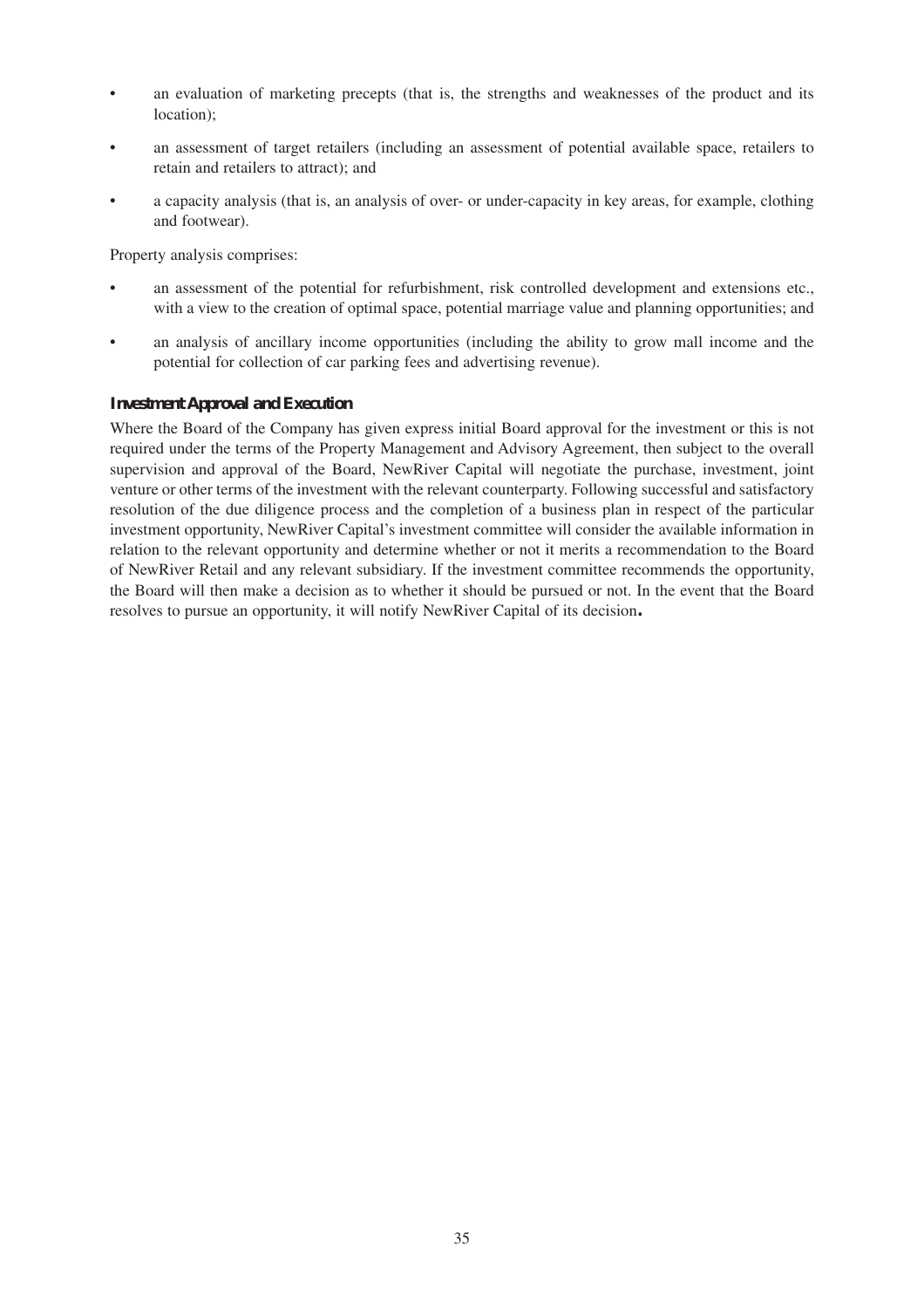- an evaluation of marketing precepts (that is, the strengths and weaknesses of the product and its location);
- an assessment of target retailers (including an assessment of potential available space, retailers to retain and retailers to attract); and
- a capacity analysis (that is, an analysis of over- or under-capacity in key areas, for example, clothing and footwear).

Property analysis comprises:

- an assessment of the potential for refurbishment, risk controlled development and extensions etc., with a view to the creation of optimal space, potential marriage value and planning opportunities; and
- an analysis of ancillary income opportunities (including the ability to grow mall income and the potential for collection of car parking fees and advertising revenue).

### Investment Approval and Execution

Where the Board of the Company has given express initial Board approval for the investment or this is not required under the terms of the Property Management and Advisory Agreement, then subject to the overall supervision and approval of the Board, NewRiver Capital will negotiate the purchase, investment, joint venture or other terms of the investment with the relevant counterparty. Following successful and satisfactory resolution of the due diligence process and the completion of a business plan in respect of the particular investment opportunity, NewRiver Capital's investment committee will consider the available information in relation to the relevant opportunity and determine whether or not it merits a recommendation to the Board of NewRiver Retail and any relevant subsidiary. If the investment committee recommends the opportunity, the Board will then make a decision as to whether it should be pursued or not. In the event that the Board resolves to pursue an opportunity, it will notify NewRiver Capital of its decision.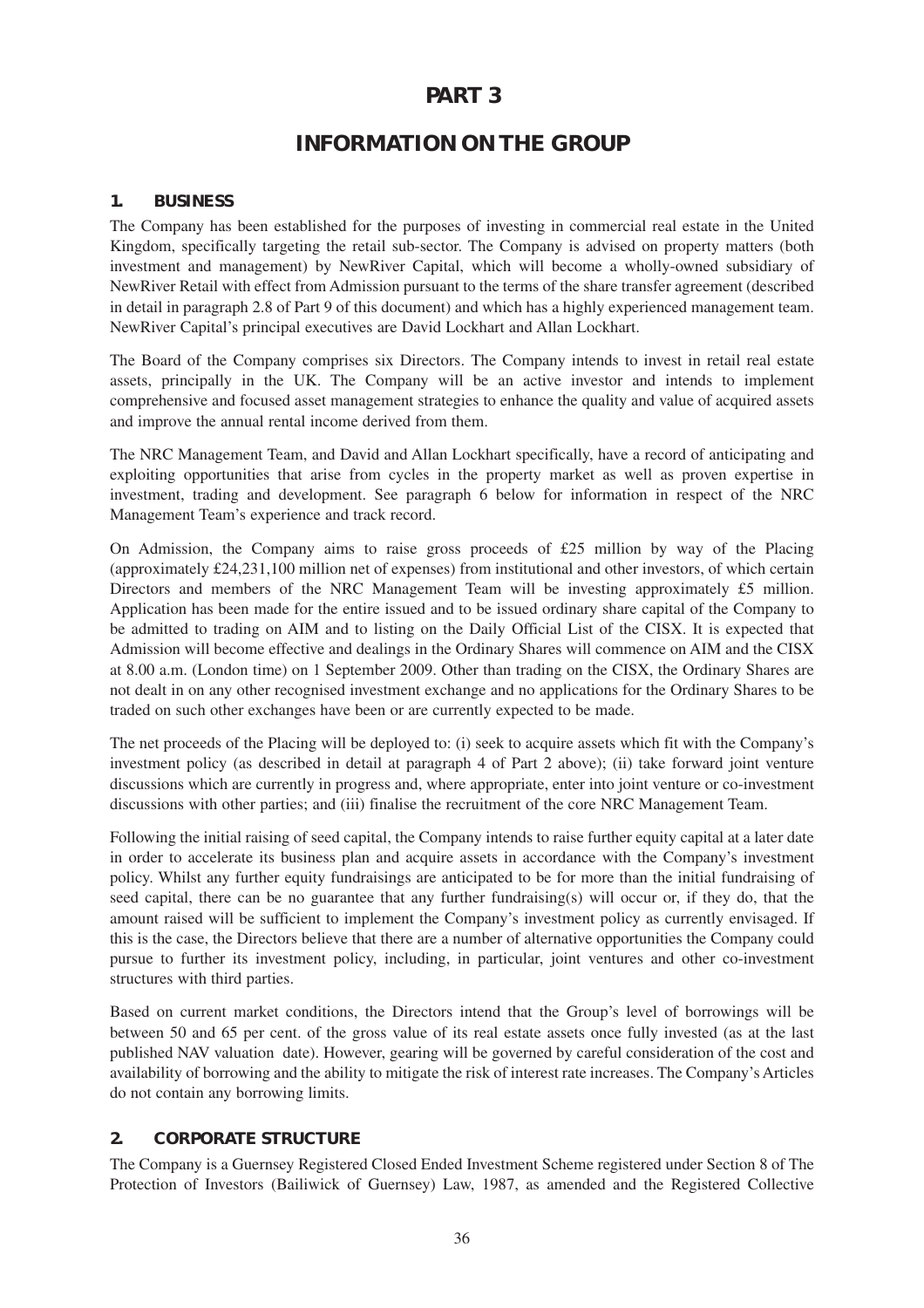# PART 3

# INFORMATION ON THE GROUP

## 1. BUSINESS

The Company has been established for the purposes of investing in commercial real estate in the United Kingdom, specifically targeting the retail sub-sector. The Company is advised on property matters (both investment and management) by NewRiver Capital, which will become a wholly-owned subsidiary of NewRiver Retail with effect from Admission pursuant to the terms of the share transfer agreement (described in detail in paragraph 2.8 of Part 9 of this document) and which has a highly experienced management team. NewRiver Capital's principal executives are David Lockhart and Allan Lockhart.

The Board of the Company comprises six Directors. The Company intends to invest in retail real estate assets, principally in the UK. The Company will be an active investor and intends to implement comprehensive and focused asset management strategies to enhance the quality and value of acquired assets and improve the annual rental income derived from them.

The NRC Management Team, and David and Allan Lockhart specifically, have a record of anticipating and exploiting opportunities that arise from cycles in the property market as well as proven expertise in investment, trading and development. See paragraph 6 below for information in respect of the NRC Management Team's experience and track record.

On Admission, the Company aims to raise gross proceeds of £25 million by way of the Placing (approximately £24,231,100 million net of expenses) from institutional and other investors, of which certain Directors and members of the NRC Management Team will be investing approximately £5 million. Application has been made for the entire issued and to be issued ordinary share capital of the Company to be admitted to trading on AIM and to listing on the Daily Official List of the CISX. It is expected that Admission will become effective and dealings in the Ordinary Shares will commence on AIM and the CISX at 8.00 a.m. (London time) on 1 September 2009. Other than trading on the CISX, the Ordinary Shares are not dealt in on any other recognised investment exchange and no applications for the Ordinary Shares to be traded on such other exchanges have been or are currently expected to be made.

The net proceeds of the Placing will be deployed to: (i) seek to acquire assets which fit with the Company's investment policy (as described in detail at paragraph 4 of Part 2 above); (ii) take forward joint venture discussions which are currently in progress and, where appropriate, enter into joint venture or co-investment discussions with other parties; and (iii) finalise the recruitment of the core NRC Management Team.

Following the initial raising of seed capital, the Company intends to raise further equity capital at a later date in order to accelerate its business plan and acquire assets in accordance with the Company's investment policy. Whilst any further equity fundraisings are anticipated to be for more than the initial fundraising of seed capital, there can be no guarantee that any further fundraising(s) will occur or, if they do, that the amount raised will be sufficient to implement the Company's investment policy as currently envisaged. If this is the case, the Directors believe that there are a number of alternative opportunities the Company could pursue to further its investment policy, including, in particular, joint ventures and other co-investment structures with third parties.

Based on current market conditions, the Directors intend that the Group's level of borrowings will be between 50 and 65 per cent. of the gross value of its real estate assets once fully invested (as at the last published NAV valuation date). However, gearing will be governed by careful consideration of the cost and availability of borrowing and the ability to mitigate the risk of interest rate increases. The Company's Articles do not contain any borrowing limits.

## 2. CORPORATE STRUCTURE

The Company is a Guernsey Registered Closed Ended Investment Scheme registered under Section 8 of The Protection of Investors (Bailiwick of Guernsey) Law, 1987, as amended and the Registered Collective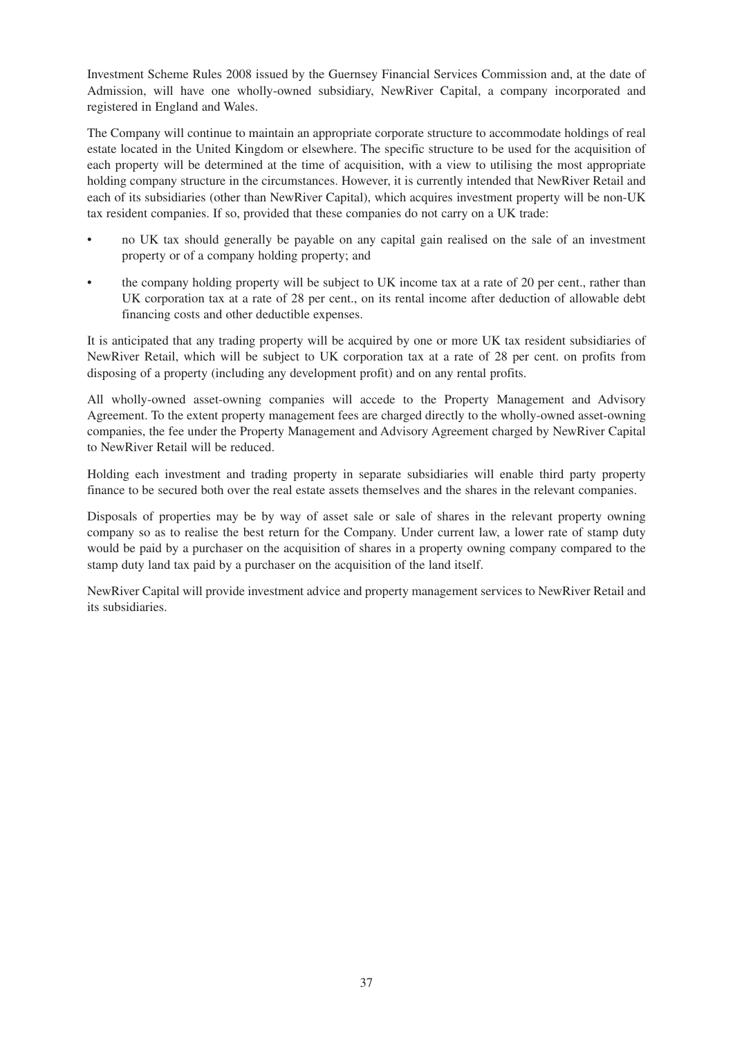Investment Scheme Rules 2008 issued by the Guernsey Financial Services Commission and, at the date of Admission, will have one wholly-owned subsidiary, NewRiver Capital, a company incorporated and registered in England and Wales.

The Company will continue to maintain an appropriate corporate structure to accommodate holdings of real estate located in the United Kingdom or elsewhere. The specific structure to be used for the acquisition of each property will be determined at the time of acquisition, with a view to utilising the most appropriate holding company structure in the circumstances. However, it is currently intended that NewRiver Retail and each of its subsidiaries (other than NewRiver Capital), which acquires investment property will be non-UK tax resident companies. If so, provided that these companies do not carry on a UK trade:

- no UK tax should generally be payable on any capital gain realised on the sale of an investment property or of a company holding property; and
- the company holding property will be subject to UK income tax at a rate of 20 per cent., rather than UK corporation tax at a rate of 28 per cent., on its rental income after deduction of allowable debt financing costs and other deductible expenses.

It is anticipated that any trading property will be acquired by one or more UK tax resident subsidiaries of NewRiver Retail, which will be subject to UK corporation tax at a rate of 28 per cent. on profits from disposing of a property (including any development profit) and on any rental profits.

All wholly-owned asset-owning companies will accede to the Property Management and Advisory Agreement. To the extent property management fees are charged directly to the wholly-owned asset-owning companies, the fee under the Property Management and Advisory Agreement charged by NewRiver Capital to NewRiver Retail will be reduced.

Holding each investment and trading property in separate subsidiaries will enable third party property finance to be secured both over the real estate assets themselves and the shares in the relevant companies.

Disposals of properties may be by way of asset sale or sale of shares in the relevant property owning company so as to realise the best return for the Company. Under current law, a lower rate of stamp duty would be paid by a purchaser on the acquisition of shares in a property owning company compared to the stamp duty land tax paid by a purchaser on the acquisition of the land itself.

NewRiver Capital will provide investment advice and property management services to NewRiver Retail and its subsidiaries.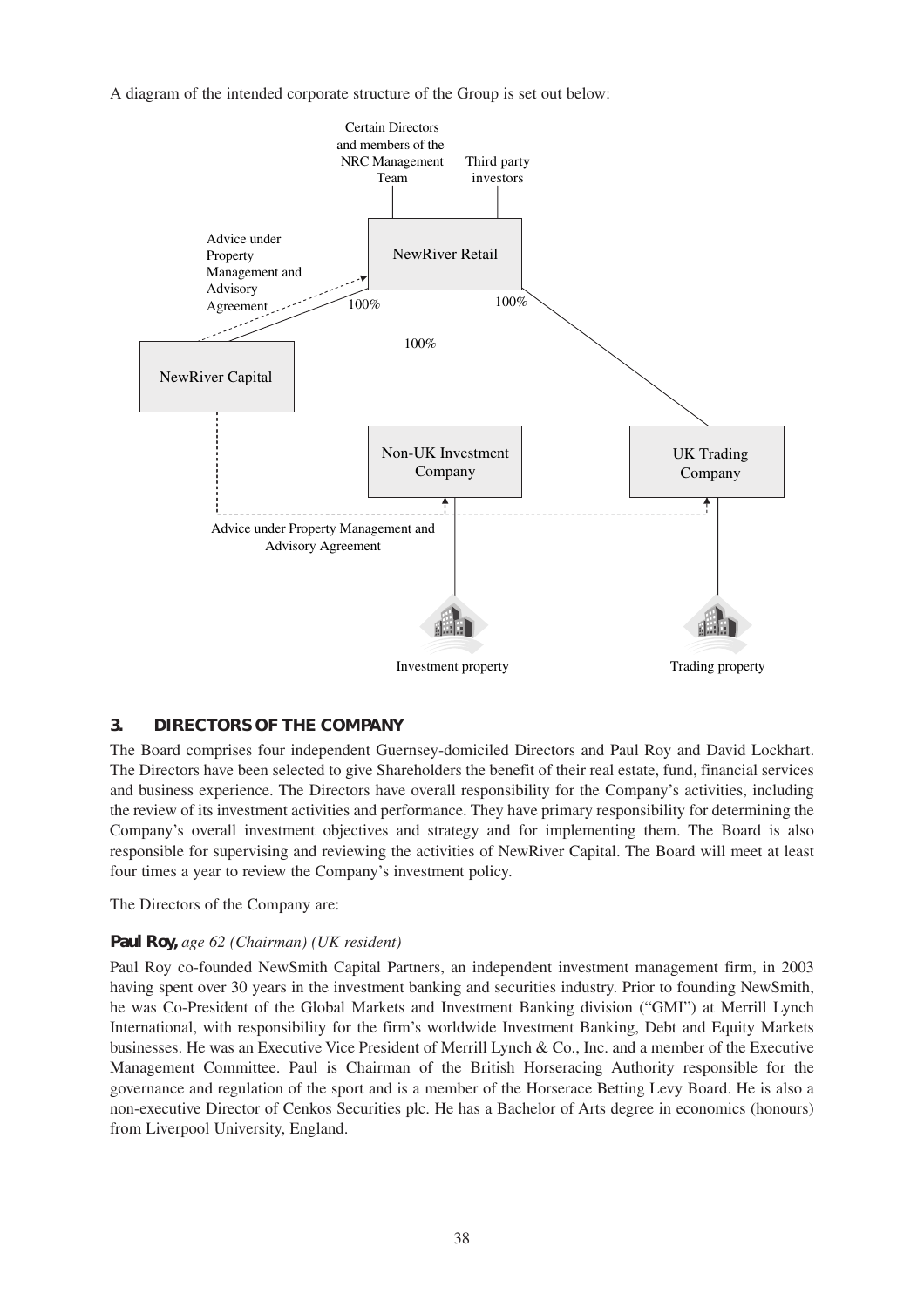A diagram of the intended corporate structure of the Group is set out below:

Certain Directors and members of the NRC Management Team

Third party investors

NewRiver Retail

Advice under Property Management and Advisory Agreement

100%

100%

100%

NewRiver Capital

Non-UK Investment Company

UK Trading Company

Advice under Property Management and Advisory Agreement

Investment property

Trading property

## 3. DIRECTORS OF THE COMPANY

The Board comprises four independent Guernsey-domiciled Directors and Paul Roy and David Lockhart. The Directors have been selected to give Shareholders the benefit of their real estate, fund, financial services and business experience. The Directors have overall responsibility for the Company's activities, including the review of its investment activities and performance. They have primary responsibility for determining the Company's overall investment objectives and strategy and for implementing them. The Board is also responsible for supervising and reviewing the activities of NewRiver Capital. The Board will meet at least four times a year to review the Company's investment policy.

The Directors of the Company are:

**Paul Roy,** *age 62 (Chairman) (UK resident)*

Paul Roy co-founded NewSmith Capital Partners, an independent investment management firm, in 2003 having spent over 30 years in the investment banking and securities industry. Prior to founding NewSmith, he was Co-President of the Global Markets and Investment Banking division ("GMI") at Merrill Lynch International, with responsibility for the firm's worldwide Investment Banking, Debt and Equity Markets businesses. He was an Executive Vice President of Merrill Lynch & Co., Inc. and a member of the Executive Management Committee. Paul is Chairman of the British Horseracing Authority responsible for the governance and regulation of the sport and is a member of the Horserace Betting Levy Board. He is also a non-executive Director of Cenkos Securities plc. He has a Bachelor of Arts degree in economics (honours) from Liverpool University, England.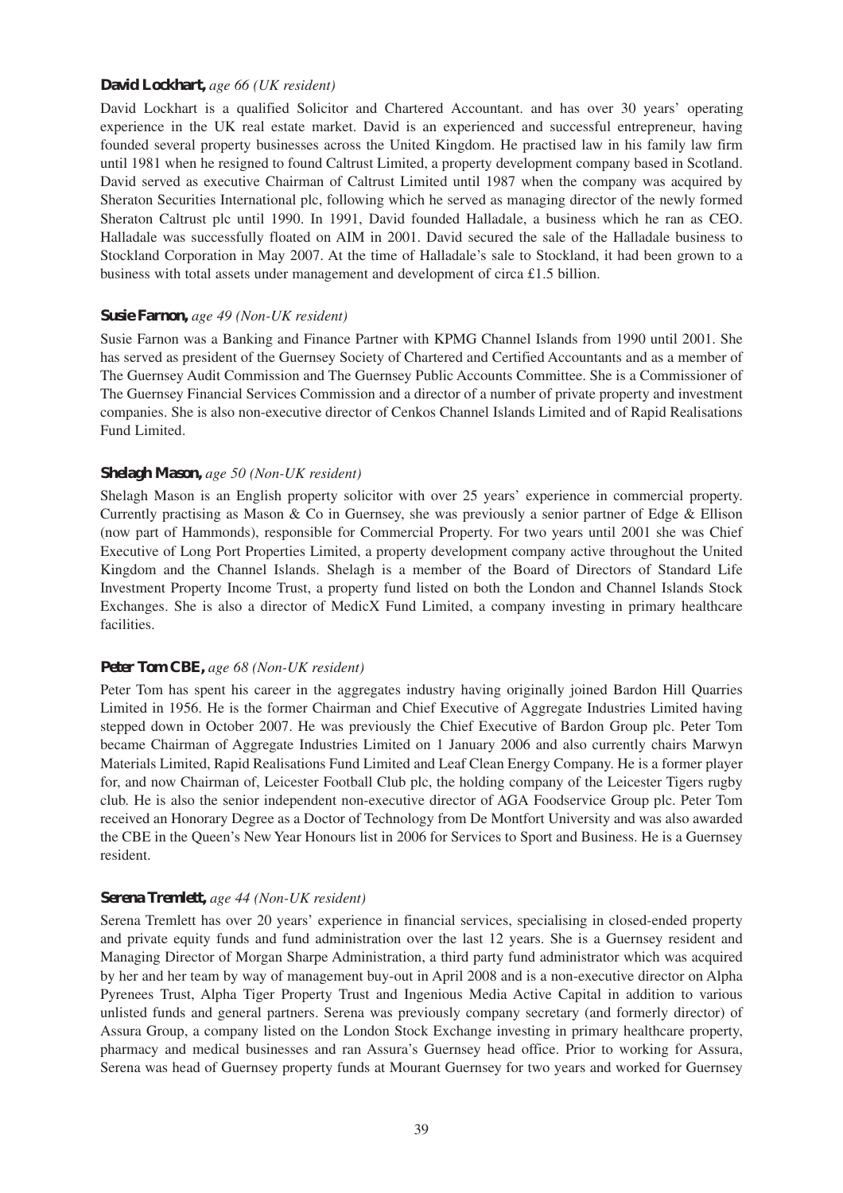**David Lockhart,** *age 66 (UK resident)*

David Lockhart is a qualified Solicitor and Chartered Accountant. and has over 30 years' operating experience in the UK real estate market. David is an experienced and successful entrepreneur, having founded several property businesses across the United Kingdom. He practised law in his family law firm until 1981 when he resigned to found Caltrust Limited, a property development company based in Scotland. David served as executive Chairman of Caltrust Limited until 1987 when the company was acquired by Sheraton Securities International plc, following which he served as managing director of the newly formed Sheraton Caltrust plc until 1990. In 1991, David founded Halladale, a business which he ran as CEO. Halladale was successfully floated on AIM in 2001. David secured the sale of the Halladale business to Stockland Corporation in May 2007. At the time of Halladale's sale to Stockland, it had been grown to a business with total assets under management and development of circa £1.5 billion.

**Susie Farnon,** *age 49 (Non-UK resident)*

Susie Farnon was a Banking and Finance Partner with KPMG Channel Islands from 1990 until 2001. She has served as president of the Guernsey Society of Chartered and Certified Accountants and as a member of The Guernsey Audit Commission and The Guernsey Public Accounts Committee. She is a Commissioner of The Guernsey Financial Services Commission and a director of a number of private property and investment companies. She is also non-executive director of Cenkos Channel Islands Limited and of Rapid Realisations Fund Limited.

**Shelagh Mason,** *age 50 (Non-UK resident)*

Shelagh Mason is an English property solicitor with over 25 years' experience in commercial property. Currently practising as Mason & Co in Guernsey, she was previously a senior partner of Edge & Ellison (now part of Hammonds), responsible for Commercial Property. For two years until 2001 she was Chief Executive of Long Port Properties Limited, a property development company active throughout the United Kingdom and the Channel Islands. Shelagh is a member of the Board of Directors of Standard Life Investment Property Income Trust, a property fund listed on both the London and Channel Islands Stock Exchanges. She is also a director of MedicX Fund Limited, a company investing in primary healthcare facilities.

**Peter Tom CBE,** *age 68 (Non-UK resident)*

Peter Tom has spent his career in the aggregates industry having originally joined Bardon Hill Quarries Limited in 1956. He is the former Chairman and Chief Executive of Aggregate Industries Limited having stepped down in October 2007. He was previously the Chief Executive of Bardon Group plc. Peter Tom became Chairman of Aggregate Industries Limited on 1 January 2006 and also currently chairs Marwyn Materials Limited, Rapid Realisations Fund Limited and Leaf Clean Energy Company. He is a former player for, and now Chairman of, Leicester Football Club plc, the holding company of the Leicester Tigers rugby club. He is also the senior independent non-executive director of AGA Foodservice Group plc. Peter Tom received an Honorary Degree as a Doctor of Technology from De Montfort University and was also awarded the CBE in the Queen's New Year Honours list in 2006 for Services to Sport and Business. He is a Guernsey resident.

**Serena Tremlett,** *age 44 (Non-UK resident)*

Serena Tremlett has over 20 years' experience in financial services, specialising in closed-ended property and private equity funds and fund administration over the last 12 years. She is a Guernsey resident and Managing Director of Morgan Sharpe Administration, a third party fund administrator which was acquired by her and her team by way of management buy-out in April 2008 and is a non-executive director on Alpha Pyrenees Trust, Alpha Tiger Property Trust and Ingenious Media Active Capital in addition to various unlisted funds and general partners. Serena was previously company secretary (and formerly director) of Assura Group, a company listed on the London Stock Exchange investing in primary healthcare property, pharmacy and medical businesses and ran Assura's Guernsey head office. Prior to working for Assura, Serena was head of Guernsey property funds at Mourant Guernsey for two years and worked for Guernsey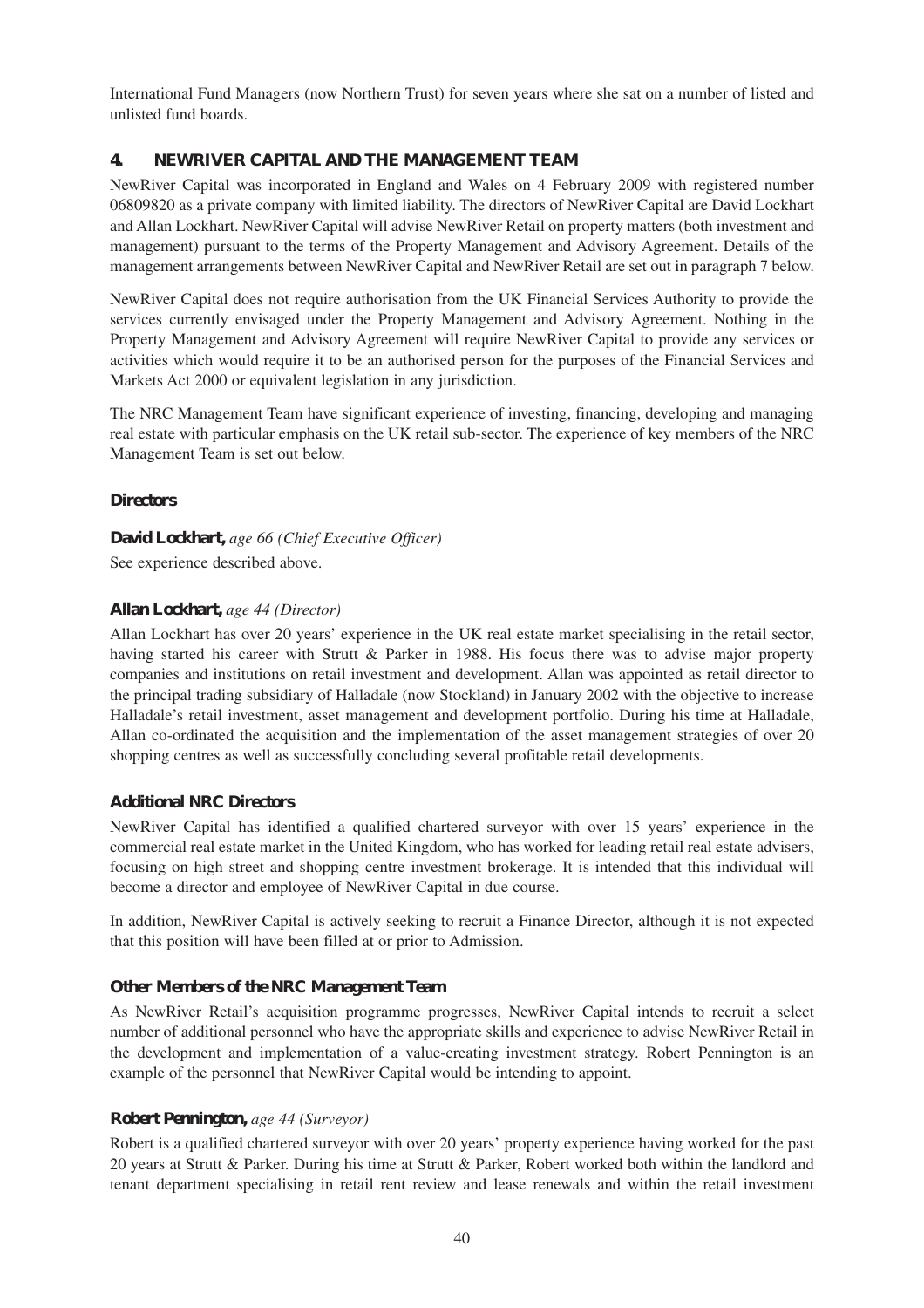International Fund Managers (now Northern Trust) for seven years where she sat on a number of listed and unlisted fund boards.

## 4. NEWRIVER CAPITAL AND THE MANAGEMENT TEAM

NewRiver Capital was incorporated in England and Wales on 4 February 2009 with registered number 06809820 as a private company with limited liability. The directors of NewRiver Capital are David Lockhart and Allan Lockhart. NewRiver Capital will advise NewRiver Retail on property matters (both investment and management) pursuant to the terms of the Property Management and Advisory Agreement. Details of the management arrangements between NewRiver Capital and NewRiver Retail are set out in paragraph 7 below.

NewRiver Capital does not require authorisation from the UK Financial Services Authority to provide the services currently envisaged under the Property Management and Advisory Agreement. Nothing in the Property Management and Advisory Agreement will require NewRiver Capital to provide any services or activities which would require it to be an authorised person for the purposes of the Financial Services and Markets Act 2000 or equivalent legislation in any jurisdiction.

The NRC Management Team have significant experience of investing, financing, developing and managing real estate with particular emphasis on the UK retail sub-sector. The experience of key members of the NRC Management Team is set out below.

### Directors

**David Lockhart,** *age 66 (Chief Executive Officer)*

See experience described above.

**Allan Lockhart,** *age 44 (Director)*

Allan Lockhart has over 20 years' experience in the UK real estate market specialising in the retail sector, having started his career with Strutt & Parker in 1988. His focus there was to advise major property companies and institutions on retail investment and development. Allan was appointed as retail director to the principal trading subsidiary of Halladale (now Stockland) in January 2002 with the objective to increase Halladale's retail investment, asset management and development portfolio. During his time at Halladale, Allan co-ordinated the acquisition and the implementation of the asset management strategies of over 20 shopping centres as well as successfully concluding several profitable retail developments.

### Additional NRC Directors

NewRiver Capital has identified a qualified chartered surveyor with over 15 years' experience in the commercial real estate market in the United Kingdom, who has worked for leading retail real estate advisers, focusing on high street and shopping centre investment brokerage. It is intended that this individual will become a director and employee of NewRiver Capital in due course.

In addition, NewRiver Capital is actively seeking to recruit a Finance Director, although it is not expected that this position will have been filled at or prior to Admission.

### Other Members of the NRC Management Team

As NewRiver Retail's acquisition programme progresses, NewRiver Capital intends to recruit a select number of additional personnel who have the appropriate skills and experience to advise NewRiver Retail in the development and implementation of a value-creating investment strategy. Robert Pennington is an example of the personnel that NewRiver Capital would be intending to appoint.

**Robert Pennington,** *age 44 (Surveyor)*

Robert is a qualified chartered surveyor with over 20 years' property experience having worked for the past 20 years at Strutt & Parker. During his time at Strutt & Parker, Robert worked both within the landlord and tenant department specialising in retail rent review and lease renewals and within the retail investment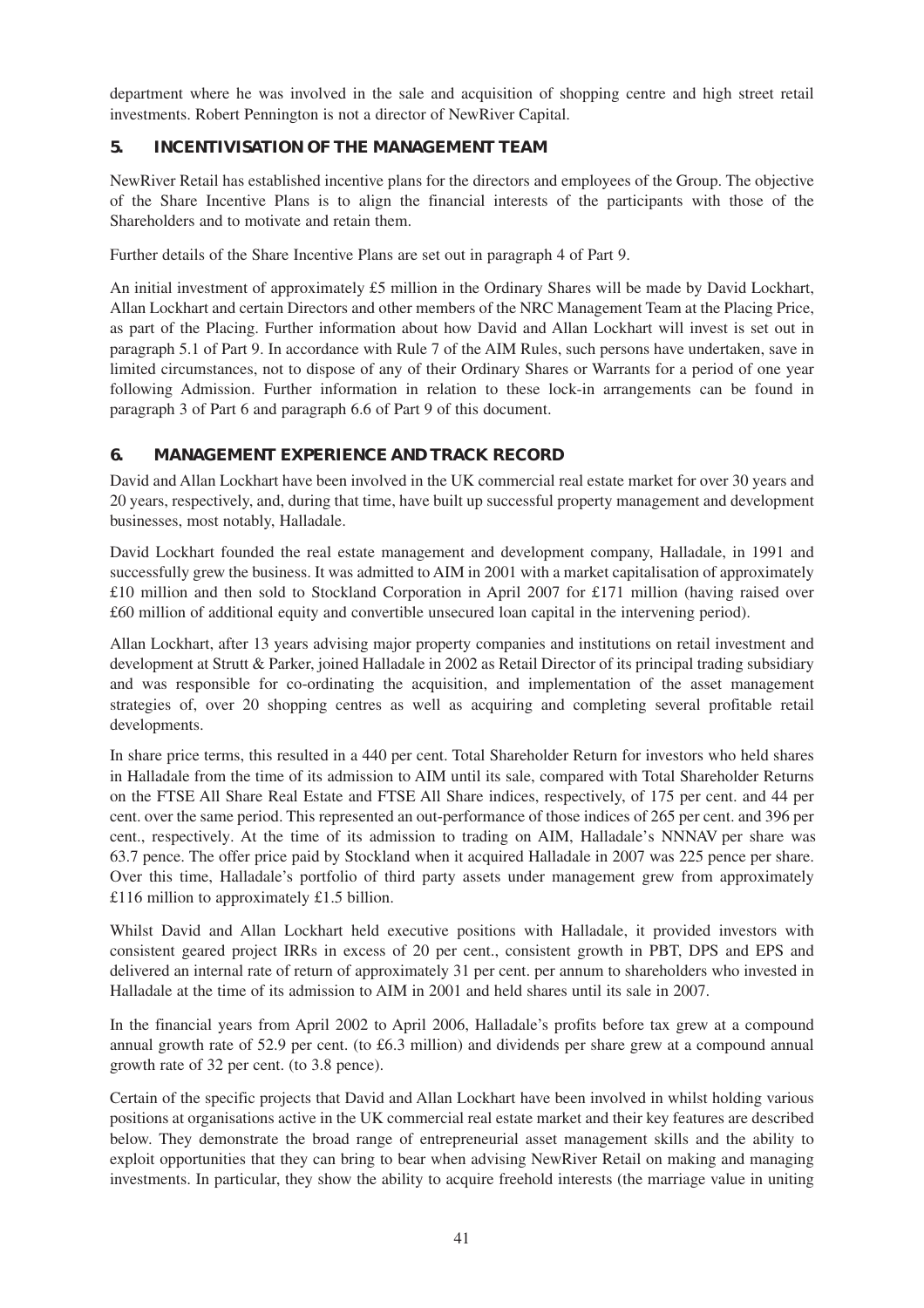department where he was involved in the sale and acquisition of shopping centre and high street retail investments. Robert Pennington is not a director of NewRiver Capital.

## 5. INCENTIVISATION OF THE MANAGEMENT TEAM

NewRiver Retail has established incentive plans for the directors and employees of the Group. The objective of the Share Incentive Plans is to align the financial interests of the participants with those of the Shareholders and to motivate and retain them.

Further details of the Share Incentive Plans are set out in paragraph 4 of Part 9.

An initial investment of approximately £5 million in the Ordinary Shares will be made by David Lockhart, Allan Lockhart and certain Directors and other members of the NRC Management Team at the Placing Price, as part of the Placing. Further information about how David and Allan Lockhart will invest is set out in paragraph 5.1 of Part 9. In accordance with Rule 7 of the AIM Rules, such persons have undertaken, save in limited circumstances, not to dispose of any of their Ordinary Shares or Warrants for a period of one year following Admission. Further information in relation to these lock-in arrangements can be found in paragraph 3 of Part 6 and paragraph 6.6 of Part 9 of this document.

## 6. MANAGEMENT EXPERIENCE AND TRACK RECORD

David and Allan Lockhart have been involved in the UK commercial real estate market for over 30 years and 20 years, respectively, and, during that time, have built up successful property management and development businesses, most notably, Halladale.

David Lockhart founded the real estate management and development company, Halladale, in 1991 and successfully grew the business. It was admitted to AIM in 2001 with a market capitalisation of approximately £10 million and then sold to Stockland Corporation in April 2007 for £171 million (having raised over £60 million of additional equity and convertible unsecured loan capital in the intervening period).

Allan Lockhart, after 13 years advising major property companies and institutions on retail investment and development at Strutt & Parker, joined Halladale in 2002 as Retail Director of its principal trading subsidiary and was responsible for co-ordinating the acquisition, and implementation of the asset management strategies of, over 20 shopping centres as well as acquiring and completing several profitable retail developments.

In share price terms, this resulted in a 440 per cent. Total Shareholder Return for investors who held shares in Halladale from the time of its admission to AIM until its sale, compared with Total Shareholder Returns on the FTSE All Share Real Estate and FTSE All Share indices, respectively, of 175 per cent. and 44 per cent. over the same period. This represented an out-performance of those indices of 265 per cent. and 396 per cent., respectively. At the time of its admission to trading on AIM, Halladale's NNNAV per share was 63.7 pence. The offer price paid by Stockland when it acquired Halladale in 2007 was 225 pence per share. Over this time, Halladale's portfolio of third party assets under management grew from approximately £116 million to approximately £1.5 billion.

Whilst David and Allan Lockhart held executive positions with Halladale, it provided investors with consistent geared project IRRs in excess of 20 per cent., consistent growth in PBT, DPS and EPS and delivered an internal rate of return of approximately 31 per cent. per annum to shareholders who invested in Halladale at the time of its admission to AIM in 2001 and held shares until its sale in 2007.

In the financial years from April 2002 to April 2006, Halladale's profits before tax grew at a compound annual growth rate of 52.9 per cent. (to £6.3 million) and dividends per share grew at a compound annual growth rate of 32 per cent. (to 3.8 pence).

Certain of the specific projects that David and Allan Lockhart have been involved in whilst holding various positions at organisations active in the UK commercial real estate market and their key features are described below. They demonstrate the broad range of entrepreneurial asset management skills and the ability to exploit opportunities that they can bring to bear when advising NewRiver Retail on making and managing investments. In particular, they show the ability to acquire freehold interests (the marriage value in uniting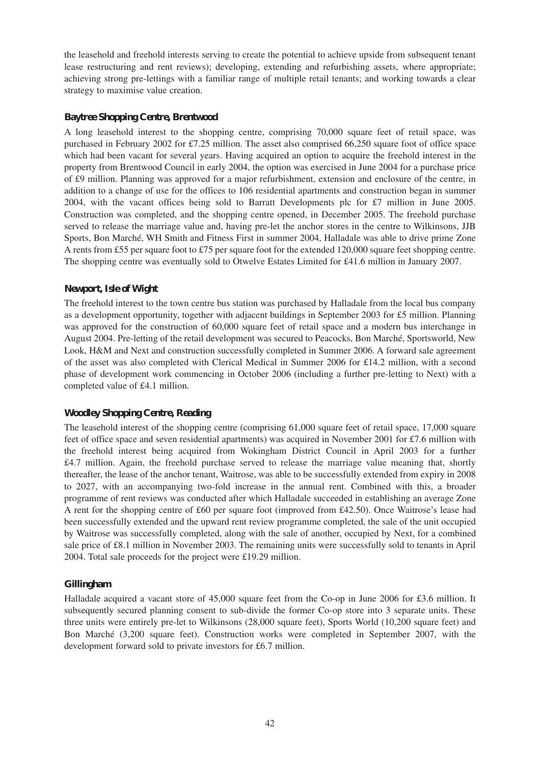the leasehold and freehold interests serving to create the potential to achieve upside from subsequent tenant lease restructuring and rent reviews); developing, extending and refurbishing assets, where appropriate; achieving strong pre-lettings with a familiar range of multiple retail tenants; and working towards a clear strategy to maximise value creation.

### Baytree Shopping Centre, Brentwood

A long leasehold interest to the shopping centre, comprising 70,000 square feet of retail space, was purchased in February 2002 for £7.25 million. The asset also comprised 66,250 square foot of office space which had been vacant for several years. Having acquired an option to acquire the freehold interest in the property from Brentwood Council in early 2004, the option was exercised in June 2004 for a purchase price of £9 million. Planning was approved for a major refurbishment, extension and enclosure of the centre, in addition to a change of use for the offices to 106 residential apartments and construction began in summer 2004, with the vacant offices being sold to Barratt Developments plc for £7 million in June 2005. Construction was completed, and the shopping centre opened, in December 2005. The freehold purchase served to release the marriage value and, having pre-let the anchor stores in the centre to Wilkinsons, JJB Sports, Bon Marché, WH Smith and Fitness First in summer 2004, Halladale was able to drive prime Zone A rents from £55 per square foot to £75 per square foot for the extended 120,000 square feet shopping centre. The shopping centre was eventually sold to Otwelve Estates Limited for £41.6 million in January 2007.

### Newport, Isle of Wight

The freehold interest to the town centre bus station was purchased by Halladale from the local bus company as a development opportunity, together with adjacent buildings in September 2003 for £5 million. Planning was approved for the construction of 60,000 square feet of retail space and a modern bus interchange in August 2004. Pre-letting of the retail development was secured to Peacocks, Bon Marché, Sportsworld, New Look, H&M and Next and construction successfully completed in Summer 2006. A forward sale agreement of the asset was also completed with Clerical Medical in Summer 2006 for £14.2 million, with a second phase of development work commencing in October 2006 (including a further pre-letting to Next) with a completed value of £4.1 million.

### Woodley Shopping Centre, Reading

The leasehold interest of the shopping centre (comprising 61,000 square feet of retail space, 17,000 square feet of office space and seven residential apartments) was acquired in November 2001 for £7.6 million with the freehold interest being acquired from Wokingham District Council in April 2003 for a further £4.7 million. Again, the freehold purchase served to release the marriage value meaning that, shortly thereafter, the lease of the anchor tenant, Waitrose, was able to be successfully extended from expiry in 2008 to 2027, with an accompanying two-fold increase in the annual rent. Combined with this, a broader programme of rent reviews was conducted after which Halladale succeeded in establishing an average Zone A rent for the shopping centre of £60 per square foot (improved from £42.50). Once Waitrose's lease had been successfully extended and the upward rent review programme completed, the sale of the unit occupied by Waitrose was successfully completed, along with the sale of another, occupied by Next, for a combined sale price of £8.1 million in November 2003. The remaining units were successfully sold to tenants in April 2004. Total sale proceeds for the project were £19.29 million.

### Gillingham

Halladale acquired a vacant store of 45,000 square feet from the Co-op in June 2006 for £3.6 million. It subsequently secured planning consent to sub-divide the former Co-op store into 3 separate units. These three units were entirely pre-let to Wilkinsons (28,000 square feet), Sports World (10,200 square feet) and Bon Marché (3,200 square feet). Construction works were completed in September 2007, with the development forward sold to private investors for £6.7 million.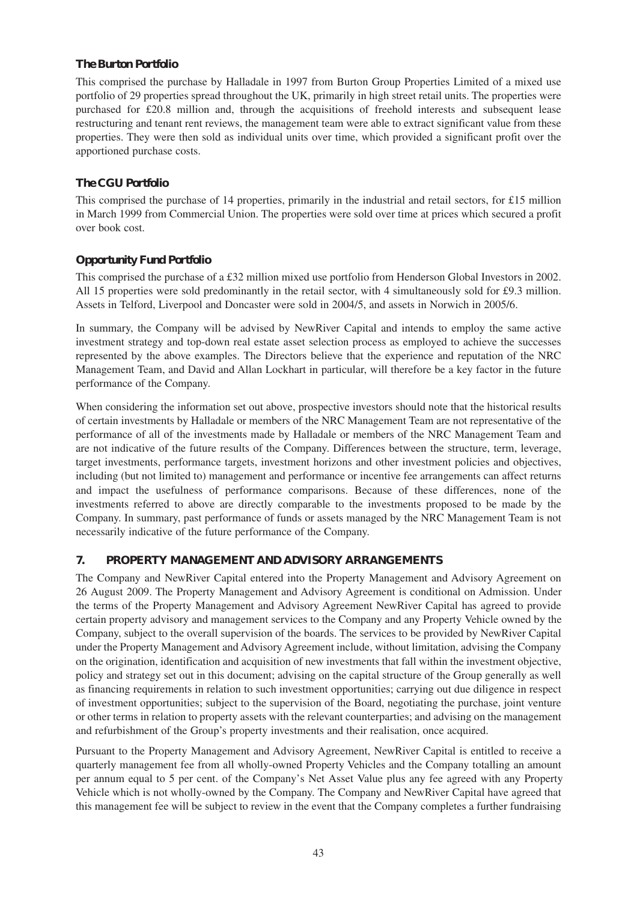### The Burton Portfolio

This comprised the purchase by Halladale in 1997 from Burton Group Properties Limited of a mixed use portfolio of 29 properties spread throughout the UK, primarily in high street retail units. The properties were purchased for £20.8 million and, through the acquisitions of freehold interests and subsequent lease restructuring and tenant rent reviews, the management team were able to extract significant value from these properties. They were then sold as individual units over time, which provided a significant profit over the apportioned purchase costs.

### The CGU Portfolio

This comprised the purchase of 14 properties, primarily in the industrial and retail sectors, for £15 million in March 1999 from Commercial Union. The properties were sold over time at prices which secured a profit over book cost.

### Opportunity Fund Portfolio

This comprised the purchase of a £32 million mixed use portfolio from Henderson Global Investors in 2002. All 15 properties were sold predominantly in the retail sector, with 4 simultaneously sold for £9.3 million. Assets in Telford, Liverpool and Doncaster were sold in 2004/5, and assets in Norwich in 2005/6.

In summary, the Company will be advised by NewRiver Capital and intends to employ the same active investment strategy and top-down real estate asset selection process as employed to achieve the successes represented by the above examples. The Directors believe that the experience and reputation of the NRC Management Team, and David and Allan Lockhart in particular, will therefore be a key factor in the future performance of the Company.

When considering the information set out above, prospective investors should note that the historical results of certain investments by Halladale or members of the NRC Management Team are not representative of the performance of all of the investments made by Halladale or members of the NRC Management Team and are not indicative of the future results of the Company. Differences between the structure, term, leverage, target investments, performance targets, investment horizons and other investment policies and objectives, including (but not limited to) management and performance or incentive fee arrangements can affect returns and impact the usefulness of performance comparisons. Because of these differences, none of the investments referred to above are directly comparable to the investments proposed to be made by the Company. In summary, past performance of funds or assets managed by the NRC Management Team is not necessarily indicative of the future performance of the Company.

## 7. PROPERTY MANAGEMENT AND ADVISORY ARRANGEMENTS

The Company and NewRiver Capital entered into the Property Management and Advisory Agreement on 26 August 2009. The Property Management and Advisory Agreement is conditional on Admission. Under the terms of the Property Management and Advisory Agreement NewRiver Capital has agreed to provide certain property advisory and management services to the Company and any Property Vehicle owned by the Company, subject to the overall supervision of the boards. The services to be provided by NewRiver Capital under the Property Management and Advisory Agreement include, without limitation, advising the Company on the origination, identification and acquisition of new investments that fall within the investment objective, policy and strategy set out in this document; advising on the capital structure of the Group generally as well as financing requirements in relation to such investment opportunities; carrying out due diligence in respect of investment opportunities; subject to the supervision of the Board, negotiating the purchase, joint venture or other terms in relation to property assets with the relevant counterparties; and advising on the management and refurbishment of the Group's property investments and their realisation, once acquired.

Pursuant to the Property Management and Advisory Agreement, NewRiver Capital is entitled to receive a quarterly management fee from all wholly-owned Property Vehicles and the Company totalling an amount per annum equal to 5 per cent. of the Company's Net Asset Value plus any fee agreed with any Property Vehicle which is not wholly-owned by the Company. The Company and NewRiver Capital have agreed that this management fee will be subject to review in the event that the Company completes a further fundraising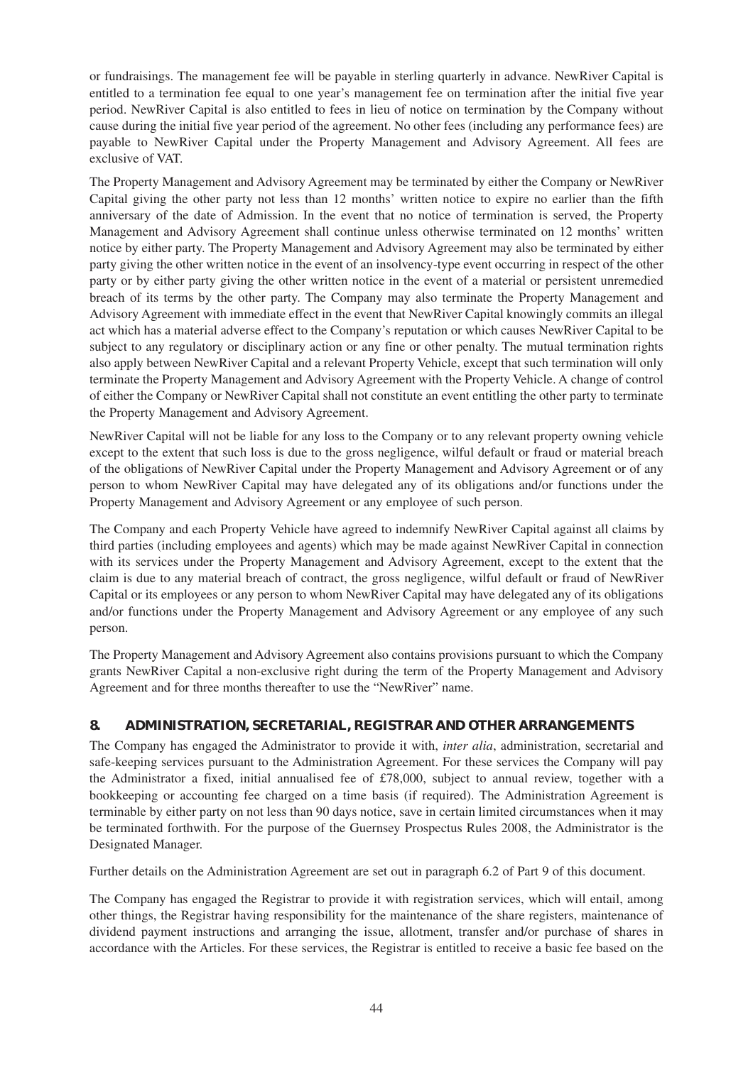or fundraisings. The management fee will be payable in sterling quarterly in advance. NewRiver Capital is entitled to a termination fee equal to one year's management fee on termination after the initial five year period. NewRiver Capital is also entitled to fees in lieu of notice on termination by the Company without cause during the initial five year period of the agreement. No other fees (including any performance fees) are payable to NewRiver Capital under the Property Management and Advisory Agreement. All fees are exclusive of VAT.

The Property Management and Advisory Agreement may be terminated by either the Company or NewRiver Capital giving the other party not less than 12 months' written notice to expire no earlier than the fifth anniversary of the date of Admission. In the event that no notice of termination is served, the Property Management and Advisory Agreement shall continue unless otherwise terminated on 12 months' written notice by either party. The Property Management and Advisory Agreement may also be terminated by either party giving the other written notice in the event of an insolvency-type event occurring in respect of the other party or by either party giving the other written notice in the event of a material or persistent unremedied breach of its terms by the other party. The Company may also terminate the Property Management and Advisory Agreement with immediate effect in the event that NewRiver Capital knowingly commits an illegal act which has a material adverse effect to the Company's reputation or which causes NewRiver Capital to be subject to any regulatory or disciplinary action or any fine or other penalty. The mutual termination rights also apply between NewRiver Capital and a relevant Property Vehicle, except that such termination will only terminate the Property Management and Advisory Agreement with the Property Vehicle. A change of control of either the Company or NewRiver Capital shall not constitute an event entitling the other party to terminate the Property Management and Advisory Agreement.

NewRiver Capital will not be liable for any loss to the Company or to any relevant property owning vehicle except to the extent that such loss is due to the gross negligence, wilful default or fraud or material breach of the obligations of NewRiver Capital under the Property Management and Advisory Agreement or of any person to whom NewRiver Capital may have delegated any of its obligations and/or functions under the Property Management and Advisory Agreement or any employee of such person.

The Company and each Property Vehicle have agreed to indemnify NewRiver Capital against all claims by third parties (including employees and agents) which may be made against NewRiver Capital in connection with its services under the Property Management and Advisory Agreement, except to the extent that the claim is due to any material breach of contract, the gross negligence, wilful default or fraud of NewRiver Capital or its employees or any person to whom NewRiver Capital may have delegated any of its obligations and/or functions under the Property Management and Advisory Agreement or any employee of any such person.

The Property Management and Advisory Agreement also contains provisions pursuant to which the Company grants NewRiver Capital a non-exclusive right during the term of the Property Management and Advisory Agreement and for three months thereafter to use the "NewRiver" name.

## 8. ADMINISTRATION, SECRETARIAL, REGISTRAR AND OTHER ARRANGEMENTS

The Company has engaged the Administrator to provide it with, *inter alia*, administration, secretarial and safe-keeping services pursuant to the Administration Agreement. For these services the Company will pay the Administrator a fixed, initial annualised fee of £78,000, subject to annual review, together with a bookkeeping or accounting fee charged on a time basis (if required). The Administration Agreement is terminable by either party on not less than 90 days notice, save in certain limited circumstances when it may be terminated forthwith. For the purpose of the Guernsey Prospectus Rules 2008, the Administrator is the Designated Manager.

Further details on the Administration Agreement are set out in paragraph 6.2 of Part 9 of this document.

The Company has engaged the Registrar to provide it with registration services, which will entail, among other things, the Registrar having responsibility for the maintenance of the share registers, maintenance of dividend payment instructions and arranging the issue, allotment, transfer and/or purchase of shares in accordance with the Articles. For these services, the Registrar is entitled to receive a basic fee based on the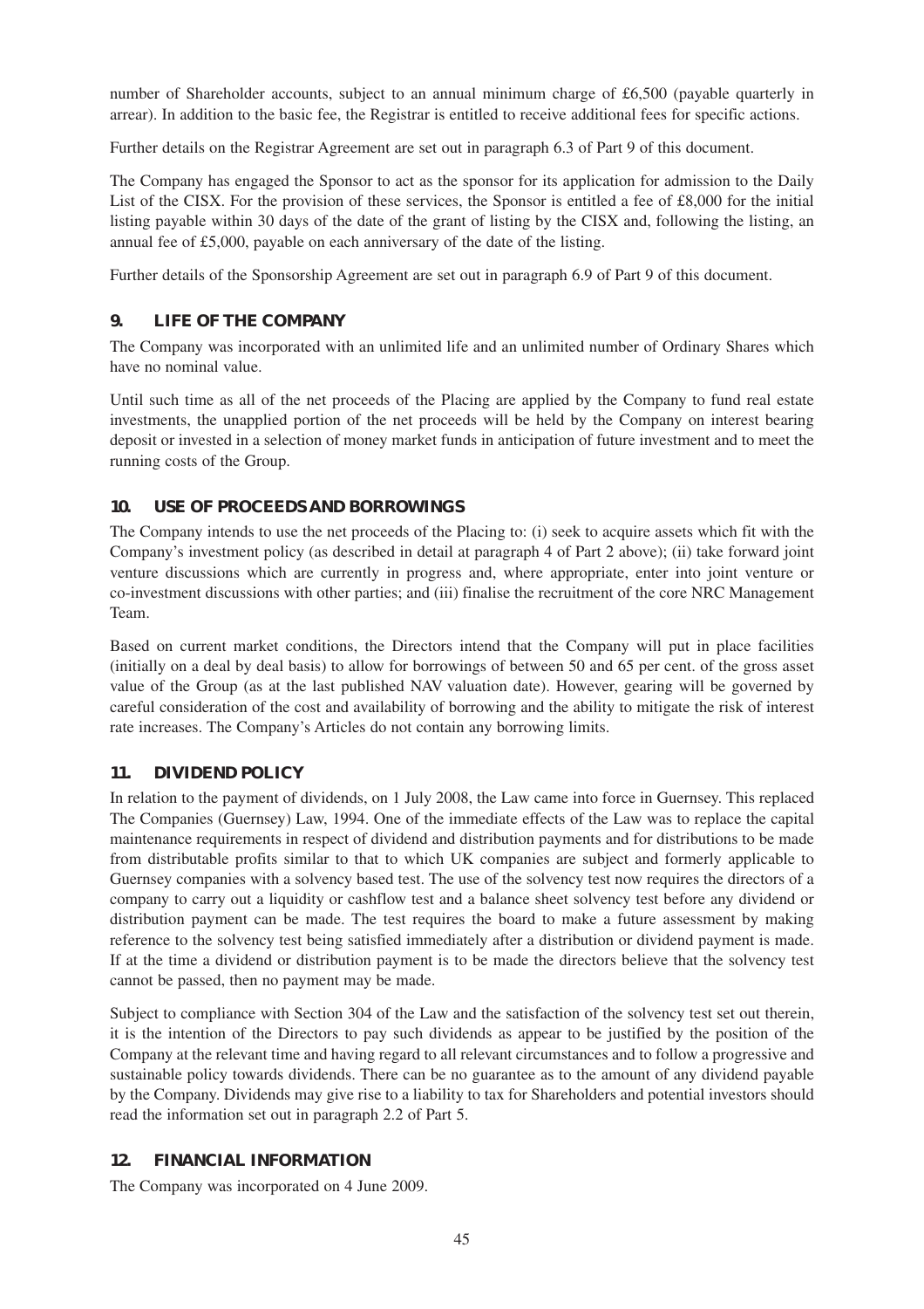number of Shareholder accounts, subject to an annual minimum charge of £6,500 (payable quarterly in arrear). In addition to the basic fee, the Registrar is entitled to receive additional fees for specific actions.

Further details on the Registrar Agreement are set out in paragraph 6.3 of Part 9 of this document.

The Company has engaged the Sponsor to act as the sponsor for its application for admission to the Daily List of the CISX. For the provision of these services, the Sponsor is entitled a fee of £8,000 for the initial listing payable within 30 days of the date of the grant of listing by the CISX and, following the listing, an annual fee of £5,000, payable on each anniversary of the date of the listing.

Further details of the Sponsorship Agreement are set out in paragraph 6.9 of Part 9 of this document.

## 9. LIFE OF THE COMPANY

The Company was incorporated with an unlimited life and an unlimited number of Ordinary Shares which have no nominal value.

Until such time as all of the net proceeds of the Placing are applied by the Company to fund real estate investments, the unapplied portion of the net proceeds will be held by the Company on interest bearing deposit or invested in a selection of money market funds in anticipation of future investment and to meet the running costs of the Group.

## 10. USE OF PROCEEDS AND BORROWINGS

The Company intends to use the net proceeds of the Placing to: (i) seek to acquire assets which fit with the Company's investment policy (as described in detail at paragraph 4 of Part 2 above); (ii) take forward joint venture discussions which are currently in progress and, where appropriate, enter into joint venture or co-investment discussions with other parties; and (iii) finalise the recruitment of the core NRC Management Team.

Based on current market conditions, the Directors intend that the Company will put in place facilities (initially on a deal by deal basis) to allow for borrowings of between 50 and 65 per cent. of the gross asset value of the Group (as at the last published NAV valuation date). However, gearing will be governed by careful consideration of the cost and availability of borrowing and the ability to mitigate the risk of interest rate increases. The Company's Articles do not contain any borrowing limits.

## 11. DIVIDEND POLICY

In relation to the payment of dividends, on 1 July 2008, the Law came into force in Guernsey. This replaced The Companies (Guernsey) Law, 1994. One of the immediate effects of the Law was to replace the capital maintenance requirements in respect of dividend and distribution payments and for distributions to be made from distributable profits similar to that to which UK companies are subject and formerly applicable to Guernsey companies with a solvency based test. The use of the solvency test now requires the directors of a company to carry out a liquidity or cashflow test and a balance sheet solvency test before any dividend or distribution payment can be made. The test requires the board to make a future assessment by making reference to the solvency test being satisfied immediately after a distribution or dividend payment is made. If at the time a dividend or distribution payment is to be made the directors believe that the solvency test cannot be passed, then no payment may be made.

Subject to compliance with Section 304 of the Law and the satisfaction of the solvency test set out therein, it is the intention of the Directors to pay such dividends as appear to be justified by the position of the Company at the relevant time and having regard to all relevant circumstances and to follow a progressive and sustainable policy towards dividends. There can be no guarantee as to the amount of any dividend payable by the Company. Dividends may give rise to a liability to tax for Shareholders and potential investors should read the information set out in paragraph 2.2 of Part 5.

## 12. FINANCIAL INFORMATION

The Company was incorporated on 4 June 2009.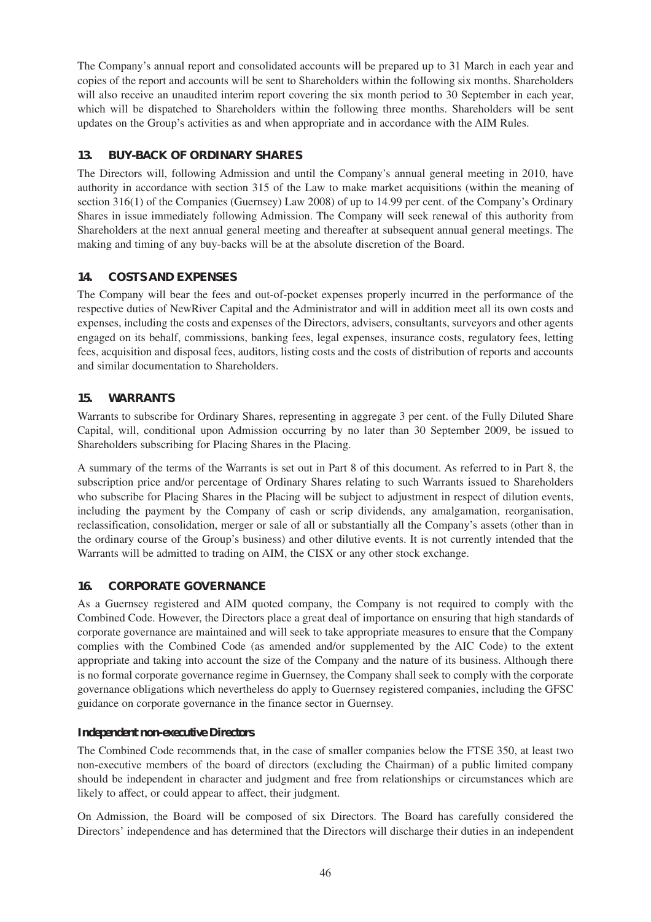The Company's annual report and consolidated accounts will be prepared up to 31 March in each year and copies of the report and accounts will be sent to Shareholders within the following six months. Shareholders will also receive an unaudited interim report covering the six month period to 30 September in each year, which will be dispatched to Shareholders within the following three months. Shareholders will be sent updates on the Group's activities as and when appropriate and in accordance with the AIM Rules.

## 13. BUY-BACK OF ORDINARY SHARES

The Directors will, following Admission and until the Company's annual general meeting in 2010, have authority in accordance with section 315 of the Law to make market acquisitions (within the meaning of section 316(1) of the Companies (Guernsey) Law 2008) of up to 14.99 per cent. of the Company's Ordinary Shares in issue immediately following Admission. The Company will seek renewal of this authority from Shareholders at the next annual general meeting and thereafter at subsequent annual general meetings. The making and timing of any buy-backs will be at the absolute discretion of the Board.

## 14. COSTS AND EXPENSES

The Company will bear the fees and out-of-pocket expenses properly incurred in the performance of the respective duties of NewRiver Capital and the Administrator and will in addition meet all its own costs and expenses, including the costs and expenses of the Directors, advisers, consultants, surveyors and other agents engaged on its behalf, commissions, banking fees, legal expenses, insurance costs, regulatory fees, letting fees, acquisition and disposal fees, auditors, listing costs and the costs of distribution of reports and accounts and similar documentation to Shareholders.

## 15. WARRANTS

Warrants to subscribe for Ordinary Shares, representing in aggregate 3 per cent. of the Fully Diluted Share Capital, will, conditional upon Admission occurring by no later than 30 September 2009, be issued to Shareholders subscribing for Placing Shares in the Placing.

A summary of the terms of the Warrants is set out in Part 8 of this document. As referred to in Part 8, the subscription price and/or percentage of Ordinary Shares relating to such Warrants issued to Shareholders who subscribe for Placing Shares in the Placing will be subject to adjustment in respect of dilution events, including the payment by the Company of cash or scrip dividends, any amalgamation, reorganisation, reclassification, consolidation, merger or sale of all or substantially all the Company's assets (other than in the ordinary course of the Group's business) and other dilutive events. It is not currently intended that the Warrants will be admitted to trading on AIM, the CISX or any other stock exchange.

## 16. CORPORATE GOVERNANCE

As a Guernsey registered and AIM quoted company, the Company is not required to comply with the Combined Code. However, the Directors place a great deal of importance on ensuring that high standards of corporate governance are maintained and will seek to take appropriate measures to ensure that the Company complies with the Combined Code (as amended and/or supplemented by the AIC Code) to the extent appropriate and taking into account the size of the Company and the nature of its business. Although there is no formal corporate governance regime in Guernsey, the Company shall seek to comply with the corporate governance obligations which nevertheless do apply to Guernsey registered companies, including the GFSC guidance on corporate governance in the finance sector in Guernsey.

### Independent non-executive Directors

The Combined Code recommends that, in the case of smaller companies below the FTSE 350, at least two non-executive members of the board of directors (excluding the Chairman) of a public limited company should be independent in character and judgment and free from relationships or circumstances which are likely to affect, or could appear to affect, their judgment.

On Admission, the Board will be composed of six Directors. The Board has carefully considered the Directors' independence and has determined that the Directors will discharge their duties in an independent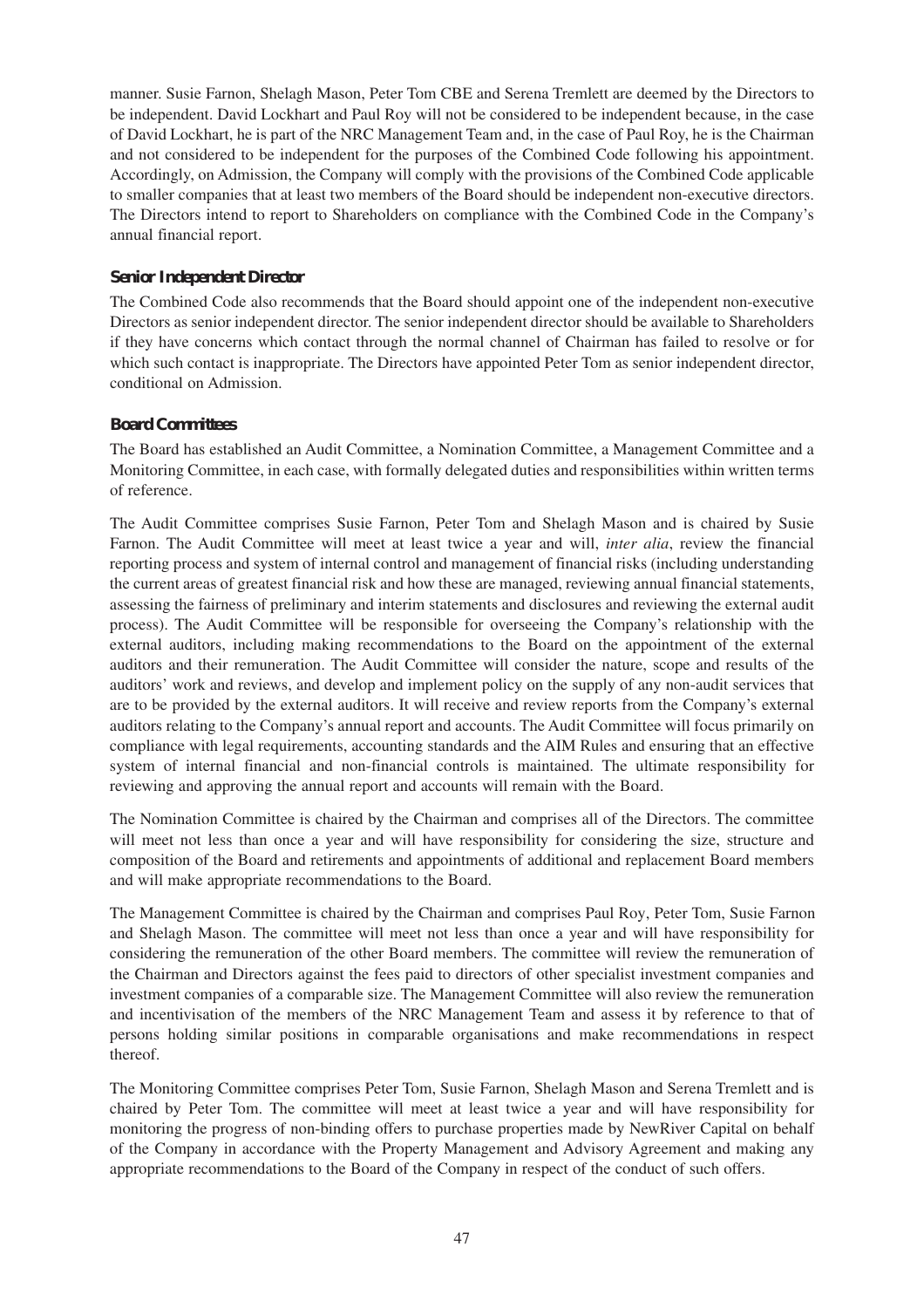manner. Susie Farnon, Shelagh Mason, Peter Tom CBE and Serena Tremlett are deemed by the Directors to be independent. David Lockhart and Paul Roy will not be considered to be independent because, in the case of David Lockhart, he is part of the NRC Management Team and, in the case of Paul Roy, he is the Chairman and not considered to be independent for the purposes of the Combined Code following his appointment. Accordingly, on Admission, the Company will comply with the provisions of the Combined Code applicable to smaller companies that at least two members of the Board should be independent non-executive directors. The Directors intend to report to Shareholders on compliance with the Combined Code in the Company's annual financial report.

### Senior Independent Director

The Combined Code also recommends that the Board should appoint one of the independent non-executive Directors as senior independent director. The senior independent director should be available to Shareholders if they have concerns which contact through the normal channel of Chairman has failed to resolve or for which such contact is inappropriate. The Directors have appointed Peter Tom as senior independent director, conditional on Admission.

### Board Committees

The Board has established an Audit Committee, a Nomination Committee, a Management Committee and a Monitoring Committee, in each case, with formally delegated duties and responsibilities within written terms of reference.

The Audit Committee comprises Susie Farnon, Peter Tom and Shelagh Mason and is chaired by Susie Farnon. The Audit Committee will meet at least twice a year and will, *inter alia*, review the financial reporting process and system of internal control and management of financial risks (including understanding the current areas of greatest financial risk and how these are managed, reviewing annual financial statements, assessing the fairness of preliminary and interim statements and disclosures and reviewing the external audit process). The Audit Committee will be responsible for overseeing the Company's relationship with the external auditors, including making recommendations to the Board on the appointment of the external auditors and their remuneration. The Audit Committee will consider the nature, scope and results of the auditors' work and reviews, and develop and implement policy on the supply of any non-audit services that are to be provided by the external auditors. It will receive and review reports from the Company's external auditors relating to the Company's annual report and accounts. The Audit Committee will focus primarily on compliance with legal requirements, accounting standards and the AIM Rules and ensuring that an effective system of internal financial and non-financial controls is maintained. The ultimate responsibility for reviewing and approving the annual report and accounts will remain with the Board.

The Nomination Committee is chaired by the Chairman and comprises all of the Directors. The committee will meet not less than once a year and will have responsibility for considering the size, structure and composition of the Board and retirements and appointments of additional and replacement Board members and will make appropriate recommendations to the Board.

The Management Committee is chaired by the Chairman and comprises Paul Roy, Peter Tom, Susie Farnon and Shelagh Mason. The committee will meet not less than once a year and will have responsibility for considering the remuneration of the other Board members. The committee will review the remuneration of the Chairman and Directors against the fees paid to directors of other specialist investment companies and investment companies of a comparable size. The Management Committee will also review the remuneration and incentivisation of the members of the NRC Management Team and assess it by reference to that of persons holding similar positions in comparable organisations and make recommendations in respect thereof.

The Monitoring Committee comprises Peter Tom, Susie Farnon, Shelagh Mason and Serena Tremlett and is chaired by Peter Tom. The committee will meet at least twice a year and will have responsibility for monitoring the progress of non-binding offers to purchase properties made by NewRiver Capital on behalf of the Company in accordance with the Property Management and Advisory Agreement and making any appropriate recommendations to the Board of the Company in respect of the conduct of such offers.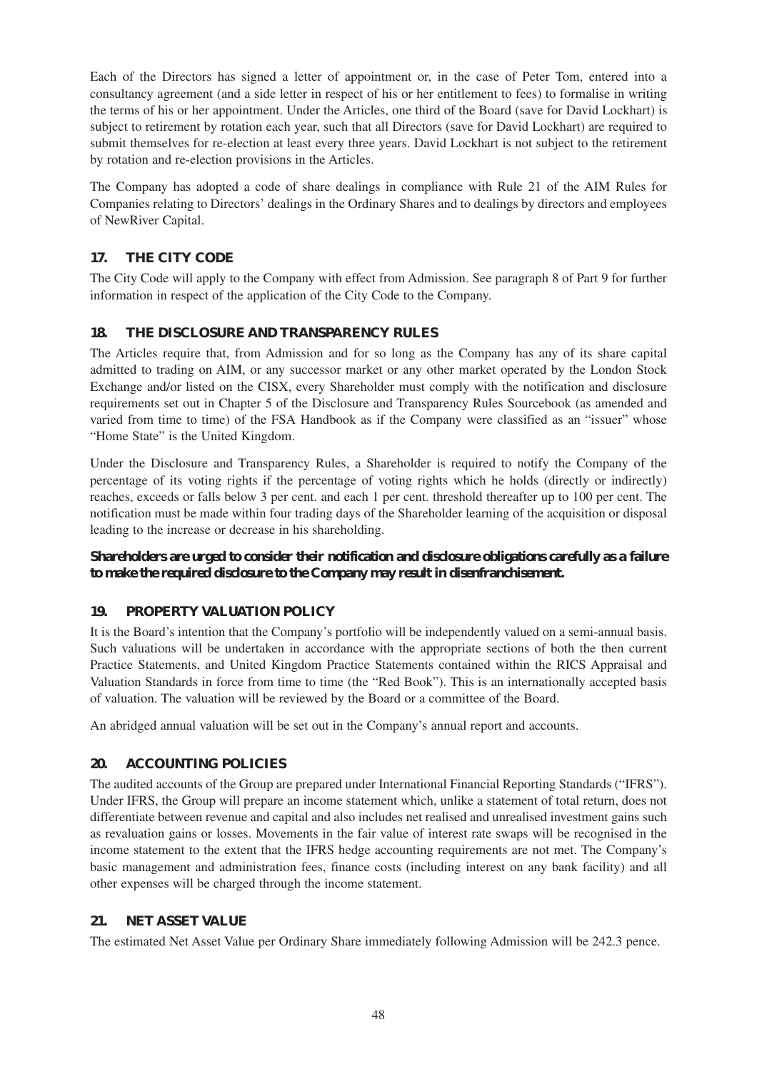Each of the Directors has signed a letter of appointment or, in the case of Peter Tom, entered into a consultancy agreement (and a side letter in respect of his or her entitlement to fees) to formalise in writing the terms of his or her appointment. Under the Articles, one third of the Board (save for David Lockhart) is subject to retirement by rotation each year, such that all Directors (save for David Lockhart) are required to submit themselves for re-election at least every three years. David Lockhart is not subject to the retirement by rotation and re-election provisions in the Articles.

The Company has adopted a code of share dealings in compliance with Rule 21 of the AIM Rules for Companies relating to Directors' dealings in the Ordinary Shares and to dealings by directors and employees of NewRiver Capital.

## 17. THE CITY CODE

The City Code will apply to the Company with effect from Admission. See paragraph 8 of Part 9 for further information in respect of the application of the City Code to the Company.

## 18. THE DISCLOSURE AND TRANSPARENCY RULES

The Articles require that, from Admission and for so long as the Company has any of its share capital admitted to trading on AIM, or any successor market or any other market operated by the London Stock Exchange and/or listed on the CISX, every Shareholder must comply with the notification and disclosure requirements set out in Chapter 5 of the Disclosure and Transparency Rules Sourcebook (as amended and varied from time to time) of the FSA Handbook as if the Company were classified as an "issuer" whose "Home State" is the United Kingdom.

Under the Disclosure and Transparency Rules, a Shareholder is required to notify the Company of the percentage of its voting rights if the percentage of voting rights which he holds (directly or indirectly) reaches, exceeds or falls below 3 per cent. and each 1 per cent. threshold thereafter up to 100 per cent. The notification must be made within four trading days of the Shareholder learning of the acquisition or disposal leading to the increase or decrease in his shareholding.

**Shareholders are urged to consider their notification and disclosure obligations carefully as a failure to make the required disclosure to the Company may result in disenfranchisement.**

## 19. PROPERTY VALUATION POLICY

It is the Board's intention that the Company's portfolio will be independently valued on a semi-annual basis. Such valuations will be undertaken in accordance with the appropriate sections of both the then current Practice Statements, and United Kingdom Practice Statements contained within the RICS Appraisal and Valuation Standards in force from time to time (the "Red Book"). This is an internationally accepted basis of valuation. The valuation will be reviewed by the Board or a committee of the Board.

An abridged annual valuation will be set out in the Company's annual report and accounts.

## 20. ACCOUNTING POLICIES

The audited accounts of the Group are prepared under International Financial Reporting Standards ("IFRS"). Under IFRS, the Group will prepare an income statement which, unlike a statement of total return, does not differentiate between revenue and capital and also includes net realised and unrealised investment gains such as revaluation gains or losses. Movements in the fair value of interest rate swaps will be recognised in the income statement to the extent that the IFRS hedge accounting requirements are not met. The Company's basic management and administration fees, finance costs (including interest on any bank facility) and all other expenses will be charged through the income statement.

## 21. NET ASSET VALUE

The estimated Net Asset Value per Ordinary Share immediately following Admission will be 242.3 pence.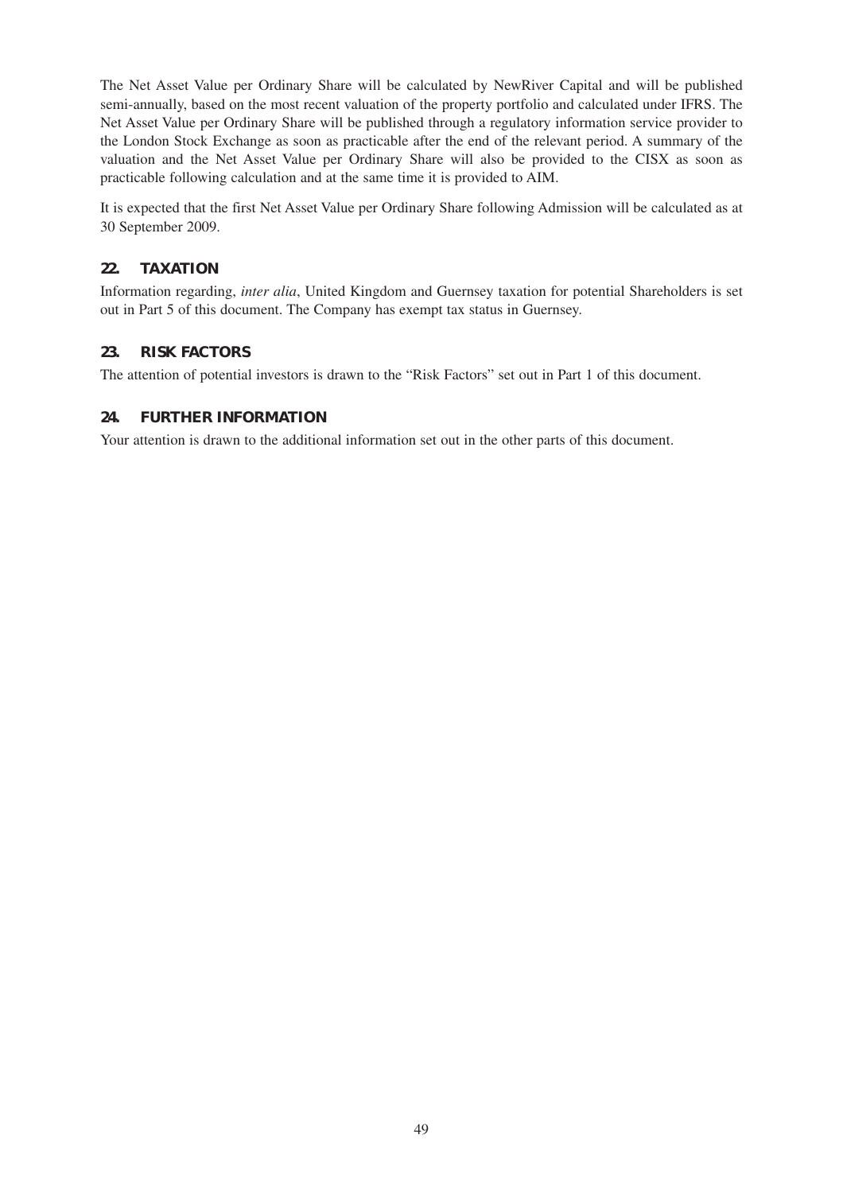The Net Asset Value per Ordinary Share will be calculated by NewRiver Capital and will be published semi-annually, based on the most recent valuation of the property portfolio and calculated under IFRS. The Net Asset Value per Ordinary Share will be published through a regulatory information service provider to the London Stock Exchange as soon as practicable after the end of the relevant period. A summary of the valuation and the Net Asset Value per Ordinary Share will also be provided to the CISX as soon as practicable following calculation and at the same time it is provided to AIM.

It is expected that the first Net Asset Value per Ordinary Share following Admission will be calculated as at 30 September 2009.

## 22. TAXATION

Information regarding, *inter alia*, United Kingdom and Guernsey taxation for potential Shareholders is set out in Part 5 of this document. The Company has exempt tax status in Guernsey.

## 23. RISK FACTORS

The attention of potential investors is drawn to the "Risk Factors" set out in Part 1 of this document.

## 24. FURTHER INFORMATION

Your attention is drawn to the additional information set out in the other parts of this document.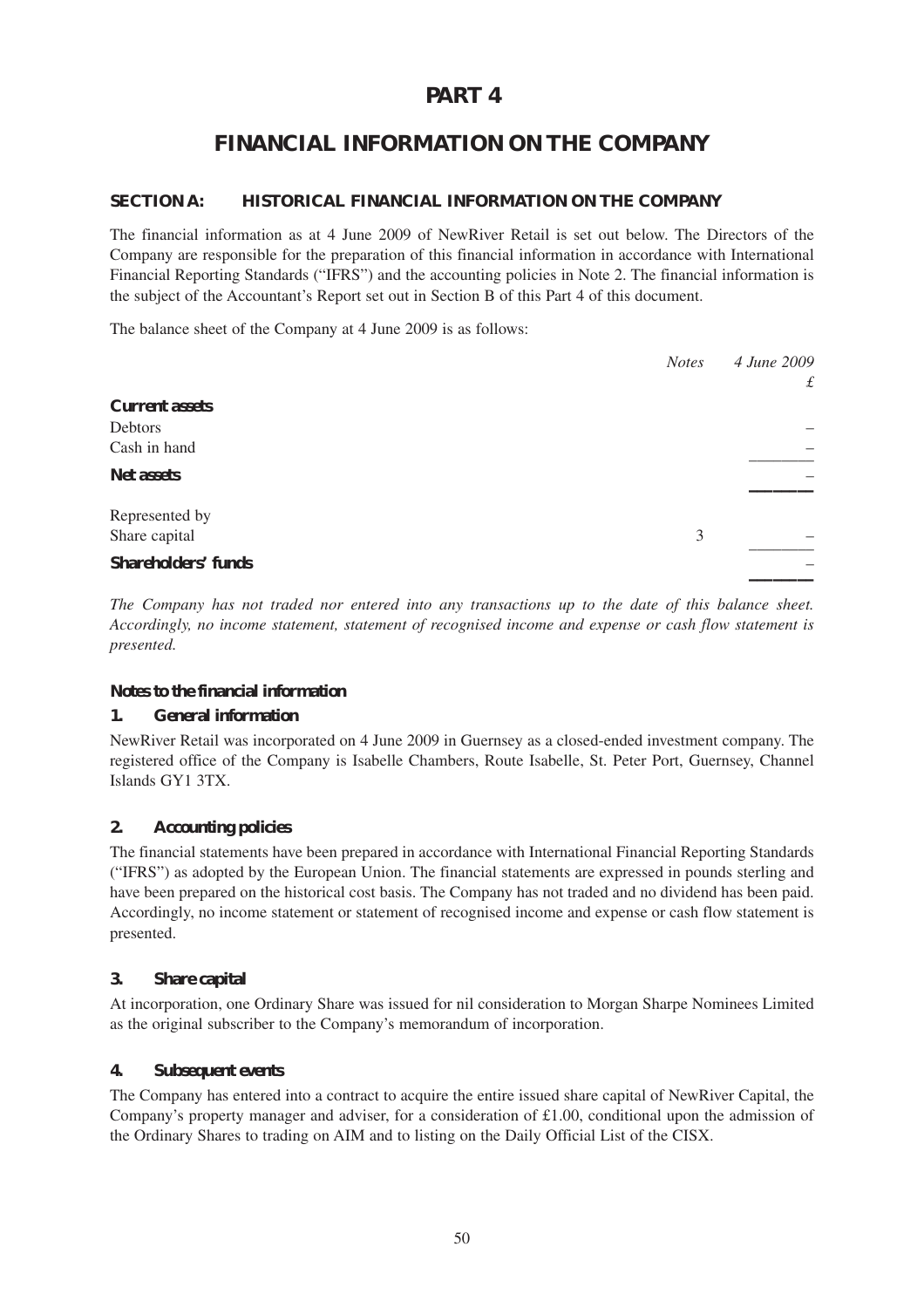# PART 4

# FINANCIAL INFORMATION ON THE COMPANY

## SECTION A: HISTORICAL FINANCIAL INFORMATION ON THE COMPANY

The financial information as at 4 June 2009 of NewRiver Retail is set out below. The Directors of the Company are responsible for the preparation of this financial information in accordance with International Financial Reporting Standards ("IFRS") and the accounting policies in Note 2. The financial information is the subject of the Accountant's Report set out in Section B of this Part 4 of this document.

The balance sheet of the Company at 4 June 2009 is as follows:

| | *Notes* | *4 June 2009* *£* |
|---|---|---|
| **Current assets** | | |
| Debtors | | – |
| Cash in hand | | – |
| **Net assets** | | – |
| Represented by | | |
| Share capital | 3 | – |
| **Shareholders' funds** | | – |

*The Company has not traded nor entered into any transactions up to the date of this balance sheet. Accordingly, no income statement, statement of recognised income and expense or cash flow statement is presented.*

### Notes to the financial information

#### 1. General information

NewRiver Retail was incorporated on 4 June 2009 in Guernsey as a closed-ended investment company. The registered office of the Company is Isabelle Chambers, Route Isabelle, St. Peter Port, Guernsey, Channel Islands GY1 3TX.

#### 2. Accounting policies

The financial statements have been prepared in accordance with International Financial Reporting Standards ("IFRS") as adopted by the European Union. The financial statements are expressed in pounds sterling and have been prepared on the historical cost basis. The Company has not traded and no dividend has been paid. Accordingly, no income statement or statement of recognised income and expense or cash flow statement is presented.

#### 3. Share capital

At incorporation, one Ordinary Share was issued for nil consideration to Morgan Sharpe Nominees Limited as the original subscriber to the Company's memorandum of incorporation.

#### 4. Subsequent events

The Company has entered into a contract to acquire the entire issued share capital of NewRiver Capital, the Company's property manager and adviser, for a consideration of £1.00, conditional upon the admission of the Ordinary Shares to trading on AIM and to listing on the Daily Official List of the CISX.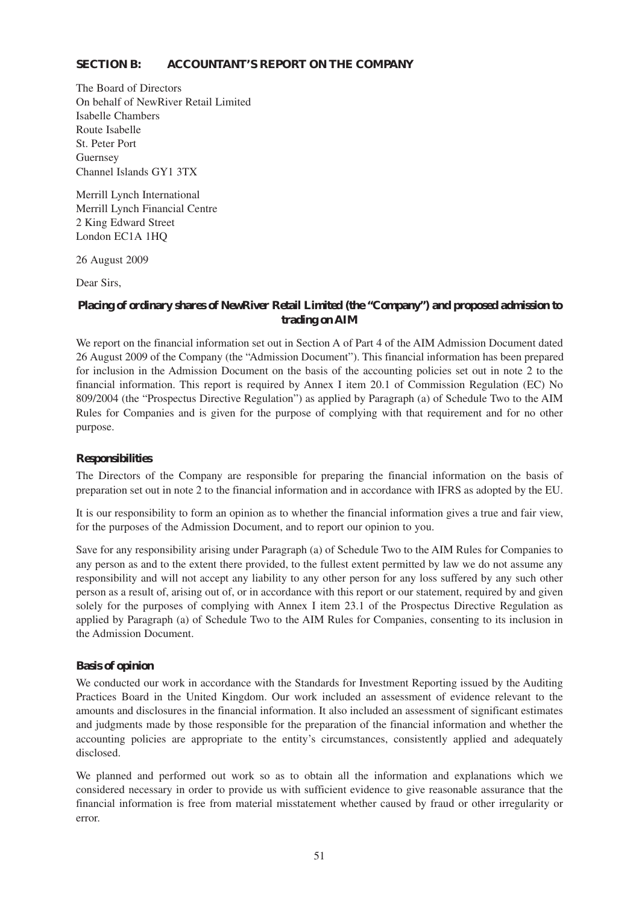## SECTION B: ACCOUNTANT'S REPORT ON THE COMPANY

The Board of Directors
On behalf of NewRiver Retail Limited
Isabelle Chambers
Route Isabelle
St. Peter Port
Guernsey
Channel Islands GY1 3TX

Merrill Lynch International
Merrill Lynch Financial Centre
2 King Edward Street
London EC1A 1HQ

26 August 2009

Dear Sirs,

**Placing of ordinary shares of NewRiver Retail Limited (the "Company") and proposed admission to trading on AIM**

We report on the financial information set out in Section A of Part 4 of the AIM Admission Document dated 26 August 2009 of the Company (the "Admission Document"). This financial information has been prepared for inclusion in the Admission Document on the basis of the accounting policies set out in note 2 to the financial information. This report is required by Annex I item 20.1 of Commission Regulation (EC) No 809/2004 (the "Prospectus Directive Regulation") as applied by Paragraph (a) of Schedule Two to the AIM Rules for Companies and is given for the purpose of complying with that requirement and for no other purpose.

### Responsibilities

The Directors of the Company are responsible for preparing the financial information on the basis of preparation set out in note 2 to the financial information and in accordance with IFRS as adopted by the EU.

It is our responsibility to form an opinion as to whether the financial information gives a true and fair view, for the purposes of the Admission Document, and to report our opinion to you.

Save for any responsibility arising under Paragraph (a) of Schedule Two to the AIM Rules for Companies to any person as and to the extent there provided, to the fullest extent permitted by law we do not assume any responsibility and will not accept any liability to any other person for any loss suffered by any such other person as a result of, arising out of, or in accordance with this report or our statement, required by and given solely for the purposes of complying with Annex I item 23.1 of the Prospectus Directive Regulation as applied by Paragraph (a) of Schedule Two to the AIM Rules for Companies, consenting to its inclusion in the Admission Document.

### Basis of opinion

We conducted our work in accordance with the Standards for Investment Reporting issued by the Auditing Practices Board in the United Kingdom. Our work included an assessment of evidence relevant to the amounts and disclosures in the financial information. It also included an assessment of significant estimates and judgments made by those responsible for the preparation of the financial information and whether the accounting policies are appropriate to the entity's circumstances, consistently applied and adequately disclosed.

We planned and performed out work so as to obtain all the information and explanations which we considered necessary in order to provide us with sufficient evidence to give reasonable assurance that the financial information is free from material misstatement whether caused by fraud or other irregularity or error.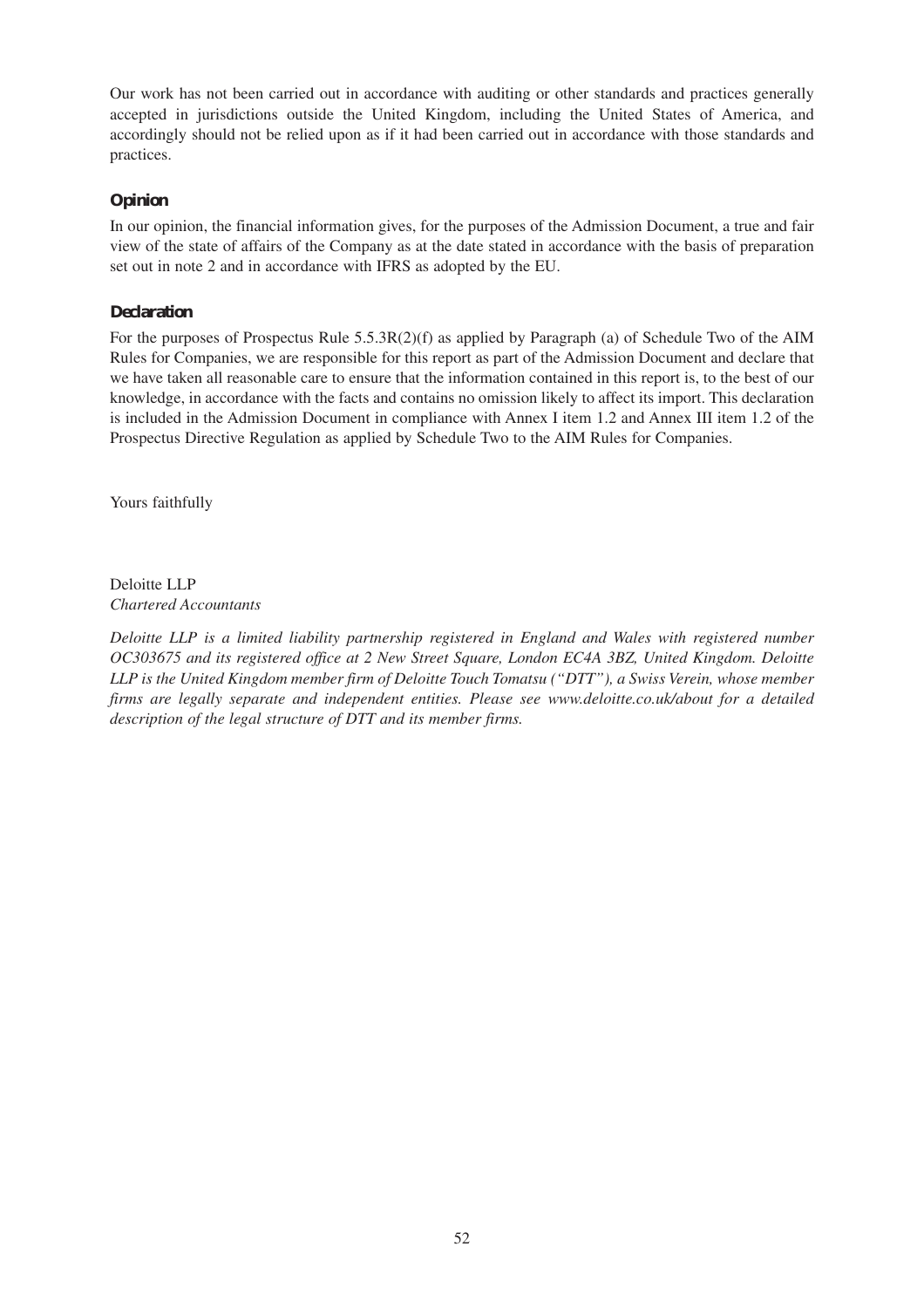Our work has not been carried out in accordance with auditing or other standards and practices generally accepted in jurisdictions outside the United Kingdom, including the United States of America, and accordingly should not be relied upon as if it had been carried out in accordance with those standards and practices.

**Opinion**

In our opinion, the financial information gives, for the purposes of the Admission Document, a true and fair view of the state of affairs of the Company as at the date stated in accordance with the basis of preparation set out in note 2 and in accordance with IFRS as adopted by the EU.

**Declaration**

For the purposes of Prospectus Rule 5.5.3R(2)(f) as applied by Paragraph (a) of Schedule Two of the AIM Rules for Companies, we are responsible for this report as part of the Admission Document and declare that we have taken all reasonable care to ensure that the information contained in this report is, to the best of our knowledge, in accordance with the facts and contains no omission likely to affect its import. This declaration is included in the Admission Document in compliance with Annex I item 1.2 and Annex III item 1.2 of the Prospectus Directive Regulation as applied by Schedule Two to the AIM Rules for Companies.

Yours faithfully

Deloitte LLP
*Chartered Accountants*

*Deloitte LLP is a limited liability partnership registered in England and Wales with registered number OC303675 and its registered office at 2 New Street Square, London EC4A 3BZ, United Kingdom. Deloitte LLP is the United Kingdom member firm of Deloitte Touch Tomatsu ("DTT"), a Swiss Verein, whose member firms are legally separate and independent entities. Please see www.deloitte.co.uk/about for a detailed description of the legal structure of DTT and its member firms.*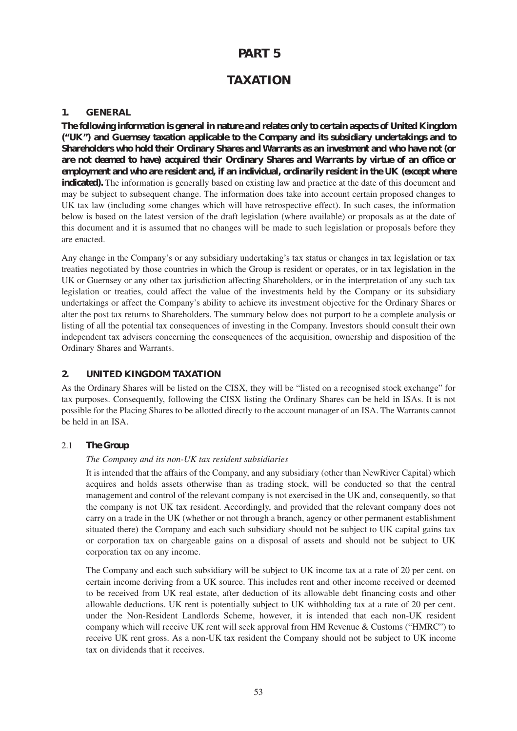# PART 5

# TAXATION

## 1. GENERAL

**The following information is general in nature and relates only to certain aspects of United Kingdom ("UK") and Guernsey taxation applicable to the Company and its subsidiary undertakings and to Shareholders who hold their Ordinary Shares and Warrants as an investment and who have not (or are not deemed to have) acquired their Ordinary Shares and Warrants by virtue of an office or employment and who are resident and, if an individual, ordinarily resident in the UK (except where indicated).** The information is generally based on existing law and practice at the date of this document and may be subject to subsequent change. The information does take into account certain proposed changes to UK tax law (including some changes which will have retrospective effect). In such cases, the information below is based on the latest version of the draft legislation (where available) or proposals as at the date of this document and it is assumed that no changes will be made to such legislation or proposals before they are enacted.

Any change in the Company's or any subsidiary undertaking's tax status or changes in tax legislation or tax treaties negotiated by those countries in which the Group is resident or operates, or in tax legislation in the UK or Guernsey or any other tax jurisdiction affecting Shareholders, or in the interpretation of any such tax legislation or treaties, could affect the value of the investments held by the Company or its subsidiary undertakings or affect the Company's ability to achieve its investment objective for the Ordinary Shares or alter the post tax returns to Shareholders. The summary below does not purport to be a complete analysis or listing of all the potential tax consequences of investing in the Company. Investors should consult their own independent tax advisers concerning the consequences of the acquisition, ownership and disposition of the Ordinary Shares and Warrants.

## 2. UNITED KINGDOM TAXATION

As the Ordinary Shares will be listed on the CISX, they will be "listed on a recognised stock exchange" for tax purposes. Consequently, following the CISX listing the Ordinary Shares can be held in ISAs. It is not possible for the Placing Shares to be allotted directly to the account manager of an ISA. The Warrants cannot be held in an ISA.

### 2.1 The Group

*The Company and its non-UK tax resident subsidiaries*

It is intended that the affairs of the Company, and any subsidiary (other than NewRiver Capital) which acquires and holds assets otherwise than as trading stock, will be conducted so that the central management and control of the relevant company is not exercised in the UK and, consequently, so that the company is not UK tax resident. Accordingly, and provided that the relevant company does not carry on a trade in the UK (whether or not through a branch, agency or other permanent establishment situated there) the Company and each such subsidiary should not be subject to UK capital gains tax or corporation tax on chargeable gains on a disposal of assets and should not be subject to UK corporation tax on any income.

The Company and each such subsidiary will be subject to UK income tax at a rate of 20 per cent. on certain income deriving from a UK source. This includes rent and other income received or deemed to be received from UK real estate, after deduction of its allowable debt financing costs and other allowable deductions. UK rent is potentially subject to UK withholding tax at a rate of 20 per cent. under the Non-Resident Landlords Scheme, however, it is intended that each non-UK resident company which will receive UK rent will seek approval from HM Revenue & Customs ("HMRC") to receive UK rent gross. As a non-UK tax resident the Company should not be subject to UK income tax on dividends that it receives.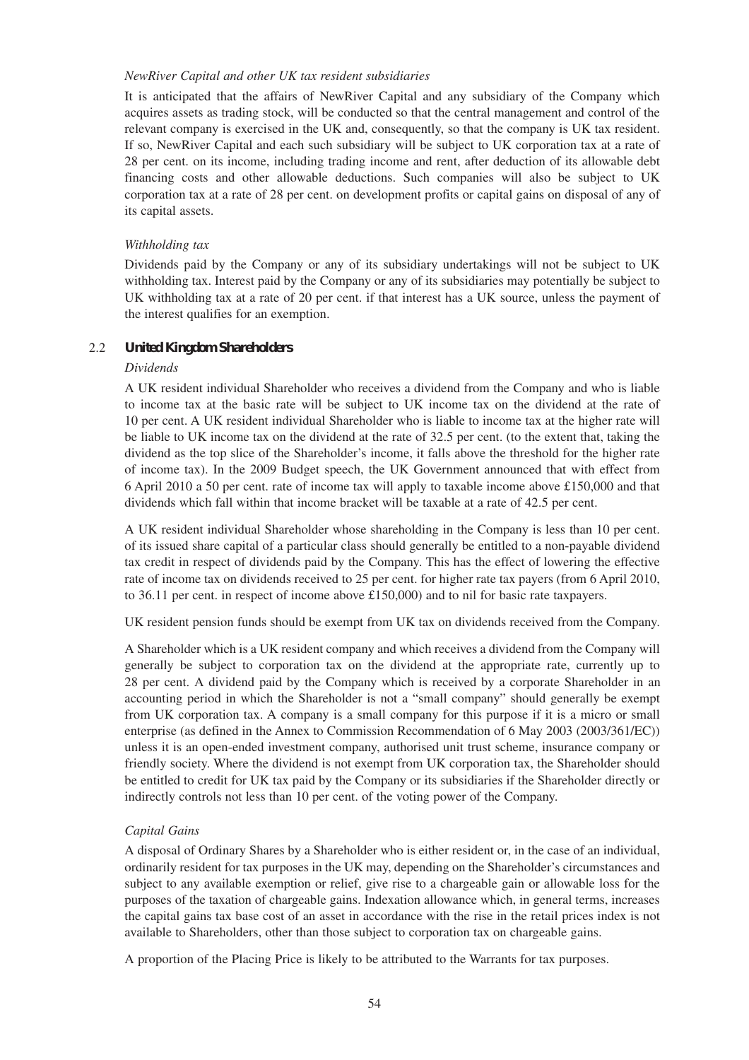*NewRiver Capital and other UK tax resident subsidiaries*

It is anticipated that the affairs of NewRiver Capital and any subsidiary of the Company which acquires assets as trading stock, will be conducted so that the central management and control of the relevant company is exercised in the UK and, consequently, so that the company is UK tax resident. If so, NewRiver Capital and each such subsidiary will be subject to UK corporation tax at a rate of 28 per cent. on its income, including trading income and rent, after deduction of its allowable debt financing costs and other allowable deductions. Such companies will also be subject to UK corporation tax at a rate of 28 per cent. on development profits or capital gains on disposal of any of its capital assets.

*Withholding tax*

Dividends paid by the Company or any of its subsidiary undertakings will not be subject to UK withholding tax. Interest paid by the Company or any of its subsidiaries may potentially be subject to UK withholding tax at a rate of 20 per cent. if that interest has a UK source, unless the payment of the interest qualifies for an exemption.

### 2.2 United Kingdom Shareholders

*Dividends*

A UK resident individual Shareholder who receives a dividend from the Company and who is liable to income tax at the basic rate will be subject to UK income tax on the dividend at the rate of 10 per cent. A UK resident individual Shareholder who is liable to income tax at the higher rate will be liable to UK income tax on the dividend at the rate of 32.5 per cent. (to the extent that, taking the dividend as the top slice of the Shareholder's income, it falls above the threshold for the higher rate of income tax). In the 2009 Budget speech, the UK Government announced that with effect from 6 April 2010 a 50 per cent. rate of income tax will apply to taxable income above £150,000 and that dividends which fall within that income bracket will be taxable at a rate of 42.5 per cent.

A UK resident individual Shareholder whose shareholding in the Company is less than 10 per cent. of its issued share capital of a particular class should generally be entitled to a non-payable dividend tax credit in respect of dividends paid by the Company. This has the effect of lowering the effective rate of income tax on dividends received to 25 per cent. for higher rate tax payers (from 6 April 2010, to 36.11 per cent. in respect of income above £150,000) and to nil for basic rate taxpayers.

UK resident pension funds should be exempt from UK tax on dividends received from the Company.

A Shareholder which is a UK resident company and which receives a dividend from the Company will generally be subject to corporation tax on the dividend at the appropriate rate, currently up to 28 per cent. A dividend paid by the Company which is received by a corporate Shareholder in an accounting period in which the Shareholder is not a "small company" should generally be exempt from UK corporation tax. A company is a small company for this purpose if it is a micro or small enterprise (as defined in the Annex to Commission Recommendation of 6 May 2003 (2003/361/EC)) unless it is an open-ended investment company, authorised unit trust scheme, insurance company or friendly society. Where the dividend is not exempt from UK corporation tax, the Shareholder should be entitled to credit for UK tax paid by the Company or its subsidiaries if the Shareholder directly or indirectly controls not less than 10 per cent. of the voting power of the Company.

*Capital Gains*

A disposal of Ordinary Shares by a Shareholder who is either resident or, in the case of an individual, ordinarily resident for tax purposes in the UK may, depending on the Shareholder's circumstances and subject to any available exemption or relief, give rise to a chargeable gain or allowable loss for the purposes of the taxation of chargeable gains. Indexation allowance which, in general terms, increases the capital gains tax base cost of an asset in accordance with the rise in the retail prices index is not available to Shareholders, other than those subject to corporation tax on chargeable gains.

A proportion of the Placing Price is likely to be attributed to the Warrants for tax purposes.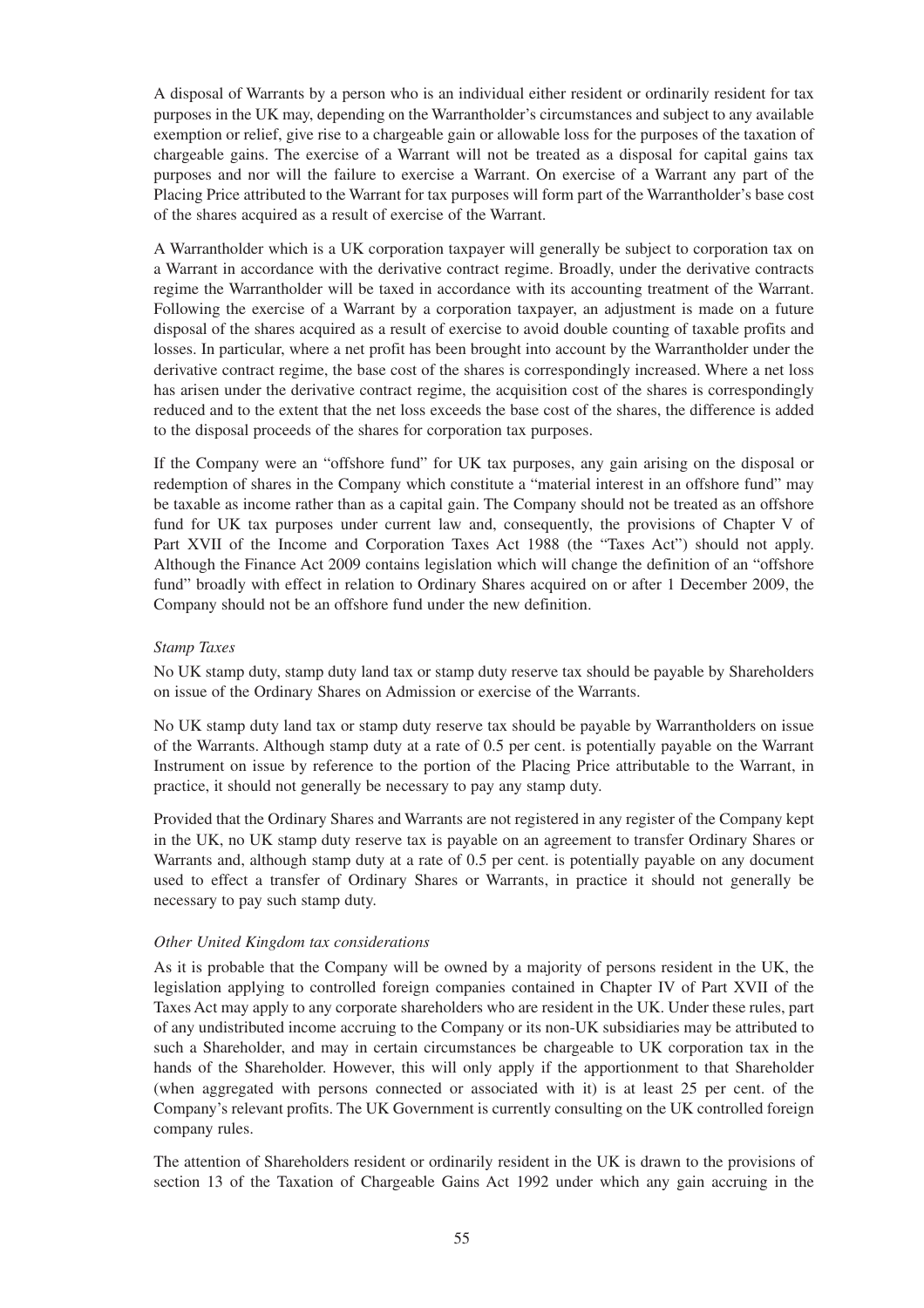A disposal of Warrants by a person who is an individual either resident or ordinarily resident for tax purposes in the UK may, depending on the Warrantholder's circumstances and subject to any available exemption or relief, give rise to a chargeable gain or allowable loss for the purposes of the taxation of chargeable gains. The exercise of a Warrant will not be treated as a disposal for capital gains tax purposes and nor will the failure to exercise a Warrant. On exercise of a Warrant any part of the Placing Price attributed to the Warrant for tax purposes will form part of the Warrantholder's base cost of the shares acquired as a result of exercise of the Warrant.

A Warrantholder which is a UK corporation taxpayer will generally be subject to corporation tax on a Warrant in accordance with the derivative contract regime. Broadly, under the derivative contracts regime the Warrantholder will be taxed in accordance with its accounting treatment of the Warrant. Following the exercise of a Warrant by a corporation taxpayer, an adjustment is made on a future disposal of the shares acquired as a result of exercise to avoid double counting of taxable profits and losses. In particular, where a net profit has been brought into account by the Warrantholder under the derivative contract regime, the base cost of the shares is correspondingly increased. Where a net loss has arisen under the derivative contract regime, the acquisition cost of the shares is correspondingly reduced and to the extent that the net loss exceeds the base cost of the shares, the difference is added to the disposal proceeds of the shares for corporation tax purposes.

If the Company were an "offshore fund" for UK tax purposes, any gain arising on the disposal or redemption of shares in the Company which constitute a "material interest in an offshore fund" may be taxable as income rather than as a capital gain. The Company should not be treated as an offshore fund for UK tax purposes under current law and, consequently, the provisions of Chapter V of Part XVII of the Income and Corporation Taxes Act 1988 (the "Taxes Act") should not apply. Although the Finance Act 2009 contains legislation which will change the definition of an "offshore fund" broadly with effect in relation to Ordinary Shares acquired on or after 1 December 2009, the Company should not be an offshore fund under the new definition.

*Stamp Taxes*

No UK stamp duty, stamp duty land tax or stamp duty reserve tax should be payable by Shareholders on issue of the Ordinary Shares on Admission or exercise of the Warrants.

No UK stamp duty land tax or stamp duty reserve tax should be payable by Warrantholders on issue of the Warrants. Although stamp duty at a rate of 0.5 per cent. is potentially payable on the Warrant Instrument on issue by reference to the portion of the Placing Price attributable to the Warrant, in practice, it should not generally be necessary to pay any stamp duty.

Provided that the Ordinary Shares and Warrants are not registered in any register of the Company kept in the UK, no UK stamp duty reserve tax is payable on an agreement to transfer Ordinary Shares or Warrants and, although stamp duty at a rate of 0.5 per cent. is potentially payable on any document used to effect a transfer of Ordinary Shares or Warrants, in practice it should not generally be necessary to pay such stamp duty.

*Other United Kingdom tax considerations*

As it is probable that the Company will be owned by a majority of persons resident in the UK, the legislation applying to controlled foreign companies contained in Chapter IV of Part XVII of the Taxes Act may apply to any corporate shareholders who are resident in the UK. Under these rules, part of any undistributed income accruing to the Company or its non-UK subsidiaries may be attributed to such a Shareholder, and may in certain circumstances be chargeable to UK corporation tax in the hands of the Shareholder. However, this will only apply if the apportionment to that Shareholder (when aggregated with persons connected or associated with it) is at least 25 per cent. of the Company's relevant profits. The UK Government is currently consulting on the UK controlled foreign company rules.

The attention of Shareholders resident or ordinarily resident in the UK is drawn to the provisions of section 13 of the Taxation of Chargeable Gains Act 1992 under which any gain accruing in the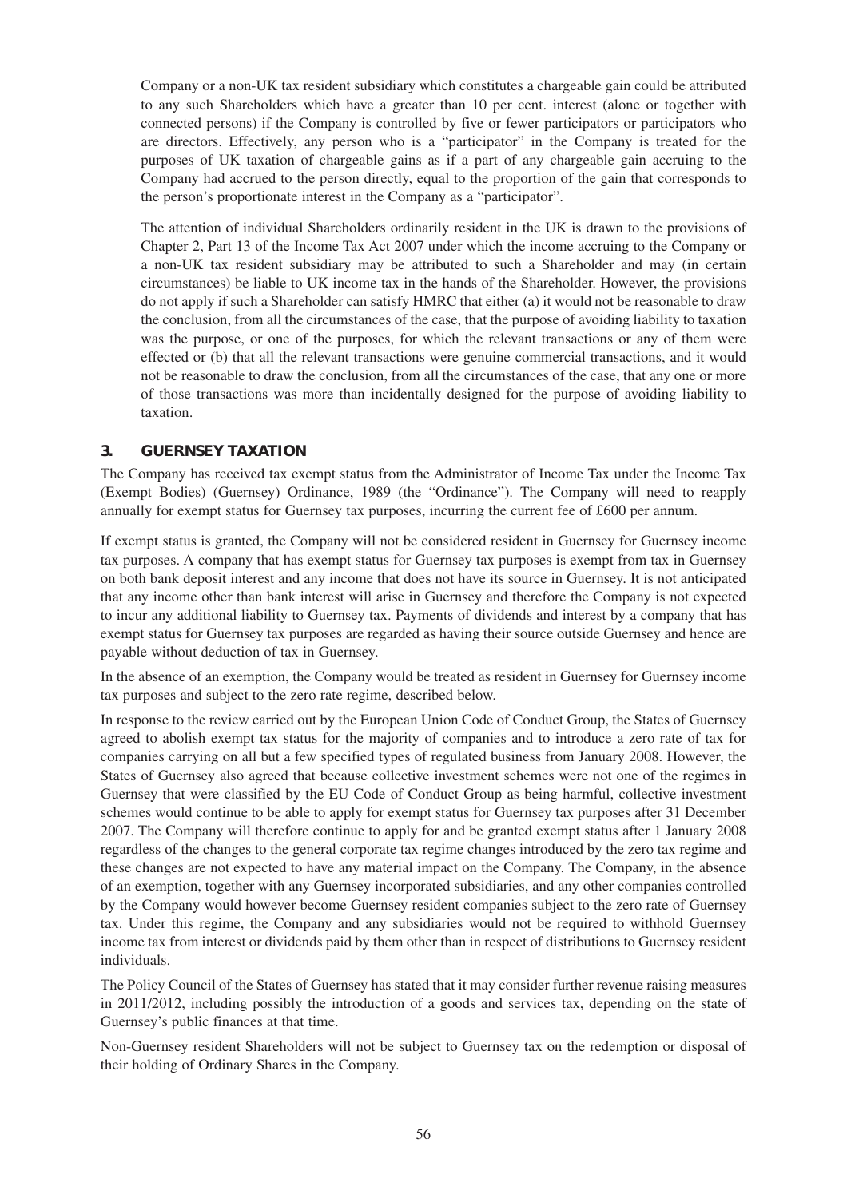Company or a non-UK tax resident subsidiary which constitutes a chargeable gain could be attributed to any such Shareholders which have a greater than 10 per cent. interest (alone or together with connected persons) if the Company is controlled by five or fewer participators or participators who are directors. Effectively, any person who is a "participator" in the Company is treated for the purposes of UK taxation of chargeable gains as if a part of any chargeable gain accruing to the Company had accrued to the person directly, equal to the proportion of the gain that corresponds to the person's proportionate interest in the Company as a "participator".

The attention of individual Shareholders ordinarily resident in the UK is drawn to the provisions of Chapter 2, Part 13 of the Income Tax Act 2007 under which the income accruing to the Company or a non-UK tax resident subsidiary may be attributed to such a Shareholder and may (in certain circumstances) be liable to UK income tax in the hands of the Shareholder. However, the provisions do not apply if such a Shareholder can satisfy HMRC that either (a) it would not be reasonable to draw the conclusion, from all the circumstances of the case, that the purpose of avoiding liability to taxation was the purpose, or one of the purposes, for which the relevant transactions or any of them were effected or (b) that all the relevant transactions were genuine commercial transactions, and it would not be reasonable to draw the conclusion, from all the circumstances of the case, that any one or more of those transactions was more than incidentally designed for the purpose of avoiding liability to taxation.

## 3. GUERNSEY TAXATION

The Company has received tax exempt status from the Administrator of Income Tax under the Income Tax (Exempt Bodies) (Guernsey) Ordinance, 1989 (the "Ordinance"). The Company will need to reapply annually for exempt status for Guernsey tax purposes, incurring the current fee of £600 per annum.

If exempt status is granted, the Company will not be considered resident in Guernsey for Guernsey income tax purposes. A company that has exempt status for Guernsey tax purposes is exempt from tax in Guernsey on both bank deposit interest and any income that does not have its source in Guernsey. It is not anticipated that any income other than bank interest will arise in Guernsey and therefore the Company is not expected to incur any additional liability to Guernsey tax. Payments of dividends and interest by a company that has exempt status for Guernsey tax purposes are regarded as having their source outside Guernsey and hence are payable without deduction of tax in Guernsey.

In the absence of an exemption, the Company would be treated as resident in Guernsey for Guernsey income tax purposes and subject to the zero rate regime, described below.

In response to the review carried out by the European Union Code of Conduct Group, the States of Guernsey agreed to abolish exempt tax status for the majority of companies and to introduce a zero rate of tax for companies carrying on all but a few specified types of regulated business from January 2008. However, the States of Guernsey also agreed that because collective investment schemes were not one of the regimes in Guernsey that were classified by the EU Code of Conduct Group as being harmful, collective investment schemes would continue to be able to apply for exempt status for Guernsey tax purposes after 31 December 2007. The Company will therefore continue to apply for and be granted exempt status after 1 January 2008 regardless of the changes to the general corporate tax regime changes introduced by the zero tax regime and these changes are not expected to have any material impact on the Company. The Company, in the absence of an exemption, together with any Guernsey incorporated subsidiaries, and any other companies controlled by the Company would however become Guernsey resident companies subject to the zero rate of Guernsey tax. Under this regime, the Company and any subsidiaries would not be required to withhold Guernsey income tax from interest or dividends paid by them other than in respect of distributions to Guernsey resident individuals.

The Policy Council of the States of Guernsey has stated that it may consider further revenue raising measures in 2011/2012, including possibly the introduction of a goods and services tax, depending on the state of Guernsey's public finances at that time.

Non-Guernsey resident Shareholders will not be subject to Guernsey tax on the redemption or disposal of their holding of Ordinary Shares in the Company.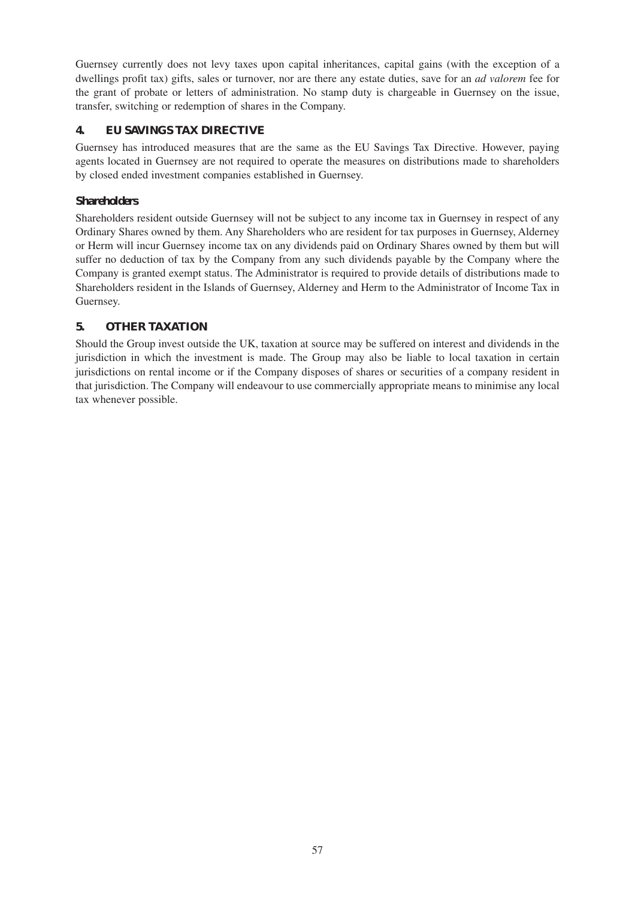Guernsey currently does not levy taxes upon capital inheritances, capital gains (with the exception of a dwellings profit tax) gifts, sales or turnover, nor are there any estate duties, save for an *ad valorem* fee for the grant of probate or letters of administration. No stamp duty is chargeable in Guernsey on the issue, transfer, switching or redemption of shares in the Company.

## 4. EU SAVINGS TAX DIRECTIVE

Guernsey has introduced measures that are the same as the EU Savings Tax Directive. However, paying agents located in Guernsey are not required to operate the measures on distributions made to shareholders by closed ended investment companies established in Guernsey.

### Shareholders

Shareholders resident outside Guernsey will not be subject to any income tax in Guernsey in respect of any Ordinary Shares owned by them. Any Shareholders who are resident for tax purposes in Guernsey, Alderney or Herm will incur Guernsey income tax on any dividends paid on Ordinary Shares owned by them but will suffer no deduction of tax by the Company from any such dividends payable by the Company where the Company is granted exempt status. The Administrator is required to provide details of distributions made to Shareholders resident in the Islands of Guernsey, Alderney and Herm to the Administrator of Income Tax in Guernsey.

## 5. OTHER TAXATION

Should the Group invest outside the UK, taxation at source may be suffered on interest and dividends in the jurisdiction in which the investment is made. The Group may also be liable to local taxation in certain jurisdictions on rental income or if the Company disposes of shares or securities of a company resident in that jurisdiction. The Company will endeavour to use commercially appropriate means to minimise any local tax whenever possible.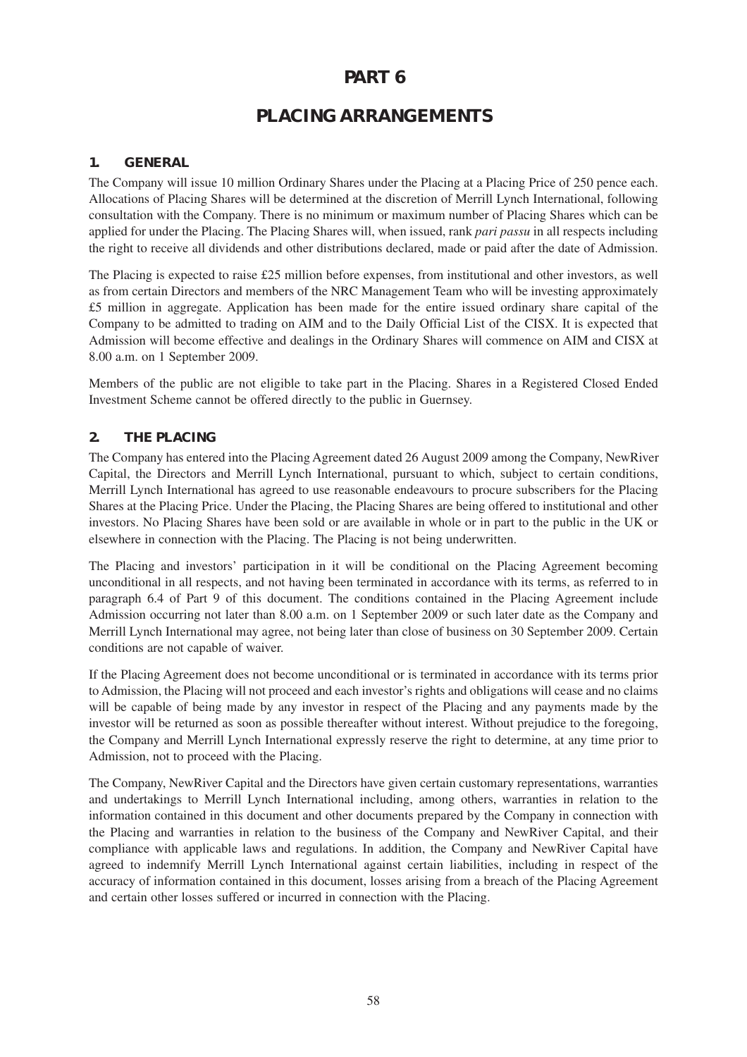# PART 6

# PLACING ARRANGEMENTS

## 1. GENERAL

The Company will issue 10 million Ordinary Shares under the Placing at a Placing Price of 250 pence each. Allocations of Placing Shares will be determined at the discretion of Merrill Lynch International, following consultation with the Company. There is no minimum or maximum number of Placing Shares which can be applied for under the Placing. The Placing Shares will, when issued, rank *pari passu* in all respects including the right to receive all dividends and other distributions declared, made or paid after the date of Admission.

The Placing is expected to raise £25 million before expenses, from institutional and other investors, as well as from certain Directors and members of the NRC Management Team who will be investing approximately £5 million in aggregate. Application has been made for the entire issued ordinary share capital of the Company to be admitted to trading on AIM and to the Daily Official List of the CISX. It is expected that Admission will become effective and dealings in the Ordinary Shares will commence on AIM and CISX at 8.00 a.m. on 1 September 2009.

Members of the public are not eligible to take part in the Placing. Shares in a Registered Closed Ended Investment Scheme cannot be offered directly to the public in Guernsey.

## 2. THE PLACING

The Company has entered into the Placing Agreement dated 26 August 2009 among the Company, NewRiver Capital, the Directors and Merrill Lynch International, pursuant to which, subject to certain conditions, Merrill Lynch International has agreed to use reasonable endeavours to procure subscribers for the Placing Shares at the Placing Price. Under the Placing, the Placing Shares are being offered to institutional and other investors. No Placing Shares have been sold or are available in whole or in part to the public in the UK or elsewhere in connection with the Placing. The Placing is not being underwritten.

The Placing and investors' participation in it will be conditional on the Placing Agreement becoming unconditional in all respects, and not having been terminated in accordance with its terms, as referred to in paragraph 6.4 of Part 9 of this document. The conditions contained in the Placing Agreement include Admission occurring not later than 8.00 a.m. on 1 September 2009 or such later date as the Company and Merrill Lynch International may agree, not being later than close of business on 30 September 2009. Certain conditions are not capable of waiver.

If the Placing Agreement does not become unconditional or is terminated in accordance with its terms prior to Admission, the Placing will not proceed and each investor's rights and obligations will cease and no claims will be capable of being made by any investor in respect of the Placing and any payments made by the investor will be returned as soon as possible thereafter without interest. Without prejudice to the foregoing, the Company and Merrill Lynch International expressly reserve the right to determine, at any time prior to Admission, not to proceed with the Placing.

The Company, NewRiver Capital and the Directors have given certain customary representations, warranties and undertakings to Merrill Lynch International including, among others, warranties in relation to the information contained in this document and other documents prepared by the Company in connection with the Placing and warranties in relation to the business of the Company and NewRiver Capital, and their compliance with applicable laws and regulations. In addition, the Company and NewRiver Capital have agreed to indemnify Merrill Lynch International against certain liabilities, including in respect of the accuracy of information contained in this document, losses arising from a breach of the Placing Agreement and certain other losses suffered or incurred in connection with the Placing.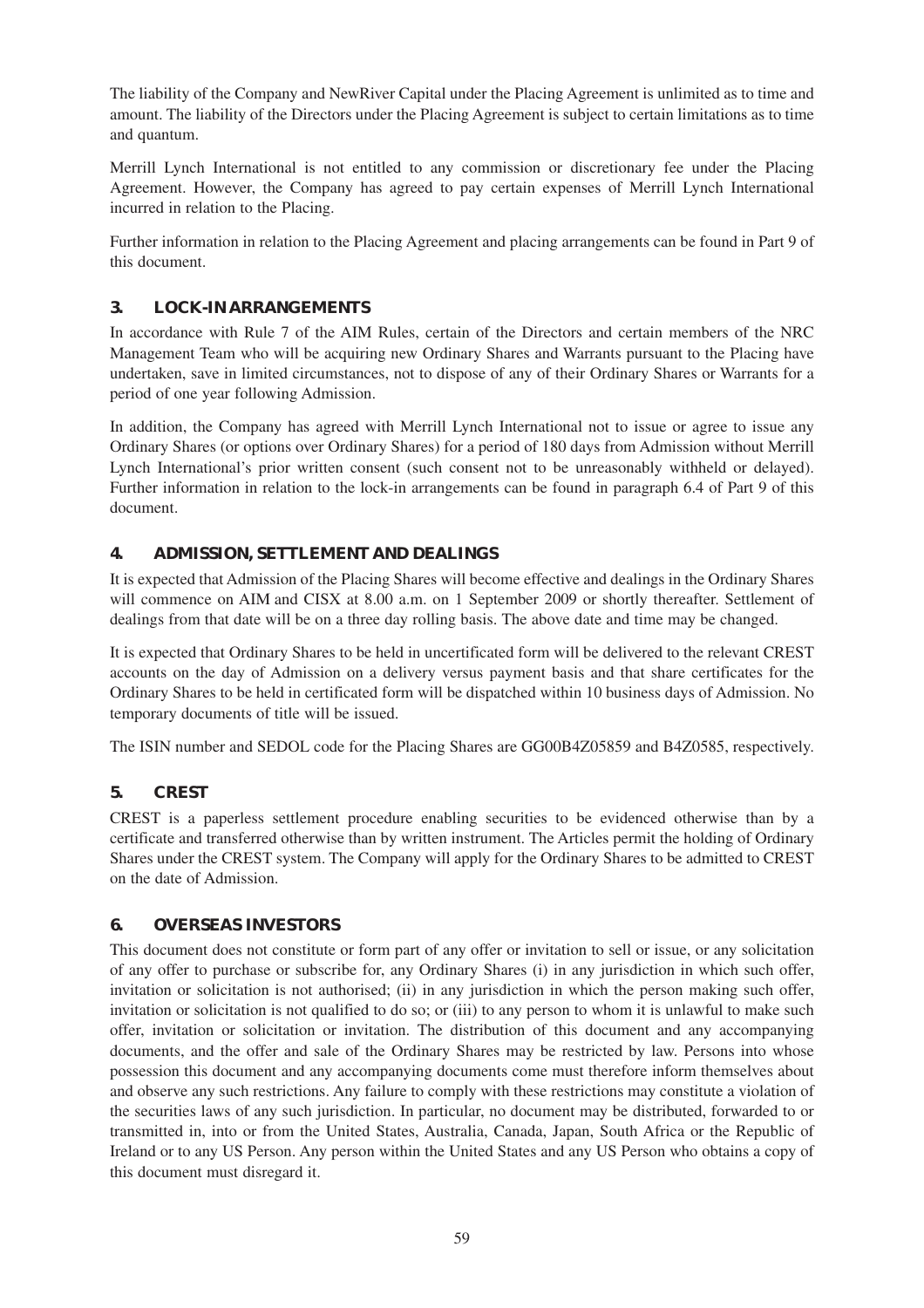The liability of the Company and NewRiver Capital under the Placing Agreement is unlimited as to time and amount. The liability of the Directors under the Placing Agreement is subject to certain limitations as to time and quantum.

Merrill Lynch International is not entitled to any commission or discretionary fee under the Placing Agreement. However, the Company has agreed to pay certain expenses of Merrill Lynch International incurred in relation to the Placing.

Further information in relation to the Placing Agreement and placing arrangements can be found in Part 9 of this document.

## 3. LOCK-IN ARRANGEMENTS

In accordance with Rule 7 of the AIM Rules, certain of the Directors and certain members of the NRC Management Team who will be acquiring new Ordinary Shares and Warrants pursuant to the Placing have undertaken, save in limited circumstances, not to dispose of any of their Ordinary Shares or Warrants for a period of one year following Admission.

In addition, the Company has agreed with Merrill Lynch International not to issue or agree to issue any Ordinary Shares (or options over Ordinary Shares) for a period of 180 days from Admission without Merrill Lynch International's prior written consent (such consent not to be unreasonably withheld or delayed). Further information in relation to the lock-in arrangements can be found in paragraph 6.4 of Part 9 of this document.

## 4. ADMISSION, SETTLEMENT AND DEALINGS

It is expected that Admission of the Placing Shares will become effective and dealings in the Ordinary Shares will commence on AIM and CISX at 8.00 a.m. on 1 September 2009 or shortly thereafter. Settlement of dealings from that date will be on a three day rolling basis. The above date and time may be changed.

It is expected that Ordinary Shares to be held in uncertificated form will be delivered to the relevant CREST accounts on the day of Admission on a delivery versus payment basis and that share certificates for the Ordinary Shares to be held in certificated form will be dispatched within 10 business days of Admission. No temporary documents of title will be issued.

The ISIN number and SEDOL code for the Placing Shares are GG00B4Z05859 and B4Z0585, respectively.

## 5. CREST

CREST is a paperless settlement procedure enabling securities to be evidenced otherwise than by a certificate and transferred otherwise than by written instrument. The Articles permit the holding of Ordinary Shares under the CREST system. The Company will apply for the Ordinary Shares to be admitted to CREST on the date of Admission.

## 6. OVERSEAS INVESTORS

This document does not constitute or form part of any offer or invitation to sell or issue, or any solicitation of any offer to purchase or subscribe for, any Ordinary Shares (i) in any jurisdiction in which such offer, invitation or solicitation is not authorised; (ii) in any jurisdiction in which the person making such offer, invitation or solicitation is not qualified to do so; or (iii) to any person to whom it is unlawful to make such offer, invitation or solicitation or invitation. The distribution of this document and any accompanying documents, and the offer and sale of the Ordinary Shares may be restricted by law. Persons into whose possession this document and any accompanying documents come must therefore inform themselves about and observe any such restrictions. Any failure to comply with these restrictions may constitute a violation of the securities laws of any such jurisdiction. In particular, no document may be distributed, forwarded to or transmitted in, into or from the United States, Australia, Canada, Japan, South Africa or the Republic of Ireland or to any US Person. Any person within the United States and any US Person who obtains a copy of this document must disregard it.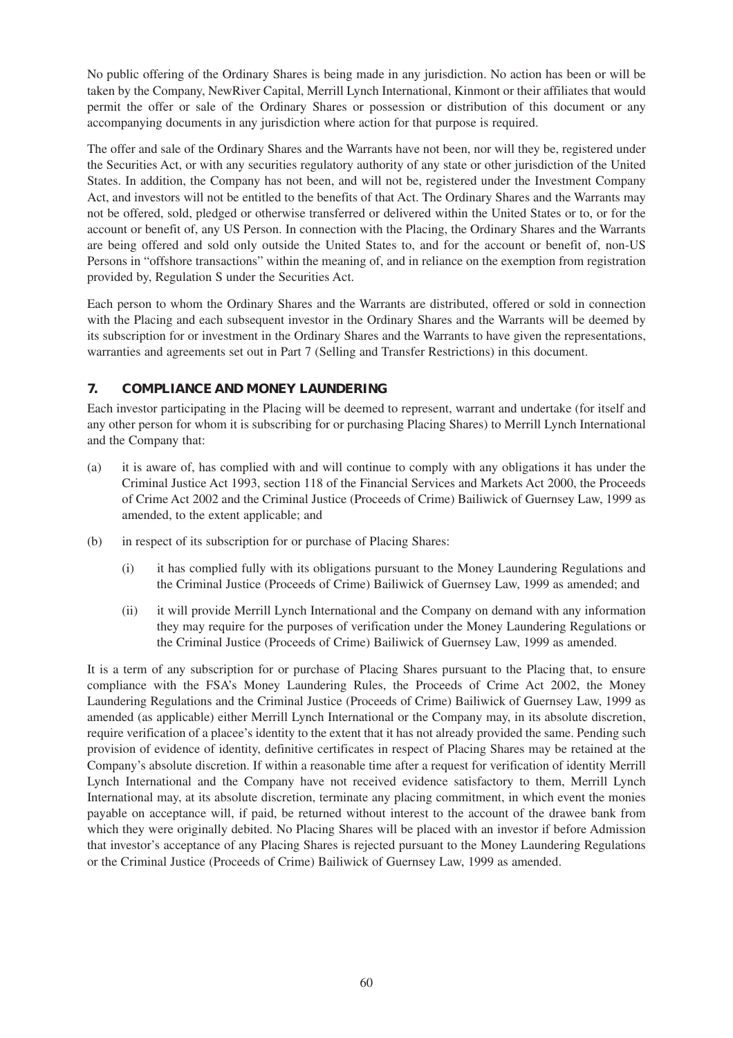No public offering of the Ordinary Shares is being made in any jurisdiction. No action has been or will be taken by the Company, NewRiver Capital, Merrill Lynch International, Kinmont or their affiliates that would permit the offer or sale of the Ordinary Shares or possession or distribution of this document or any accompanying documents in any jurisdiction where action for that purpose is required.

The offer and sale of the Ordinary Shares and the Warrants have not been, nor will they be, registered under the Securities Act, or with any securities regulatory authority of any state or other jurisdiction of the United States. In addition, the Company has not been, and will not be, registered under the Investment Company Act, and investors will not be entitled to the benefits of that Act. The Ordinary Shares and the Warrants may not be offered, sold, pledged or otherwise transferred or delivered within the United States or to, or for the account or benefit of, any US Person. In connection with the Placing, the Ordinary Shares and the Warrants are being offered and sold only outside the United States to, and for the account or benefit of, non-US Persons in "offshore transactions" within the meaning of, and in reliance on the exemption from registration provided by, Regulation S under the Securities Act.

Each person to whom the Ordinary Shares and the Warrants are distributed, offered or sold in connection with the Placing and each subsequent investor in the Ordinary Shares and the Warrants will be deemed by its subscription for or investment in the Ordinary Shares and the Warrants to have given the representations, warranties and agreements set out in Part 7 (Selling and Transfer Restrictions) in this document.

## 7. COMPLIANCE AND MONEY LAUNDERING

Each investor participating in the Placing will be deemed to represent, warrant and undertake (for itself and any other person for whom it is subscribing for or purchasing Placing Shares) to Merrill Lynch International and the Company that:

(a) it is aware of, has complied with and will continue to comply with any obligations it has under the Criminal Justice Act 1993, section 118 of the Financial Services and Markets Act 2000, the Proceeds of Crime Act 2002 and the Criminal Justice (Proceeds of Crime) Bailiwick of Guernsey Law, 1999 as amended, to the extent applicable; and

(b) in respect of its subscription for or purchase of Placing Shares:

  (i) it has complied fully with its obligations pursuant to the Money Laundering Regulations and the Criminal Justice (Proceeds of Crime) Bailiwick of Guernsey Law, 1999 as amended; and

  (ii) it will provide Merrill Lynch International and the Company on demand with any information they may require for the purposes of verification under the Money Laundering Regulations or the Criminal Justice (Proceeds of Crime) Bailiwick of Guernsey Law, 1999 as amended.

It is a term of any subscription for or purchase of Placing Shares pursuant to the Placing that, to ensure compliance with the FSA's Money Laundering Rules, the Proceeds of Crime Act 2002, the Money Laundering Regulations and the Criminal Justice (Proceeds of Crime) Bailiwick of Guernsey Law, 1999 as amended (as applicable) either Merrill Lynch International or the Company may, in its absolute discretion, require verification of a placee's identity to the extent that it has not already provided the same. Pending such provision of evidence of identity, definitive certificates in respect of Placing Shares may be retained at the Company's absolute discretion. If within a reasonable time after a request for verification of identity Merrill Lynch International and the Company have not received evidence satisfactory to them, Merrill Lynch International may, at its absolute discretion, terminate any placing commitment, in which event the monies payable on acceptance will, if paid, be returned without interest to the account of the drawee bank from which they were originally debited. No Placing Shares will be placed with an investor if before Admission that investor's acceptance of any Placing Shares is rejected pursuant to the Money Laundering Regulations or the Criminal Justice (Proceeds of Crime) Bailiwick of Guernsey Law, 1999 as amended.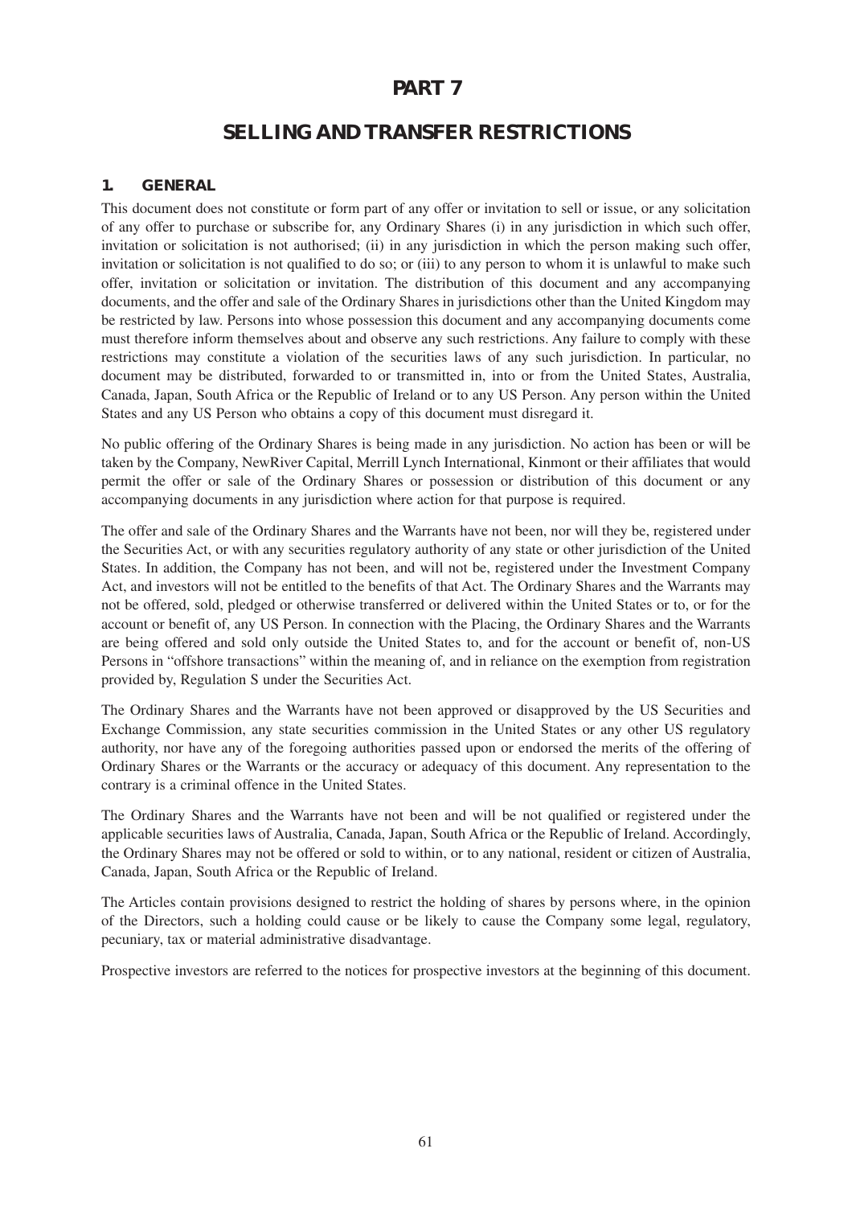# PART 7

# SELLING AND TRANSFER RESTRICTIONS

## 1. GENERAL

This document does not constitute or form part of any offer or invitation to sell or issue, or any solicitation of any offer to purchase or subscribe for, any Ordinary Shares (i) in any jurisdiction in which such offer, invitation or solicitation is not authorised; (ii) in any jurisdiction in which the person making such offer, invitation or solicitation is not qualified to do so; or (iii) to any person to whom it is unlawful to make such offer, invitation or solicitation or invitation. The distribution of this document and any accompanying documents, and the offer and sale of the Ordinary Shares in jurisdictions other than the United Kingdom may be restricted by law. Persons into whose possession this document and any accompanying documents come must therefore inform themselves about and observe any such restrictions. Any failure to comply with these restrictions may constitute a violation of the securities laws of any such jurisdiction. In particular, no document may be distributed, forwarded to or transmitted in, into or from the United States, Australia, Canada, Japan, South Africa or the Republic of Ireland or to any US Person. Any person within the United States and any US Person who obtains a copy of this document must disregard it.

No public offering of the Ordinary Shares is being made in any jurisdiction. No action has been or will be taken by the Company, NewRiver Capital, Merrill Lynch International, Kinmont or their affiliates that would permit the offer or sale of the Ordinary Shares or possession or distribution of this document or any accompanying documents in any jurisdiction where action for that purpose is required.

The offer and sale of the Ordinary Shares and the Warrants have not been, nor will they be, registered under the Securities Act, or with any securities regulatory authority of any state or other jurisdiction of the United States. In addition, the Company has not been, and will not be, registered under the Investment Company Act, and investors will not be entitled to the benefits of that Act. The Ordinary Shares and the Warrants may not be offered, sold, pledged or otherwise transferred or delivered within the United States or to, or for the account or benefit of, any US Person. In connection with the Placing, the Ordinary Shares and the Warrants are being offered and sold only outside the United States to, and for the account or benefit of, non-US Persons in "offshore transactions" within the meaning of, and in reliance on the exemption from registration provided by, Regulation S under the Securities Act.

The Ordinary Shares and the Warrants have not been approved or disapproved by the US Securities and Exchange Commission, any state securities commission in the United States or any other US regulatory authority, nor have any of the foregoing authorities passed upon or endorsed the merits of the offering of Ordinary Shares or the Warrants or the accuracy or adequacy of this document. Any representation to the contrary is a criminal offence in the United States.

The Ordinary Shares and the Warrants have not been and will be not qualified or registered under the applicable securities laws of Australia, Canada, Japan, South Africa or the Republic of Ireland. Accordingly, the Ordinary Shares may not be offered or sold to within, or to any national, resident or citizen of Australia, Canada, Japan, South Africa or the Republic of Ireland.

The Articles contain provisions designed to restrict the holding of shares by persons where, in the opinion of the Directors, such a holding could cause or be likely to cause the Company some legal, regulatory, pecuniary, tax or material administrative disadvantage.

Prospective investors are referred to the notices for prospective investors at the beginning of this document.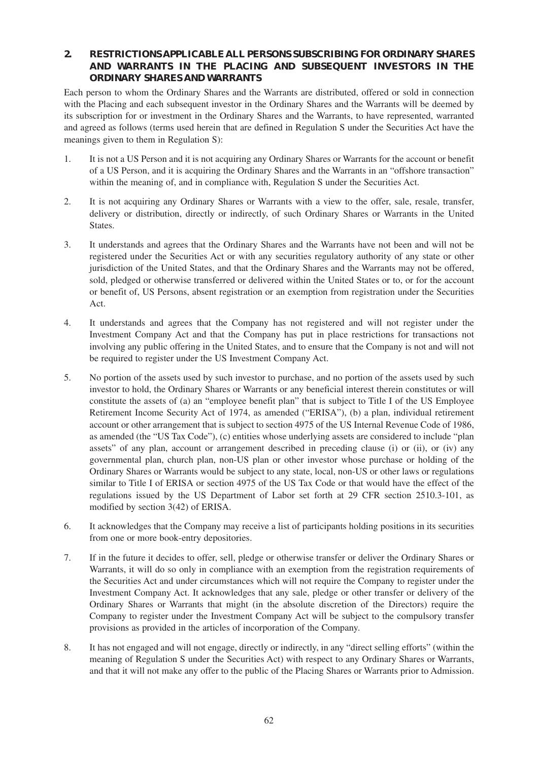## 2. RESTRICTIONS APPLICABLE ALL PERSONS SUBSCRIBING FOR ORDINARY SHARES AND WARRANTS IN THE PLACING AND SUBSEQUENT INVESTORS IN THE ORDINARY SHARES AND WARRANTS

Each person to whom the Ordinary Shares and the Warrants are distributed, offered or sold in connection with the Placing and each subsequent investor in the Ordinary Shares and the Warrants will be deemed by its subscription for or investment in the Ordinary Shares and the Warrants, to have represented, warranted and agreed as follows (terms used herein that are defined in Regulation S under the Securities Act have the meanings given to them in Regulation S):

1. It is not a US Person and it is not acquiring any Ordinary Shares or Warrants for the account or benefit of a US Person, and it is acquiring the Ordinary Shares and the Warrants in an "offshore transaction" within the meaning of, and in compliance with, Regulation S under the Securities Act.

2. It is not acquiring any Ordinary Shares or Warrants with a view to the offer, sale, resale, transfer, delivery or distribution, directly or indirectly, of such Ordinary Shares or Warrants in the United States.

3. It understands and agrees that the Ordinary Shares and the Warrants have not been and will not be registered under the Securities Act or with any securities regulatory authority of any state or other jurisdiction of the United States, and that the Ordinary Shares and the Warrants may not be offered, sold, pledged or otherwise transferred or delivered within the United States or to, or for the account or benefit of, US Persons, absent registration or an exemption from registration under the Securities Act.

4. It understands and agrees that the Company has not registered and will not register under the Investment Company Act and that the Company has put in place restrictions for transactions not involving any public offering in the United States, and to ensure that the Company is not and will not be required to register under the US Investment Company Act.

5. No portion of the assets used by such investor to purchase, and no portion of the assets used by such investor to hold, the Ordinary Shares or Warrants or any beneficial interest therein constitutes or will constitute the assets of (a) an "employee benefit plan" that is subject to Title I of the US Employee Retirement Income Security Act of 1974, as amended ("ERISA"), (b) a plan, individual retirement account or other arrangement that is subject to section 4975 of the US Internal Revenue Code of 1986, as amended (the "US Tax Code"), (c) entities whose underlying assets are considered to include "plan assets" of any plan, account or arrangement described in preceding clause (i) or (ii), or (iv) any governmental plan, church plan, non-US plan or other investor whose purchase or holding of the Ordinary Shares or Warrants would be subject to any state, local, non-US or other laws or regulations similar to Title I of ERISA or section 4975 of the US Tax Code or that would have the effect of the regulations issued by the US Department of Labor set forth at 29 CFR section 2510.3-101, as modified by section 3(42) of ERISA.

6. It acknowledges that the Company may receive a list of participants holding positions in its securities from one or more book-entry depositories.

7. If in the future it decides to offer, sell, pledge or otherwise transfer or deliver the Ordinary Shares or Warrants, it will do so only in compliance with an exemption from the registration requirements of the Securities Act and under circumstances which will not require the Company to register under the Investment Company Act. It acknowledges that any sale, pledge or other transfer or delivery of the Ordinary Shares or Warrants that might (in the absolute discretion of the Directors) require the Company to register under the Investment Company Act will be subject to the compulsory transfer provisions as provided in the articles of incorporation of the Company.

8. It has not engaged and will not engage, directly or indirectly, in any "direct selling efforts" (within the meaning of Regulation S under the Securities Act) with respect to any Ordinary Shares or Warrants, and that it will not make any offer to the public of the Placing Shares or Warrants prior to Admission.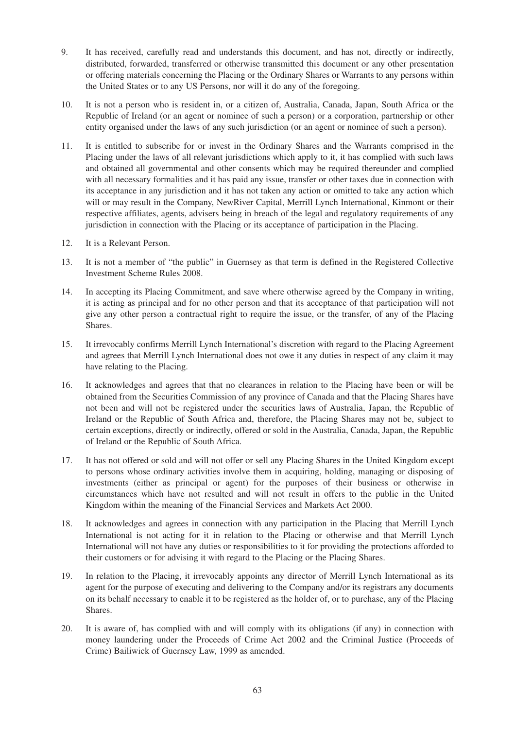9. It has received, carefully read and understands this document, and has not, directly or indirectly, distributed, forwarded, transferred or otherwise transmitted this document or any other presentation or offering materials concerning the Placing or the Ordinary Shares or Warrants to any persons within the United States or to any US Persons, nor will it do any of the foregoing.

10. It is not a person who is resident in, or a citizen of, Australia, Canada, Japan, South Africa or the Republic of Ireland (or an agent or nominee of such a person) or a corporation, partnership or other entity organised under the laws of any such jurisdiction (or an agent or nominee of such a person).

11. It is entitled to subscribe for or invest in the Ordinary Shares and the Warrants comprised in the Placing under the laws of all relevant jurisdictions which apply to it, it has complied with such laws and obtained all governmental and other consents which may be required thereunder and complied with all necessary formalities and it has paid any issue, transfer or other taxes due in connection with its acceptance in any jurisdiction and it has not taken any action or omitted to take any action which will or may result in the Company, NewRiver Capital, Merrill Lynch International, Kinmont or their respective affiliates, agents, advisers being in breach of the legal and regulatory requirements of any jurisdiction in connection with the Placing or its acceptance of participation in the Placing.

12. It is a Relevant Person.

13. It is not a member of "the public" in Guernsey as that term is defined in the Registered Collective Investment Scheme Rules 2008.

14. In accepting its Placing Commitment, and save where otherwise agreed by the Company in writing, it is acting as principal and for no other person and that its acceptance of that participation will not give any other person a contractual right to require the issue, or the transfer, of any of the Placing Shares.

15. It irrevocably confirms Merrill Lynch International's discretion with regard to the Placing Agreement and agrees that Merrill Lynch International does not owe it any duties in respect of any claim it may have relating to the Placing.

16. It acknowledges and agrees that that no clearances in relation to the Placing have been or will be obtained from the Securities Commission of any province of Canada and that the Placing Shares have not been and will not be registered under the securities laws of Australia, Japan, the Republic of Ireland or the Republic of South Africa and, therefore, the Placing Shares may not be, subject to certain exceptions, directly or indirectly, offered or sold in the Australia, Canada, Japan, the Republic of Ireland or the Republic of South Africa.

17. It has not offered or sold and will not offer or sell any Placing Shares in the United Kingdom except to persons whose ordinary activities involve them in acquiring, holding, managing or disposing of investments (either as principal or agent) for the purposes of their business or otherwise in circumstances which have not resulted and will not result in offers to the public in the United Kingdom within the meaning of the Financial Services and Markets Act 2000.

18. It acknowledges and agrees in connection with any participation in the Placing that Merrill Lynch International is not acting for it in relation to the Placing or otherwise and that Merrill Lynch International will not have any duties or responsibilities to it for providing the protections afforded to their customers or for advising it with regard to the Placing or the Placing Shares.

19. In relation to the Placing, it irrevocably appoints any director of Merrill Lynch International as its agent for the purpose of executing and delivering to the Company and/or its registrars any documents on its behalf necessary to enable it to be registered as the holder of, or to purchase, any of the Placing Shares.

20. It is aware of, has complied with and will comply with its obligations (if any) in connection with money laundering under the Proceeds of Crime Act 2002 and the Criminal Justice (Proceeds of Crime) Bailiwick of Guernsey Law, 1999 as amended.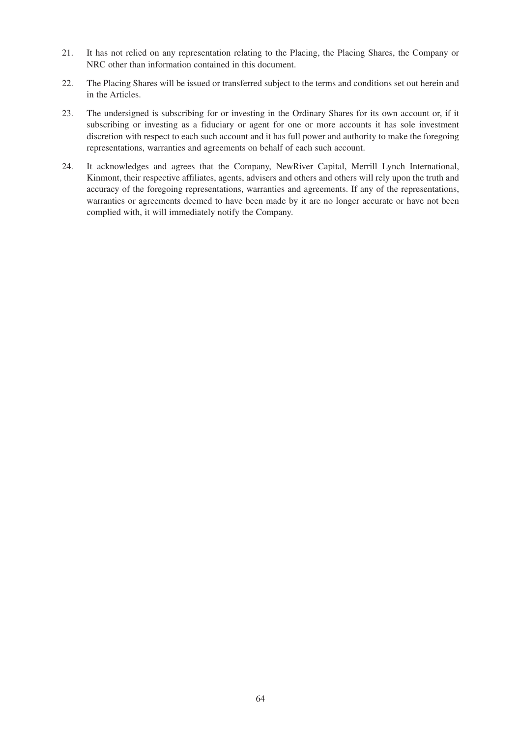21. It has not relied on any representation relating to the Placing, the Placing Shares, the Company or NRC other than information contained in this document.

22. The Placing Shares will be issued or transferred subject to the terms and conditions set out herein and in the Articles.

23. The undersigned is subscribing for or investing in the Ordinary Shares for its own account or, if it subscribing or investing as a fiduciary or agent for one or more accounts it has sole investment discretion with respect to each such account and it has full power and authority to make the foregoing representations, warranties and agreements on behalf of each such account.

24. It acknowledges and agrees that the Company, NewRiver Capital, Merrill Lynch International, Kinmont, their respective affiliates, agents, advisers and others and others will rely upon the truth and accuracy of the foregoing representations, warranties and agreements. If any of the representations, warranties or agreements deemed to have been made by it are no longer accurate or have not been complied with, it will immediately notify the Company.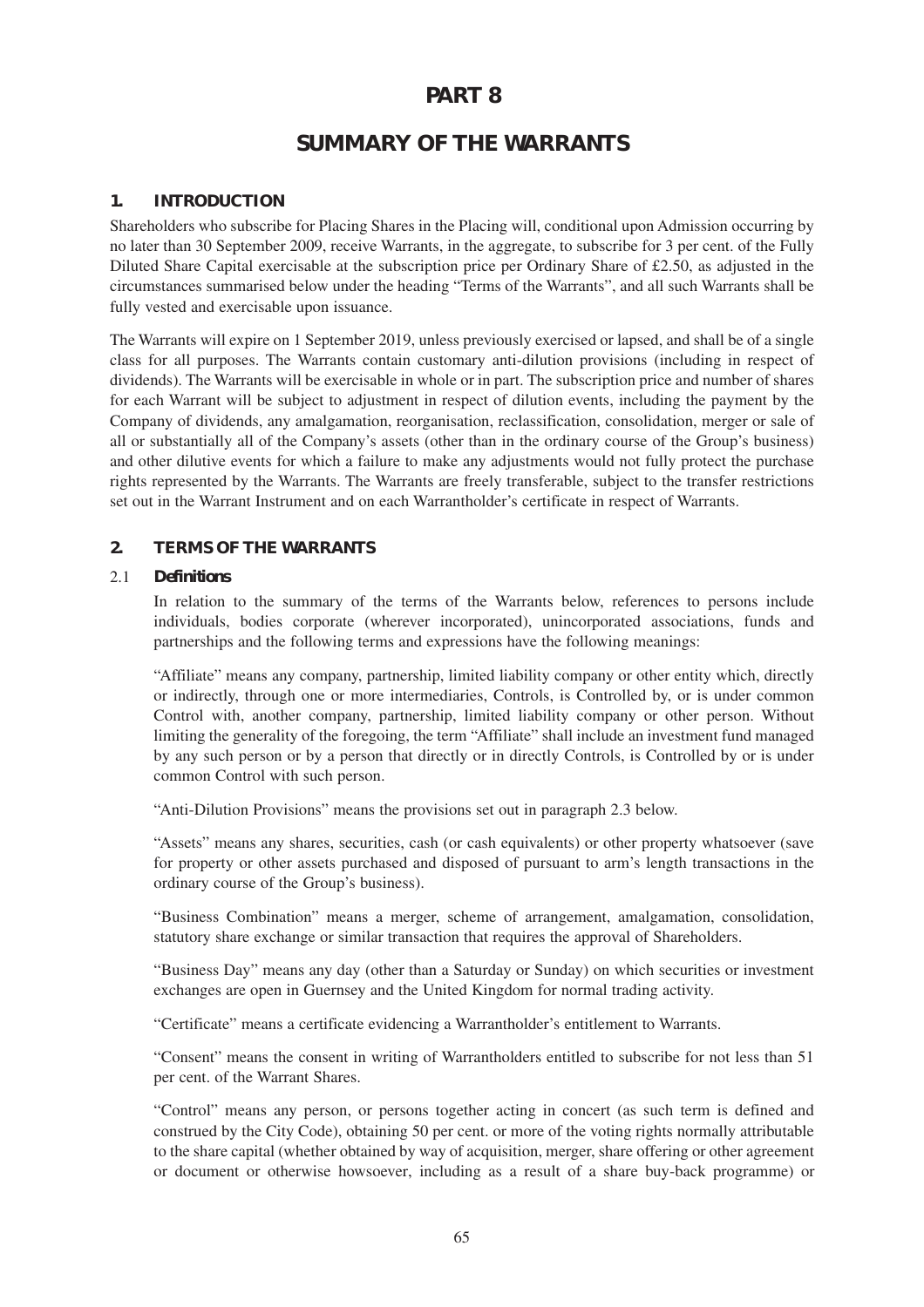# PART 8

# SUMMARY OF THE WARRANTS

## 1. INTRODUCTION

Shareholders who subscribe for Placing Shares in the Placing will, conditional upon Admission occurring by no later than 30 September 2009, receive Warrants, in the aggregate, to subscribe for 3 per cent. of the Fully Diluted Share Capital exercisable at the subscription price per Ordinary Share of £2.50, as adjusted in the circumstances summarised below under the heading "Terms of the Warrants", and all such Warrants shall be fully vested and exercisable upon issuance.

The Warrants will expire on 1 September 2019, unless previously exercised or lapsed, and shall be of a single class for all purposes. The Warrants contain customary anti-dilution provisions (including in respect of dividends). The Warrants will be exercisable in whole or in part. The subscription price and number of shares for each Warrant will be subject to adjustment in respect of dilution events, including the payment by the Company of dividends, any amalgamation, reorganisation, reclassification, consolidation, merger or sale of all or substantially all of the Company's assets (other than in the ordinary course of the Group's business) and other dilutive events for which a failure to make any adjustments would not fully protect the purchase rights represented by the Warrants. The Warrants are freely transferable, subject to the transfer restrictions set out in the Warrant Instrument and on each Warrantholder's certificate in respect of Warrants.

## 2. TERMS OF THE WARRANTS

### 2.1 *Definitions*

In relation to the summary of the terms of the Warrants below, references to persons include individuals, bodies corporate (wherever incorporated), unincorporated associations, funds and partnerships and the following terms and expressions have the following meanings:

"Affiliate" means any company, partnership, limited liability company or other entity which, directly or indirectly, through one or more intermediaries, Controls, is Controlled by, or is under common Control with, another company, partnership, limited liability company or other person. Without limiting the generality of the foregoing, the term "Affiliate" shall include an investment fund managed by any such person or by a person that directly or in directly Controls, is Controlled by or is under common Control with such person.

"Anti-Dilution Provisions" means the provisions set out in paragraph 2.3 below.

"Assets" means any shares, securities, cash (or cash equivalents) or other property whatsoever (save for property or other assets purchased and disposed of pursuant to arm's length transactions in the ordinary course of the Group's business).

"Business Combination" means a merger, scheme of arrangement, amalgamation, consolidation, statutory share exchange or similar transaction that requires the approval of Shareholders.

"Business Day" means any day (other than a Saturday or Sunday) on which securities or investment exchanges are open in Guernsey and the United Kingdom for normal trading activity.

"Certificate" means a certificate evidencing a Warrantholder's entitlement to Warrants.

"Consent" means the consent in writing of Warrantholders entitled to subscribe for not less than 51 per cent. of the Warrant Shares.

"Control" means any person, or persons together acting in concert (as such term is defined and construed by the City Code), obtaining 50 per cent. or more of the voting rights normally attributable to the share capital (whether obtained by way of acquisition, merger, share offering or other agreement or document or otherwise howsoever, including as a result of a share buy-back programme) or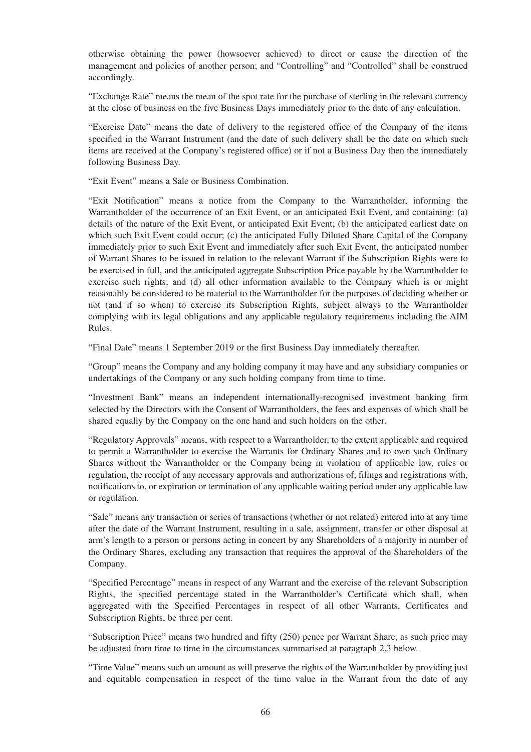otherwise obtaining the power (howsoever achieved) to direct or cause the direction of the management and policies of another person; and "Controlling" and "Controlled" shall be construed accordingly.

"Exchange Rate" means the mean of the spot rate for the purchase of sterling in the relevant currency at the close of business on the five Business Days immediately prior to the date of any calculation.

"Exercise Date" means the date of delivery to the registered office of the Company of the items specified in the Warrant Instrument (and the date of such delivery shall be the date on which such items are received at the Company's registered office) or if not a Business Day then the immediately following Business Day.

"Exit Event" means a Sale or Business Combination.

"Exit Notification" means a notice from the Company to the Warrantholder, informing the Warrantholder of the occurrence of an Exit Event, or an anticipated Exit Event, and containing: (a) details of the nature of the Exit Event, or anticipated Exit Event; (b) the anticipated earliest date on which such Exit Event could occur; (c) the anticipated Fully Diluted Share Capital of the Company immediately prior to such Exit Event and immediately after such Exit Event, the anticipated number of Warrant Shares to be issued in relation to the relevant Warrant if the Subscription Rights were to be exercised in full, and the anticipated aggregate Subscription Price payable by the Warrantholder to exercise such rights; and (d) all other information available to the Company which is or might reasonably be considered to be material to the Warrantholder for the purposes of deciding whether or not (and if so when) to exercise its Subscription Rights, subject always to the Warrantholder complying with its legal obligations and any applicable regulatory requirements including the AIM Rules.

"Final Date" means 1 September 2019 or the first Business Day immediately thereafter.

"Group" means the Company and any holding company it may have and any subsidiary companies or undertakings of the Company or any such holding company from time to time.

"Investment Bank" means an independent internationally-recognised investment banking firm selected by the Directors with the Consent of Warrantholders, the fees and expenses of which shall be shared equally by the Company on the one hand and such holders on the other.

"Regulatory Approvals" means, with respect to a Warrantholder, to the extent applicable and required to permit a Warrantholder to exercise the Warrants for Ordinary Shares and to own such Ordinary Shares without the Warrantholder or the Company being in violation of applicable law, rules or regulation, the receipt of any necessary approvals and authorizations of, filings and registrations with, notifications to, or expiration or termination of any applicable waiting period under any applicable law or regulation.

"Sale" means any transaction or series of transactions (whether or not related) entered into at any time after the date of the Warrant Instrument, resulting in a sale, assignment, transfer or other disposal at arm's length to a person or persons acting in concert by any Shareholders of a majority in number of the Ordinary Shares, excluding any transaction that requires the approval of the Shareholders of the Company.

"Specified Percentage" means in respect of any Warrant and the exercise of the relevant Subscription Rights, the specified percentage stated in the Warrantholder's Certificate which shall, when aggregated with the Specified Percentages in respect of all other Warrants, Certificates and Subscription Rights, be three per cent.

"Subscription Price" means two hundred and fifty (250) pence per Warrant Share, as such price may be adjusted from time to time in the circumstances summarised at paragraph 2.3 below.

"Time Value" means such an amount as will preserve the rights of the Warrantholder by providing just and equitable compensation in respect of the time value in the Warrant from the date of any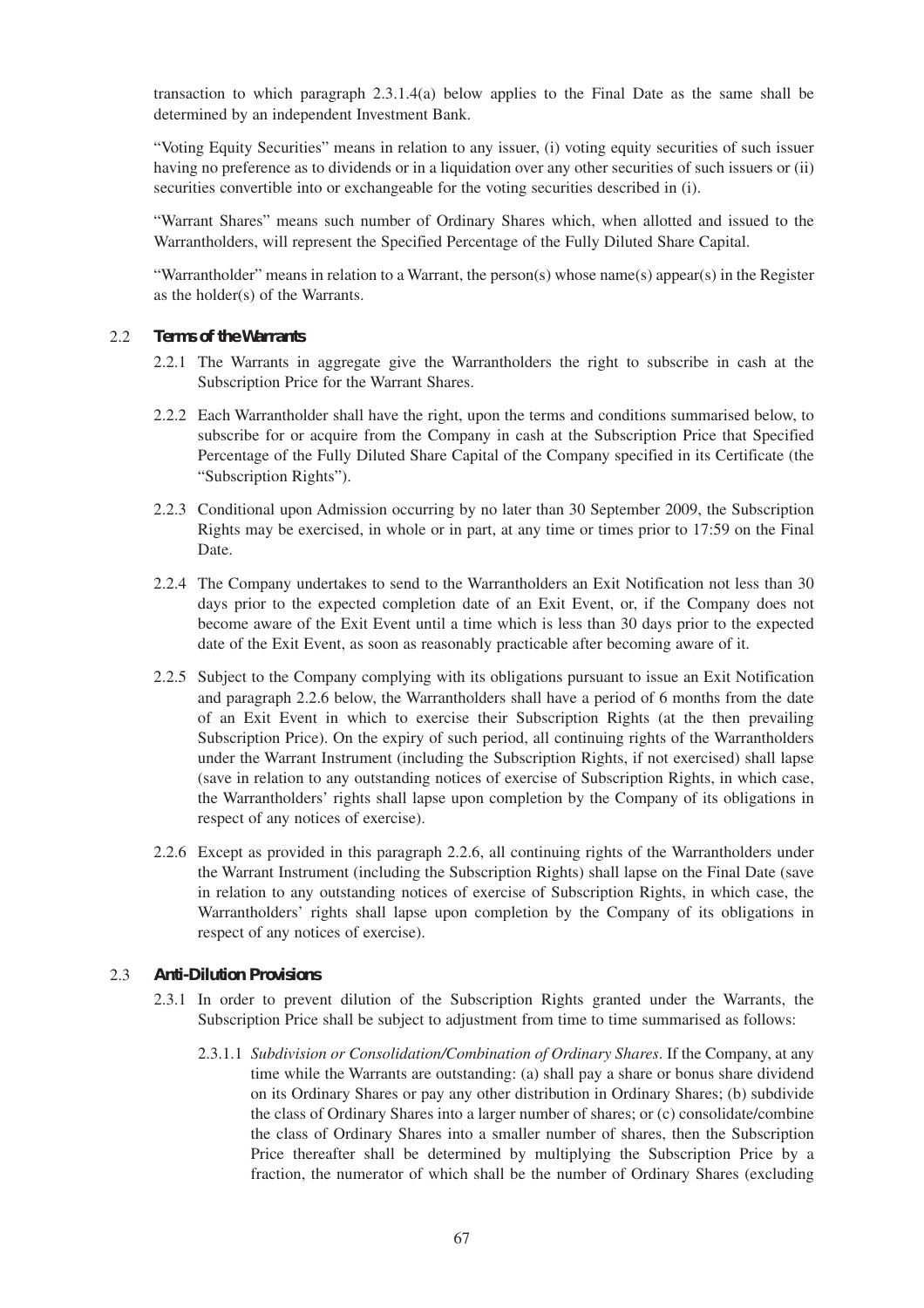transaction to which paragraph 2.3.1.4(a) below applies to the Final Date as the same shall be determined by an independent Investment Bank.

"Voting Equity Securities" means in relation to any issuer, (i) voting equity securities of such issuer having no preference as to dividends or in a liquidation over any other securities of such issuers or (ii) securities convertible into or exchangeable for the voting securities described in (i).

"Warrant Shares" means such number of Ordinary Shares which, when allotted and issued to the Warrantholders, will represent the Specified Percentage of the Fully Diluted Share Capital.

"Warrantholder" means in relation to a Warrant, the person(s) whose name(s) appear(s) in the Register as the holder(s) of the Warrants.

### 2.2 Terms of the Warrants

2.2.1 The Warrants in aggregate give the Warrantholders the right to subscribe in cash at the Subscription Price for the Warrant Shares.

2.2.2 Each Warrantholder shall have the right, upon the terms and conditions summarised below, to subscribe for or acquire from the Company in cash at the Subscription Price that Specified Percentage of the Fully Diluted Share Capital of the Company specified in its Certificate (the "Subscription Rights").

2.2.3 Conditional upon Admission occurring by no later than 30 September 2009, the Subscription Rights may be exercised, in whole or in part, at any time or times prior to 17:59 on the Final Date.

2.2.4 The Company undertakes to send to the Warrantholders an Exit Notification not less than 30 days prior to the expected completion date of an Exit Event, or, if the Company does not become aware of the Exit Event until a time which is less than 30 days prior to the expected date of the Exit Event, as soon as reasonably practicable after becoming aware of it.

2.2.5 Subject to the Company complying with its obligations pursuant to issue an Exit Notification and paragraph 2.2.6 below, the Warrantholders shall have a period of 6 months from the date of an Exit Event in which to exercise their Subscription Rights (at the then prevailing Subscription Price). On the expiry of such period, all continuing rights of the Warrantholders under the Warrant Instrument (including the Subscription Rights, if not exercised) shall lapse (save in relation to any outstanding notices of exercise of Subscription Rights, in which case, the Warrantholders' rights shall lapse upon completion by the Company of its obligations in respect of any notices of exercise).

2.2.6 Except as provided in this paragraph 2.2.6, all continuing rights of the Warrantholders under the Warrant Instrument (including the Subscription Rights) shall lapse on the Final Date (save in relation to any outstanding notices of exercise of Subscription Rights, in which case, the Warrantholders' rights shall lapse upon completion by the Company of its obligations in respect of any notices of exercise).

### 2.3 Anti-Dilution Provisions

2.3.1 In order to prevent dilution of the Subscription Rights granted under the Warrants, the Subscription Price shall be subject to adjustment from time to time summarised as follows:

2.3.1.1 *Subdivision or Consolidation/Combination of Ordinary Shares*. If the Company, at any time while the Warrants are outstanding: (a) shall pay a share or bonus share dividend on its Ordinary Shares or pay any other distribution in Ordinary Shares; (b) subdivide the class of Ordinary Shares into a larger number of shares; or (c) consolidate/combine the class of Ordinary Shares into a smaller number of shares, then the Subscription Price thereafter shall be determined by multiplying the Subscription Price by a fraction, the numerator of which shall be the number of Ordinary Shares (excluding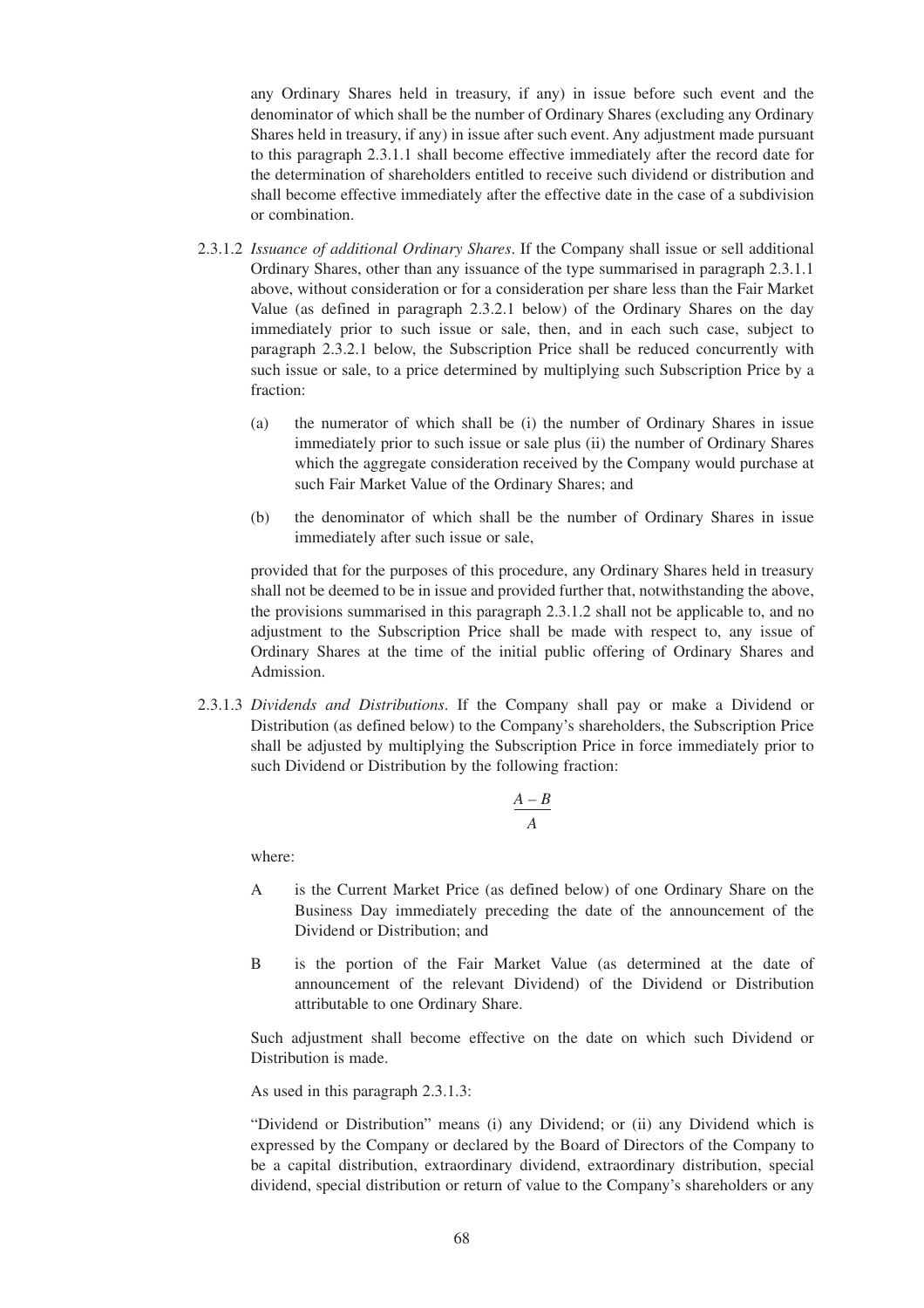any Ordinary Shares held in treasury, if any) in issue before such event and the denominator of which shall be the number of Ordinary Shares (excluding any Ordinary Shares held in treasury, if any) in issue after such event. Any adjustment made pursuant to this paragraph 2.3.1.1 shall become effective immediately after the record date for the determination of shareholders entitled to receive such dividend or distribution and shall become effective immediately after the effective date in the case of a subdivision or combination.

2.3.1.2 *Issuance of additional Ordinary Shares*. If the Company shall issue or sell additional Ordinary Shares, other than any issuance of the type summarised in paragraph 2.3.1.1 above, without consideration or for a consideration per share less than the Fair Market Value (as defined in paragraph 2.3.2.1 below) of the Ordinary Shares on the day immediately prior to such issue or sale, then, and in each such case, subject to paragraph 2.3.2.1 below, the Subscription Price shall be reduced concurrently with such issue or sale, to a price determined by multiplying such Subscription Price by a fraction:

(a) the numerator of which shall be (i) the number of Ordinary Shares in issue immediately prior to such issue or sale plus (ii) the number of Ordinary Shares which the aggregate consideration received by the Company would purchase at such Fair Market Value of the Ordinary Shares; and

(b) the denominator of which shall be the number of Ordinary Shares in issue immediately after such issue or sale,

provided that for the purposes of this procedure, any Ordinary Shares held in treasury shall not be deemed to be in issue and provided further that, notwithstanding the above, the provisions summarised in this paragraph 2.3.1.2 shall not be applicable to, and no adjustment to the Subscription Price shall be made with respect to, any issue of Ordinary Shares at the time of the initial public offering of Ordinary Shares and Admission.

2.3.1.3 *Dividends and Distributions*. If the Company shall pay or make a Dividend or Distribution (as defined below) to the Company's shareholders, the Subscription Price shall be adjusted by multiplying the Subscription Price in force immediately prior to such Dividend or Distribution by the following fraction:

$$\frac{A - B}{A}$$

where:

A is the Current Market Price (as defined below) of one Ordinary Share on the Business Day immediately preceding the date of the announcement of the Dividend or Distribution; and

B is the portion of the Fair Market Value (as determined at the date of announcement of the relevant Dividend) of the Dividend or Distribution attributable to one Ordinary Share.

Such adjustment shall become effective on the date on which such Dividend or Distribution is made.

As used in this paragraph 2.3.1.3:

"Dividend or Distribution" means (i) any Dividend; or (ii) any Dividend which is expressed by the Company or declared by the Board of Directors of the Company to be a capital distribution, extraordinary dividend, extraordinary distribution, special dividend, special distribution or return of value to the Company's shareholders or any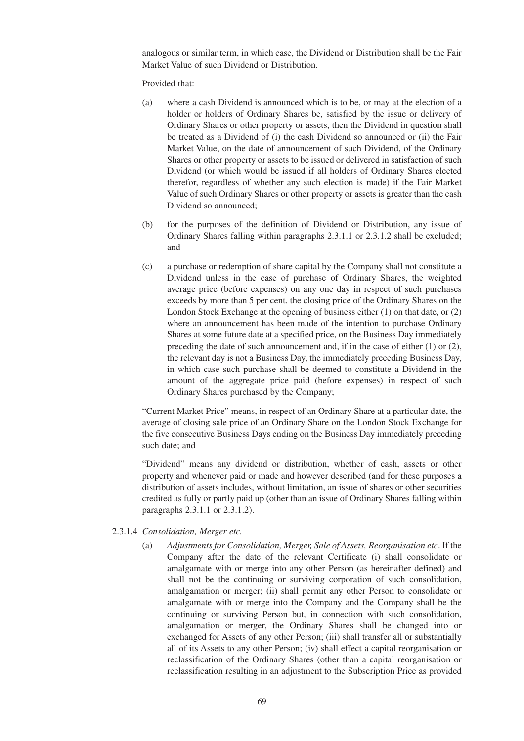analogous or similar term, in which case, the Dividend or Distribution shall be the Fair Market Value of such Dividend or Distribution.

Provided that:

(a) where a cash Dividend is announced which is to be, or may at the election of a holder or holders of Ordinary Shares be, satisfied by the issue or delivery of Ordinary Shares or other property or assets, then the Dividend in question shall be treated as a Dividend of (i) the cash Dividend so announced or (ii) the Fair Market Value, on the date of announcement of such Dividend, of the Ordinary Shares or other property or assets to be issued or delivered in satisfaction of such Dividend (or which would be issued if all holders of Ordinary Shares elected therefor, regardless of whether any such election is made) if the Fair Market Value of such Ordinary Shares or other property or assets is greater than the cash Dividend so announced;

(b) for the purposes of the definition of Dividend or Distribution, any issue of Ordinary Shares falling within paragraphs 2.3.1.1 or 2.3.1.2 shall be excluded; and

(c) a purchase or redemption of share capital by the Company shall not constitute a Dividend unless in the case of purchase of Ordinary Shares, the weighted average price (before expenses) on any one day in respect of such purchases exceeds by more than 5 per cent. the closing price of the Ordinary Shares on the London Stock Exchange at the opening of business either (1) on that date, or (2) where an announcement has been made of the intention to purchase Ordinary Shares at some future date at a specified price, on the Business Day immediately preceding the date of such announcement and, if in the case of either (1) or (2), the relevant day is not a Business Day, the immediately preceding Business Day, in which case such purchase shall be deemed to constitute a Dividend in the amount of the aggregate price paid (before expenses) in respect of such Ordinary Shares purchased by the Company;

"Current Market Price" means, in respect of an Ordinary Share at a particular date, the average of closing sale price of an Ordinary Share on the London Stock Exchange for the five consecutive Business Days ending on the Business Day immediately preceding such date; and

"Dividend" means any dividend or distribution, whether of cash, assets or other property and whenever paid or made and however described (and for these purposes a distribution of assets includes, without limitation, an issue of shares or other securities credited as fully or partly paid up (other than an issue of Ordinary Shares falling within paragraphs 2.3.1.1 or 2.3.1.2).

2.3.1.4 *Consolidation, Merger etc.*

(a) *Adjustments for Consolidation, Merger, Sale of Assets, Reorganisation etc*. If the Company after the date of the relevant Certificate (i) shall consolidate or amalgamate with or merge into any other Person (as hereinafter defined) and shall not be the continuing or surviving corporation of such consolidation, amalgamation or merger; (ii) shall permit any other Person to consolidate or amalgamate with or merge into the Company and the Company shall be the continuing or surviving Person but, in connection with such consolidation, amalgamation or merger, the Ordinary Shares shall be changed into or exchanged for Assets of any other Person; (iii) shall transfer all or substantially all of its Assets to any other Person; (iv) shall effect a capital reorganisation or reclassification of the Ordinary Shares (other than a capital reorganisation or reclassification resulting in an adjustment to the Subscription Price as provided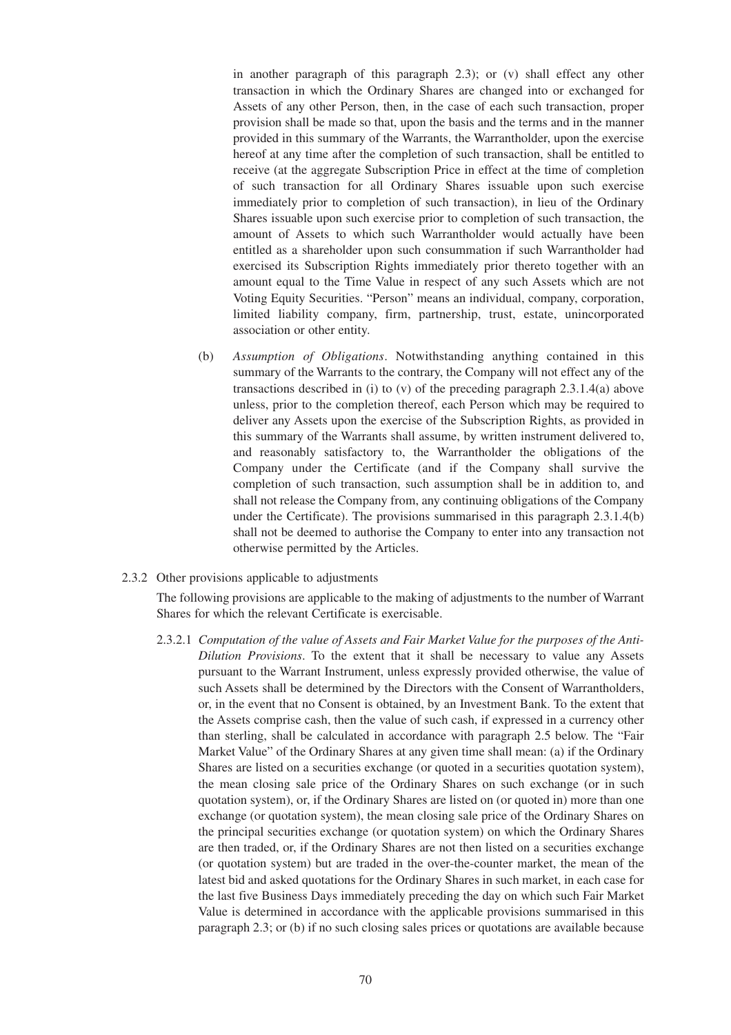in another paragraph of this paragraph 2.3); or (v) shall effect any other transaction in which the Ordinary Shares are changed into or exchanged for Assets of any other Person, then, in the case of each such transaction, proper provision shall be made so that, upon the basis and the terms and in the manner provided in this summary of the Warrants, the Warrantholder, upon the exercise hereof at any time after the completion of such transaction, shall be entitled to receive (at the aggregate Subscription Price in effect at the time of completion of such transaction for all Ordinary Shares issuable upon such exercise immediately prior to completion of such transaction), in lieu of the Ordinary Shares issuable upon such exercise prior to completion of such transaction, the amount of Assets to which such Warrantholder would actually have been entitled as a shareholder upon such consummation if such Warrantholder had exercised its Subscription Rights immediately prior thereto together with an amount equal to the Time Value in respect of any such Assets which are not Voting Equity Securities. "Person" means an individual, company, corporation, limited liability company, firm, partnership, trust, estate, unincorporated association or other entity.

(b) *Assumption of Obligations*. Notwithstanding anything contained in this summary of the Warrants to the contrary, the Company will not effect any of the transactions described in (i) to (v) of the preceding paragraph 2.3.1.4(a) above unless, prior to the completion thereof, each Person which may be required to deliver any Assets upon the exercise of the Subscription Rights, as provided in this summary of the Warrants shall assume, by written instrument delivered to, and reasonably satisfactory to, the Warrantholder the obligations of the Company under the Certificate (and if the Company shall survive the completion of such transaction, such assumption shall be in addition to, and shall not release the Company from, any continuing obligations of the Company under the Certificate). The provisions summarised in this paragraph 2.3.1.4(b) shall not be deemed to authorise the Company to enter into any transaction not otherwise permitted by the Articles.

2.3.2 Other provisions applicable to adjustments

The following provisions are applicable to the making of adjustments to the number of Warrant Shares for which the relevant Certificate is exercisable.

2.3.2.1 *Computation of the value of Assets and Fair Market Value for the purposes of the Anti-Dilution Provisions*. To the extent that it shall be necessary to value any Assets pursuant to the Warrant Instrument, unless expressly provided otherwise, the value of such Assets shall be determined by the Directors with the Consent of Warrantholders, or, in the event that no Consent is obtained, by an Investment Bank. To the extent that the Assets comprise cash, then the value of such cash, if expressed in a currency other than sterling, shall be calculated in accordance with paragraph 2.5 below. The "Fair Market Value" of the Ordinary Shares at any given time shall mean: (a) if the Ordinary Shares are listed on a securities exchange (or quoted in a securities quotation system), the mean closing sale price of the Ordinary Shares on such exchange (or in such quotation system), or, if the Ordinary Shares are listed on (or quoted in) more than one exchange (or quotation system), the mean closing sale price of the Ordinary Shares on the principal securities exchange (or quotation system) on which the Ordinary Shares are then traded, or, if the Ordinary Shares are not then listed on a securities exchange (or quotation system) but are traded in the over-the-counter market, the mean of the latest bid and asked quotations for the Ordinary Shares in such market, in each case for the last five Business Days immediately preceding the day on which such Fair Market Value is determined in accordance with the applicable provisions summarised in this paragraph 2.3; or (b) if no such closing sales prices or quotations are available because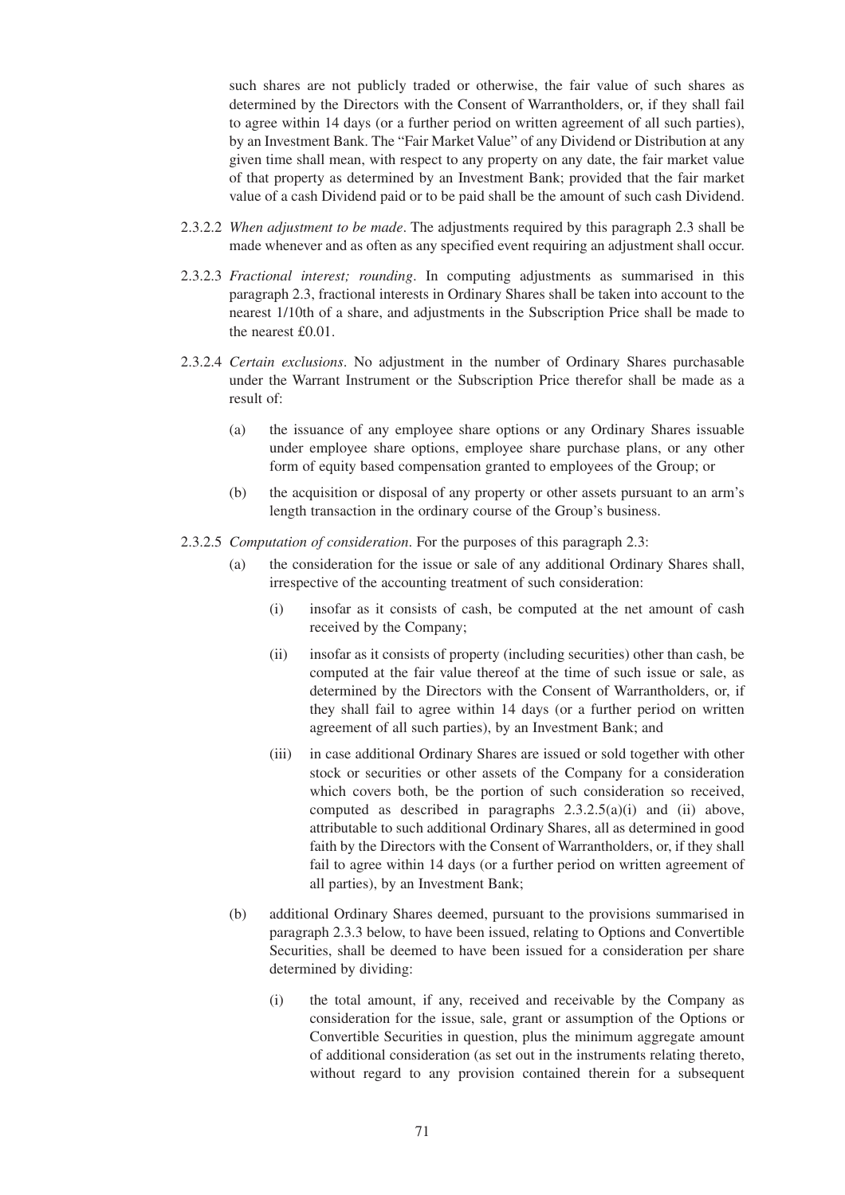such shares are not publicly traded or otherwise, the fair value of such shares as determined by the Directors with the Consent of Warrantholders, or, if they shall fail to agree within 14 days (or a further period on written agreement of all such parties), by an Investment Bank. The "Fair Market Value" of any Dividend or Distribution at any given time shall mean, with respect to any property on any date, the fair market value of that property as determined by an Investment Bank; provided that the fair market value of a cash Dividend paid or to be paid shall be the amount of such cash Dividend.

2.3.2.2 *When adjustment to be made*. The adjustments required by this paragraph 2.3 shall be made whenever and as often as any specified event requiring an adjustment shall occur.

2.3.2.3 *Fractional interest; rounding*. In computing adjustments as summarised in this paragraph 2.3, fractional interests in Ordinary Shares shall be taken into account to the nearest 1/10th of a share, and adjustments in the Subscription Price shall be made to the nearest £0.01.

2.3.2.4 *Certain exclusions*. No adjustment in the number of Ordinary Shares purchasable under the Warrant Instrument or the Subscription Price therefor shall be made as a result of:

(a) the issuance of any employee share options or any Ordinary Shares issuable under employee share options, employee share purchase plans, or any other form of equity based compensation granted to employees of the Group; or

(b) the acquisition or disposal of any property or other assets pursuant to an arm's length transaction in the ordinary course of the Group's business.

2.3.2.5 *Computation of consideration*. For the purposes of this paragraph 2.3:

(a) the consideration for the issue or sale of any additional Ordinary Shares shall, irrespective of the accounting treatment of such consideration:

(i) insofar as it consists of cash, be computed at the net amount of cash received by the Company;

(ii) insofar as it consists of property (including securities) other than cash, be computed at the fair value thereof at the time of such issue or sale, as determined by the Directors with the Consent of Warrantholders, or, if they shall fail to agree within 14 days (or a further period on written agreement of all such parties), by an Investment Bank; and

(iii) in case additional Ordinary Shares are issued or sold together with other stock or securities or other assets of the Company for a consideration which covers both, be the portion of such consideration so received, computed as described in paragraphs 2.3.2.5(a)(i) and (ii) above, attributable to such additional Ordinary Shares, all as determined in good faith by the Directors with the Consent of Warrantholders, or, if they shall fail to agree within 14 days (or a further period on written agreement of all parties), by an Investment Bank;

(b) additional Ordinary Shares deemed, pursuant to the provisions summarised in paragraph 2.3.3 below, to have been issued, relating to Options and Convertible Securities, shall be deemed to have been issued for a consideration per share determined by dividing:

(i) the total amount, if any, received and receivable by the Company as consideration for the issue, sale, grant or assumption of the Options or Convertible Securities in question, plus the minimum aggregate amount of additional consideration (as set out in the instruments relating thereto, without regard to any provision contained therein for a subsequent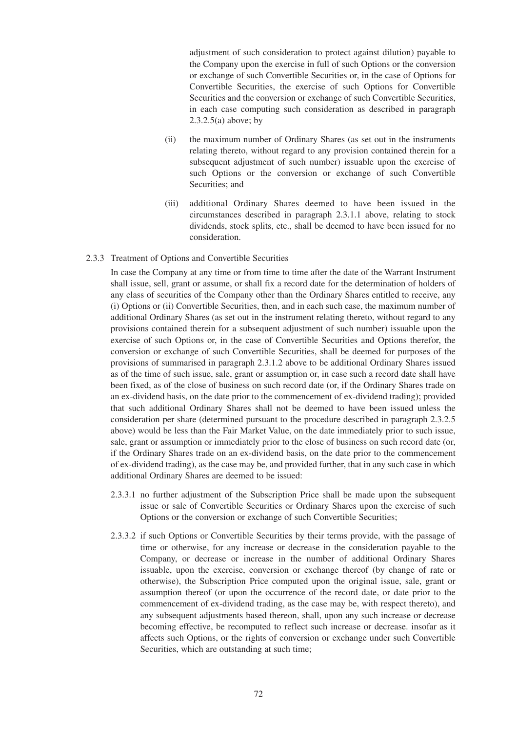adjustment of such consideration to protect against dilution) payable to the Company upon the exercise in full of such Options or the conversion or exchange of such Convertible Securities or, in the case of Options for Convertible Securities, the exercise of such Options for Convertible Securities and the conversion or exchange of such Convertible Securities, in each case computing such consideration as described in paragraph 2.3.2.5(a) above; by

(ii) the maximum number of Ordinary Shares (as set out in the instruments relating thereto, without regard to any provision contained therein for a subsequent adjustment of such number) issuable upon the exercise of such Options or the conversion or exchange of such Convertible Securities; and

(iii) additional Ordinary Shares deemed to have been issued in the circumstances described in paragraph 2.3.1.1 above, relating to stock dividends, stock splits, etc., shall be deemed to have been issued for no consideration.

2.3.3 Treatment of Options and Convertible Securities

In case the Company at any time or from time to time after the date of the Warrant Instrument shall issue, sell, grant or assume, or shall fix a record date for the determination of holders of any class of securities of the Company other than the Ordinary Shares entitled to receive, any (i) Options or (ii) Convertible Securities, then, and in each such case, the maximum number of additional Ordinary Shares (as set out in the instrument relating thereto, without regard to any provisions contained therein for a subsequent adjustment of such number) issuable upon the exercise of such Options or, in the case of Convertible Securities and Options therefor, the conversion or exchange of such Convertible Securities, shall be deemed for purposes of the provisions of summarised in paragraph 2.3.1.2 above to be additional Ordinary Shares issued as of the time of such issue, sale, grant or assumption or, in case such a record date shall have been fixed, as of the close of business on such record date (or, if the Ordinary Shares trade on an ex-dividend basis, on the date prior to the commencement of ex-dividend trading); provided that such additional Ordinary Shares shall not be deemed to have been issued unless the consideration per share (determined pursuant to the procedure described in paragraph 2.3.2.5 above) would be less than the Fair Market Value, on the date immediately prior to such issue, sale, grant or assumption or immediately prior to the close of business on such record date (or, if the Ordinary Shares trade on an ex-dividend basis, on the date prior to the commencement of ex-dividend trading), as the case may be, and provided further, that in any such case in which additional Ordinary Shares are deemed to be issued:

2.3.3.1 no further adjustment of the Subscription Price shall be made upon the subsequent issue or sale of Convertible Securities or Ordinary Shares upon the exercise of such Options or the conversion or exchange of such Convertible Securities;

2.3.3.2 if such Options or Convertible Securities by their terms provide, with the passage of time or otherwise, for any increase or decrease in the consideration payable to the Company, or decrease or increase in the number of additional Ordinary Shares issuable, upon the exercise, conversion or exchange thereof (by change of rate or otherwise), the Subscription Price computed upon the original issue, sale, grant or assumption thereof (or upon the occurrence of the record date, or date prior to the commencement of ex-dividend trading, as the case may be, with respect thereto), and any subsequent adjustments based thereon, shall, upon any such increase or decrease becoming effective, be recomputed to reflect such increase or decrease. insofar as it affects such Options, or the rights of conversion or exchange under such Convertible Securities, which are outstanding at such time;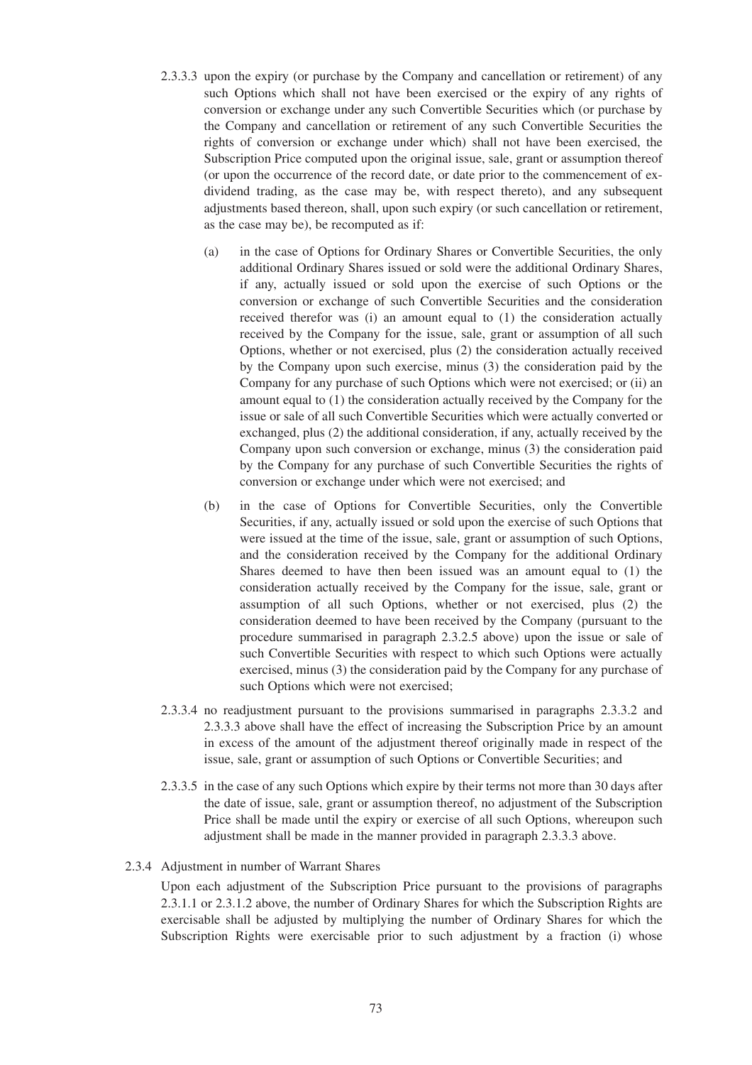2.3.3.3 upon the expiry (or purchase by the Company and cancellation or retirement) of any such Options which shall not have been exercised or the expiry of any rights of conversion or exchange under any such Convertible Securities which (or purchase by the Company and cancellation or retirement of any such Convertible Securities the rights of conversion or exchange under which) shall not have been exercised, the Subscription Price computed upon the original issue, sale, grant or assumption thereof (or upon the occurrence of the record date, or date prior to the commencement of ex-dividend trading, as the case may be, with respect thereto), and any subsequent adjustments based thereon, shall, upon such expiry (or such cancellation or retirement, as the case may be), be recomputed as if:

(a) in the case of Options for Ordinary Shares or Convertible Securities, the only additional Ordinary Shares issued or sold were the additional Ordinary Shares, if any, actually issued or sold upon the exercise of such Options or the conversion or exchange of such Convertible Securities and the consideration received therefor was (i) an amount equal to (1) the consideration actually received by the Company for the issue, sale, grant or assumption of all such Options, whether or not exercised, plus (2) the consideration actually received by the Company upon such exercise, minus (3) the consideration paid by the Company for any purchase of such Options which were not exercised; or (ii) an amount equal to (1) the consideration actually received by the Company for the issue or sale of all such Convertible Securities which were actually converted or exchanged, plus (2) the additional consideration, if any, actually received by the Company upon such conversion or exchange, minus (3) the consideration paid by the Company for any purchase of such Convertible Securities the rights of conversion or exchange under which were not exercised; and

(b) in the case of Options for Convertible Securities, only the Convertible Securities, if any, actually issued or sold upon the exercise of such Options that were issued at the time of the issue, sale, grant or assumption of such Options, and the consideration received by the Company for the additional Ordinary Shares deemed to have then been issued was an amount equal to (1) the consideration actually received by the Company for the issue, sale, grant or assumption of all such Options, whether or not exercised, plus (2) the consideration deemed to have been received by the Company (pursuant to the procedure summarised in paragraph 2.3.2.5 above) upon the issue or sale of such Convertible Securities with respect to which such Options were actually exercised, minus (3) the consideration paid by the Company for any purchase of such Options which were not exercised;

2.3.3.4 no readjustment pursuant to the provisions summarised in paragraphs 2.3.3.2 and 2.3.3.3 above shall have the effect of increasing the Subscription Price by an amount in excess of the amount of the adjustment thereof originally made in respect of the issue, sale, grant or assumption of such Options or Convertible Securities; and

2.3.3.5 in the case of any such Options which expire by their terms not more than 30 days after the date of issue, sale, grant or assumption thereof, no adjustment of the Subscription Price shall be made until the expiry or exercise of all such Options, whereupon such adjustment shall be made in the manner provided in paragraph 2.3.3.3 above.

2.3.4 Adjustment in number of Warrant Shares

Upon each adjustment of the Subscription Price pursuant to the provisions of paragraphs 2.3.1.1 or 2.3.1.2 above, the number of Ordinary Shares for which the Subscription Rights are exercisable shall be adjusted by multiplying the number of Ordinary Shares for which the Subscription Rights were exercisable prior to such adjustment by a fraction (i) whose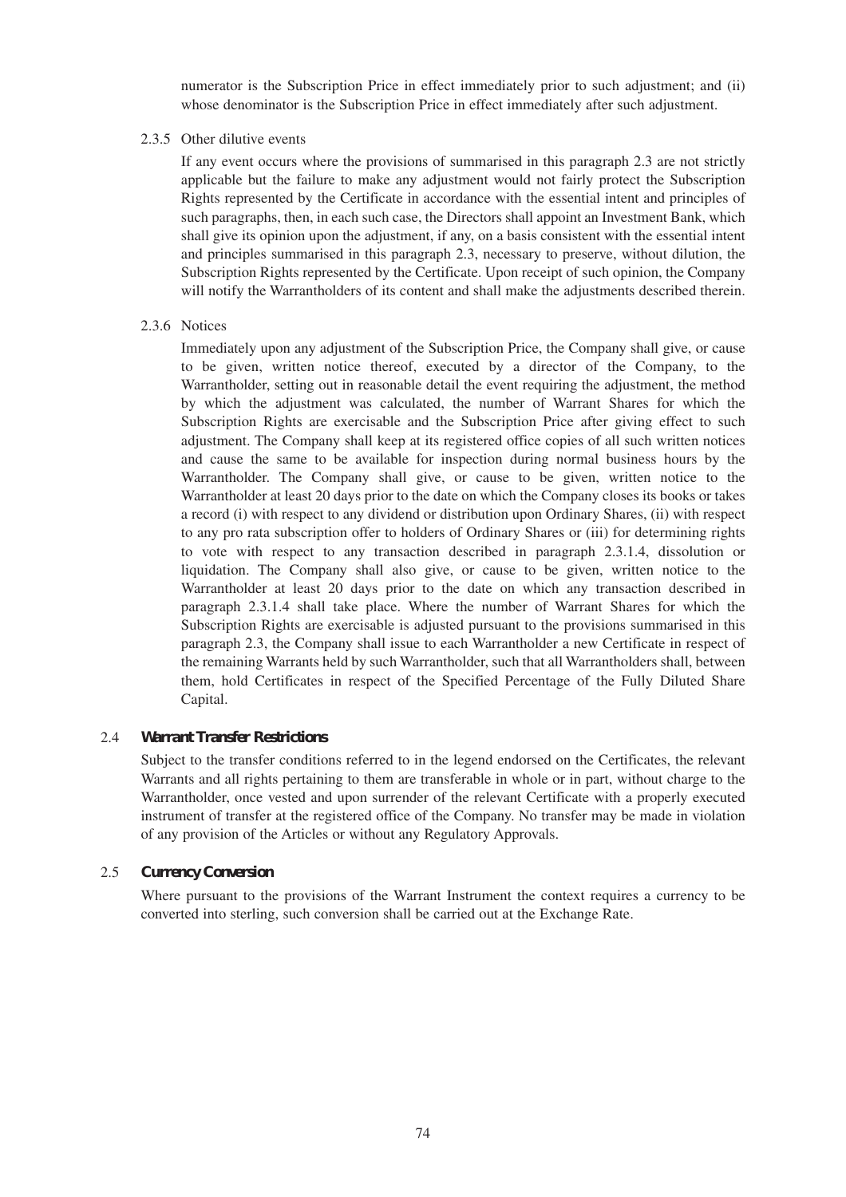numerator is the Subscription Price in effect immediately prior to such adjustment; and (ii) whose denominator is the Subscription Price in effect immediately after such adjustment.

2.3.5 Other dilutive events

If any event occurs where the provisions of summarised in this paragraph 2.3 are not strictly applicable but the failure to make any adjustment would not fairly protect the Subscription Rights represented by the Certificate in accordance with the essential intent and principles of such paragraphs, then, in each such case, the Directors shall appoint an Investment Bank, which shall give its opinion upon the adjustment, if any, on a basis consistent with the essential intent and principles summarised in this paragraph 2.3, necessary to preserve, without dilution, the Subscription Rights represented by the Certificate. Upon receipt of such opinion, the Company will notify the Warrantholders of its content and shall make the adjustments described therein.

2.3.6 Notices

Immediately upon any adjustment of the Subscription Price, the Company shall give, or cause to be given, written notice thereof, executed by a director of the Company, to the Warrantholder, setting out in reasonable detail the event requiring the adjustment, the method by which the adjustment was calculated, the number of Warrant Shares for which the Subscription Rights are exercisable and the Subscription Price after giving effect to such adjustment. The Company shall keep at its registered office copies of all such written notices and cause the same to be available for inspection during normal business hours by the Warrantholder. The Company shall give, or cause to be given, written notice to the Warrantholder at least 20 days prior to the date on which the Company closes its books or takes a record (i) with respect to any dividend or distribution upon Ordinary Shares, (ii) with respect to any pro rata subscription offer to holders of Ordinary Shares or (iii) for determining rights to vote with respect to any transaction described in paragraph 2.3.1.4, dissolution or liquidation. The Company shall also give, or cause to be given, written notice to the Warrantholder at least 20 days prior to the date on which any transaction described in paragraph 2.3.1.4 shall take place. Where the number of Warrant Shares for which the Subscription Rights are exercisable is adjusted pursuant to the provisions summarised in this paragraph 2.3, the Company shall issue to each Warrantholder a new Certificate in respect of the remaining Warrants held by such Warrantholder, such that all Warrantholders shall, between them, hold Certificates in respect of the Specified Percentage of the Fully Diluted Share Capital.

### 2.4 *Warrant Transfer Restrictions*

Subject to the transfer conditions referred to in the legend endorsed on the Certificates, the relevant Warrants and all rights pertaining to them are transferable in whole or in part, without charge to the Warrantholder, once vested and upon surrender of the relevant Certificate with a properly executed instrument of transfer at the registered office of the Company. No transfer may be made in violation of any provision of the Articles or without any Regulatory Approvals.

### 2.5 *Currency Conversion*

Where pursuant to the provisions of the Warrant Instrument the context requires a currency to be converted into sterling, such conversion shall be carried out at the Exchange Rate.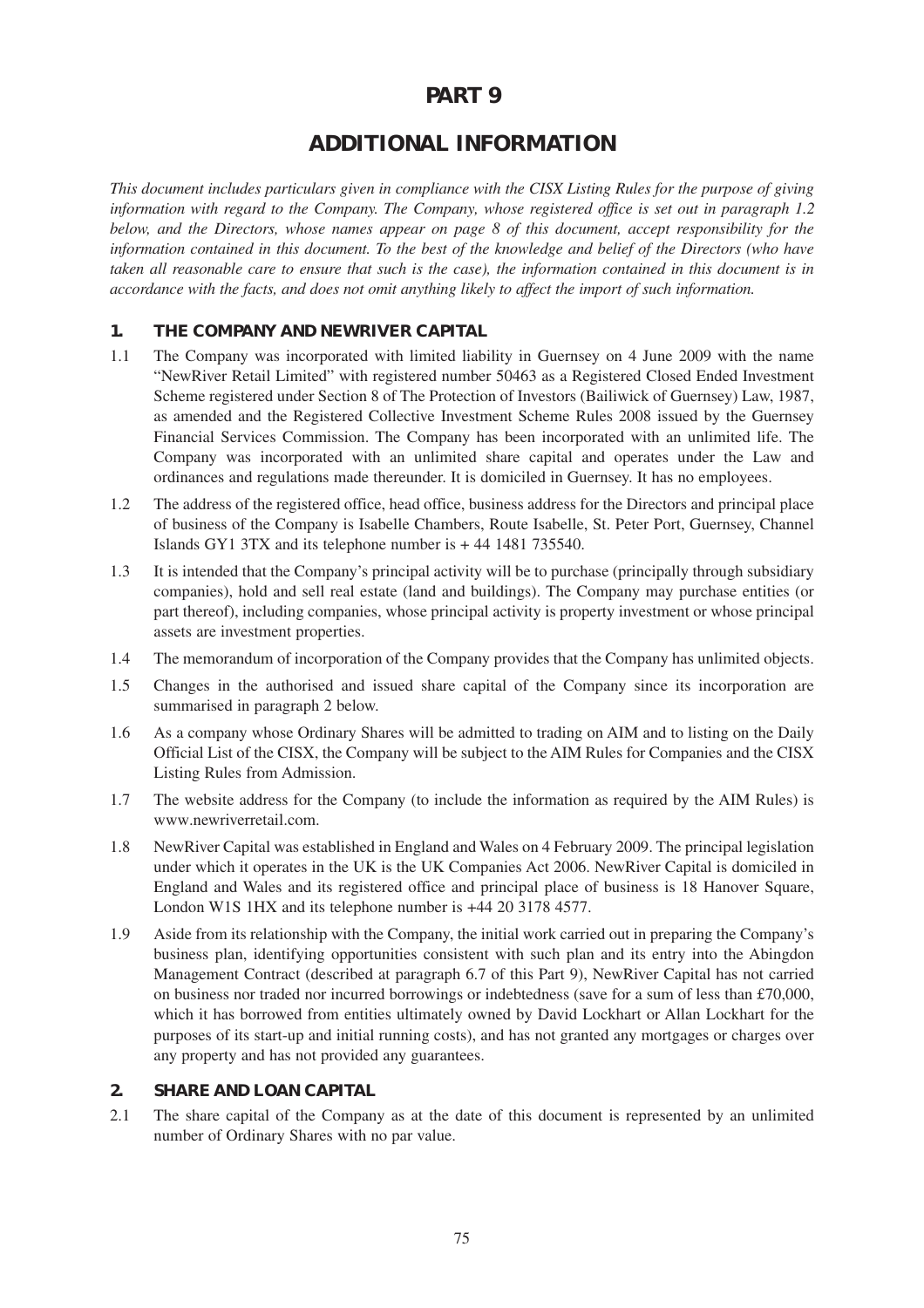# PART 9

# ADDITIONAL INFORMATION

*This document includes particulars given in compliance with the CISX Listing Rules for the purpose of giving information with regard to the Company. The Company, whose registered office is set out in paragraph 1.2 below, and the Directors, whose names appear on page 8 of this document, accept responsibility for the information contained in this document. To the best of the knowledge and belief of the Directors (who have taken all reasonable care to ensure that such is the case), the information contained in this document is in accordance with the facts, and does not omit anything likely to affect the import of such information.*

## 1. THE COMPANY AND NEWRIVER CAPITAL

1.1 The Company was incorporated with limited liability in Guernsey on 4 June 2009 with the name "NewRiver Retail Limited" with registered number 50463 as a Registered Closed Ended Investment Scheme registered under Section 8 of The Protection of Investors (Bailiwick of Guernsey) Law, 1987, as amended and the Registered Collective Investment Scheme Rules 2008 issued by the Guernsey Financial Services Commission. The Company has been incorporated with an unlimited life. The Company was incorporated with an unlimited share capital and operates under the Law and ordinances and regulations made thereunder. It is domiciled in Guernsey. It has no employees.

1.2 The address of the registered office, head office, business address for the Directors and principal place of business of the Company is Isabelle Chambers, Route Isabelle, St. Peter Port, Guernsey, Channel Islands GY1 3TX and its telephone number is + 44 1481 735540.

1.3 It is intended that the Company's principal activity will be to purchase (principally through subsidiary companies), hold and sell real estate (land and buildings). The Company may purchase entities (or part thereof), including companies, whose principal activity is property investment or whose principal assets are investment properties.

1.4 The memorandum of incorporation of the Company provides that the Company has unlimited objects.

1.5 Changes in the authorised and issued share capital of the Company since its incorporation are summarised in paragraph 2 below.

1.6 As a company whose Ordinary Shares will be admitted to trading on AIM and to listing on the Daily Official List of the CISX, the Company will be subject to the AIM Rules for Companies and the CISX Listing Rules from Admission.

1.7 The website address for the Company (to include the information as required by the AIM Rules) is www.newriverretail.com.

1.8 NewRiver Capital was established in England and Wales on 4 February 2009. The principal legislation under which it operates in the UK is the UK Companies Act 2006. NewRiver Capital is domiciled in England and Wales and its registered office and principal place of business is 18 Hanover Square, London W1S 1HX and its telephone number is +44 20 3178 4577.

1.9 Aside from its relationship with the Company, the initial work carried out in preparing the Company's business plan, identifying opportunities consistent with such plan and its entry into the Abingdon Management Contract (described at paragraph 6.7 of this Part 9), NewRiver Capital has not carried on business nor traded nor incurred borrowings or indebtedness (save for a sum of less than £70,000, which it has borrowed from entities ultimately owned by David Lockhart or Allan Lockhart for the purposes of its start-up and initial running costs), and has not granted any mortgages or charges over any property and has not provided any guarantees.

## 2. SHARE AND LOAN CAPITAL

2.1 The share capital of the Company as at the date of this document is represented by an unlimited number of Ordinary Shares with no par value.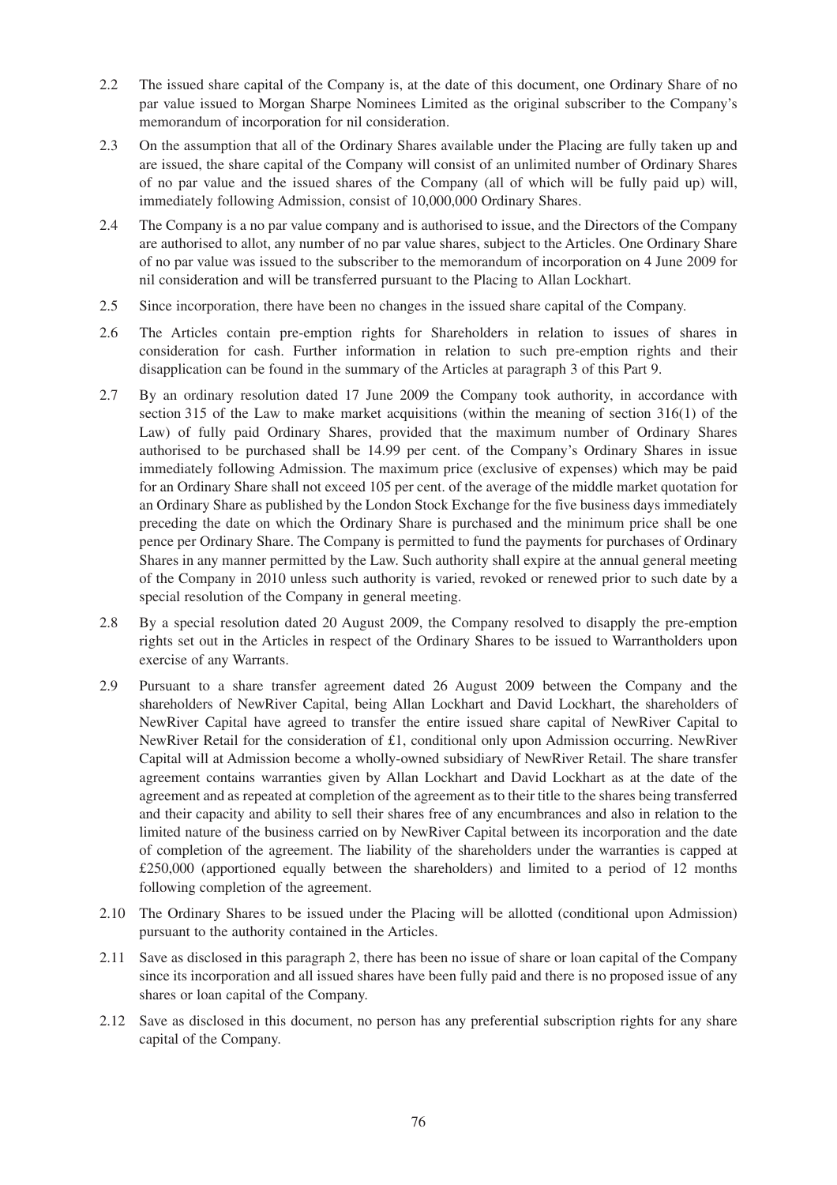2.2 The issued share capital of the Company is, at the date of this document, one Ordinary Share of no par value issued to Morgan Sharpe Nominees Limited as the original subscriber to the Company's memorandum of incorporation for nil consideration.

2.3 On the assumption that all of the Ordinary Shares available under the Placing are fully taken up and are issued, the share capital of the Company will consist of an unlimited number of Ordinary Shares of no par value and the issued shares of the Company (all of which will be fully paid up) will, immediately following Admission, consist of 10,000,000 Ordinary Shares.

2.4 The Company is a no par value company and is authorised to issue, and the Directors of the Company are authorised to allot, any number of no par value shares, subject to the Articles. One Ordinary Share of no par value was issued to the subscriber to the memorandum of incorporation on 4 June 2009 for nil consideration and will be transferred pursuant to the Placing to Allan Lockhart.

2.5 Since incorporation, there have been no changes in the issued share capital of the Company.

2.6 The Articles contain pre-emption rights for Shareholders in relation to issues of shares in consideration for cash. Further information in relation to such pre-emption rights and their disapplication can be found in the summary of the Articles at paragraph 3 of this Part 9.

2.7 By an ordinary resolution dated 17 June 2009 the Company took authority, in accordance with section 315 of the Law to make market acquisitions (within the meaning of section 316(1) of the Law) of fully paid Ordinary Shares, provided that the maximum number of Ordinary Shares authorised to be purchased shall be 14.99 per cent. of the Company's Ordinary Shares in issue immediately following Admission. The maximum price (exclusive of expenses) which may be paid for an Ordinary Share shall not exceed 105 per cent. of the average of the middle market quotation for an Ordinary Share as published by the London Stock Exchange for the five business days immediately preceding the date on which the Ordinary Share is purchased and the minimum price shall be one pence per Ordinary Share. The Company is permitted to fund the payments for purchases of Ordinary Shares in any manner permitted by the Law. Such authority shall expire at the annual general meeting of the Company in 2010 unless such authority is varied, revoked or renewed prior to such date by a special resolution of the Company in general meeting.

2.8 By a special resolution dated 20 August 2009, the Company resolved to disapply the pre-emption rights set out in the Articles in respect of the Ordinary Shares to be issued to Warrantholders upon exercise of any Warrants.

2.9 Pursuant to a share transfer agreement dated 26 August 2009 between the Company and the shareholders of NewRiver Capital, being Allan Lockhart and David Lockhart, the shareholders of NewRiver Capital have agreed to transfer the entire issued share capital of NewRiver Capital to NewRiver Retail for the consideration of £1, conditional only upon Admission occurring. NewRiver Capital will at Admission become a wholly-owned subsidiary of NewRiver Retail. The share transfer agreement contains warranties given by Allan Lockhart and David Lockhart as at the date of the agreement and as repeated at completion of the agreement as to their title to the shares being transferred and their capacity and ability to sell their shares free of any encumbrances and also in relation to the limited nature of the business carried on by NewRiver Capital between its incorporation and the date of completion of the agreement. The liability of the shareholders under the warranties is capped at £250,000 (apportioned equally between the shareholders) and limited to a period of 12 months following completion of the agreement.

2.10 The Ordinary Shares to be issued under the Placing will be allotted (conditional upon Admission) pursuant to the authority contained in the Articles.

2.11 Save as disclosed in this paragraph 2, there has been no issue of share or loan capital of the Company since its incorporation and all issued shares have been fully paid and there is no proposed issue of any shares or loan capital of the Company.

2.12 Save as disclosed in this document, no person has any preferential subscription rights for any share capital of the Company.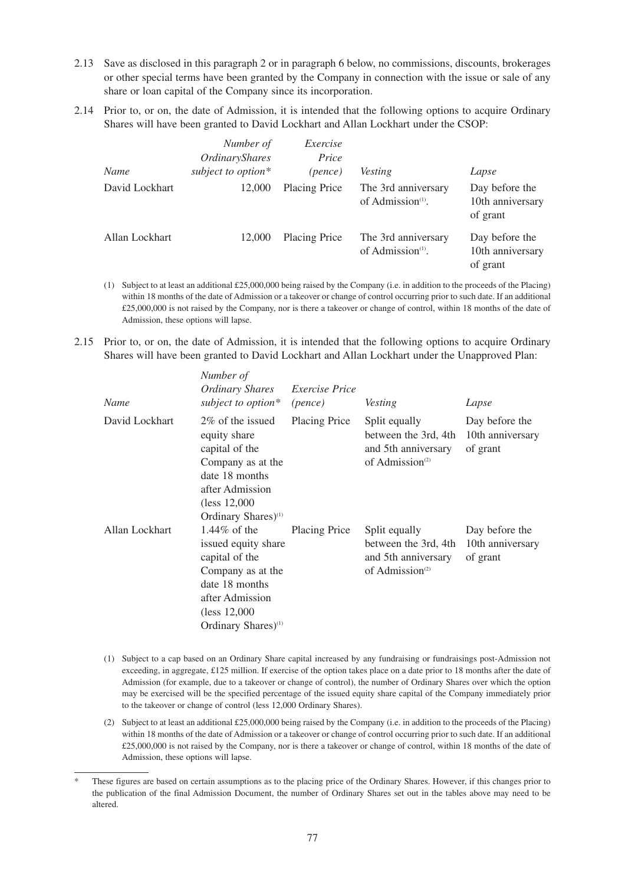2.13 Save as disclosed in this paragraph 2 or in paragraph 6 below, no commissions, discounts, brokerages or other special terms have been granted by the Company in connection with the issue or sale of any share or loan capital of the Company since its incorporation.

2.14 Prior to, or on, the date of Admission, it is intended that the following options to acquire Ordinary Shares will have been granted to David Lockhart and Allan Lockhart under the CSOP:

| *Name* | *Number of OrdinaryShares subject to option** | *Exercise Price (pence)* | *Vesting* | *Lapse* |
|---|---|---|---|---|
| David Lockhart | 12,000 | Placing Price | The 3rd anniversary of Admission[(1)]. | Day before the 10th anniversary of grant |
| Allan Lockhart | 12,000 | Placing Price | The 3rd anniversary of Admission[(1)]. | Day before the 10th anniversary of grant |

(1) Subject to at least an additional £25,000,000 being raised by the Company (i.e. in addition to the proceeds of the Placing) within 18 months of the date of Admission or a takeover or change of control occurring prior to such date. If an additional £25,000,000 is not raised by the Company, nor is there a takeover or change of control, within 18 months of the date of Admission, these options will lapse.

2.15 Prior to, or on, the date of Admission, it is intended that the following options to acquire Ordinary Shares will have been granted to David Lockhart and Allan Lockhart under the Unapproved Plan:

| *Name* | *Number of Ordinary Shares subject to option** | *Exercise Price (pence)* | *Vesting* | *Lapse* |
|---|---|---|---|---|
| David Lockhart | 2% of the issued equity share capital of the Company as at the date 18 months after Admission (less 12,000 Ordinary Shares)[(1)] | Placing Price | Split equally between the 3rd, 4th and 5th anniversary of Admission[(2)] | Day before the 10th anniversary of grant |
| Allan Lockhart | 1.44% of the issued equity share capital of the Company as at the date 18 months after Admission (less 12,000 Ordinary Shares)[(1)] | Placing Price | Split equally between the 3rd, 4th and 5th anniversary of Admission[(2)] | Day before the 10th anniversary of grant |

(1) Subject to a cap based on an Ordinary Share capital increased by any fundraising or fundraisings post-Admission not exceeding, in aggregate, £125 million. If exercise of the option takes place on a date prior to 18 months after the date of Admission (for example, due to a takeover or change of control), the number of Ordinary Shares over which the option may be exercised will be the specified percentage of the issued equity share capital of the Company immediately prior to the takeover or change of control (less 12,000 Ordinary Shares).

(2) Subject to at least an additional £25,000,000 being raised by the Company (i.e. in addition to the proceeds of the Placing) within 18 months of the date of Admission or a takeover or change of control occurring prior to such date. If an additional £25,000,000 is not raised by the Company, nor is there a takeover or change of control, within 18 months of the date of Admission, these options will lapse.

\* These figures are based on certain assumptions as to the placing price of the Ordinary Shares. However, if this changes prior to the publication of the final Admission Document, the number of Ordinary Shares set out in the tables above may need to be altered.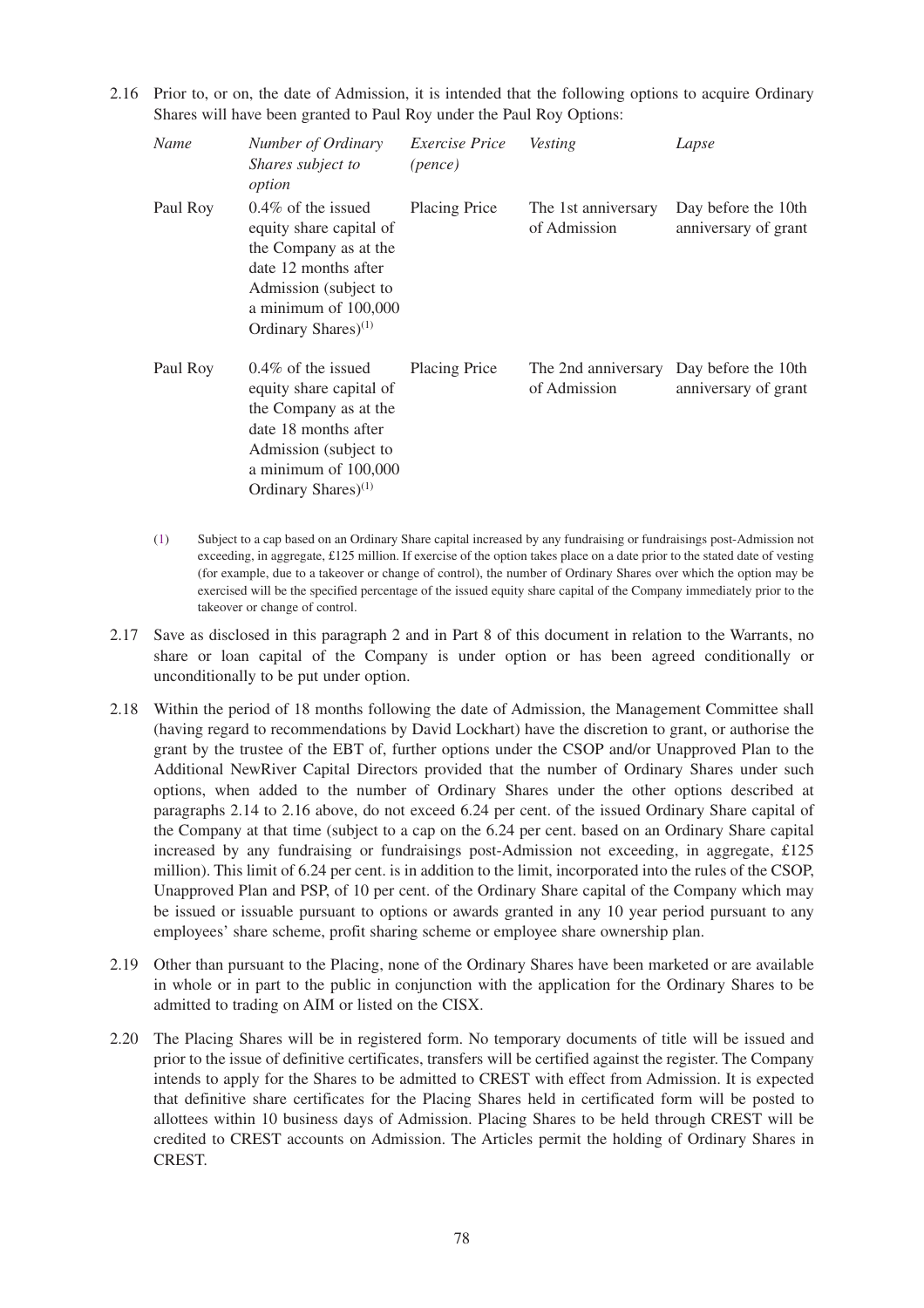2.16 Prior to, or on, the date of Admission, it is intended that the following options to acquire Ordinary Shares will have been granted to Paul Roy under the Paul Roy Options:

| *Name* | *Number of Ordinary Shares subject to option* | *Exercise Price (pence)* | *Vesting* | *Lapse* |
|---|---|---|---|---|
| Paul Roy | 0.4% of the issued equity share capital of the Company as at the date 12 months after Admission (subject to a minimum of 100,000 Ordinary Shares)[1] | Placing Price | The 1st anniversary of Admission | Day before the 10th anniversary of grant |
| Paul Roy | 0.4% of the issued equity share capital of the Company as at the date 18 months after Admission (subject to a minimum of 100,000 Ordinary Shares)[1] | Placing Price | The 2nd anniversary of Admission | Day before the 10th anniversary of grant |

(1) Subject to a cap based on an Ordinary Share capital increased by any fundraising or fundraisings post-Admission not exceeding, in aggregate, £125 million. If exercise of the option takes place on a date prior to the stated date of vesting (for example, due to a takeover or change of control), the number of Ordinary Shares over which the option may be exercised will be the specified percentage of the issued equity share capital of the Company immediately prior to the takeover or change of control.

2.17 Save as disclosed in this paragraph 2 and in Part 8 of this document in relation to the Warrants, no share or loan capital of the Company is under option or has been agreed conditionally or unconditionally to be put under option.

2.18 Within the period of 18 months following the date of Admission, the Management Committee shall (having regard to recommendations by David Lockhart) have the discretion to grant, or authorise the grant by the trustee of the EBT of, further options under the CSOP and/or Unapproved Plan to the Additional NewRiver Capital Directors provided that the number of Ordinary Shares under such options, when added to the number of Ordinary Shares under the other options described at paragraphs 2.14 to 2.16 above, do not exceed 6.24 per cent. of the issued Ordinary Share capital of the Company at that time (subject to a cap on the 6.24 per cent. based on an Ordinary Share capital increased by any fundraising or fundraisings post-Admission not exceeding, in aggregate, £125 million). This limit of 6.24 per cent. is in addition to the limit, incorporated into the rules of the CSOP, Unapproved Plan and PSP, of 10 per cent. of the Ordinary Share capital of the Company which may be issued or issuable pursuant to options or awards granted in any 10 year period pursuant to any employees' share scheme, profit sharing scheme or employee share ownership plan.

2.19 Other than pursuant to the Placing, none of the Ordinary Shares have been marketed or are available in whole or in part to the public in conjunction with the application for the Ordinary Shares to be admitted to trading on AIM or listed on the CISX.

2.20 The Placing Shares will be in registered form. No temporary documents of title will be issued and prior to the issue of definitive certificates, transfers will be certified against the register. The Company intends to apply for the Shares to be admitted to CREST with effect from Admission. It is expected that definitive share certificates for the Placing Shares held in certificated form will be posted to allottees within 10 business days of Admission. Placing Shares to be held through CREST will be credited to CREST accounts on Admission. The Articles permit the holding of Ordinary Shares in CREST.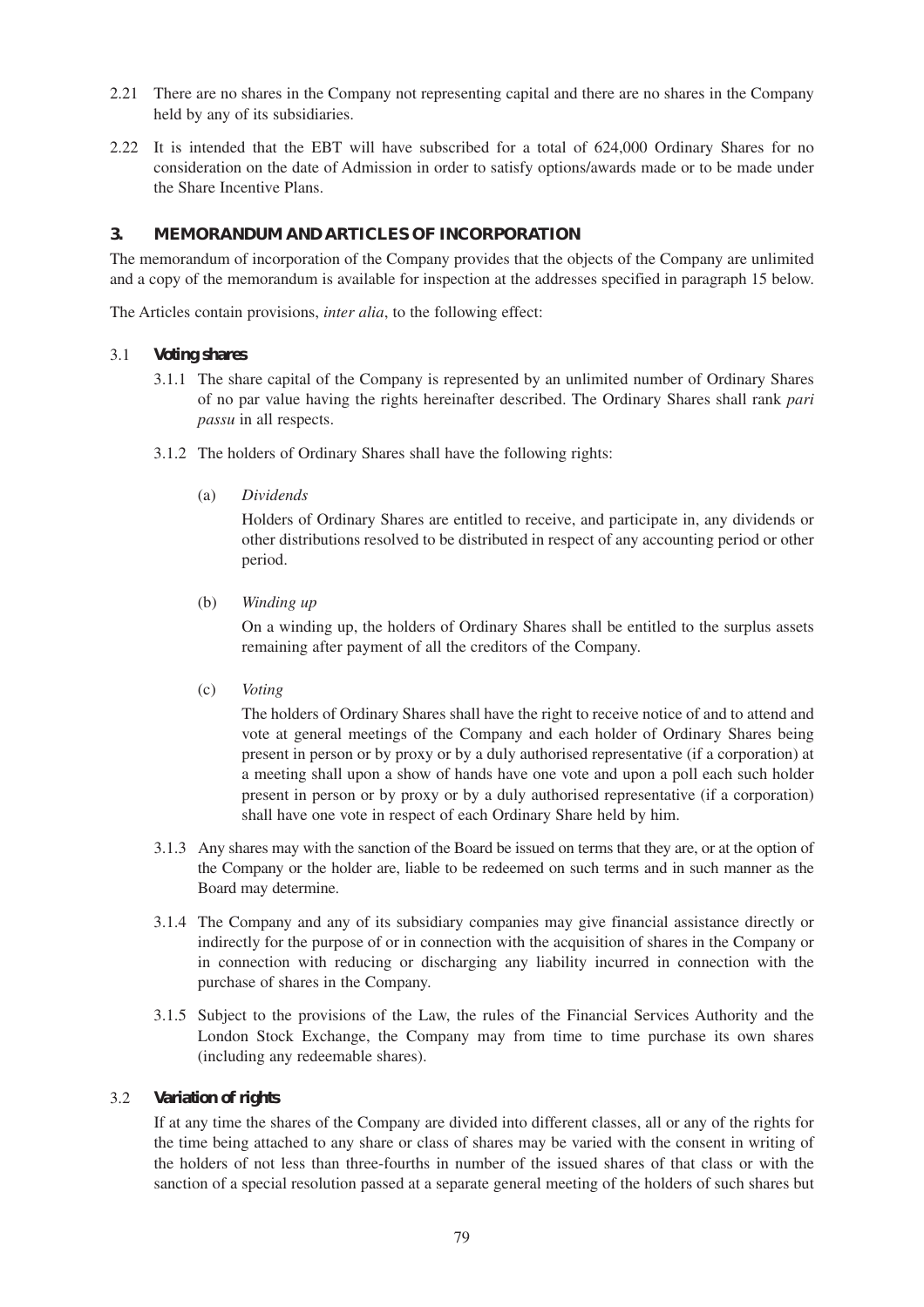2.21 There are no shares in the Company not representing capital and there are no shares in the Company held by any of its subsidiaries.

2.22 It is intended that the EBT will have subscribed for a total of 624,000 Ordinary Shares for no consideration on the date of Admission in order to satisfy options/awards made or to be made under the Share Incentive Plans.

## 3. MEMORANDUM AND ARTICLES OF INCORPORATION

The memorandum of incorporation of the Company provides that the objects of the Company are unlimited and a copy of the memorandum is available for inspection at the addresses specified in paragraph 15 below.

The Articles contain provisions, *inter alia*, to the following effect:

### 3.1 Voting shares

3.1.1 The share capital of the Company is represented by an unlimited number of Ordinary Shares of no par value having the rights hereinafter described. The Ordinary Shares shall rank *pari passu* in all respects.

3.1.2 The holders of Ordinary Shares shall have the following rights:

(a) *Dividends*

Holders of Ordinary Shares are entitled to receive, and participate in, any dividends or other distributions resolved to be distributed in respect of any accounting period or other period.

(b) *Winding up*

On a winding up, the holders of Ordinary Shares shall be entitled to the surplus assets remaining after payment of all the creditors of the Company.

(c) *Voting*

The holders of Ordinary Shares shall have the right to receive notice of and to attend and vote at general meetings of the Company and each holder of Ordinary Shares being present in person or by proxy or by a duly authorised representative (if a corporation) at a meeting shall upon a show of hands have one vote and upon a poll each such holder present in person or by proxy or by a duly authorised representative (if a corporation) shall have one vote in respect of each Ordinary Share held by him.

3.1.3 Any shares may with the sanction of the Board be issued on terms that they are, or at the option of the Company or the holder are, liable to be redeemed on such terms and in such manner as the Board may determine.

3.1.4 The Company and any of its subsidiary companies may give financial assistance directly or indirectly for the purpose of or in connection with the acquisition of shares in the Company or in connection with reducing or discharging any liability incurred in connection with the purchase of shares in the Company.

3.1.5 Subject to the provisions of the Law, the rules of the Financial Services Authority and the London Stock Exchange, the Company may from time to time purchase its own shares (including any redeemable shares).

### 3.2 Variation of rights

If at any time the shares of the Company are divided into different classes, all or any of the rights for the time being attached to any share or class of shares may be varied with the consent in writing of the holders of not less than three-fourths in number of the issued shares of that class or with the sanction of a special resolution passed at a separate general meeting of the holders of such shares but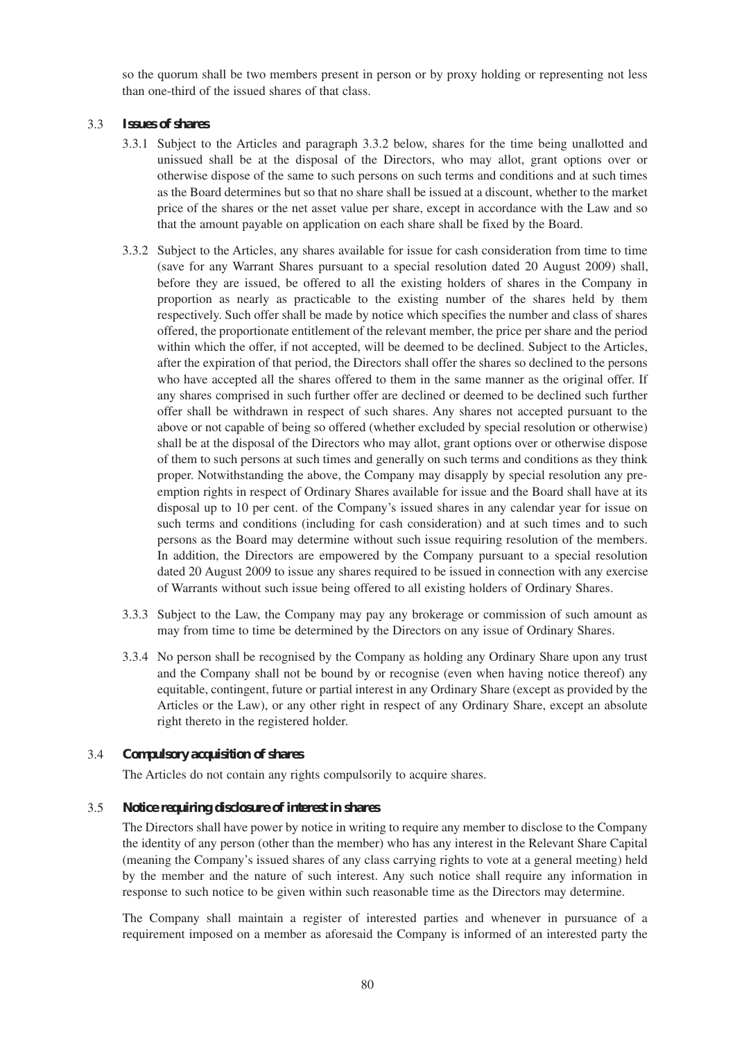so the quorum shall be two members present in person or by proxy holding or representing not less than one-third of the issued shares of that class.

### 3.3 Issues of shares

3.3.1 Subject to the Articles and paragraph 3.3.2 below, shares for the time being unallotted and unissued shall be at the disposal of the Directors, who may allot, grant options over or otherwise dispose of the same to such persons on such terms and conditions and at such times as the Board determines but so that no share shall be issued at a discount, whether to the market price of the shares or the net asset value per share, except in accordance with the Law and so that the amount payable on application on each share shall be fixed by the Board.

3.3.2 Subject to the Articles, any shares available for issue for cash consideration from time to time (save for any Warrant Shares pursuant to a special resolution dated 20 August 2009) shall, before they are issued, be offered to all the existing holders of shares in the Company in proportion as nearly as practicable to the existing number of the shares held by them respectively. Such offer shall be made by notice which specifies the number and class of shares offered, the proportionate entitlement of the relevant member, the price per share and the period within which the offer, if not accepted, will be deemed to be declined. Subject to the Articles, after the expiration of that period, the Directors shall offer the shares so declined to the persons who have accepted all the shares offered to them in the same manner as the original offer. If any shares comprised in such further offer are declined or deemed to be declined such further offer shall be withdrawn in respect of such shares. Any shares not accepted pursuant to the above or not capable of being so offered (whether excluded by special resolution or otherwise) shall be at the disposal of the Directors who may allot, grant options over or otherwise dispose of them to such persons at such times and generally on such terms and conditions as they think proper. Notwithstanding the above, the Company may disapply by special resolution any pre-emption rights in respect of Ordinary Shares available for issue and the Board shall have at its disposal up to 10 per cent. of the Company's issued shares in any calendar year for issue on such terms and conditions (including for cash consideration) and at such times and to such persons as the Board may determine without such issue requiring resolution of the members. In addition, the Directors are empowered by the Company pursuant to a special resolution dated 20 August 2009 to issue any shares required to be issued in connection with any exercise of Warrants without such issue being offered to all existing holders of Ordinary Shares.

3.3.3 Subject to the Law, the Company may pay any brokerage or commission of such amount as may from time to time be determined by the Directors on any issue of Ordinary Shares.

3.3.4 No person shall be recognised by the Company as holding any Ordinary Share upon any trust and the Company shall not be bound by or recognise (even when having notice thereof) any equitable, contingent, future or partial interest in any Ordinary Share (except as provided by the Articles or the Law), or any other right in respect of any Ordinary Share, except an absolute right thereto in the registered holder.

### 3.4 Compulsory acquisition of shares

The Articles do not contain any rights compulsorily to acquire shares.

### 3.5 Notice requiring disclosure of interest in shares

The Directors shall have power by notice in writing to require any member to disclose to the Company the identity of any person (other than the member) who has any interest in the Relevant Share Capital (meaning the Company's issued shares of any class carrying rights to vote at a general meeting) held by the member and the nature of such interest. Any such notice shall require any information in response to such notice to be given within such reasonable time as the Directors may determine.

The Company shall maintain a register of interested parties and whenever in pursuance of a requirement imposed on a member as aforesaid the Company is informed of an interested party the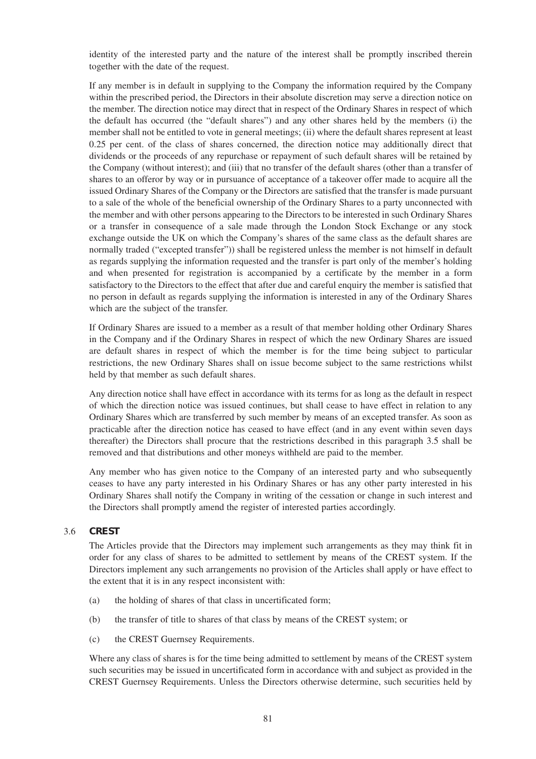identity of the interested party and the nature of the interest shall be promptly inscribed therein together with the date of the request.

If any member is in default in supplying to the Company the information required by the Company within the prescribed period, the Directors in their absolute discretion may serve a direction notice on the member. The direction notice may direct that in respect of the Ordinary Shares in respect of which the default has occurred (the "default shares") and any other shares held by the members (i) the member shall not be entitled to vote in general meetings; (ii) where the default shares represent at least 0.25 per cent. of the class of shares concerned, the direction notice may additionally direct that dividends or the proceeds of any repurchase or repayment of such default shares will be retained by the Company (without interest); and (iii) that no transfer of the default shares (other than a transfer of shares to an offeror by way or in pursuance of acceptance of a takeover offer made to acquire all the issued Ordinary Shares of the Company or the Directors are satisfied that the transfer is made pursuant to a sale of the whole of the beneficial ownership of the Ordinary Shares to a party unconnected with the member and with other persons appearing to the Directors to be interested in such Ordinary Shares or a transfer in consequence of a sale made through the London Stock Exchange or any stock exchange outside the UK on which the Company's shares of the same class as the default shares are normally traded ("excepted transfer")) shall be registered unless the member is not himself in default as regards supplying the information requested and the transfer is part only of the member's holding and when presented for registration is accompanied by a certificate by the member in a form satisfactory to the Directors to the effect that after due and careful enquiry the member is satisfied that no person in default as regards supplying the information is interested in any of the Ordinary Shares which are the subject of the transfer.

If Ordinary Shares are issued to a member as a result of that member holding other Ordinary Shares in the Company and if the Ordinary Shares in respect of which the new Ordinary Shares are issued are default shares in respect of which the member is for the time being subject to particular restrictions, the new Ordinary Shares shall on issue become subject to the same restrictions whilst held by that member as such default shares.

Any direction notice shall have effect in accordance with its terms for as long as the default in respect of which the direction notice was issued continues, but shall cease to have effect in relation to any Ordinary Shares which are transferred by such member by means of an excepted transfer. As soon as practicable after the direction notice has ceased to have effect (and in any event within seven days thereafter) the Directors shall procure that the restrictions described in this paragraph 3.5 shall be removed and that distributions and other moneys withheld are paid to the member.

Any member who has given notice to the Company of an interested party and who subsequently ceases to have any party interested in his Ordinary Shares or has any other party interested in his Ordinary Shares shall notify the Company in writing of the cessation or change in such interest and the Directors shall promptly amend the register of interested parties accordingly.

### 3.6 CREST

The Articles provide that the Directors may implement such arrangements as they may think fit in order for any class of shares to be admitted to settlement by means of the CREST system. If the Directors implement any such arrangements no provision of the Articles shall apply or have effect to the extent that it is in any respect inconsistent with:

(a) the holding of shares of that class in uncertificated form;

(b) the transfer of title to shares of that class by means of the CREST system; or

(c) the CREST Guernsey Requirements.

Where any class of shares is for the time being admitted to settlement by means of the CREST system such securities may be issued in uncertificated form in accordance with and subject as provided in the CREST Guernsey Requirements. Unless the Directors otherwise determine, such securities held by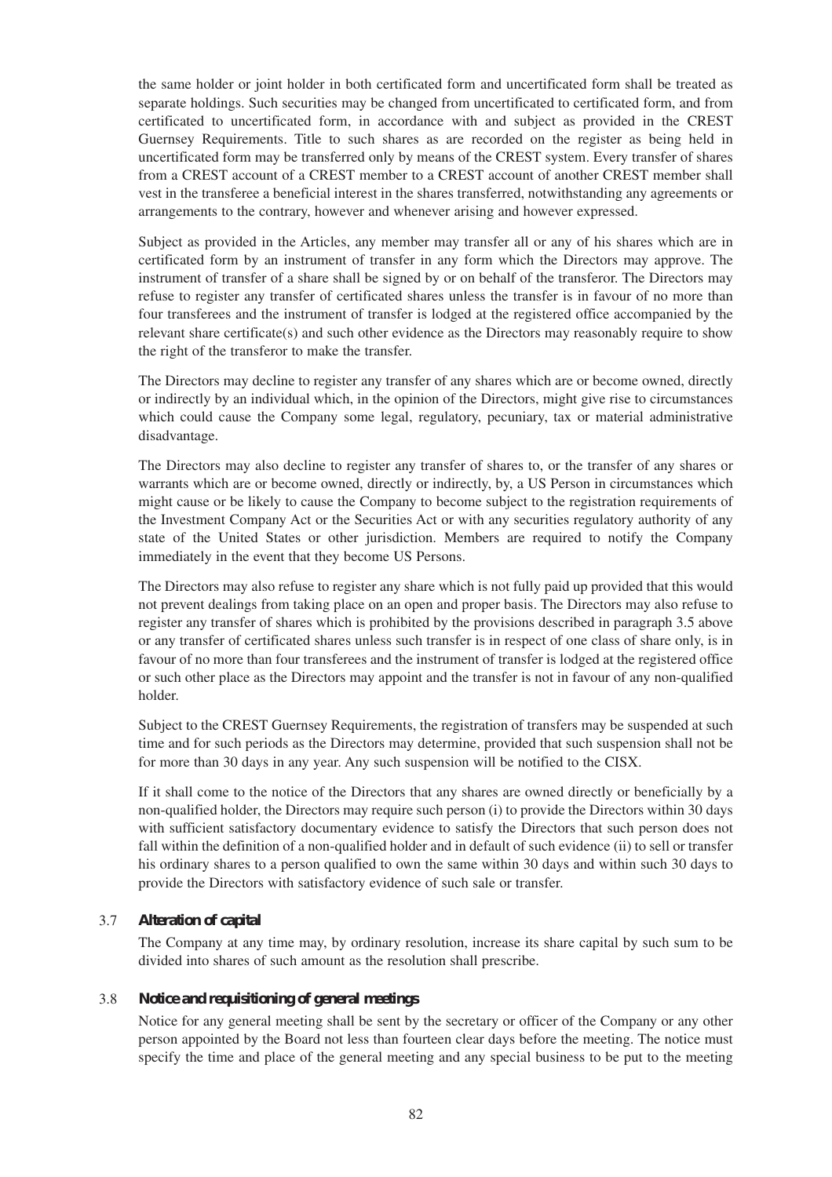the same holder or joint holder in both certificated form and uncertificated form shall be treated as separate holdings. Such securities may be changed from uncertificated to certificated form, and from certificated to uncertificated form, in accordance with and subject as provided in the CREST Guernsey Requirements. Title to such shares as are recorded on the register as being held in uncertificated form may be transferred only by means of the CREST system. Every transfer of shares from a CREST account of a CREST member to a CREST account of another CREST member shall vest in the transferee a beneficial interest in the shares transferred, notwithstanding any agreements or arrangements to the contrary, however and whenever arising and however expressed.

Subject as provided in the Articles, any member may transfer all or any of his shares which are in certificated form by an instrument of transfer in any form which the Directors may approve. The instrument of transfer of a share shall be signed by or on behalf of the transferor. The Directors may refuse to register any transfer of certificated shares unless the transfer is in favour of no more than four transferees and the instrument of transfer is lodged at the registered office accompanied by the relevant share certificate(s) and such other evidence as the Directors may reasonably require to show the right of the transferor to make the transfer.

The Directors may decline to register any transfer of any shares which are or become owned, directly or indirectly by an individual which, in the opinion of the Directors, might give rise to circumstances which could cause the Company some legal, regulatory, pecuniary, tax or material administrative disadvantage.

The Directors may also decline to register any transfer of shares to, or the transfer of any shares or warrants which are or become owned, directly or indirectly, by, a US Person in circumstances which might cause or be likely to cause the Company to become subject to the registration requirements of the Investment Company Act or the Securities Act or with any securities regulatory authority of any state of the United States or other jurisdiction. Members are required to notify the Company immediately in the event that they become US Persons.

The Directors may also refuse to register any share which is not fully paid up provided that this would not prevent dealings from taking place on an open and proper basis. The Directors may also refuse to register any transfer of shares which is prohibited by the provisions described in paragraph 3.5 above or any transfer of certificated shares unless such transfer is in respect of one class of share only, is in favour of no more than four transferees and the instrument of transfer is lodged at the registered office or such other place as the Directors may appoint and the transfer is not in favour of any non-qualified holder.

Subject to the CREST Guernsey Requirements, the registration of transfers may be suspended at such time and for such periods as the Directors may determine, provided that such suspension shall not be for more than 30 days in any year. Any such suspension will be notified to the CISX.

If it shall come to the notice of the Directors that any shares are owned directly or beneficially by a non-qualified holder, the Directors may require such person (i) to provide the Directors within 30 days with sufficient satisfactory documentary evidence to satisfy the Directors that such person does not fall within the definition of a non-qualified holder and in default of such evidence (ii) to sell or transfer his ordinary shares to a person qualified to own the same within 30 days and within such 30 days to provide the Directors with satisfactory evidence of such sale or transfer.

### 3.7 *Alteration of capital*

The Company at any time may, by ordinary resolution, increase its share capital by such sum to be divided into shares of such amount as the resolution shall prescribe.

### 3.8 *Notice and requisitioning of general meetings*

Notice for any general meeting shall be sent by the secretary or officer of the Company or any other person appointed by the Board not less than fourteen clear days before the meeting. The notice must specify the time and place of the general meeting and any special business to be put to the meeting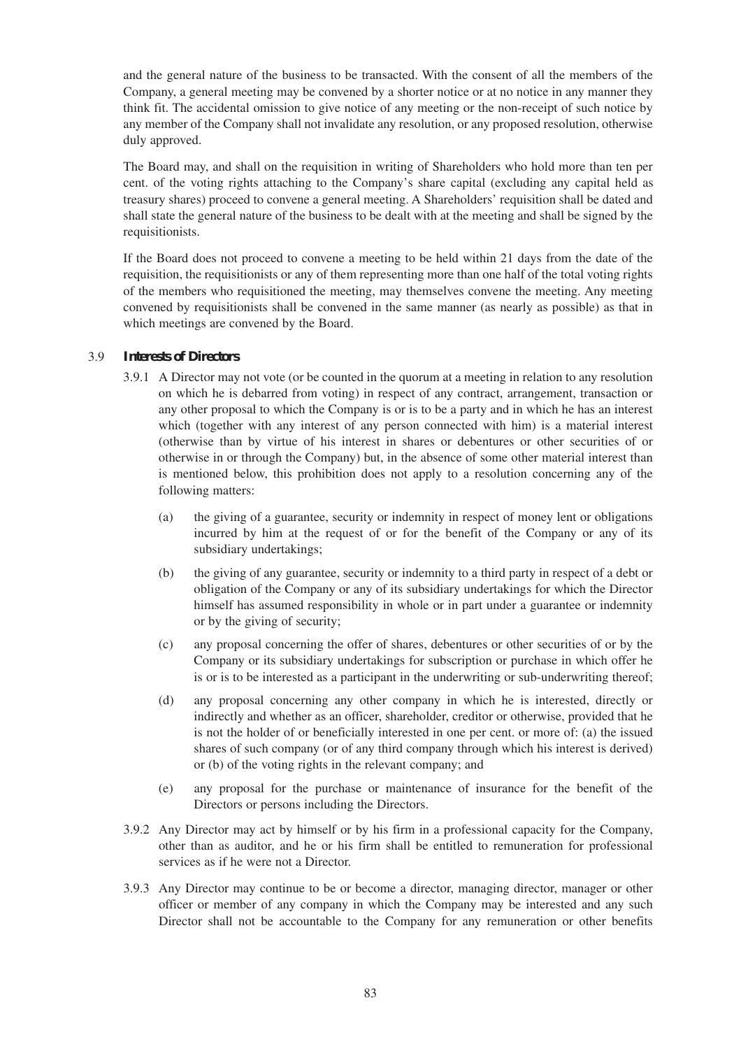and the general nature of the business to be transacted. With the consent of all the members of the Company, a general meeting may be convened by a shorter notice or at no notice in any manner they think fit. The accidental omission to give notice of any meeting or the non-receipt of such notice by any member of the Company shall not invalidate any resolution, or any proposed resolution, otherwise duly approved.

The Board may, and shall on the requisition in writing of Shareholders who hold more than ten per cent. of the voting rights attaching to the Company's share capital (excluding any capital held as treasury shares) proceed to convene a general meeting. A Shareholders' requisition shall be dated and shall state the general nature of the business to be dealt with at the meeting and shall be signed by the requisitionists.

If the Board does not proceed to convene a meeting to be held within 21 days from the date of the requisition, the requisitionists or any of them representing more than one half of the total voting rights of the members who requisitioned the meeting, may themselves convene the meeting. Any meeting convened by requisitionists shall be convened in the same manner (as nearly as possible) as that in which meetings are convened by the Board.

### 3.9 *Interests of Directors*

3.9.1 A Director may not vote (or be counted in the quorum at a meeting in relation to any resolution on which he is debarred from voting) in respect of any contract, arrangement, transaction or any other proposal to which the Company is or is to be a party and in which he has an interest which (together with any interest of any person connected with him) is a material interest (otherwise than by virtue of his interest in shares or debentures or other securities of or otherwise in or through the Company) but, in the absence of some other material interest than is mentioned below, this prohibition does not apply to a resolution concerning any of the following matters:

(a) the giving of a guarantee, security or indemnity in respect of money lent or obligations incurred by him at the request of or for the benefit of the Company or any of its subsidiary undertakings;

(b) the giving of any guarantee, security or indemnity to a third party in respect of a debt or obligation of the Company or any of its subsidiary undertakings for which the Director himself has assumed responsibility in whole or in part under a guarantee or indemnity or by the giving of security;

(c) any proposal concerning the offer of shares, debentures or other securities of or by the Company or its subsidiary undertakings for subscription or purchase in which offer he is or is to be interested as a participant in the underwriting or sub-underwriting thereof;

(d) any proposal concerning any other company in which he is interested, directly or indirectly and whether as an officer, shareholder, creditor or otherwise, provided that he is not the holder of or beneficially interested in one per cent. or more of: (a) the issued shares of such company (or of any third company through which his interest is derived) or (b) of the voting rights in the relevant company; and

(e) any proposal for the purchase or maintenance of insurance for the benefit of the Directors or persons including the Directors.

3.9.2 Any Director may act by himself or by his firm in a professional capacity for the Company, other than as auditor, and he or his firm shall be entitled to remuneration for professional services as if he were not a Director.

3.9.3 Any Director may continue to be or become a director, managing director, manager or other officer or member of any company in which the Company may be interested and any such Director shall not be accountable to the Company for any remuneration or other benefits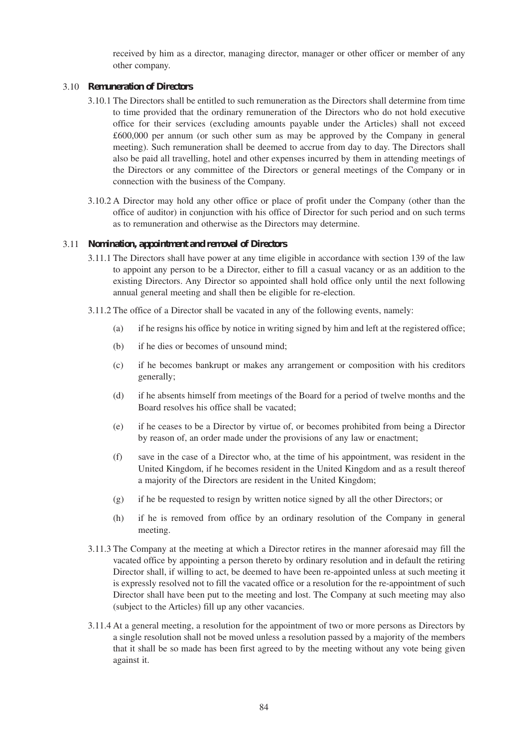received by him as a director, managing director, manager or other officer or member of any other company.

### 3.10 **Remuneration of Directors**

3.10.1 The Directors shall be entitled to such remuneration as the Directors shall determine from time to time provided that the ordinary remuneration of the Directors who do not hold executive office for their services (excluding amounts payable under the Articles) shall not exceed £600,000 per annum (or such other sum as may be approved by the Company in general meeting). Such remuneration shall be deemed to accrue from day to day. The Directors shall also be paid all travelling, hotel and other expenses incurred by them in attending meetings of the Directors or any committee of the Directors or general meetings of the Company or in connection with the business of the Company.

3.10.2 A Director may hold any other office or place of profit under the Company (other than the office of auditor) in conjunction with his office of Director for such period and on such terms as to remuneration and otherwise as the Directors may determine.

### 3.11 **Nomination, appointment and removal of Directors**

3.11.1 The Directors shall have power at any time eligible in accordance with section 139 of the law to appoint any person to be a Director, either to fill a casual vacancy or as an addition to the existing Directors. Any Director so appointed shall hold office only until the next following annual general meeting and shall then be eligible for re-election.

3.11.2 The office of a Director shall be vacated in any of the following events, namely:

(a) if he resigns his office by notice in writing signed by him and left at the registered office;

(b) if he dies or becomes of unsound mind;

(c) if he becomes bankrupt or makes any arrangement or composition with his creditors generally;

(d) if he absents himself from meetings of the Board for a period of twelve months and the Board resolves his office shall be vacated;

(e) if he ceases to be a Director by virtue of, or becomes prohibited from being a Director by reason of, an order made under the provisions of any law or enactment;

(f) save in the case of a Director who, at the time of his appointment, was resident in the United Kingdom, if he becomes resident in the United Kingdom and as a result thereof a majority of the Directors are resident in the United Kingdom;

(g) if he be requested to resign by written notice signed by all the other Directors; or

(h) if he is removed from office by an ordinary resolution of the Company in general meeting.

3.11.3 The Company at the meeting at which a Director retires in the manner aforesaid may fill the vacated office by appointing a person thereto by ordinary resolution and in default the retiring Director shall, if willing to act, be deemed to have been re-appointed unless at such meeting it is expressly resolved not to fill the vacated office or a resolution for the re-appointment of such Director shall have been put to the meeting and lost. The Company at such meeting may also (subject to the Articles) fill up any other vacancies.

3.11.4 At a general meeting, a resolution for the appointment of two or more persons as Directors by a single resolution shall not be moved unless a resolution passed by a majority of the members that it shall be so made has been first agreed to by the meeting without any vote being given against it.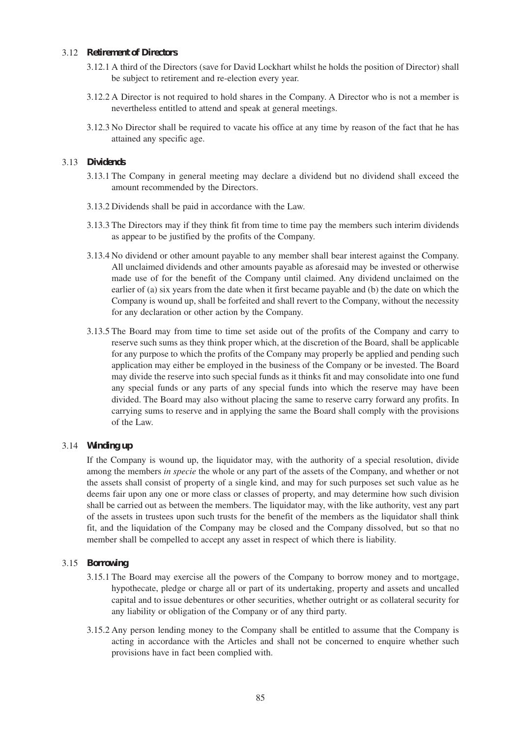### 3.12 Retirement of Directors

3.12.1 A third of the Directors (save for David Lockhart whilst he holds the position of Director) shall be subject to retirement and re-election every year.

3.12.2 A Director is not required to hold shares in the Company. A Director who is not a member is nevertheless entitled to attend and speak at general meetings.

3.12.3 No Director shall be required to vacate his office at any time by reason of the fact that he has attained any specific age.

### 3.13 Dividends

3.13.1 The Company in general meeting may declare a dividend but no dividend shall exceed the amount recommended by the Directors.

3.13.2 Dividends shall be paid in accordance with the Law.

3.13.3 The Directors may if they think fit from time to time pay the members such interim dividends as appear to be justified by the profits of the Company.

3.13.4 No dividend or other amount payable to any member shall bear interest against the Company. All unclaimed dividends and other amounts payable as aforesaid may be invested or otherwise made use of for the benefit of the Company until claimed. Any dividend unclaimed on the earlier of (a) six years from the date when it first became payable and (b) the date on which the Company is wound up, shall be forfeited and shall revert to the Company, without the necessity for any declaration or other action by the Company.

3.13.5 The Board may from time to time set aside out of the profits of the Company and carry to reserve such sums as they think proper which, at the discretion of the Board, shall be applicable for any purpose to which the profits of the Company may properly be applied and pending such application may either be employed in the business of the Company or be invested. The Board may divide the reserve into such special funds as it thinks fit and may consolidate into one fund any special funds or any parts of any special funds into which the reserve may have been divided. The Board may also without placing the same to reserve carry forward any profits. In carrying sums to reserve and in applying the same the Board shall comply with the provisions of the Law.

### 3.14 Winding up

If the Company is wound up, the liquidator may, with the authority of a special resolution, divide among the members *in specie* the whole or any part of the assets of the Company, and whether or not the assets shall consist of property of a single kind, and may for such purposes set such value as he deems fair upon any one or more class or classes of property, and may determine how such division shall be carried out as between the members. The liquidator may, with the like authority, vest any part of the assets in trustees upon such trusts for the benefit of the members as the liquidator shall think fit, and the liquidation of the Company may be closed and the Company dissolved, but so that no member shall be compelled to accept any asset in respect of which there is liability.

### 3.15 Borrowing

3.15.1 The Board may exercise all the powers of the Company to borrow money and to mortgage, hypothecate, pledge or charge all or part of its undertaking, property and assets and uncalled capital and to issue debentures or other securities, whether outright or as collateral security for any liability or obligation of the Company or of any third party.

3.15.2 Any person lending money to the Company shall be entitled to assume that the Company is acting in accordance with the Articles and shall not be concerned to enquire whether such provisions have in fact been complied with.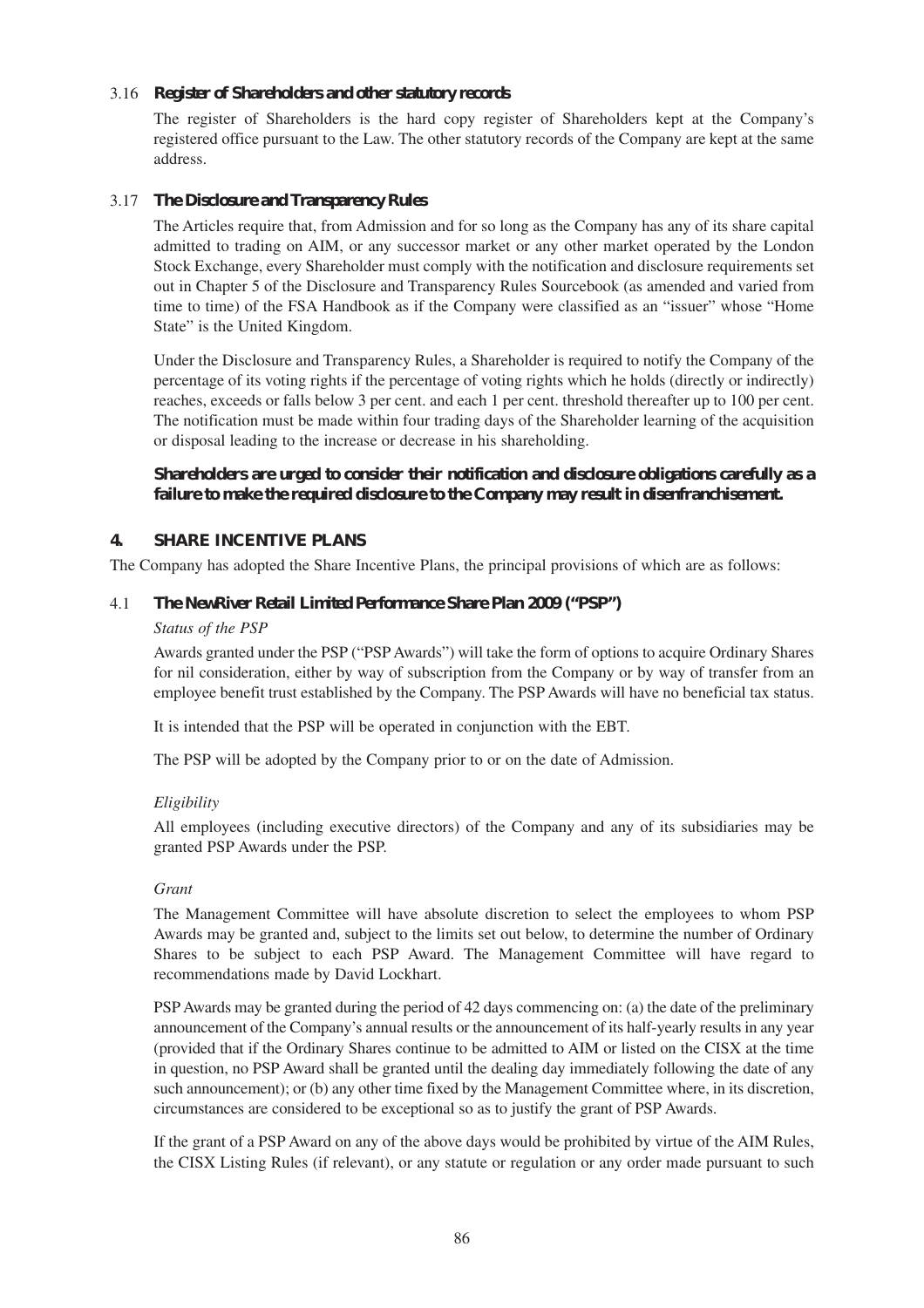### 3.16 Register of Shareholders and other statutory records

The register of Shareholders is the hard copy register of Shareholders kept at the Company's registered office pursuant to the Law. The other statutory records of the Company are kept at the same address.

### 3.17 The Disclosure and Transparency Rules

The Articles require that, from Admission and for so long as the Company has any of its share capital admitted to trading on AIM, or any successor market or any other market operated by the London Stock Exchange, every Shareholder must comply with the notification and disclosure requirements set out in Chapter 5 of the Disclosure and Transparency Rules Sourcebook (as amended and varied from time to time) of the FSA Handbook as if the Company were classified as an "issuer" whose "Home State" is the United Kingdom.

Under the Disclosure and Transparency Rules, a Shareholder is required to notify the Company of the percentage of its voting rights if the percentage of voting rights which he holds (directly or indirectly) reaches, exceeds or falls below 3 per cent. and each 1 per cent. threshold thereafter up to 100 per cent. The notification must be made within four trading days of the Shareholder learning of the acquisition or disposal leading to the increase or decrease in his shareholding.

**Shareholders are urged to consider their notification and disclosure obligations carefully as a failure to make the required disclosure to the Company may result in disenfranchisement.**

## 4. SHARE INCENTIVE PLANS

The Company has adopted the Share Incentive Plans, the principal provisions of which are as follows:

### 4.1 The NewRiver Retail Limited Performance Share Plan 2009 ("PSP")

*Status of the PSP*

Awards granted under the PSP ("PSP Awards") will take the form of options to acquire Ordinary Shares for nil consideration, either by way of subscription from the Company or by way of transfer from an employee benefit trust established by the Company. The PSP Awards will have no beneficial tax status.

It is intended that the PSP will be operated in conjunction with the EBT.

The PSP will be adopted by the Company prior to or on the date of Admission.

*Eligibility*

All employees (including executive directors) of the Company and any of its subsidiaries may be granted PSP Awards under the PSP.

*Grant*

The Management Committee will have absolute discretion to select the employees to whom PSP Awards may be granted and, subject to the limits set out below, to determine the number of Ordinary Shares to be subject to each PSP Award. The Management Committee will have regard to recommendations made by David Lockhart.

PSP Awards may be granted during the period of 42 days commencing on: (a) the date of the preliminary announcement of the Company's annual results or the announcement of its half-yearly results in any year (provided that if the Ordinary Shares continue to be admitted to AIM or listed on the CISX at the time in question, no PSP Award shall be granted until the dealing day immediately following the date of any such announcement); or (b) any other time fixed by the Management Committee where, in its discretion, circumstances are considered to be exceptional so as to justify the grant of PSP Awards.

If the grant of a PSP Award on any of the above days would be prohibited by virtue of the AIM Rules, the CISX Listing Rules (if relevant), or any statute or regulation or any order made pursuant to such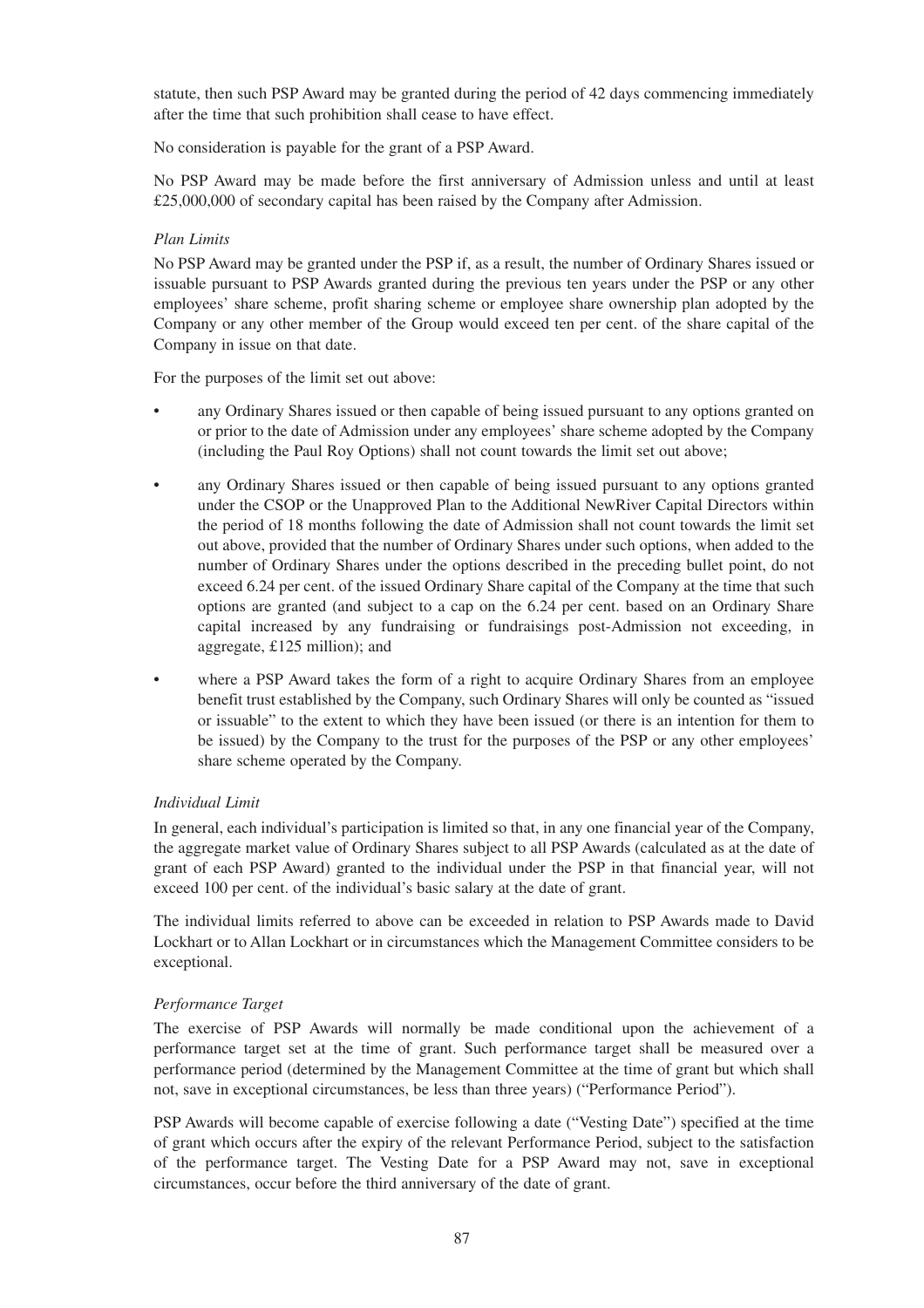statute, then such PSP Award may be granted during the period of 42 days commencing immediately after the time that such prohibition shall cease to have effect.

No consideration is payable for the grant of a PSP Award.

No PSP Award may be made before the first anniversary of Admission unless and until at least £25,000,000 of secondary capital has been raised by the Company after Admission.

*Plan Limits*

No PSP Award may be granted under the PSP if, as a result, the number of Ordinary Shares issued or issuable pursuant to PSP Awards granted during the previous ten years under the PSP or any other employees' share scheme, profit sharing scheme or employee share ownership plan adopted by the Company or any other member of the Group would exceed ten per cent. of the share capital of the Company in issue on that date.

For the purposes of the limit set out above:

- any Ordinary Shares issued or then capable of being issued pursuant to any options granted on or prior to the date of Admission under any employees' share scheme adopted by the Company (including the Paul Roy Options) shall not count towards the limit set out above;
- any Ordinary Shares issued or then capable of being issued pursuant to any options granted under the CSOP or the Unapproved Plan to the Additional NewRiver Capital Directors within the period of 18 months following the date of Admission shall not count towards the limit set out above, provided that the number of Ordinary Shares under such options, when added to the number of Ordinary Shares under the options described in the preceding bullet point, do not exceed 6.24 per cent. of the issued Ordinary Share capital of the Company at the time that such options are granted (and subject to a cap on the 6.24 per cent. based on an Ordinary Share capital increased by any fundraising or fundraisings post-Admission not exceeding, in aggregate, £125 million); and
- where a PSP Award takes the form of a right to acquire Ordinary Shares from an employee benefit trust established by the Company, such Ordinary Shares will only be counted as "issued or issuable" to the extent to which they have been issued (or there is an intention for them to be issued) by the Company to the trust for the purposes of the PSP or any other employees' share scheme operated by the Company.

*Individual Limit*

In general, each individual's participation is limited so that, in any one financial year of the Company, the aggregate market value of Ordinary Shares subject to all PSP Awards (calculated as at the date of grant of each PSP Award) granted to the individual under the PSP in that financial year, will not exceed 100 per cent. of the individual's basic salary at the date of grant.

The individual limits referred to above can be exceeded in relation to PSP Awards made to David Lockhart or to Allan Lockhart or in circumstances which the Management Committee considers to be exceptional.

*Performance Target*

The exercise of PSP Awards will normally be made conditional upon the achievement of a performance target set at the time of grant. Such performance target shall be measured over a performance period (determined by the Management Committee at the time of grant but which shall not, save in exceptional circumstances, be less than three years) ("Performance Period").

PSP Awards will become capable of exercise following a date ("Vesting Date") specified at the time of grant which occurs after the expiry of the relevant Performance Period, subject to the satisfaction of the performance target. The Vesting Date for a PSP Award may not, save in exceptional circumstances, occur before the third anniversary of the date of grant.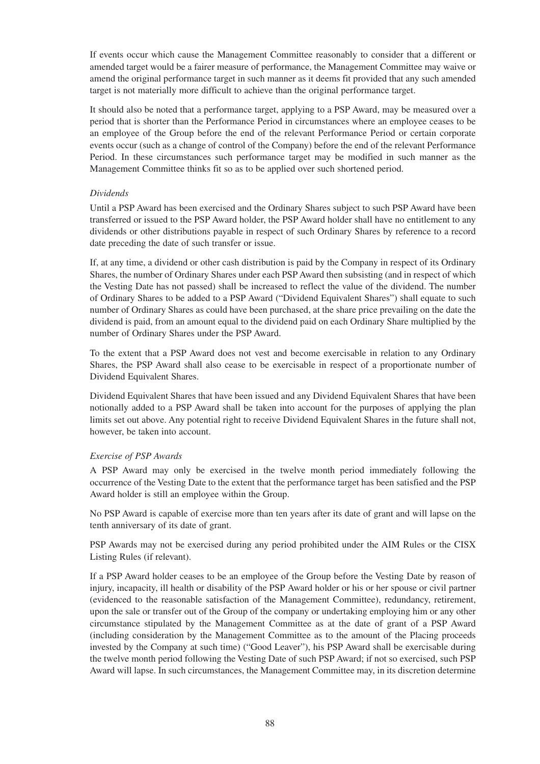If events occur which cause the Management Committee reasonably to consider that a different or amended target would be a fairer measure of performance, the Management Committee may waive or amend the original performance target in such manner as it deems fit provided that any such amended target is not materially more difficult to achieve than the original performance target.

It should also be noted that a performance target, applying to a PSP Award, may be measured over a period that is shorter than the Performance Period in circumstances where an employee ceases to be an employee of the Group before the end of the relevant Performance Period or certain corporate events occur (such as a change of control of the Company) before the end of the relevant Performance Period. In these circumstances such performance target may be modified in such manner as the Management Committee thinks fit so as to be applied over such shortened period.

*Dividends*

Until a PSP Award has been exercised and the Ordinary Shares subject to such PSP Award have been transferred or issued to the PSP Award holder, the PSP Award holder shall have no entitlement to any dividends or other distributions payable in respect of such Ordinary Shares by reference to a record date preceding the date of such transfer or issue.

If, at any time, a dividend or other cash distribution is paid by the Company in respect of its Ordinary Shares, the number of Ordinary Shares under each PSP Award then subsisting (and in respect of which the Vesting Date has not passed) shall be increased to reflect the value of the dividend. The number of Ordinary Shares to be added to a PSP Award ("Dividend Equivalent Shares") shall equate to such number of Ordinary Shares as could have been purchased, at the share price prevailing on the date the dividend is paid, from an amount equal to the dividend paid on each Ordinary Share multiplied by the number of Ordinary Shares under the PSP Award.

To the extent that a PSP Award does not vest and become exercisable in relation to any Ordinary Shares, the PSP Award shall also cease to be exercisable in respect of a proportionate number of Dividend Equivalent Shares.

Dividend Equivalent Shares that have been issued and any Dividend Equivalent Shares that have been notionally added to a PSP Award shall be taken into account for the purposes of applying the plan limits set out above. Any potential right to receive Dividend Equivalent Shares in the future shall not, however, be taken into account.

*Exercise of PSP Awards*

A PSP Award may only be exercised in the twelve month period immediately following the occurrence of the Vesting Date to the extent that the performance target has been satisfied and the PSP Award holder is still an employee within the Group.

No PSP Award is capable of exercise more than ten years after its date of grant and will lapse on the tenth anniversary of its date of grant.

PSP Awards may not be exercised during any period prohibited under the AIM Rules or the CISX Listing Rules (if relevant).

If a PSP Award holder ceases to be an employee of the Group before the Vesting Date by reason of injury, incapacity, ill health or disability of the PSP Award holder or his or her spouse or civil partner (evidenced to the reasonable satisfaction of the Management Committee), redundancy, retirement, upon the sale or transfer out of the Group of the company or undertaking employing him or any other circumstance stipulated by the Management Committee as at the date of grant of a PSP Award (including consideration by the Management Committee as to the amount of the Placing proceeds invested by the Company at such time) ("Good Leaver"), his PSP Award shall be exercisable during the twelve month period following the Vesting Date of such PSP Award; if not so exercised, such PSP Award will lapse. In such circumstances, the Management Committee may, in its discretion determine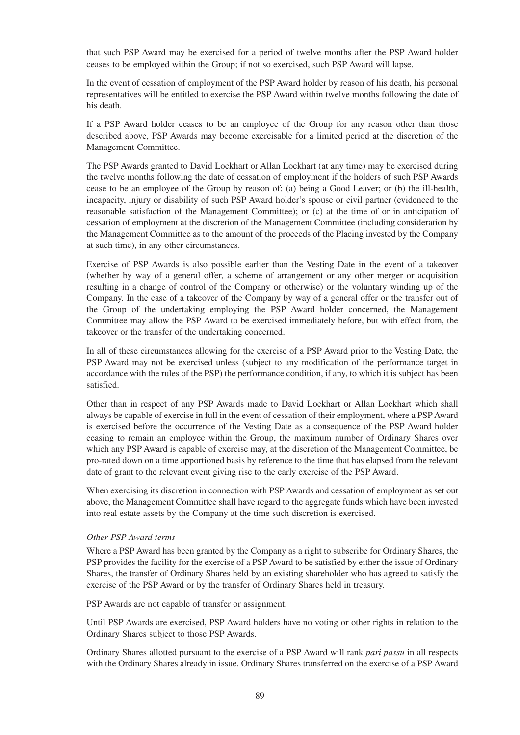that such PSP Award may be exercised for a period of twelve months after the PSP Award holder ceases to be employed within the Group; if not so exercised, such PSP Award will lapse.

In the event of cessation of employment of the PSP Award holder by reason of his death, his personal representatives will be entitled to exercise the PSP Award within twelve months following the date of his death.

If a PSP Award holder ceases to be an employee of the Group for any reason other than those described above, PSP Awards may become exercisable for a limited period at the discretion of the Management Committee.

The PSP Awards granted to David Lockhart or Allan Lockhart (at any time) may be exercised during the twelve months following the date of cessation of employment if the holders of such PSP Awards cease to be an employee of the Group by reason of: (a) being a Good Leaver; or (b) the ill-health, incapacity, injury or disability of such PSP Award holder's spouse or civil partner (evidenced to the reasonable satisfaction of the Management Committee); or (c) at the time of or in anticipation of cessation of employment at the discretion of the Management Committee (including consideration by the Management Committee as to the amount of the proceeds of the Placing invested by the Company at such time), in any other circumstances.

Exercise of PSP Awards is also possible earlier than the Vesting Date in the event of a takeover (whether by way of a general offer, a scheme of arrangement or any other merger or acquisition resulting in a change of control of the Company or otherwise) or the voluntary winding up of the Company. In the case of a takeover of the Company by way of a general offer or the transfer out of the Group of the undertaking employing the PSP Award holder concerned, the Management Committee may allow the PSP Award to be exercised immediately before, but with effect from, the takeover or the transfer of the undertaking concerned.

In all of these circumstances allowing for the exercise of a PSP Award prior to the Vesting Date, the PSP Award may not be exercised unless (subject to any modification of the performance target in accordance with the rules of the PSP) the performance condition, if any, to which it is subject has been satisfied.

Other than in respect of any PSP Awards made to David Lockhart or Allan Lockhart which shall always be capable of exercise in full in the event of cessation of their employment, where a PSP Award is exercised before the occurrence of the Vesting Date as a consequence of the PSP Award holder ceasing to remain an employee within the Group, the maximum number of Ordinary Shares over which any PSP Award is capable of exercise may, at the discretion of the Management Committee, be pro-rated down on a time apportioned basis by reference to the time that has elapsed from the relevant date of grant to the relevant event giving rise to the early exercise of the PSP Award.

When exercising its discretion in connection with PSP Awards and cessation of employment as set out above, the Management Committee shall have regard to the aggregate funds which have been invested into real estate assets by the Company at the time such discretion is exercised.

*Other PSP Award terms*

Where a PSP Award has been granted by the Company as a right to subscribe for Ordinary Shares, the PSP provides the facility for the exercise of a PSP Award to be satisfied by either the issue of Ordinary Shares, the transfer of Ordinary Shares held by an existing shareholder who has agreed to satisfy the exercise of the PSP Award or by the transfer of Ordinary Shares held in treasury.

PSP Awards are not capable of transfer or assignment.

Until PSP Awards are exercised, PSP Award holders have no voting or other rights in relation to the Ordinary Shares subject to those PSP Awards.

Ordinary Shares allotted pursuant to the exercise of a PSP Award will rank *pari passu* in all respects with the Ordinary Shares already in issue. Ordinary Shares transferred on the exercise of a PSP Award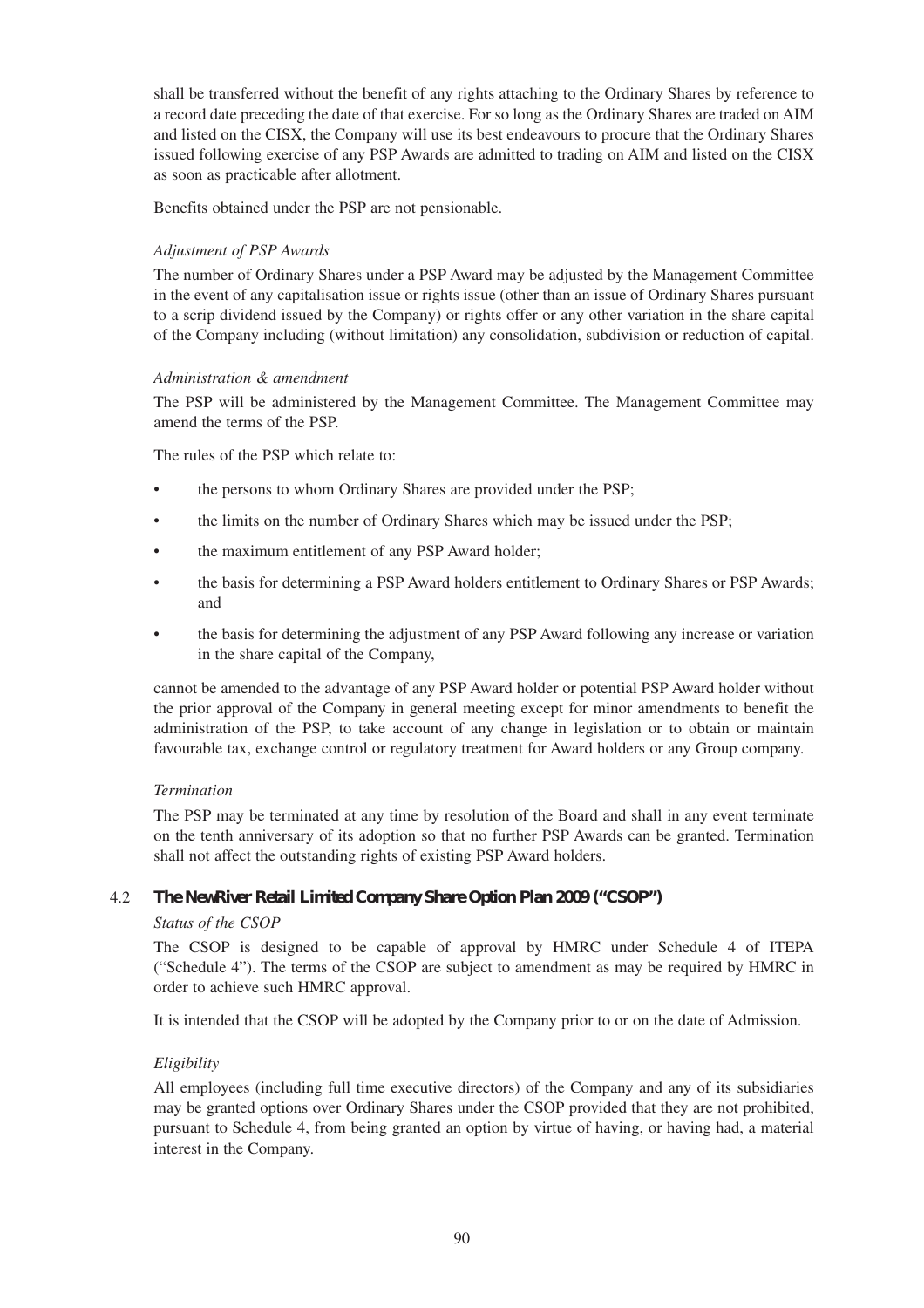shall be transferred without the benefit of any rights attaching to the Ordinary Shares by reference to a record date preceding the date of that exercise. For so long as the Ordinary Shares are traded on AIM and listed on the CISX, the Company will use its best endeavours to procure that the Ordinary Shares issued following exercise of any PSP Awards are admitted to trading on AIM and listed on the CISX as soon as practicable after allotment.

Benefits obtained under the PSP are not pensionable.

*Adjustment of PSP Awards*

The number of Ordinary Shares under a PSP Award may be adjusted by the Management Committee in the event of any capitalisation issue or rights issue (other than an issue of Ordinary Shares pursuant to a scrip dividend issued by the Company) or rights offer or any other variation in the share capital of the Company including (without limitation) any consolidation, subdivision or reduction of capital.

*Administration & amendment*

The PSP will be administered by the Management Committee. The Management Committee may amend the terms of the PSP.

The rules of the PSP which relate to:

- the persons to whom Ordinary Shares are provided under the PSP;
- the limits on the number of Ordinary Shares which may be issued under the PSP;
- the maximum entitlement of any PSP Award holder;
- the basis for determining a PSP Award holders entitlement to Ordinary Shares or PSP Awards; and
- the basis for determining the adjustment of any PSP Award following any increase or variation in the share capital of the Company,

cannot be amended to the advantage of any PSP Award holder or potential PSP Award holder without the prior approval of the Company in general meeting except for minor amendments to benefit the administration of the PSP, to take account of any change in legislation or to obtain or maintain favourable tax, exchange control or regulatory treatment for Award holders or any Group company.

*Termination*

The PSP may be terminated at any time by resolution of the Board and shall in any event terminate on the tenth anniversary of its adoption so that no further PSP Awards can be granted. Termination shall not affect the outstanding rights of existing PSP Award holders.

4.2 **The NewRiver Retail Limited Company Share Option Plan 2009 ("CSOP")**

*Status of the CSOP*

The CSOP is designed to be capable of approval by HMRC under Schedule 4 of ITEPA ("Schedule 4"). The terms of the CSOP are subject to amendment as may be required by HMRC in order to achieve such HMRC approval.

It is intended that the CSOP will be adopted by the Company prior to or on the date of Admission.

*Eligibility*

All employees (including full time executive directors) of the Company and any of its subsidiaries may be granted options over Ordinary Shares under the CSOP provided that they are not prohibited, pursuant to Schedule 4, from being granted an option by virtue of having, or having had, a material interest in the Company.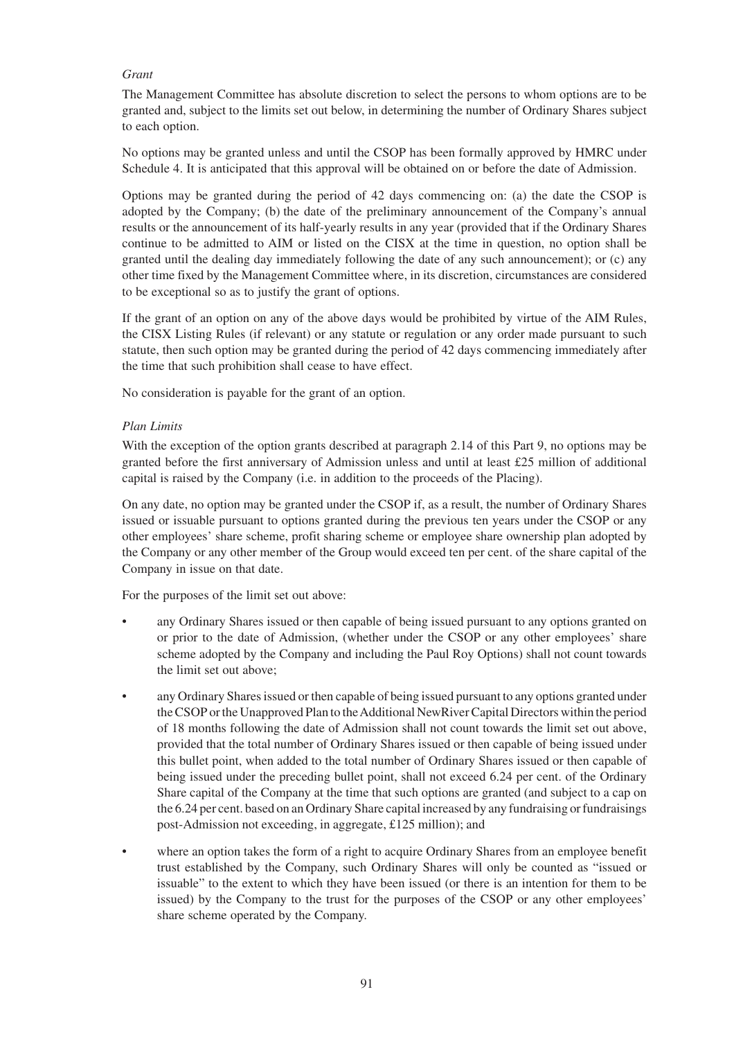*Grant*

The Management Committee has absolute discretion to select the persons to whom options are to be granted and, subject to the limits set out below, in determining the number of Ordinary Shares subject to each option.

No options may be granted unless and until the CSOP has been formally approved by HMRC under Schedule 4. It is anticipated that this approval will be obtained on or before the date of Admission.

Options may be granted during the period of 42 days commencing on: (a) the date the CSOP is adopted by the Company; (b) the date of the preliminary announcement of the Company's annual results or the announcement of its half-yearly results in any year (provided that if the Ordinary Shares continue to be admitted to AIM or listed on the CISX at the time in question, no option shall be granted until the dealing day immediately following the date of any such announcement); or (c) any other time fixed by the Management Committee where, in its discretion, circumstances are considered to be exceptional so as to justify the grant of options.

If the grant of an option on any of the above days would be prohibited by virtue of the AIM Rules, the CISX Listing Rules (if relevant) or any statute or regulation or any order made pursuant to such statute, then such option may be granted during the period of 42 days commencing immediately after the time that such prohibition shall cease to have effect.

No consideration is payable for the grant of an option.

*Plan Limits*

With the exception of the option grants described at paragraph 2.14 of this Part 9, no options may be granted before the first anniversary of Admission unless and until at least £25 million of additional capital is raised by the Company (i.e. in addition to the proceeds of the Placing).

On any date, no option may be granted under the CSOP if, as a result, the number of Ordinary Shares issued or issuable pursuant to options granted during the previous ten years under the CSOP or any other employees' share scheme, profit sharing scheme or employee share ownership plan adopted by the Company or any other member of the Group would exceed ten per cent. of the share capital of the Company in issue on that date.

For the purposes of the limit set out above:

- any Ordinary Shares issued or then capable of being issued pursuant to any options granted on or prior to the date of Admission, (whether under the CSOP or any other employees' share scheme adopted by the Company and including the Paul Roy Options) shall not count towards the limit set out above;
- any Ordinary Shares issued or then capable of being issued pursuant to any options granted under the CSOP or the Unapproved Plan to the Additional NewRiver Capital Directors within the period of 18 months following the date of Admission shall not count towards the limit set out above, provided that the total number of Ordinary Shares issued or then capable of being issued under this bullet point, when added to the total number of Ordinary Shares issued or then capable of being issued under the preceding bullet point, shall not exceed 6.24 per cent. of the Ordinary Share capital of the Company at the time that such options are granted (and subject to a cap on the 6.24 per cent. based on an Ordinary Share capital increased by any fundraising or fundraisings post-Admission not exceeding, in aggregate, £125 million); and
- where an option takes the form of a right to acquire Ordinary Shares from an employee benefit trust established by the Company, such Ordinary Shares will only be counted as "issued or issuable" to the extent to which they have been issued (or there is an intention for them to be issued) by the Company to the trust for the purposes of the CSOP or any other employees' share scheme operated by the Company.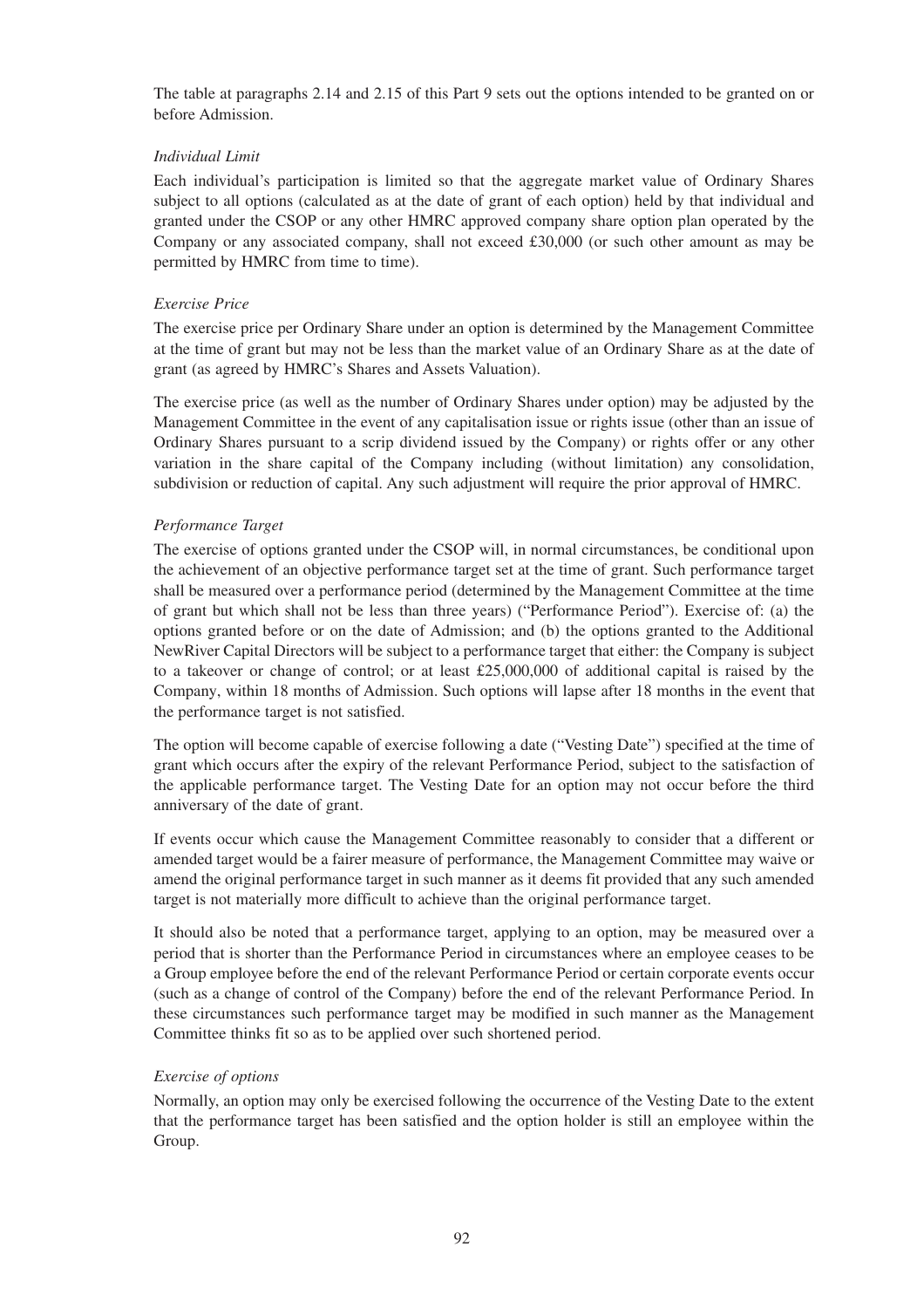The table at paragraphs 2.14 and 2.15 of this Part 9 sets out the options intended to be granted on or before Admission.

*Individual Limit*

Each individual's participation is limited so that the aggregate market value of Ordinary Shares subject to all options (calculated as at the date of grant of each option) held by that individual and granted under the CSOP or any other HMRC approved company share option plan operated by the Company or any associated company, shall not exceed £30,000 (or such other amount as may be permitted by HMRC from time to time).

*Exercise Price*

The exercise price per Ordinary Share under an option is determined by the Management Committee at the time of grant but may not be less than the market value of an Ordinary Share as at the date of grant (as agreed by HMRC's Shares and Assets Valuation).

The exercise price (as well as the number of Ordinary Shares under option) may be adjusted by the Management Committee in the event of any capitalisation issue or rights issue (other than an issue of Ordinary Shares pursuant to a scrip dividend issued by the Company) or rights offer or any other variation in the share capital of the Company including (without limitation) any consolidation, subdivision or reduction of capital. Any such adjustment will require the prior approval of HMRC.

*Performance Target*

The exercise of options granted under the CSOP will, in normal circumstances, be conditional upon the achievement of an objective performance target set at the time of grant. Such performance target shall be measured over a performance period (determined by the Management Committee at the time of grant but which shall not be less than three years) ("Performance Period"). Exercise of: (a) the options granted before or on the date of Admission; and (b) the options granted to the Additional NewRiver Capital Directors will be subject to a performance target that either: the Company is subject to a takeover or change of control; or at least £25,000,000 of additional capital is raised by the Company, within 18 months of Admission. Such options will lapse after 18 months in the event that the performance target is not satisfied.

The option will become capable of exercise following a date ("Vesting Date") specified at the time of grant which occurs after the expiry of the relevant Performance Period, subject to the satisfaction of the applicable performance target. The Vesting Date for an option may not occur before the third anniversary of the date of grant.

If events occur which cause the Management Committee reasonably to consider that a different or amended target would be a fairer measure of performance, the Management Committee may waive or amend the original performance target in such manner as it deems fit provided that any such amended target is not materially more difficult to achieve than the original performance target.

It should also be noted that a performance target, applying to an option, may be measured over a period that is shorter than the Performance Period in circumstances where an employee ceases to be a Group employee before the end of the relevant Performance Period or certain corporate events occur (such as a change of control of the Company) before the end of the relevant Performance Period. In these circumstances such performance target may be modified in such manner as the Management Committee thinks fit so as to be applied over such shortened period.

*Exercise of options*

Normally, an option may only be exercised following the occurrence of the Vesting Date to the extent that the performance target has been satisfied and the option holder is still an employee within the Group.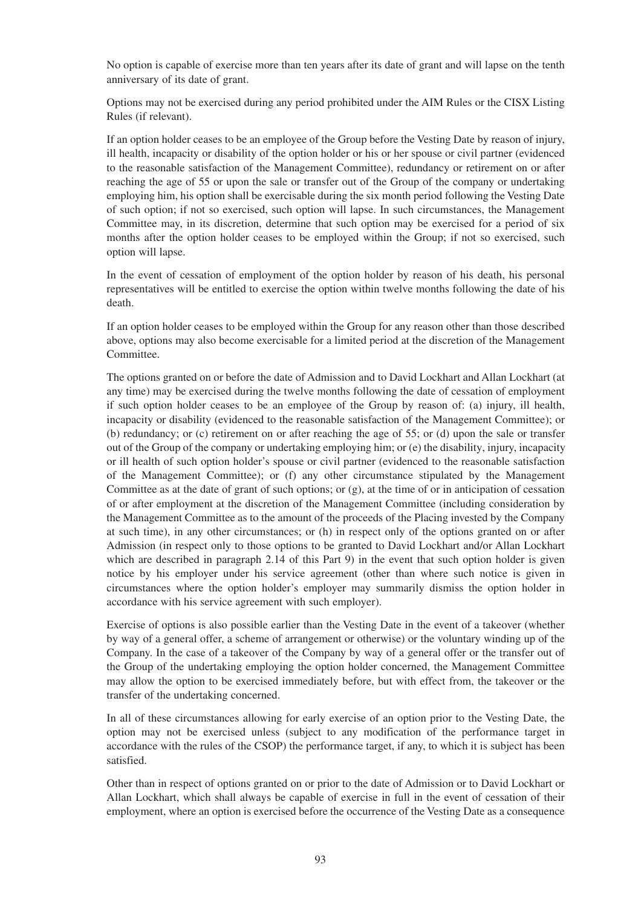No option is capable of exercise more than ten years after its date of grant and will lapse on the tenth anniversary of its date of grant.

Options may not be exercised during any period prohibited under the AIM Rules or the CISX Listing Rules (if relevant).

If an option holder ceases to be an employee of the Group before the Vesting Date by reason of injury, ill health, incapacity or disability of the option holder or his or her spouse or civil partner (evidenced to the reasonable satisfaction of the Management Committee), redundancy or retirement on or after reaching the age of 55 or upon the sale or transfer out of the Group of the company or undertaking employing him, his option shall be exercisable during the six month period following the Vesting Date of such option; if not so exercised, such option will lapse. In such circumstances, the Management Committee may, in its discretion, determine that such option may be exercised for a period of six months after the option holder ceases to be employed within the Group; if not so exercised, such option will lapse.

In the event of cessation of employment of the option holder by reason of his death, his personal representatives will be entitled to exercise the option within twelve months following the date of his death.

If an option holder ceases to be employed within the Group for any reason other than those described above, options may also become exercisable for a limited period at the discretion of the Management Committee.

The options granted on or before the date of Admission and to David Lockhart and Allan Lockhart (at any time) may be exercised during the twelve months following the date of cessation of employment if such option holder ceases to be an employee of the Group by reason of: (a) injury, ill health, incapacity or disability (evidenced to the reasonable satisfaction of the Management Committee); or (b) redundancy; or (c) retirement on or after reaching the age of 55; or (d) upon the sale or transfer out of the Group of the company or undertaking employing him; or (e) the disability, injury, incapacity or ill health of such option holder's spouse or civil partner (evidenced to the reasonable satisfaction of the Management Committee); or (f) any other circumstance stipulated by the Management Committee as at the date of grant of such options; or (g), at the time of or in anticipation of cessation of or after employment at the discretion of the Management Committee (including consideration by the Management Committee as to the amount of the proceeds of the Placing invested by the Company at such time), in any other circumstances; or (h) in respect only of the options granted on or after Admission (in respect only to those options to be granted to David Lockhart and/or Allan Lockhart which are described in paragraph 2.14 of this Part 9) in the event that such option holder is given notice by his employer under his service agreement (other than where such notice is given in circumstances where the option holder's employer may summarily dismiss the option holder in accordance with his service agreement with such employer).

Exercise of options is also possible earlier than the Vesting Date in the event of a takeover (whether by way of a general offer, a scheme of arrangement or otherwise) or the voluntary winding up of the Company. In the case of a takeover of the Company by way of a general offer or the transfer out of the Group of the undertaking employing the option holder concerned, the Management Committee may allow the option to be exercised immediately before, but with effect from, the takeover or the transfer of the undertaking concerned.

In all of these circumstances allowing for early exercise of an option prior to the Vesting Date, the option may not be exercised unless (subject to any modification of the performance target in accordance with the rules of the CSOP) the performance target, if any, to which it is subject has been satisfied.

Other than in respect of options granted on or prior to the date of Admission or to David Lockhart or Allan Lockhart, which shall always be capable of exercise in full in the event of cessation of their employment, where an option is exercised before the occurrence of the Vesting Date as a consequence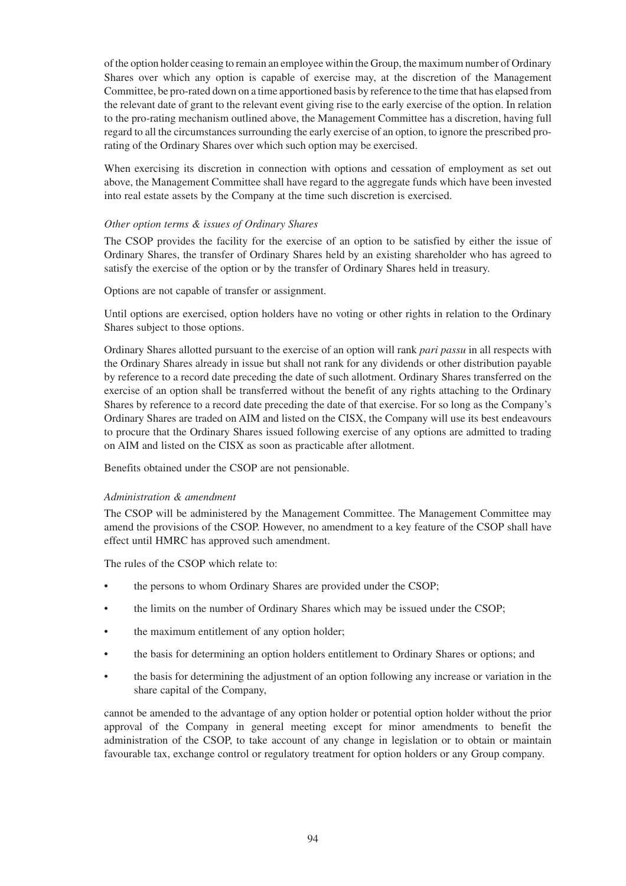of the option holder ceasing to remain an employee within the Group, the maximum number of Ordinary Shares over which any option is capable of exercise may, at the discretion of the Management Committee, be pro-rated down on a time apportioned basis by reference to the time that has elapsed from the relevant date of grant to the relevant event giving rise to the early exercise of the option. In relation to the pro-rating mechanism outlined above, the Management Committee has a discretion, having full regard to all the circumstances surrounding the early exercise of an option, to ignore the prescribed pro-rating of the Ordinary Shares over which such option may be exercised.

When exercising its discretion in connection with options and cessation of employment as set out above, the Management Committee shall have regard to the aggregate funds which have been invested into real estate assets by the Company at the time such discretion is exercised.

*Other option terms & issues of Ordinary Shares*

The CSOP provides the facility for the exercise of an option to be satisfied by either the issue of Ordinary Shares, the transfer of Ordinary Shares held by an existing shareholder who has agreed to satisfy the exercise of the option or by the transfer of Ordinary Shares held in treasury.

Options are not capable of transfer or assignment.

Until options are exercised, option holders have no voting or other rights in relation to the Ordinary Shares subject to those options.

Ordinary Shares allotted pursuant to the exercise of an option will rank *pari passu* in all respects with the Ordinary Shares already in issue but shall not rank for any dividends or other distribution payable by reference to a record date preceding the date of such allotment. Ordinary Shares transferred on the exercise of an option shall be transferred without the benefit of any rights attaching to the Ordinary Shares by reference to a record date preceding the date of that exercise. For so long as the Company's Ordinary Shares are traded on AIM and listed on the CISX, the Company will use its best endeavours to procure that the Ordinary Shares issued following exercise of any options are admitted to trading on AIM and listed on the CISX as soon as practicable after allotment.

Benefits obtained under the CSOP are not pensionable.

*Administration & amendment*

The CSOP will be administered by the Management Committee. The Management Committee may amend the provisions of the CSOP. However, no amendment to a key feature of the CSOP shall have effect until HMRC has approved such amendment.

The rules of the CSOP which relate to:

- the persons to whom Ordinary Shares are provided under the CSOP;
- the limits on the number of Ordinary Shares which may be issued under the CSOP;
- the maximum entitlement of any option holder;
- the basis for determining an option holders entitlement to Ordinary Shares or options; and
- the basis for determining the adjustment of an option following any increase or variation in the share capital of the Company,

cannot be amended to the advantage of any option holder or potential option holder without the prior approval of the Company in general meeting except for minor amendments to benefit the administration of the CSOP, to take account of any change in legislation or to obtain or maintain favourable tax, exchange control or regulatory treatment for option holders or any Group company.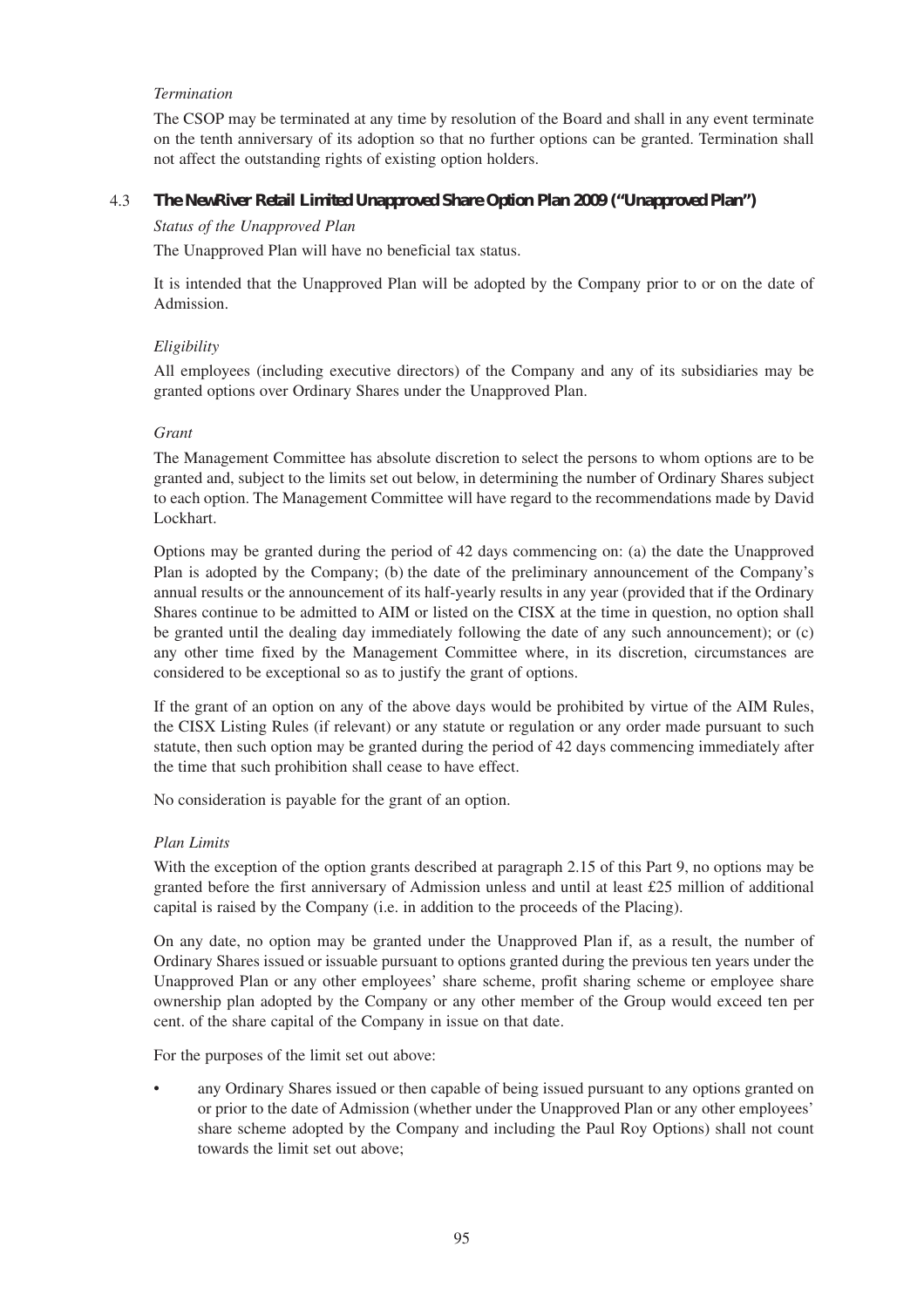*Termination*

The CSOP may be terminated at any time by resolution of the Board and shall in any event terminate on the tenth anniversary of its adoption so that no further options can be granted. Termination shall not affect the outstanding rights of existing option holders.

### 4.3 **The NewRiver Retail Limited Unapproved Share Option Plan 2009 ("Unapproved Plan")**

*Status of the Unapproved Plan*

The Unapproved Plan will have no beneficial tax status.

It is intended that the Unapproved Plan will be adopted by the Company prior to or on the date of Admission.

*Eligibility*

All employees (including executive directors) of the Company and any of its subsidiaries may be granted options over Ordinary Shares under the Unapproved Plan.

*Grant*

The Management Committee has absolute discretion to select the persons to whom options are to be granted and, subject to the limits set out below, in determining the number of Ordinary Shares subject to each option. The Management Committee will have regard to the recommendations made by David Lockhart.

Options may be granted during the period of 42 days commencing on: (a) the date the Unapproved Plan is adopted by the Company; (b) the date of the preliminary announcement of the Company's annual results or the announcement of its half-yearly results in any year (provided that if the Ordinary Shares continue to be admitted to AIM or listed on the CISX at the time in question, no option shall be granted until the dealing day immediately following the date of any such announcement); or (c) any other time fixed by the Management Committee where, in its discretion, circumstances are considered to be exceptional so as to justify the grant of options.

If the grant of an option on any of the above days would be prohibited by virtue of the AIM Rules, the CISX Listing Rules (if relevant) or any statute or regulation or any order made pursuant to such statute, then such option may be granted during the period of 42 days commencing immediately after the time that such prohibition shall cease to have effect.

No consideration is payable for the grant of an option.

*Plan Limits*

With the exception of the option grants described at paragraph 2.15 of this Part 9, no options may be granted before the first anniversary of Admission unless and until at least £25 million of additional capital is raised by the Company (i.e. in addition to the proceeds of the Placing).

On any date, no option may be granted under the Unapproved Plan if, as a result, the number of Ordinary Shares issued or issuable pursuant to options granted during the previous ten years under the Unapproved Plan or any other employees' share scheme, profit sharing scheme or employee share ownership plan adopted by the Company or any other member of the Group would exceed ten per cent. of the share capital of the Company in issue on that date.

For the purposes of the limit set out above:

- any Ordinary Shares issued or then capable of being issued pursuant to any options granted on or prior to the date of Admission (whether under the Unapproved Plan or any other employees' share scheme adopted by the Company and including the Paul Roy Options) shall not count towards the limit set out above;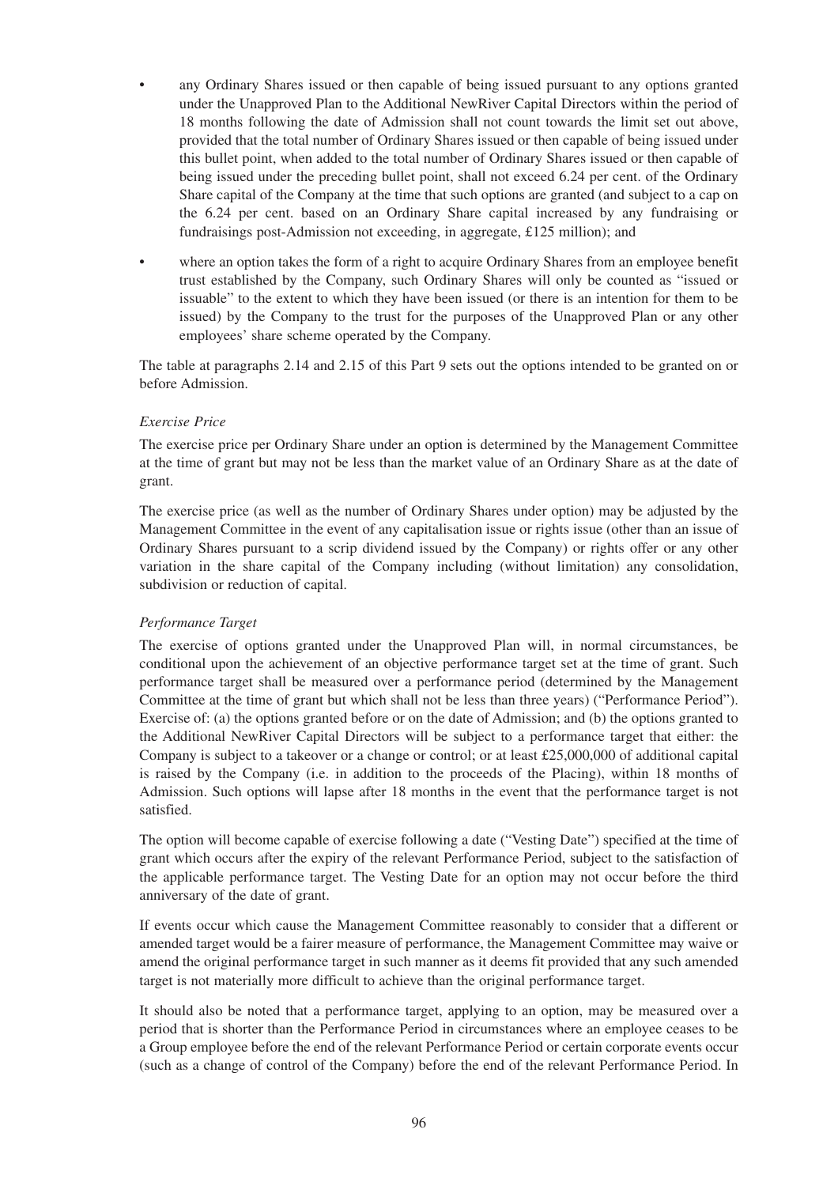- any Ordinary Shares issued or then capable of being issued pursuant to any options granted under the Unapproved Plan to the Additional NewRiver Capital Directors within the period of 18 months following the date of Admission shall not count towards the limit set out above, provided that the total number of Ordinary Shares issued or then capable of being issued under this bullet point, when added to the total number of Ordinary Shares issued or then capable of being issued under the preceding bullet point, shall not exceed 6.24 per cent. of the Ordinary Share capital of the Company at the time that such options are granted (and subject to a cap on the 6.24 per cent. based on an Ordinary Share capital increased by any fundraising or fundraisings post-Admission not exceeding, in aggregate, £125 million); and
- where an option takes the form of a right to acquire Ordinary Shares from an employee benefit trust established by the Company, such Ordinary Shares will only be counted as "issued or issuable" to the extent to which they have been issued (or there is an intention for them to be issued) by the Company to the trust for the purposes of the Unapproved Plan or any other employees' share scheme operated by the Company.

The table at paragraphs 2.14 and 2.15 of this Part 9 sets out the options intended to be granted on or before Admission.

*Exercise Price*

The exercise price per Ordinary Share under an option is determined by the Management Committee at the time of grant but may not be less than the market value of an Ordinary Share as at the date of grant.

The exercise price (as well as the number of Ordinary Shares under option) may be adjusted by the Management Committee in the event of any capitalisation issue or rights issue (other than an issue of Ordinary Shares pursuant to a scrip dividend issued by the Company) or rights offer or any other variation in the share capital of the Company including (without limitation) any consolidation, subdivision or reduction of capital.

*Performance Target*

The exercise of options granted under the Unapproved Plan will, in normal circumstances, be conditional upon the achievement of an objective performance target set at the time of grant. Such performance target shall be measured over a performance period (determined by the Management Committee at the time of grant but which shall not be less than three years) ("Performance Period"). Exercise of: (a) the options granted before or on the date of Admission; and (b) the options granted to the Additional NewRiver Capital Directors will be subject to a performance target that either: the Company is subject to a takeover or a change or control; or at least £25,000,000 of additional capital is raised by the Company (i.e. in addition to the proceeds of the Placing), within 18 months of Admission. Such options will lapse after 18 months in the event that the performance target is not satisfied.

The option will become capable of exercise following a date ("Vesting Date") specified at the time of grant which occurs after the expiry of the relevant Performance Period, subject to the satisfaction of the applicable performance target. The Vesting Date for an option may not occur before the third anniversary of the date of grant.

If events occur which cause the Management Committee reasonably to consider that a different or amended target would be a fairer measure of performance, the Management Committee may waive or amend the original performance target in such manner as it deems fit provided that any such amended target is not materially more difficult to achieve than the original performance target.

It should also be noted that a performance target, applying to an option, may be measured over a period that is shorter than the Performance Period in circumstances where an employee ceases to be a Group employee before the end of the relevant Performance Period or certain corporate events occur (such as a change of control of the Company) before the end of the relevant Performance Period. In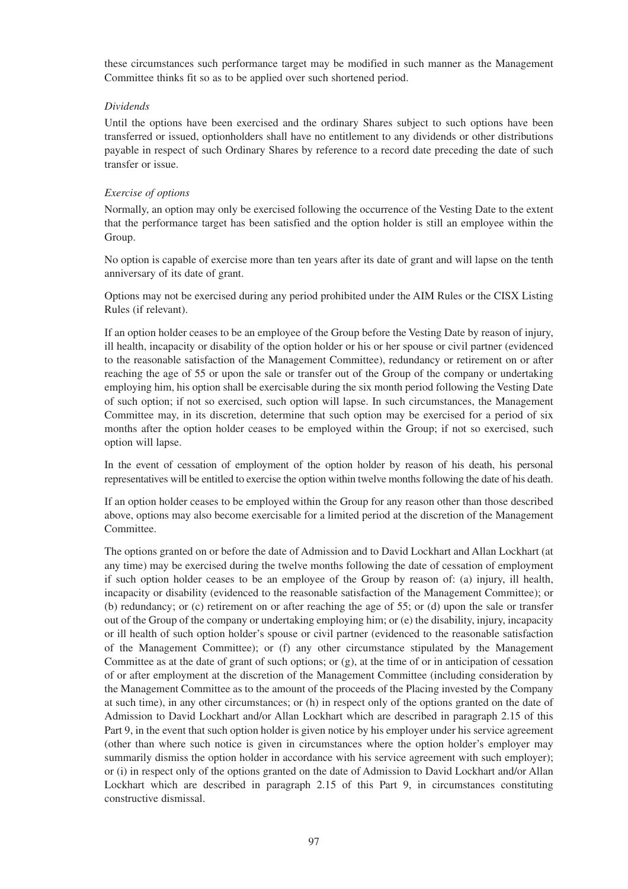these circumstances such performance target may be modified in such manner as the Management Committee thinks fit so as to be applied over such shortened period.

*Dividends*

Until the options have been exercised and the ordinary Shares subject to such options have been transferred or issued, optionholders shall have no entitlement to any dividends or other distributions payable in respect of such Ordinary Shares by reference to a record date preceding the date of such transfer or issue.

*Exercise of options*

Normally, an option may only be exercised following the occurrence of the Vesting Date to the extent that the performance target has been satisfied and the option holder is still an employee within the Group.

No option is capable of exercise more than ten years after its date of grant and will lapse on the tenth anniversary of its date of grant.

Options may not be exercised during any period prohibited under the AIM Rules or the CISX Listing Rules (if relevant).

If an option holder ceases to be an employee of the Group before the Vesting Date by reason of injury, ill health, incapacity or disability of the option holder or his or her spouse or civil partner (evidenced to the reasonable satisfaction of the Management Committee), redundancy or retirement on or after reaching the age of 55 or upon the sale or transfer out of the Group of the company or undertaking employing him, his option shall be exercisable during the six month period following the Vesting Date of such option; if not so exercised, such option will lapse. In such circumstances, the Management Committee may, in its discretion, determine that such option may be exercised for a period of six months after the option holder ceases to be employed within the Group; if not so exercised, such option will lapse.

In the event of cessation of employment of the option holder by reason of his death, his personal representatives will be entitled to exercise the option within twelve months following the date of his death.

If an option holder ceases to be employed within the Group for any reason other than those described above, options may also become exercisable for a limited period at the discretion of the Management Committee.

The options granted on or before the date of Admission and to David Lockhart and Allan Lockhart (at any time) may be exercised during the twelve months following the date of cessation of employment if such option holder ceases to be an employee of the Group by reason of: (a) injury, ill health, incapacity or disability (evidenced to the reasonable satisfaction of the Management Committee); or (b) redundancy; or (c) retirement on or after reaching the age of 55; or (d) upon the sale or transfer out of the Group of the company or undertaking employing him; or (e) the disability, injury, incapacity or ill health of such option holder's spouse or civil partner (evidenced to the reasonable satisfaction of the Management Committee); or (f) any other circumstance stipulated by the Management Committee as at the date of grant of such options; or (g), at the time of or in anticipation of cessation of or after employment at the discretion of the Management Committee (including consideration by the Management Committee as to the amount of the proceeds of the Placing invested by the Company at such time), in any other circumstances; or (h) in respect only of the options granted on the date of Admission to David Lockhart and/or Allan Lockhart which are described in paragraph 2.15 of this Part 9, in the event that such option holder is given notice by his employer under his service agreement (other than where such notice is given in circumstances where the option holder's employer may summarily dismiss the option holder in accordance with his service agreement with such employer); or (i) in respect only of the options granted on the date of Admission to David Lockhart and/or Allan Lockhart which are described in paragraph 2.15 of this Part 9, in circumstances constituting constructive dismissal.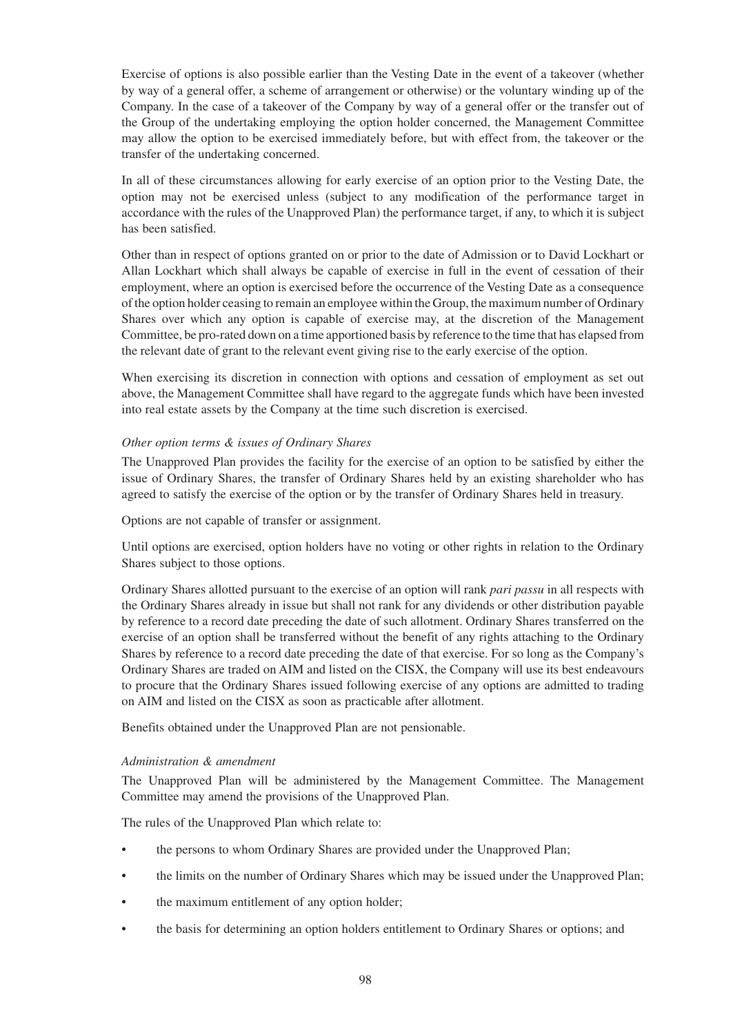Exercise of options is also possible earlier than the Vesting Date in the event of a takeover (whether by way of a general offer, a scheme of arrangement or otherwise) or the voluntary winding up of the Company. In the case of a takeover of the Company by way of a general offer or the transfer out of the Group of the undertaking employing the option holder concerned, the Management Committee may allow the option to be exercised immediately before, but with effect from, the takeover or the transfer of the undertaking concerned.

In all of these circumstances allowing for early exercise of an option prior to the Vesting Date, the option may not be exercised unless (subject to any modification of the performance target in accordance with the rules of the Unapproved Plan) the performance target, if any, to which it is subject has been satisfied.

Other than in respect of options granted on or prior to the date of Admission or to David Lockhart or Allan Lockhart which shall always be capable of exercise in full in the event of cessation of their employment, where an option is exercised before the occurrence of the Vesting Date as a consequence of the option holder ceasing to remain an employee within the Group, the maximum number of Ordinary Shares over which any option is capable of exercise may, at the discretion of the Management Committee, be pro-rated down on a time apportioned basis by reference to the time that has elapsed from the relevant date of grant to the relevant event giving rise to the early exercise of the option.

When exercising its discretion in connection with options and cessation of employment as set out above, the Management Committee shall have regard to the aggregate funds which have been invested into real estate assets by the Company at the time such discretion is exercised.

*Other option terms & issues of Ordinary Shares*

The Unapproved Plan provides the facility for the exercise of an option to be satisfied by either the issue of Ordinary Shares, the transfer of Ordinary Shares held by an existing shareholder who has agreed to satisfy the exercise of the option or by the transfer of Ordinary Shares held in treasury.

Options are not capable of transfer or assignment.

Until options are exercised, option holders have no voting or other rights in relation to the Ordinary Shares subject to those options.

Ordinary Shares allotted pursuant to the exercise of an option will rank *pari passu* in all respects with the Ordinary Shares already in issue but shall not rank for any dividends or other distribution payable by reference to a record date preceding the date of such allotment. Ordinary Shares transferred on the exercise of an option shall be transferred without the benefit of any rights attaching to the Ordinary Shares by reference to a record date preceding the date of that exercise. For so long as the Company's Ordinary Shares are traded on AIM and listed on the CISX, the Company will use its best endeavours to procure that the Ordinary Shares issued following exercise of any options are admitted to trading on AIM and listed on the CISX as soon as practicable after allotment.

Benefits obtained under the Unapproved Plan are not pensionable.

*Administration & amendment*

The Unapproved Plan will be administered by the Management Committee. The Management Committee may amend the provisions of the Unapproved Plan.

The rules of the Unapproved Plan which relate to:

- the persons to whom Ordinary Shares are provided under the Unapproved Plan;
- the limits on the number of Ordinary Shares which may be issued under the Unapproved Plan;
- the maximum entitlement of any option holder;
- the basis for determining an option holders entitlement to Ordinary Shares or options; and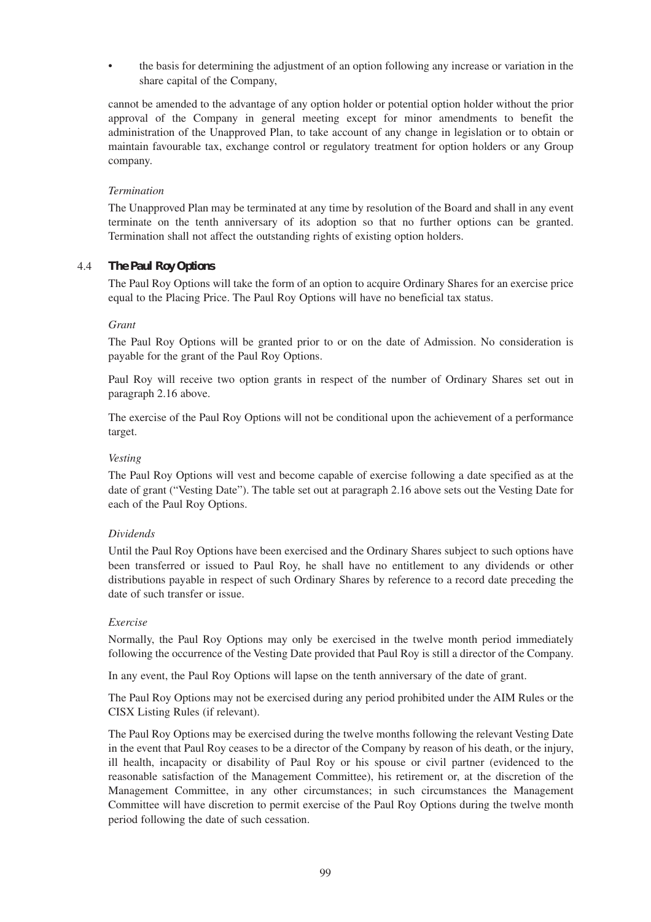- the basis for determining the adjustment of an option following any increase or variation in the share capital of the Company,

cannot be amended to the advantage of any option holder or potential option holder without the prior approval of the Company in general meeting except for minor amendments to benefit the administration of the Unapproved Plan, to take account of any change in legislation or to obtain or maintain favourable tax, exchange control or regulatory treatment for option holders or any Group company.

*Termination*

The Unapproved Plan may be terminated at any time by resolution of the Board and shall in any event terminate on the tenth anniversary of its adoption so that no further options can be granted. Termination shall not affect the outstanding rights of existing option holders.

### 4.4 **The Paul Roy Options**

The Paul Roy Options will take the form of an option to acquire Ordinary Shares for an exercise price equal to the Placing Price. The Paul Roy Options will have no beneficial tax status.

*Grant*

The Paul Roy Options will be granted prior to or on the date of Admission. No consideration is payable for the grant of the Paul Roy Options.

Paul Roy will receive two option grants in respect of the number of Ordinary Shares set out in paragraph 2.16 above.

The exercise of the Paul Roy Options will not be conditional upon the achievement of a performance target.

*Vesting*

The Paul Roy Options will vest and become capable of exercise following a date specified as at the date of grant ("Vesting Date"). The table set out at paragraph 2.16 above sets out the Vesting Date for each of the Paul Roy Options.

*Dividends*

Until the Paul Roy Options have been exercised and the Ordinary Shares subject to such options have been transferred or issued to Paul Roy, he shall have no entitlement to any dividends or other distributions payable in respect of such Ordinary Shares by reference to a record date preceding the date of such transfer or issue.

*Exercise*

Normally, the Paul Roy Options may only be exercised in the twelve month period immediately following the occurrence of the Vesting Date provided that Paul Roy is still a director of the Company.

In any event, the Paul Roy Options will lapse on the tenth anniversary of the date of grant.

The Paul Roy Options may not be exercised during any period prohibited under the AIM Rules or the CISX Listing Rules (if relevant).

The Paul Roy Options may be exercised during the twelve months following the relevant Vesting Date in the event that Paul Roy ceases to be a director of the Company by reason of his death, or the injury, ill health, incapacity or disability of Paul Roy or his spouse or civil partner (evidenced to the reasonable satisfaction of the Management Committee), his retirement or, at the discretion of the Management Committee, in any other circumstances; in such circumstances the Management Committee will have discretion to permit exercise of the Paul Roy Options during the twelve month period following the date of such cessation.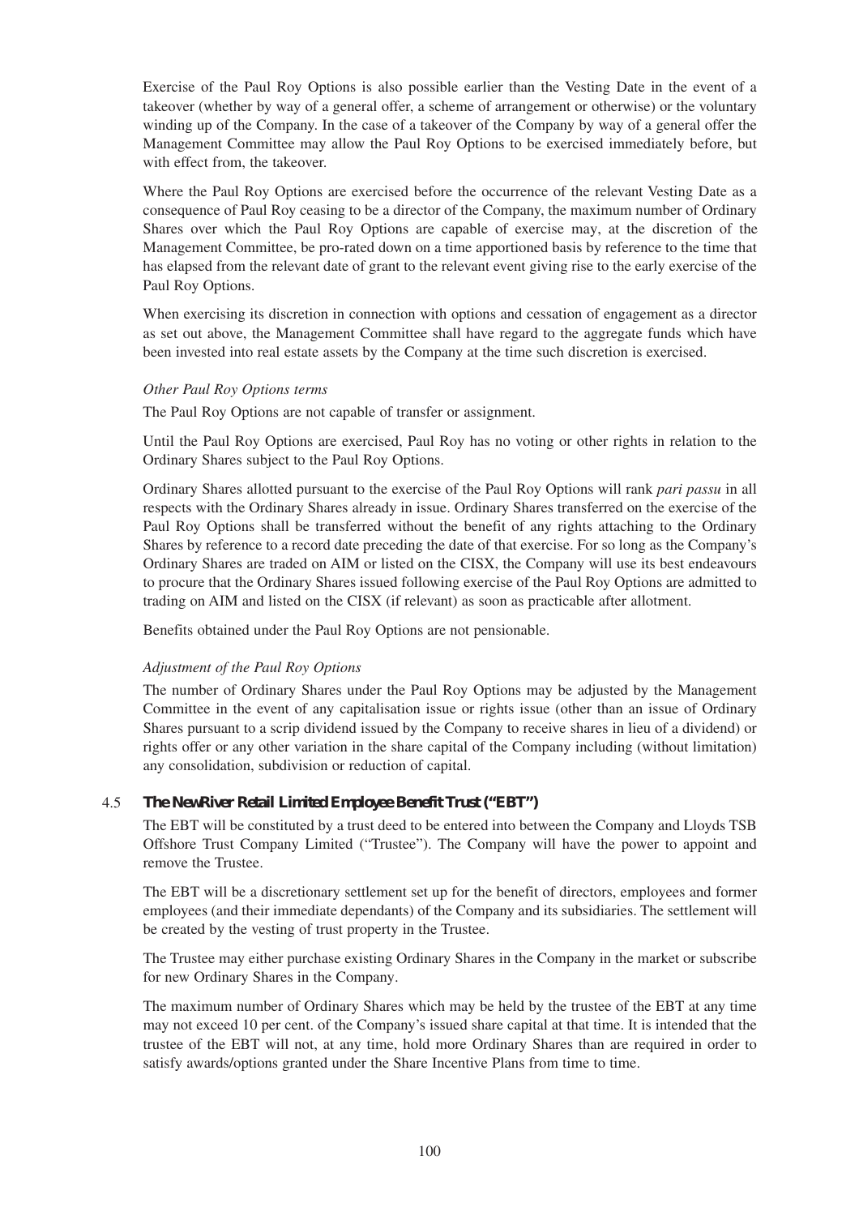Exercise of the Paul Roy Options is also possible earlier than the Vesting Date in the event of a takeover (whether by way of a general offer, a scheme of arrangement or otherwise) or the voluntary winding up of the Company. In the case of a takeover of the Company by way of a general offer the Management Committee may allow the Paul Roy Options to be exercised immediately before, but with effect from, the takeover.

Where the Paul Roy Options are exercised before the occurrence of the relevant Vesting Date as a consequence of Paul Roy ceasing to be a director of the Company, the maximum number of Ordinary Shares over which the Paul Roy Options are capable of exercise may, at the discretion of the Management Committee, be pro-rated down on a time apportioned basis by reference to the time that has elapsed from the relevant date of grant to the relevant event giving rise to the early exercise of the Paul Roy Options.

When exercising its discretion in connection with options and cessation of engagement as a director as set out above, the Management Committee shall have regard to the aggregate funds which have been invested into real estate assets by the Company at the time such discretion is exercised.

*Other Paul Roy Options terms*

The Paul Roy Options are not capable of transfer or assignment.

Until the Paul Roy Options are exercised, Paul Roy has no voting or other rights in relation to the Ordinary Shares subject to the Paul Roy Options.

Ordinary Shares allotted pursuant to the exercise of the Paul Roy Options will rank *pari passu* in all respects with the Ordinary Shares already in issue. Ordinary Shares transferred on the exercise of the Paul Roy Options shall be transferred without the benefit of any rights attaching to the Ordinary Shares by reference to a record date preceding the date of that exercise. For so long as the Company's Ordinary Shares are traded on AIM or listed on the CISX, the Company will use its best endeavours to procure that the Ordinary Shares issued following exercise of the Paul Roy Options are admitted to trading on AIM and listed on the CISX (if relevant) as soon as practicable after allotment.

Benefits obtained under the Paul Roy Options are not pensionable.

*Adjustment of the Paul Roy Options*

The number of Ordinary Shares under the Paul Roy Options may be adjusted by the Management Committee in the event of any capitalisation issue or rights issue (other than an issue of Ordinary Shares pursuant to a scrip dividend issued by the Company to receive shares in lieu of a dividend) or rights offer or any other variation in the share capital of the Company including (without limitation) any consolidation, subdivision or reduction of capital.

### 4.5 The NewRiver Retail Limited Employee Benefit Trust ("EBT")

The EBT will be constituted by a trust deed to be entered into between the Company and Lloyds TSB Offshore Trust Company Limited ("Trustee"). The Company will have the power to appoint and remove the Trustee.

The EBT will be a discretionary settlement set up for the benefit of directors, employees and former employees (and their immediate dependants) of the Company and its subsidiaries. The settlement will be created by the vesting of trust property in the Trustee.

The Trustee may either purchase existing Ordinary Shares in the Company in the market or subscribe for new Ordinary Shares in the Company.

The maximum number of Ordinary Shares which may be held by the trustee of the EBT at any time may not exceed 10 per cent. of the Company's issued share capital at that time. It is intended that the trustee of the EBT will not, at any time, hold more Ordinary Shares than are required in order to satisfy awards/options granted under the Share Incentive Plans from time to time.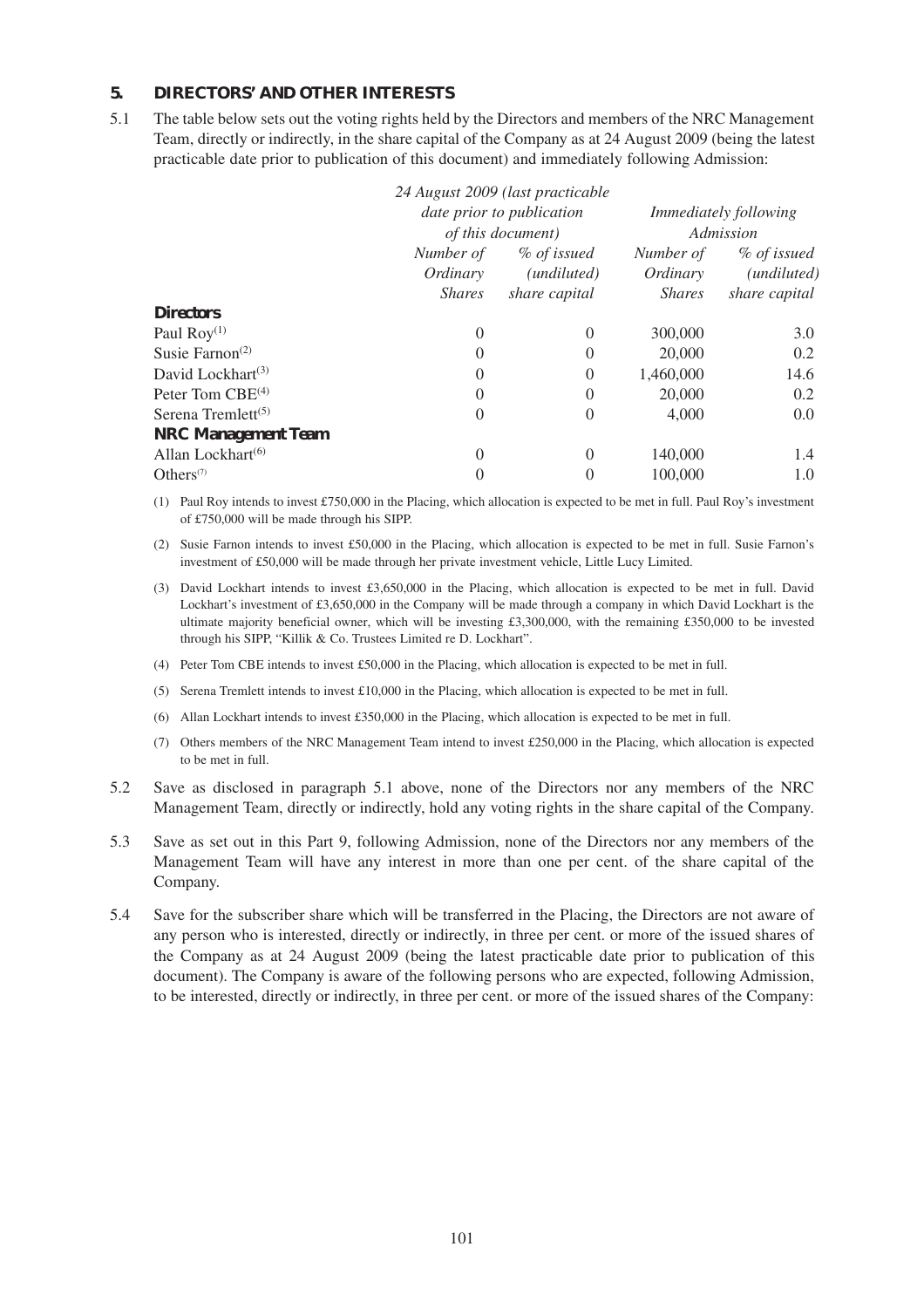## 5. DIRECTORS' AND OTHER INTERESTS

5.1 The table below sets out the voting rights held by the Directors and members of the NRC Management Team, directly or indirectly, in the share capital of the Company as at 24 August 2009 (being the latest practicable date prior to publication of this document) and immediately following Admission:

| | *24 August 2009 (last practicable date prior to publication of this document)* | | *Immediately following Admission* | |
|---|---|---|---|---|
| | *Number of Ordinary Shares* | *% of issued (undiluted) share capital* | *Number of Ordinary Shares* | *% of issued (undiluted) share capital* |
| **Directors** | | | | |
| Paul Roy[(1)] | 0 | 0 | 300,000 | 3.0 |
| Susie Farnon[(2)] | 0 | 0 | 20,000 | 0.2 |
| David Lockhart[(3)] | 0 | 0 | 1,460,000 | 14.6 |
| Peter Tom CBE[(4)] | 0 | 0 | 20,000 | 0.2 |
| Serena Tremlett[(5)] | 0 | 0 | 4,000 | 0.0 |
| **NRC Management Team** | | | | |
| Allan Lockhart[(6)] | 0 | 0 | 140,000 | 1.4 |
| Others[(7)] | 0 | 0 | 100,000 | 1.0 |

(1) Paul Roy intends to invest £750,000 in the Placing, which allocation is expected to be met in full. Paul Roy's investment of £750,000 will be made through his SIPP.

(2) Susie Farnon intends to invest £50,000 in the Placing, which allocation is expected to be met in full. Susie Farnon's investment of £50,000 will be made through her private investment vehicle, Little Lucy Limited.

(3) David Lockhart intends to invest £3,650,000 in the Placing, which allocation is expected to be met in full. David Lockhart's investment of £3,650,000 in the Company will be made through a company in which David Lockhart is the ultimate majority beneficial owner, which will be investing £3,300,000, with the remaining £350,000 to be invested through his SIPP, "Killik & Co. Trustees Limited re D. Lockhart".

(4) Peter Tom CBE intends to invest £50,000 in the Placing, which allocation is expected to be met in full.

(5) Serena Tremlett intends to invest £10,000 in the Placing, which allocation is expected to be met in full.

(6) Allan Lockhart intends to invest £350,000 in the Placing, which allocation is expected to be met in full.

(7) Others members of the NRC Management Team intend to invest £250,000 in the Placing, which allocation is expected to be met in full.

5.2 Save as disclosed in paragraph 5.1 above, none of the Directors nor any members of the NRC Management Team, directly or indirectly, hold any voting rights in the share capital of the Company.

5.3 Save as set out in this Part 9, following Admission, none of the Directors nor any members of the Management Team will have any interest in more than one per cent. of the share capital of the Company.

5.4 Save for the subscriber share which will be transferred in the Placing, the Directors are not aware of any person who is interested, directly or indirectly, in three per cent. or more of the issued shares of the Company as at 24 August 2009 (being the latest practicable date prior to publication of this document). The Company is aware of the following persons who are expected, following Admission, to be interested, directly or indirectly, in three per cent. or more of the issued shares of the Company: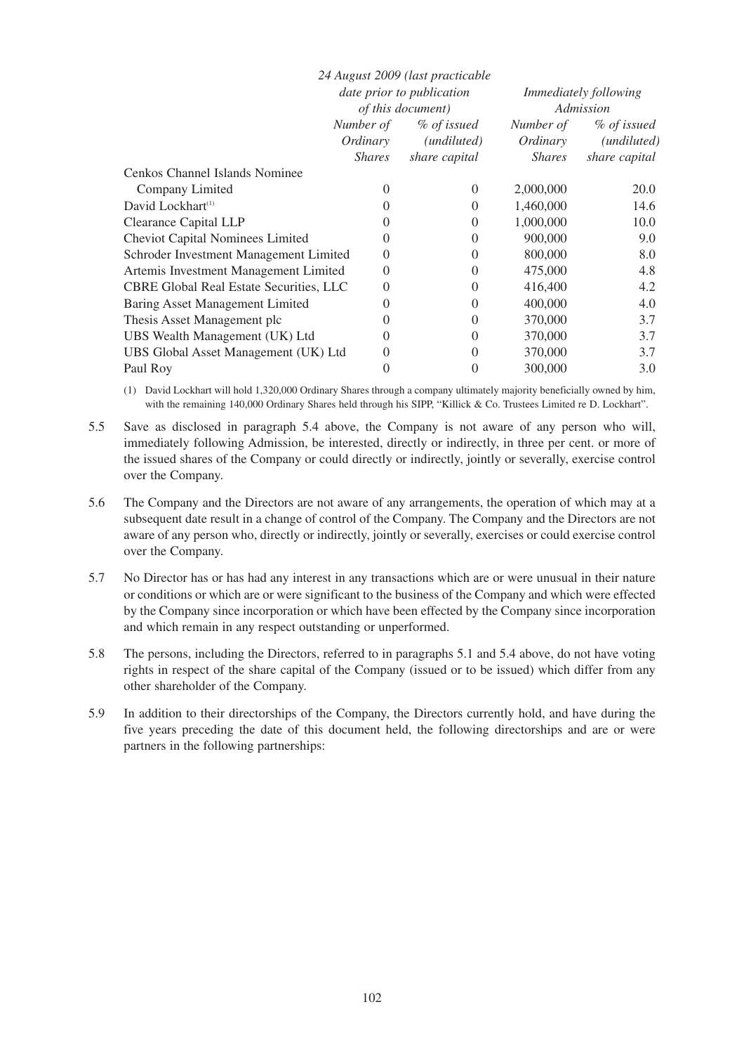| | 24 August 2009 (last practicable date prior to publication of this document) | | Immediately following Admission | |
|---|---|---|---|---|
| | *Number of Ordinary Shares* | *% of issued (undiluted) share capital* | *Number of Ordinary Shares* | *% of issued (undiluted) share capital* |
| Cenkos Channel Islands Nominee Company Limited | 0 | 0 | 2,000,000 | 20.0 |
| David Lockhart[(1)] | 0 | 0 | 1,460,000 | 14.6 |
| Clearance Capital LLP | 0 | 0 | 1,000,000 | 10.0 |
| Cheviot Capital Nominees Limited | 0 | 0 | 900,000 | 9.0 |
| Schroder Investment Management Limited | 0 | 0 | 800,000 | 8.0 |
| Artemis Investment Management Limited | 0 | 0 | 475,000 | 4.8 |
| CBRE Global Real Estate Securities, LLC | 0 | 0 | 416,400 | 4.2 |
| Baring Asset Management Limited | 0 | 0 | 400,000 | 4.0 |
| Thesis Asset Management plc | 0 | 0 | 370,000 | 3.7 |
| UBS Wealth Management (UK) Ltd | 0 | 0 | 370,000 | 3.7 |
| UBS Global Asset Management (UK) Ltd | 0 | 0 | 370,000 | 3.7 |
| Paul Roy | 0 | 0 | 300,000 | 3.0 |

(1) David Lockhart will hold 1,320,000 Ordinary Shares through a company ultimately majority beneficially owned by him, with the remaining 140,000 Ordinary Shares held through his SIPP, "Killick & Co. Trustees Limited re D. Lockhart".

5.5 Save as disclosed in paragraph 5.4 above, the Company is not aware of any person who will, immediately following Admission, be interested, directly or indirectly, in three per cent. or more of the issued shares of the Company or could directly or indirectly, jointly or severally, exercise control over the Company.

5.6 The Company and the Directors are not aware of any arrangements, the operation of which may at a subsequent date result in a change of control of the Company. The Company and the Directors are not aware of any person who, directly or indirectly, jointly or severally, exercises or could exercise control over the Company.

5.7 No Director has or has had any interest in any transactions which are or were unusual in their nature or conditions or which are or were significant to the business of the Company and which were effected by the Company since incorporation or which have been effected by the Company since incorporation and which remain in any respect outstanding or unperformed.

5.8 The persons, including the Directors, referred to in paragraphs 5.1 and 5.4 above, do not have voting rights in respect of the share capital of the Company (issued or to be issued) which differ from any other shareholder of the Company.

5.9 In addition to their directorships of the Company, the Directors currently hold, and have during the five years preceding the date of this document held, the following directorships and are or were partners in the following partnerships: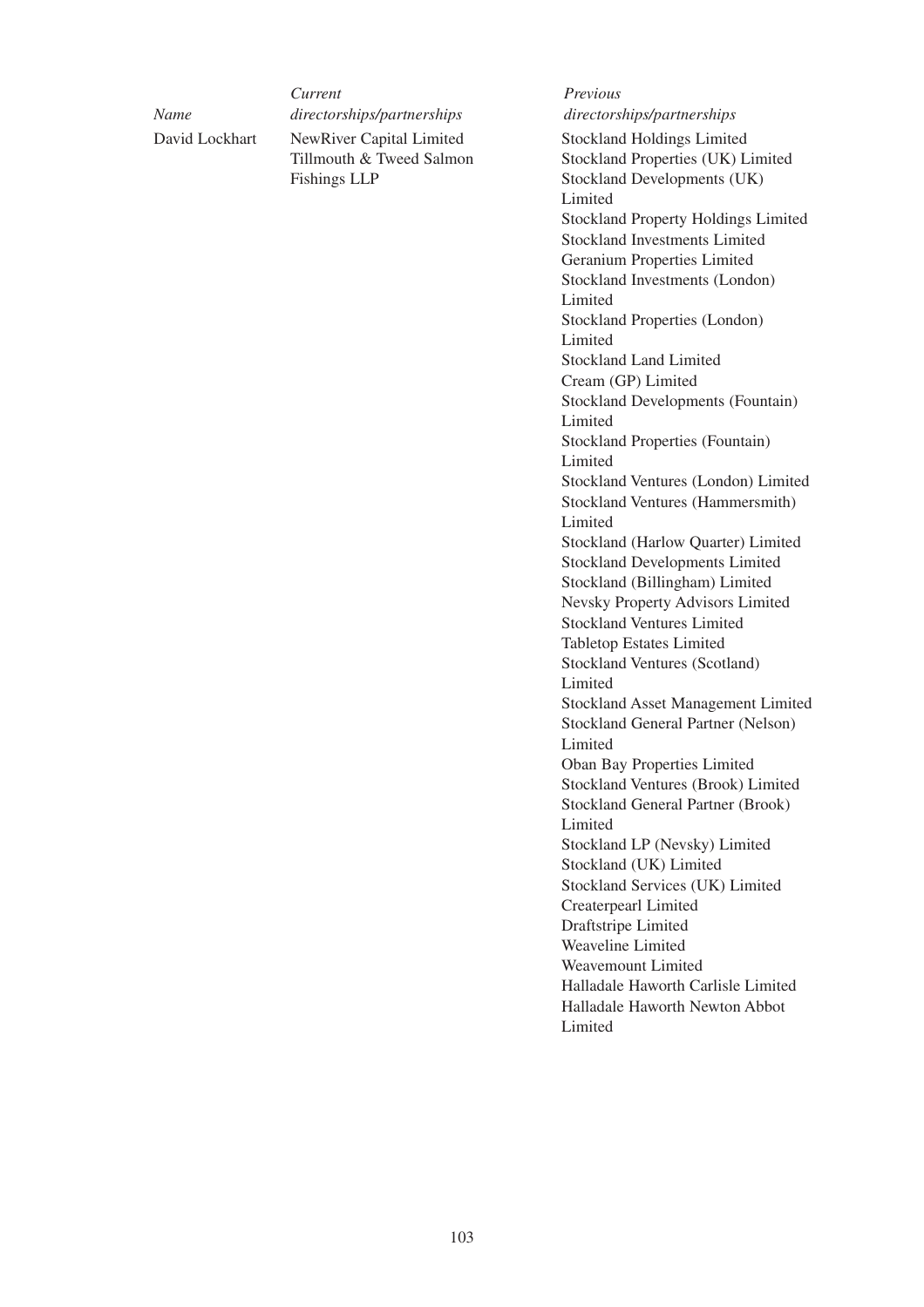| *Name* | *Current directorships/partnerships* | *Previous directorships/partnerships* |
|---|---|---|
| David Lockhart | NewRiver Capital Limited<br>Tillmouth & Tweed Salmon Fishings LLP | Stockland Holdings Limited<br>Stockland Properties (UK) Limited<br>Stockland Developments (UK) Limited<br>Stockland Property Holdings Limited<br>Stockland Investments Limited<br>Geranium Properties Limited<br>Stockland Investments (London) Limited<br>Stockland Properties (London) Limited<br>Stockland Land Limited<br>Cream (GP) Limited<br>Stockland Developments (Fountain) Limited<br>Stockland Properties (Fountain) Limited<br>Stockland Ventures (London) Limited<br>Stockland Ventures (Hammersmith) Limited<br>Stockland (Harlow Quarter) Limited<br>Stockland Developments Limited<br>Stockland (Billingham) Limited<br>Nevsky Property Advisors Limited<br>Stockland Ventures Limited<br>Tabletop Estates Limited<br>Stockland Ventures (Scotland) Limited<br>Stockland Asset Management Limited<br>Stockland General Partner (Nelson) Limited<br>Oban Bay Properties Limited<br>Stockland Ventures (Brook) Limited<br>Stockland General Partner (Brook) Limited<br>Stockland LP (Nevsky) Limited<br>Stockland (UK) Limited<br>Stockland Services (UK) Limited<br>Createrpearl Limited<br>Draftstripe Limited<br>Weaveline Limited<br>Weavemount Limited<br>Halladale Haworth Carlisle Limited<br>Halladale Haworth Newton Abbot Limited |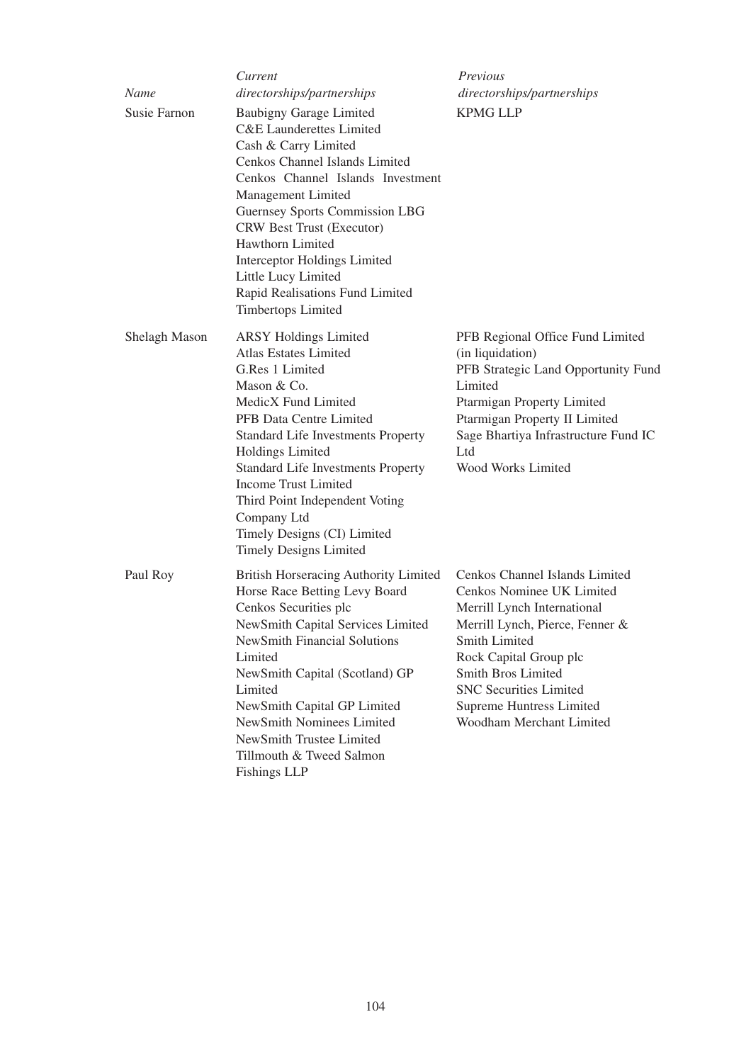| Name | Current directorships/partnerships | Previous directorships/partnerships |
|---|---|---|
| Susie Farnon | Baubigny Garage Limited<br>C&E Launderettes Limited<br>Cash & Carry Limited<br>Cenkos Channel Islands Limited<br>Cenkos Channel Islands Investment Management Limited<br>Guernsey Sports Commission LBG<br>CRW Best Trust (Executor)<br>Hawthorn Limited<br>Interceptor Holdings Limited<br>Little Lucy Limited<br>Rapid Realisations Fund Limited<br>Timbertops Limited | KPMG LLP |
| Shelagh Mason | ARSY Holdings Limited<br>Atlas Estates Limited<br>G.Res 1 Limited<br>Mason & Co.<br>MedicX Fund Limited<br>PFB Data Centre Limited<br>Standard Life Investments Property Holdings Limited<br>Standard Life Investments Property Income Trust Limited<br>Third Point Independent Voting Company Ltd<br>Timely Designs (CI) Limited<br>Timely Designs Limited | PFB Regional Office Fund Limited (in liquidation)<br>PFB Strategic Land Opportunity Fund Limited<br>Ptarmigan Property Limited<br>Ptarmigan Property II Limited<br>Sage Bhartiya Infrastructure Fund IC Ltd<br>Wood Works Limited |
| Paul Roy | British Horseracing Authority Limited<br>Horse Race Betting Levy Board<br>Cenkos Securities plc<br>NewSmith Capital Services Limited<br>NewSmith Financial Solutions Limited<br>NewSmith Capital (Scotland) GP Limited<br>NewSmith Capital GP Limited<br>NewSmith Nominees Limited<br>NewSmith Trustee Limited<br>Tillmouth & Tweed Salmon Fishings LLP | Cenkos Channel Islands Limited<br>Cenkos Nominee UK Limited<br>Merrill Lynch International<br>Merrill Lynch, Pierce, Fenner & Smith Limited<br>Rock Capital Group plc<br>Smith Bros Limited<br>SNC Securities Limited<br>Supreme Huntress Limited<br>Woodham Merchant Limited |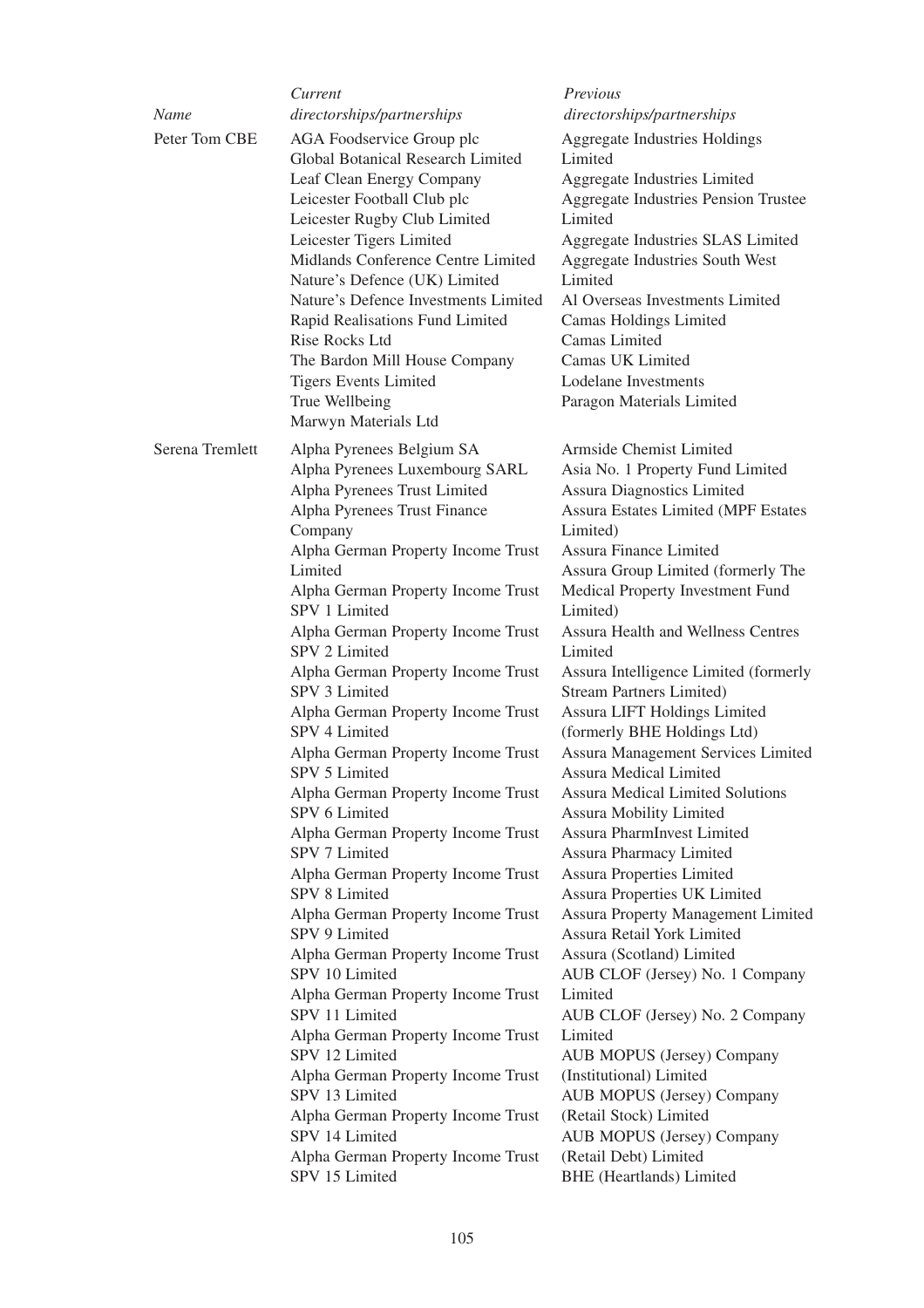| *Name* | *Current directorships/partnerships* | *Previous directorships/partnerships* |
|---|---|---|
| Peter Tom CBE | AGA Foodservice Group plc<br>Global Botanical Research Limited<br>Leaf Clean Energy Company<br>Leicester Football Club plc<br>Leicester Rugby Club Limited<br>Leicester Tigers Limited<br>Midlands Conference Centre Limited<br>Nature's Defence (UK) Limited<br>Nature's Defence Investments Limited<br>Rapid Realisations Fund Limited<br>Rise Rocks Ltd<br>The Bardon Mill House Company<br>Tigers Events Limited<br>True Wellbeing<br>Marwyn Materials Ltd | Aggregate Industries Holdings Limited<br>Aggregate Industries Limited<br>Aggregate Industries Pension Trustee Limited<br>Aggregate Industries SLAS Limited<br>Aggregate Industries South West Limited<br>Al Overseas Investments Limited<br>Camas Holdings Limited<br>Camas Limited<br>Camas UK Limited<br>Lodelane Investments<br>Paragon Materials Limited |
| Serena Tremlett | Alpha Pyrenees Belgium SA<br>Alpha Pyrenees Luxembourg SARL<br>Alpha Pyrenees Trust Limited<br>Alpha Pyrenees Trust Finance Company<br>Alpha German Property Income Trust Limited<br>Alpha German Property Income Trust SPV 1 Limited<br>Alpha German Property Income Trust SPV 2 Limited<br>Alpha German Property Income Trust SPV 3 Limited<br>Alpha German Property Income Trust SPV 4 Limited<br>Alpha German Property Income Trust SPV 5 Limited<br>Alpha German Property Income Trust SPV 6 Limited<br>Alpha German Property Income Trust SPV 7 Limited<br>Alpha German Property Income Trust SPV 8 Limited<br>Alpha German Property Income Trust SPV 9 Limited<br>Alpha German Property Income Trust SPV 10 Limited<br>Alpha German Property Income Trust SPV 11 Limited<br>Alpha German Property Income Trust SPV 12 Limited<br>Alpha German Property Income Trust SPV 13 Limited<br>Alpha German Property Income Trust SPV 14 Limited<br>Alpha German Property Income Trust SPV 15 Limited | Armside Chemist Limited<br>Asia No. 1 Property Fund Limited<br>Assura Diagnostics Limited<br>Assura Estates Limited (MPF Estates Limited)<br>Assura Finance Limited<br>Assura Group Limited (formerly The Medical Property Investment Fund Limited)<br>Assura Health and Wellness Centres Limited<br>Assura Intelligence Limited (formerly Stream Partners Limited)<br>Assura LIFT Holdings Limited (formerly BHE Holdings Ltd)<br>Assura Management Services Limited<br>Assura Medical Limited<br>Assura Medical Limited Solutions<br>Assura Mobility Limited<br>Assura PharmInvest Limited<br>Assura Pharmacy Limited<br>Assura Properties Limited<br>Assura Properties UK Limited<br>Assura Property Management Limited<br>Assura Retail York Limited<br>Assura (Scotland) Limited<br>AUB CLOF (Jersey) No. 1 Company Limited<br>AUB CLOF (Jersey) No. 2 Company Limited<br>AUB MOPUS (Jersey) Company (Institutional) Limited<br>AUB MOPUS (Jersey) Company (Retail Stock) Limited<br>AUB MOPUS (Jersey) Company (Retail Debt) Limited<br>BHE (Heartlands) Limited |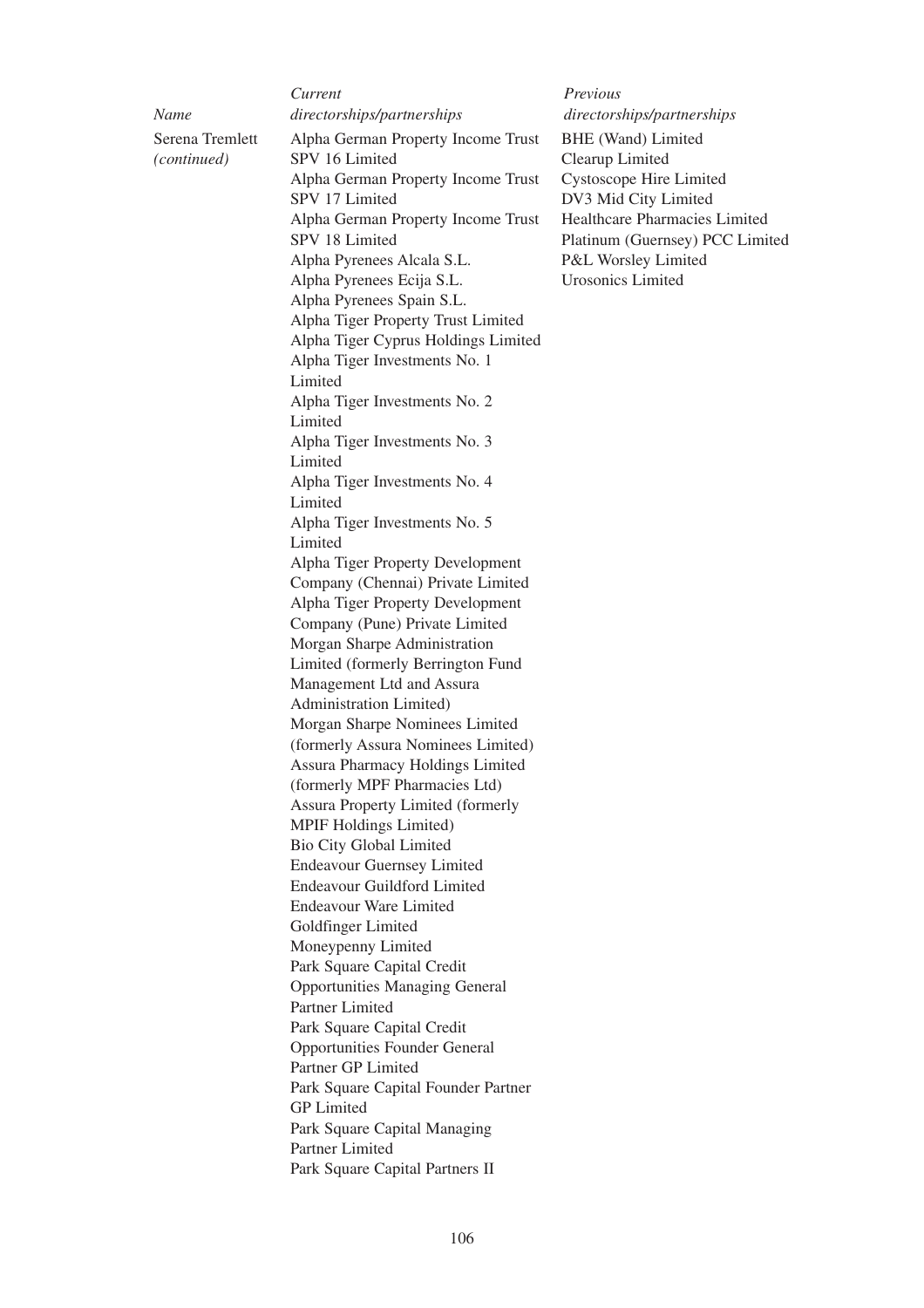| *Name* | *Current directorships/partnerships* | *Previous directorships/partnerships* |
|---|---|---|
| Serena Tremlett *(continued)* | Alpha German Property Income Trust SPV 16 Limited | BHE (Wand) Limited |
| | Alpha German Property Income Trust SPV 17 Limited | Clearup Limited |
| | Alpha German Property Income Trust SPV 18 Limited | Cystoscope Hire Limited |
| | Alpha Pyrenees Alcala S.L. | DV3 Mid City Limited |
| | Alpha Pyrenees Ecija S.L. | Healthcare Pharmacies Limited |
| | Alpha Pyrenees Spain S.L. | Platinum (Guernsey) PCC Limited |
| | Alpha Tiger Property Trust Limited | P&L Worsley Limited |
| | Alpha Tiger Cyprus Holdings Limited | Urosonics Limited |
| | Alpha Tiger Investments No. 1 Limited | |
| | Alpha Tiger Investments No. 2 Limited | |
| | Alpha Tiger Investments No. 3 Limited | |
| | Alpha Tiger Investments No. 4 Limited | |
| | Alpha Tiger Investments No. 5 Limited | |
| | Alpha Tiger Property Development Company (Chennai) Private Limited | |
| | Alpha Tiger Property Development Company (Pune) Private Limited | |
| | Morgan Sharpe Administration Limited (formerly Berrington Fund Management Ltd and Assura Administration Limited) | |
| | Morgan Sharpe Nominees Limited (formerly Assura Nominees Limited) | |
| | Assura Pharmacy Holdings Limited (formerly MPF Pharmacies Ltd) | |
| | Assura Property Limited (formerly MPIF Holdings Limited) | |
| | Bio City Global Limited | |
| | Endeavour Guernsey Limited | |
| | Endeavour Guildford Limited | |
| | Endeavour Ware Limited | |
| | Goldfinger Limited | |
| | Moneypenny Limited | |
| | Park Square Capital Credit Opportunities Managing General Partner Limited | |
| | Park Square Capital Credit Opportunities Founder General Partner GP Limited | |
| | Park Square Capital Founder Partner GP Limited | |
| | Park Square Capital Managing Partner Limited | |
| | Park Square Capital Partners II | |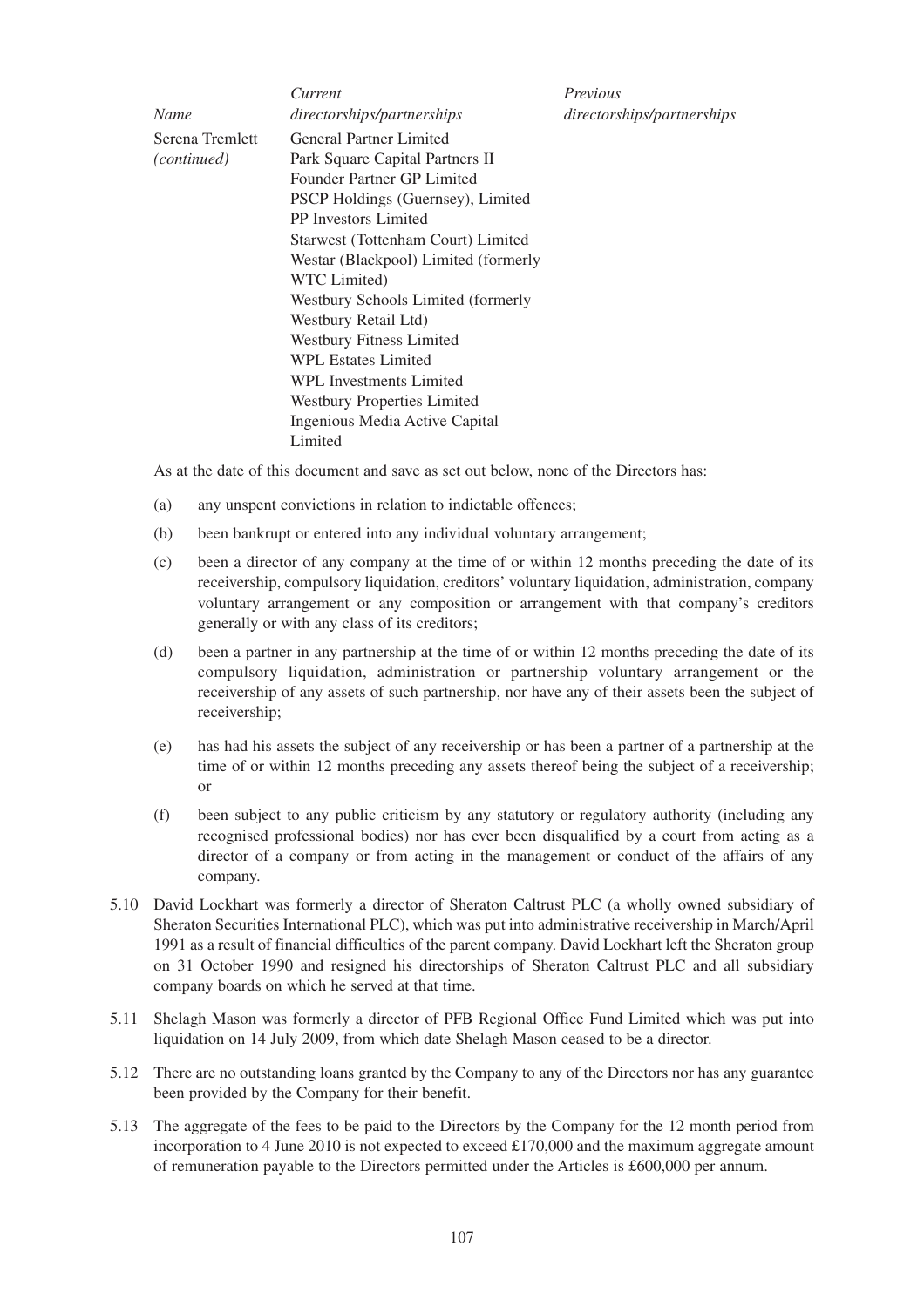| *Name* | *Current directorships/partnerships* | *Previous directorships/partnerships* |
|---|---|---|
| Serena Tremlett *(continued)* | General Partner Limited<br>Park Square Capital Partners II Founder Partner GP Limited<br>PSCP Holdings (Guernsey), Limited<br>PP Investors Limited<br>Starwest (Tottenham Court) Limited<br>Westar (Blackpool) Limited (formerly WTC Limited)<br>Westbury Schools Limited (formerly Westbury Retail Ltd)<br>Westbury Fitness Limited<br>WPL Estates Limited<br>WPL Investments Limited<br>Westbury Properties Limited<br>Ingenious Media Active Capital Limited | |

As at the date of this document and save as set out below, none of the Directors has:

(a) any unspent convictions in relation to indictable offences;

(b) been bankrupt or entered into any individual voluntary arrangement;

(c) been a director of any company at the time of or within 12 months preceding the date of its receivership, compulsory liquidation, creditors' voluntary liquidation, administration, company voluntary arrangement or any composition or arrangement with that company's creditors generally or with any class of its creditors;

(d) been a partner in any partnership at the time of or within 12 months preceding the date of its compulsory liquidation, administration or partnership voluntary arrangement or the receivership of any assets of such partnership, nor have any of their assets been the subject of receivership;

(e) has had his assets the subject of any receivership or has been a partner of a partnership at the time of or within 12 months preceding any assets thereof being the subject of a receivership; or

(f) been subject to any public criticism by any statutory or regulatory authority (including any recognised professional bodies) nor has ever been disqualified by a court from acting as a director of a company or from acting in the management or conduct of the affairs of any company.

5.10 David Lockhart was formerly a director of Sheraton Caltrust PLC (a wholly owned subsidiary of Sheraton Securities International PLC), which was put into administrative receivership in March/April 1991 as a result of financial difficulties of the parent company. David Lockhart left the Sheraton group on 31 October 1990 and resigned his directorships of Sheraton Caltrust PLC and all subsidiary company boards on which he served at that time.

5.11 Shelagh Mason was formerly a director of PFB Regional Office Fund Limited which was put into liquidation on 14 July 2009, from which date Shelagh Mason ceased to be a director.

5.12 There are no outstanding loans granted by the Company to any of the Directors nor has any guarantee been provided by the Company for their benefit.

5.13 The aggregate of the fees to be paid to the Directors by the Company for the 12 month period from incorporation to 4 June 2010 is not expected to exceed £170,000 and the maximum aggregate amount of remuneration payable to the Directors permitted under the Articles is £600,000 per annum.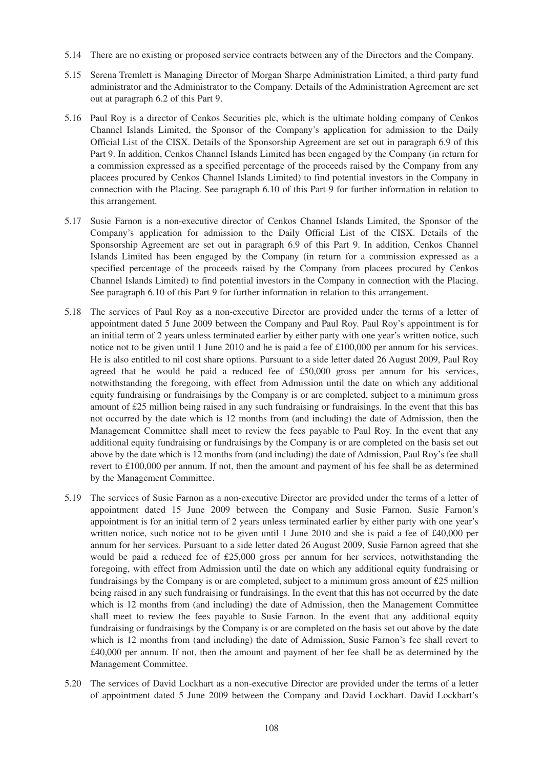5.14 There are no existing or proposed service contracts between any of the Directors and the Company.

5.15 Serena Tremlett is Managing Director of Morgan Sharpe Administration Limited, a third party fund administrator and the Administrator to the Company. Details of the Administration Agreement are set out at paragraph 6.2 of this Part 9.

5.16 Paul Roy is a director of Cenkos Securities plc, which is the ultimate holding company of Cenkos Channel Islands Limited, the Sponsor of the Company's application for admission to the Daily Official List of the CISX. Details of the Sponsorship Agreement are set out in paragraph 6.9 of this Part 9. In addition, Cenkos Channel Islands Limited has been engaged by the Company (in return for a commission expressed as a specified percentage of the proceeds raised by the Company from any placees procured by Cenkos Channel Islands Limited) to find potential investors in the Company in connection with the Placing. See paragraph 6.10 of this Part 9 for further information in relation to this arrangement.

5.17 Susie Farnon is a non-executive director of Cenkos Channel Islands Limited, the Sponsor of the Company's application for admission to the Daily Official List of the CISX. Details of the Sponsorship Agreement are set out in paragraph 6.9 of this Part 9. In addition, Cenkos Channel Islands Limited has been engaged by the Company (in return for a commission expressed as a specified percentage of the proceeds raised by the Company from placees procured by Cenkos Channel Islands Limited) to find potential investors in the Company in connection with the Placing. See paragraph 6.10 of this Part 9 for further information in relation to this arrangement.

5.18 The services of Paul Roy as a non-executive Director are provided under the terms of a letter of appointment dated 5 June 2009 between the Company and Paul Roy. Paul Roy's appointment is for an initial term of 2 years unless terminated earlier by either party with one year's written notice, such notice not to be given until 1 June 2010 and he is paid a fee of £100,000 per annum for his services. He is also entitled to nil cost share options. Pursuant to a side letter dated 26 August 2009, Paul Roy agreed that he would be paid a reduced fee of £50,000 gross per annum for his services, notwithstanding the foregoing, with effect from Admission until the date on which any additional equity fundraising or fundraisings by the Company is or are completed, subject to a minimum gross amount of £25 million being raised in any such fundraising or fundraisings. In the event that this has not occurred by the date which is 12 months from (and including) the date of Admission, then the Management Committee shall meet to review the fees payable to Paul Roy. In the event that any additional equity fundraising or fundraisings by the Company is or are completed on the basis set out above by the date which is 12 months from (and including) the date of Admission, Paul Roy's fee shall revert to £100,000 per annum. If not, then the amount and payment of his fee shall be as determined by the Management Committee.

5.19 The services of Susie Farnon as a non-executive Director are provided under the terms of a letter of appointment dated 15 June 2009 between the Company and Susie Farnon. Susie Farnon's appointment is for an initial term of 2 years unless terminated earlier by either party with one year's written notice, such notice not to be given until 1 June 2010 and she is paid a fee of £40,000 per annum for her services. Pursuant to a side letter dated 26 August 2009, Susie Farnon agreed that she would be paid a reduced fee of £25,000 gross per annum for her services, notwithstanding the foregoing, with effect from Admission until the date on which any additional equity fundraising or fundraisings by the Company is or are completed, subject to a minimum gross amount of £25 million being raised in any such fundraising or fundraisings. In the event that this has not occurred by the date which is 12 months from (and including) the date of Admission, then the Management Committee shall meet to review the fees payable to Susie Farnon. In the event that any additional equity fundraising or fundraisings by the Company is or are completed on the basis set out above by the date which is 12 months from (and including) the date of Admission, Susie Farnon's fee shall revert to £40,000 per annum. If not, then the amount and payment of her fee shall be as determined by the Management Committee.

5.20 The services of David Lockhart as a non-executive Director are provided under the terms of a letter of appointment dated 5 June 2009 between the Company and David Lockhart. David Lockhart's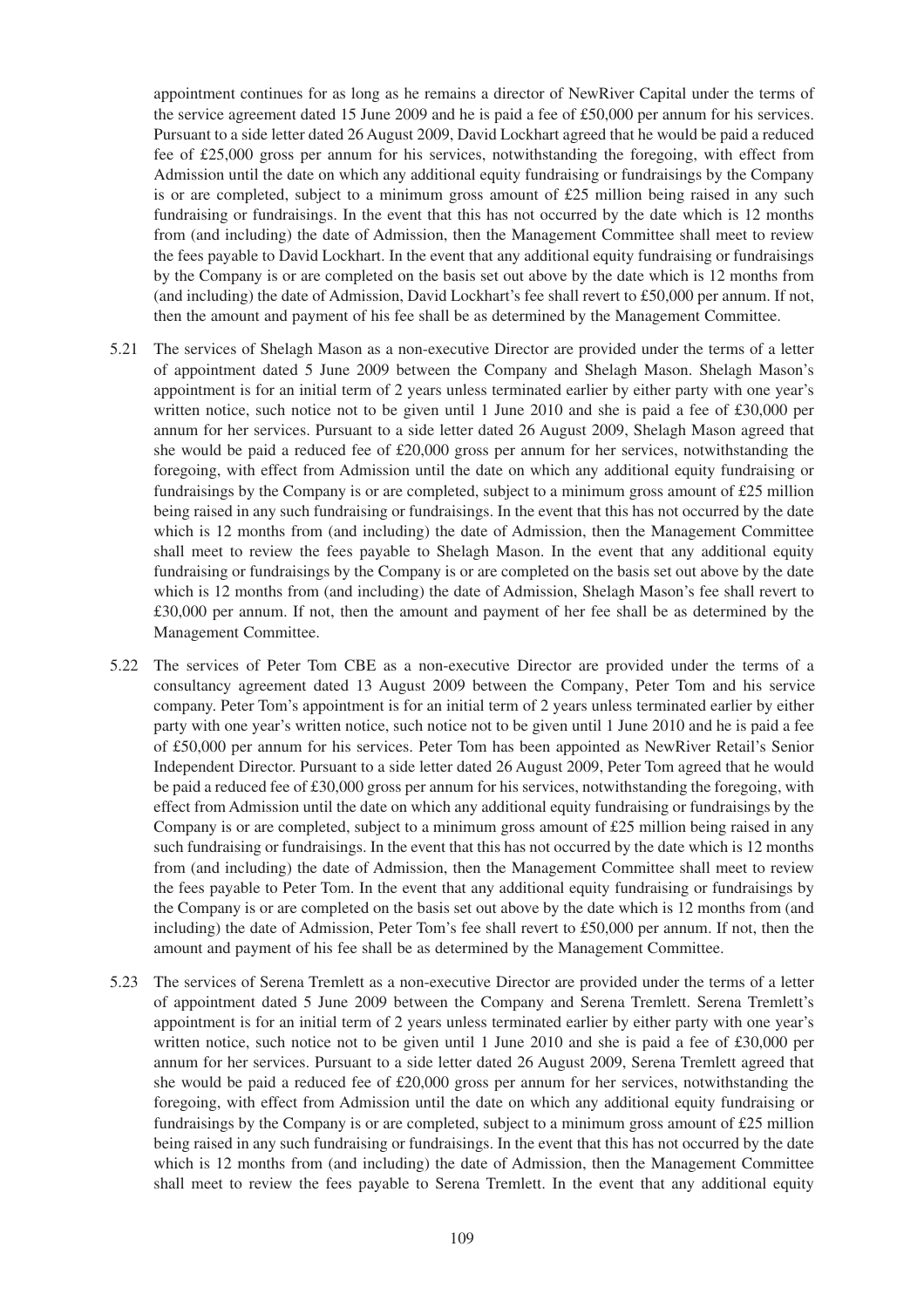appointment continues for as long as he remains a director of NewRiver Capital under the terms of the service agreement dated 15 June 2009 and he is paid a fee of £50,000 per annum for his services. Pursuant to a side letter dated 26 August 2009, David Lockhart agreed that he would be paid a reduced fee of £25,000 gross per annum for his services, notwithstanding the foregoing, with effect from Admission until the date on which any additional equity fundraising or fundraisings by the Company is or are completed, subject to a minimum gross amount of £25 million being raised in any such fundraising or fundraisings. In the event that this has not occurred by the date which is 12 months from (and including) the date of Admission, then the Management Committee shall meet to review the fees payable to David Lockhart. In the event that any additional equity fundraising or fundraisings by the Company is or are completed on the basis set out above by the date which is 12 months from (and including) the date of Admission, David Lockhart's fee shall revert to £50,000 per annum. If not, then the amount and payment of his fee shall be as determined by the Management Committee.

5.21 The services of Shelagh Mason as a non-executive Director are provided under the terms of a letter of appointment dated 5 June 2009 between the Company and Shelagh Mason. Shelagh Mason's appointment is for an initial term of 2 years unless terminated earlier by either party with one year's written notice, such notice not to be given until 1 June 2010 and she is paid a fee of £30,000 per annum for her services. Pursuant to a side letter dated 26 August 2009, Shelagh Mason agreed that she would be paid a reduced fee of £20,000 gross per annum for her services, notwithstanding the foregoing, with effect from Admission until the date on which any additional equity fundraising or fundraisings by the Company is or are completed, subject to a minimum gross amount of £25 million being raised in any such fundraising or fundraisings. In the event that this has not occurred by the date which is 12 months from (and including) the date of Admission, then the Management Committee shall meet to review the fees payable to Shelagh Mason. In the event that any additional equity fundraising or fundraisings by the Company is or are completed on the basis set out above by the date which is 12 months from (and including) the date of Admission, Shelagh Mason's fee shall revert to £30,000 per annum. If not, then the amount and payment of her fee shall be as determined by the Management Committee.

5.22 The services of Peter Tom CBE as a non-executive Director are provided under the terms of a consultancy agreement dated 13 August 2009 between the Company, Peter Tom and his service company. Peter Tom's appointment is for an initial term of 2 years unless terminated earlier by either party with one year's written notice, such notice not to be given until 1 June 2010 and he is paid a fee of £50,000 per annum for his services. Peter Tom has been appointed as NewRiver Retail's Senior Independent Director. Pursuant to a side letter dated 26 August 2009, Peter Tom agreed that he would be paid a reduced fee of £30,000 gross per annum for his services, notwithstanding the foregoing, with effect from Admission until the date on which any additional equity fundraising or fundraisings by the Company is or are completed, subject to a minimum gross amount of £25 million being raised in any such fundraising or fundraisings. In the event that this has not occurred by the date which is 12 months from (and including) the date of Admission, then the Management Committee shall meet to review the fees payable to Peter Tom. In the event that any additional equity fundraising or fundraisings by the Company is or are completed on the basis set out above by the date which is 12 months from (and including) the date of Admission, Peter Tom's fee shall revert to £50,000 per annum. If not, then the amount and payment of his fee shall be as determined by the Management Committee.

5.23 The services of Serena Tremlett as a non-executive Director are provided under the terms of a letter of appointment dated 5 June 2009 between the Company and Serena Tremlett. Serena Tremlett's appointment is for an initial term of 2 years unless terminated earlier by either party with one year's written notice, such notice not to be given until 1 June 2010 and she is paid a fee of £30,000 per annum for her services. Pursuant to a side letter dated 26 August 2009, Serena Tremlett agreed that she would be paid a reduced fee of £20,000 gross per annum for her services, notwithstanding the foregoing, with effect from Admission until the date on which any additional equity fundraising or fundraisings by the Company is or are completed, subject to a minimum gross amount of £25 million being raised in any such fundraising or fundraisings. In the event that this has not occurred by the date which is 12 months from (and including) the date of Admission, then the Management Committee shall meet to review the fees payable to Serena Tremlett. In the event that any additional equity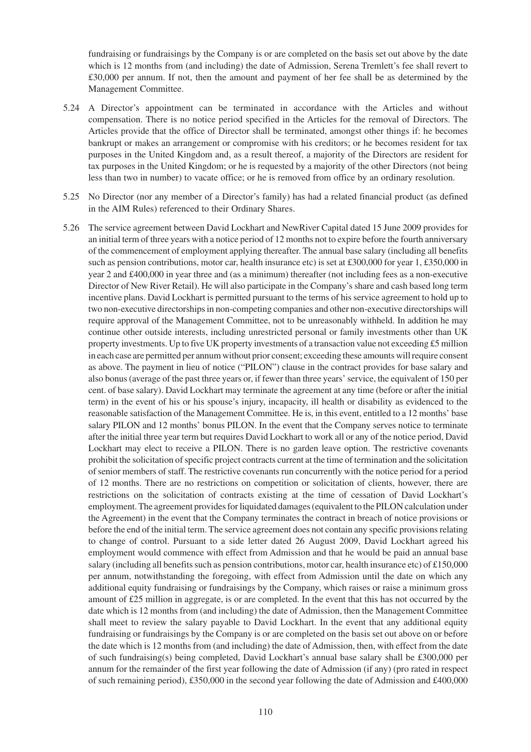fundraising or fundraisings by the Company is or are completed on the basis set out above by the date which is 12 months from (and including) the date of Admission, Serena Tremlett's fee shall revert to £30,000 per annum. If not, then the amount and payment of her fee shall be as determined by the Management Committee.

5.24 A Director's appointment can be terminated in accordance with the Articles and without compensation. There is no notice period specified in the Articles for the removal of Directors. The Articles provide that the office of Director shall be terminated, amongst other things if: he becomes bankrupt or makes an arrangement or compromise with his creditors; or he becomes resident for tax purposes in the United Kingdom and, as a result thereof, a majority of the Directors are resident for tax purposes in the United Kingdom; or he is requested by a majority of the other Directors (not being less than two in number) to vacate office; or he is removed from office by an ordinary resolution.

5.25 No Director (nor any member of a Director's family) has had a related financial product (as defined in the AIM Rules) referenced to their Ordinary Shares.

5.26 The service agreement between David Lockhart and NewRiver Capital dated 15 June 2009 provides for an initial term of three years with a notice period of 12 months not to expire before the fourth anniversary of the commencement of employment applying thereafter. The annual base salary (including all benefits such as pension contributions, motor car, health insurance etc) is set at £300,000 for year 1, £350,000 in year 2 and £400,000 in year three and (as a minimum) thereafter (not including fees as a non-executive Director of New River Retail). He will also participate in the Company's share and cash based long term incentive plans. David Lockhart is permitted pursuant to the terms of his service agreement to hold up to two non-executive directorships in non-competing companies and other non-executive directorships will require approval of the Management Committee, not to be unreasonably withheld. In addition he may continue other outside interests, including unrestricted personal or family investments other than UK property investments. Up to five UK property investments of a transaction value not exceeding £5 million in each case are permitted per annum without prior consent; exceeding these amounts will require consent as above. The payment in lieu of notice ("PILON") clause in the contract provides for base salary and also bonus (average of the past three years or, if fewer than three years' service, the equivalent of 150 per cent. of base salary). David Lockhart may terminate the agreement at any time (before or after the initial term) in the event of his or his spouse's injury, incapacity, ill health or disability as evidenced to the reasonable satisfaction of the Management Committee. He is, in this event, entitled to a 12 months' base salary PILON and 12 months' bonus PILON. In the event that the Company serves notice to terminate after the initial three year term but requires David Lockhart to work all or any of the notice period, David Lockhart may elect to receive a PILON. There is no garden leave option. The restrictive covenants prohibit the solicitation of specific project contracts current at the time of termination and the solicitation of senior members of staff. The restrictive covenants run concurrently with the notice period for a period of 12 months. There are no restrictions on competition or solicitation of clients, however, there are restrictions on the solicitation of contracts existing at the time of cessation of David Lockhart's employment. The agreement provides for liquidated damages (equivalent to the PILON calculation under the Agreement) in the event that the Company terminates the contract in breach of notice provisions or before the end of the initial term. The service agreement does not contain any specific provisions relating to change of control. Pursuant to a side letter dated 26 August 2009, David Lockhart agreed his employment would commence with effect from Admission and that he would be paid an annual base salary (including all benefits such as pension contributions, motor car, health insurance etc) of £150,000 per annum, notwithstanding the foregoing, with effect from Admission until the date on which any additional equity fundraising or fundraisings by the Company, which raises or raise a minimum gross amount of £25 million in aggregate, is or are completed. In the event that this has not occurred by the date which is 12 months from (and including) the date of Admission, then the Management Committee shall meet to review the salary payable to David Lockhart. In the event that any additional equity fundraising or fundraisings by the Company is or are completed on the basis set out above on or before the date which is 12 months from (and including) the date of Admission, then, with effect from the date of such fundraising(s) being completed, David Lockhart's annual base salary shall be £300,000 per annum for the remainder of the first year following the date of Admission (if any) (pro rated in respect of such remaining period), £350,000 in the second year following the date of Admission and £400,000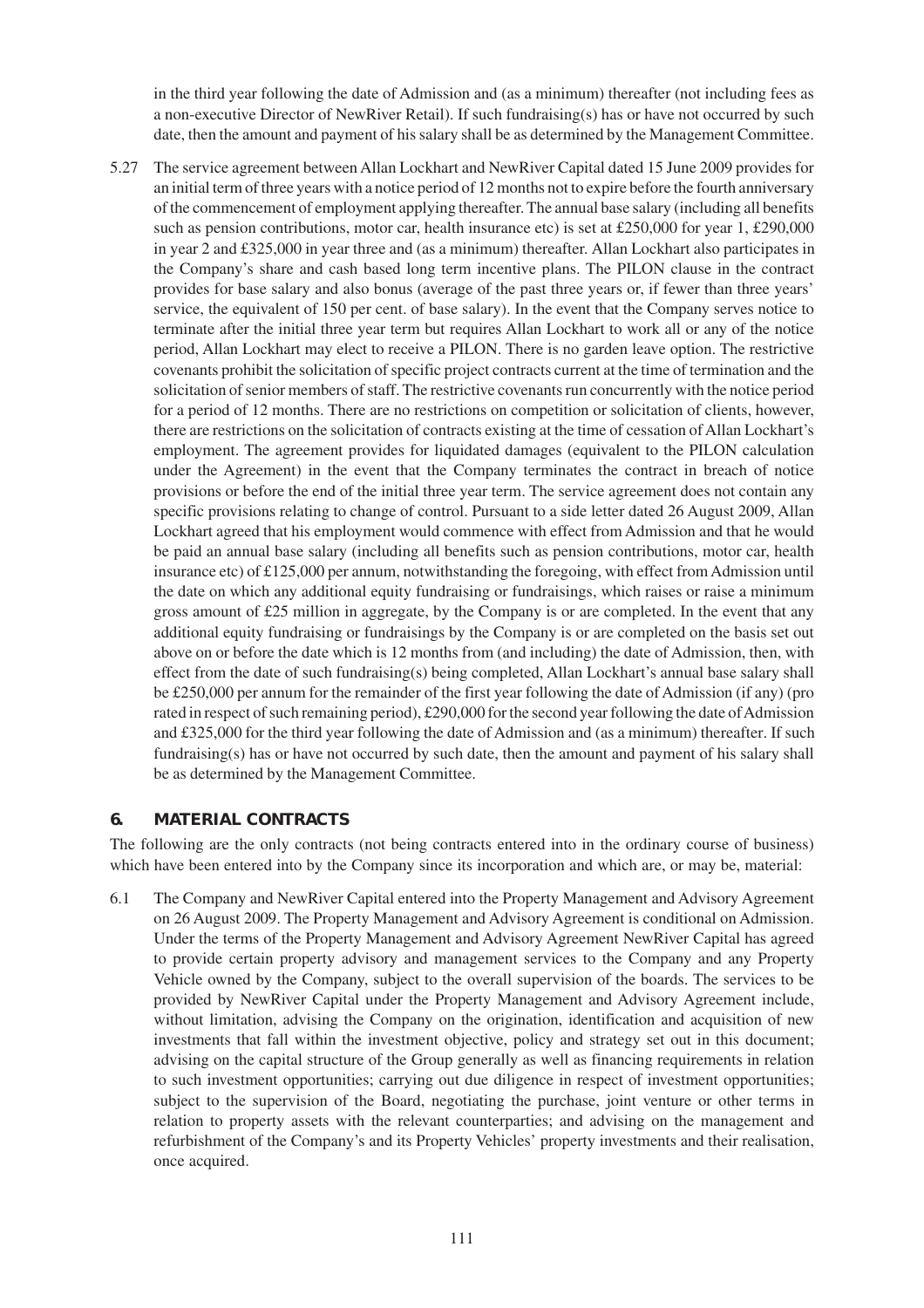in the third year following the date of Admission and (as a minimum) thereafter (not including fees as a non-executive Director of NewRiver Retail). If such fundraising(s) has or have not occurred by such date, then the amount and payment of his salary shall be as determined by the Management Committee.

5.27 The service agreement between Allan Lockhart and NewRiver Capital dated 15 June 2009 provides for an initial term of three years with a notice period of 12 months not to expire before the fourth anniversary of the commencement of employment applying thereafter. The annual base salary (including all benefits such as pension contributions, motor car, health insurance etc) is set at £250,000 for year 1, £290,000 in year 2 and £325,000 in year three and (as a minimum) thereafter. Allan Lockhart also participates in the Company's share and cash based long term incentive plans. The PILON clause in the contract provides for base salary and also bonus (average of the past three years or, if fewer than three years' service, the equivalent of 150 per cent. of base salary). In the event that the Company serves notice to terminate after the initial three year term but requires Allan Lockhart to work all or any of the notice period, Allan Lockhart may elect to receive a PILON. There is no garden leave option. The restrictive covenants prohibit the solicitation of specific project contracts current at the time of termination and the solicitation of senior members of staff. The restrictive covenants run concurrently with the notice period for a period of 12 months. There are no restrictions on competition or solicitation of clients, however, there are restrictions on the solicitation of contracts existing at the time of cessation of Allan Lockhart's employment. The agreement provides for liquidated damages (equivalent to the PILON calculation under the Agreement) in the event that the Company terminates the contract in breach of notice provisions or before the end of the initial three year term. The service agreement does not contain any specific provisions relating to change of control. Pursuant to a side letter dated 26 August 2009, Allan Lockhart agreed that his employment would commence with effect from Admission and that he would be paid an annual base salary (including all benefits such as pension contributions, motor car, health insurance etc) of £125,000 per annum, notwithstanding the foregoing, with effect from Admission until the date on which any additional equity fundraising or fundraisings, which raises or raise a minimum gross amount of £25 million in aggregate, by the Company is or are completed. In the event that any additional equity fundraising or fundraisings by the Company is or are completed on the basis set out above on or before the date which is 12 months from (and including) the date of Admission, then, with effect from the date of such fundraising(s) being completed, Allan Lockhart's annual base salary shall be £250,000 per annum for the remainder of the first year following the date of Admission (if any) (pro rated in respect of such remaining period), £290,000 for the second year following the date of Admission and £325,000 for the third year following the date of Admission and (as a minimum) thereafter. If such fundraising(s) has or have not occurred by such date, then the amount and payment of his salary shall be as determined by the Management Committee.

## 6. MATERIAL CONTRACTS

The following are the only contracts (not being contracts entered into in the ordinary course of business) which have been entered into by the Company since its incorporation and which are, or may be, material:

6.1 The Company and NewRiver Capital entered into the Property Management and Advisory Agreement on 26 August 2009. The Property Management and Advisory Agreement is conditional on Admission. Under the terms of the Property Management and Advisory Agreement NewRiver Capital has agreed to provide certain property advisory and management services to the Company and any Property Vehicle owned by the Company, subject to the overall supervision of the boards. The services to be provided by NewRiver Capital under the Property Management and Advisory Agreement include, without limitation, advising the Company on the origination, identification and acquisition of new investments that fall within the investment objective, policy and strategy set out in this document; advising on the capital structure of the Group generally as well as financing requirements in relation to such investment opportunities; carrying out due diligence in respect of investment opportunities; subject to the supervision of the Board, negotiating the purchase, joint venture or other terms in relation to property assets with the relevant counterparties; and advising on the management and refurbishment of the Company's and its Property Vehicles' property investments and their realisation, once acquired.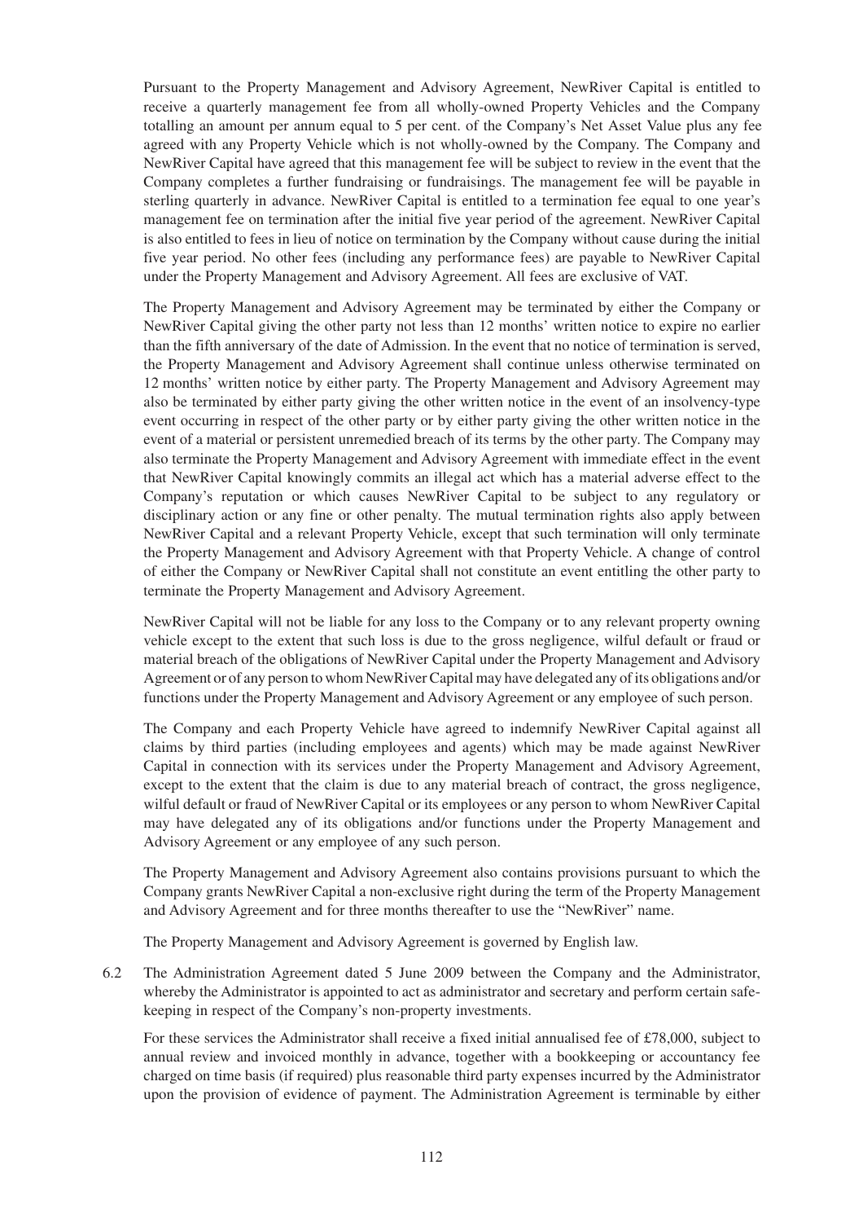Pursuant to the Property Management and Advisory Agreement, NewRiver Capital is entitled to receive a quarterly management fee from all wholly-owned Property Vehicles and the Company totalling an amount per annum equal to 5 per cent. of the Company's Net Asset Value plus any fee agreed with any Property Vehicle which is not wholly-owned by the Company. The Company and NewRiver Capital have agreed that this management fee will be subject to review in the event that the Company completes a further fundraising or fundraisings. The management fee will be payable in sterling quarterly in advance. NewRiver Capital is entitled to a termination fee equal to one year's management fee on termination after the initial five year period of the agreement. NewRiver Capital is also entitled to fees in lieu of notice on termination by the Company without cause during the initial five year period. No other fees (including any performance fees) are payable to NewRiver Capital under the Property Management and Advisory Agreement. All fees are exclusive of VAT.

The Property Management and Advisory Agreement may be terminated by either the Company or NewRiver Capital giving the other party not less than 12 months' written notice to expire no earlier than the fifth anniversary of the date of Admission. In the event that no notice of termination is served, the Property Management and Advisory Agreement shall continue unless otherwise terminated on 12 months' written notice by either party. The Property Management and Advisory Agreement may also be terminated by either party giving the other written notice in the event of an insolvency-type event occurring in respect of the other party or by either party giving the other written notice in the event of a material or persistent unremedied breach of its terms by the other party. The Company may also terminate the Property Management and Advisory Agreement with immediate effect in the event that NewRiver Capital knowingly commits an illegal act which has a material adverse effect to the Company's reputation or which causes NewRiver Capital to be subject to any regulatory or disciplinary action or any fine or other penalty. The mutual termination rights also apply between NewRiver Capital and a relevant Property Vehicle, except that such termination will only terminate the Property Management and Advisory Agreement with that Property Vehicle. A change of control of either the Company or NewRiver Capital shall not constitute an event entitling the other party to terminate the Property Management and Advisory Agreement.

NewRiver Capital will not be liable for any loss to the Company or to any relevant property owning vehicle except to the extent that such loss is due to the gross negligence, wilful default or fraud or material breach of the obligations of NewRiver Capital under the Property Management and Advisory Agreement or of any person to whom NewRiver Capital may have delegated any of its obligations and/or functions under the Property Management and Advisory Agreement or any employee of such person.

The Company and each Property Vehicle have agreed to indemnify NewRiver Capital against all claims by third parties (including employees and agents) which may be made against NewRiver Capital in connection with its services under the Property Management and Advisory Agreement, except to the extent that the claim is due to any material breach of contract, the gross negligence, wilful default or fraud of NewRiver Capital or its employees or any person to whom NewRiver Capital may have delegated any of its obligations and/or functions under the Property Management and Advisory Agreement or any employee of any such person.

The Property Management and Advisory Agreement also contains provisions pursuant to which the Company grants NewRiver Capital a non-exclusive right during the term of the Property Management and Advisory Agreement and for three months thereafter to use the "NewRiver" name.

The Property Management and Advisory Agreement is governed by English law.

6.2 The Administration Agreement dated 5 June 2009 between the Company and the Administrator, whereby the Administrator is appointed to act as administrator and secretary and perform certain safe-keeping in respect of the Company's non-property investments.

For these services the Administrator shall receive a fixed initial annualised fee of £78,000, subject to annual review and invoiced monthly in advance, together with a bookkeeping or accountancy fee charged on time basis (if required) plus reasonable third party expenses incurred by the Administrator upon the provision of evidence of payment. The Administration Agreement is terminable by either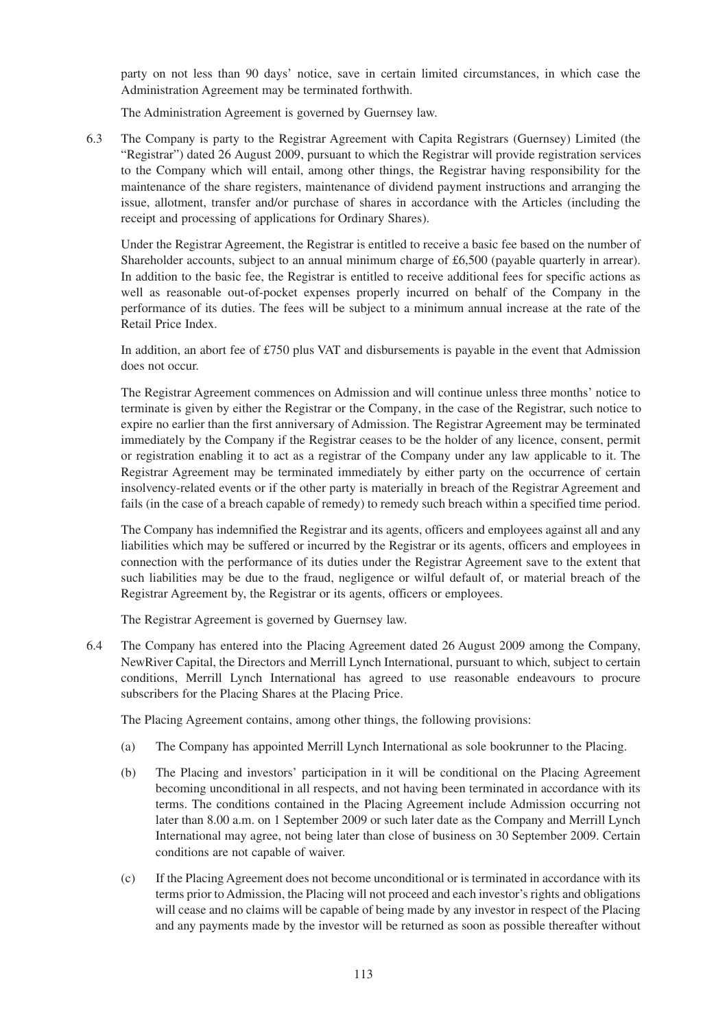party on not less than 90 days' notice, save in certain limited circumstances, in which case the Administration Agreement may be terminated forthwith.

The Administration Agreement is governed by Guernsey law.

6.3 The Company is party to the Registrar Agreement with Capita Registrars (Guernsey) Limited (the "Registrar") dated 26 August 2009, pursuant to which the Registrar will provide registration services to the Company which will entail, among other things, the Registrar having responsibility for the maintenance of the share registers, maintenance of dividend payment instructions and arranging the issue, allotment, transfer and/or purchase of shares in accordance with the Articles (including the receipt and processing of applications for Ordinary Shares).

Under the Registrar Agreement, the Registrar is entitled to receive a basic fee based on the number of Shareholder accounts, subject to an annual minimum charge of £6,500 (payable quarterly in arrear). In addition to the basic fee, the Registrar is entitled to receive additional fees for specific actions as well as reasonable out-of-pocket expenses properly incurred on behalf of the Company in the performance of its duties. The fees will be subject to a minimum annual increase at the rate of the Retail Price Index.

In addition, an abort fee of £750 plus VAT and disbursements is payable in the event that Admission does not occur.

The Registrar Agreement commences on Admission and will continue unless three months' notice to terminate is given by either the Registrar or the Company, in the case of the Registrar, such notice to expire no earlier than the first anniversary of Admission. The Registrar Agreement may be terminated immediately by the Company if the Registrar ceases to be the holder of any licence, consent, permit or registration enabling it to act as a registrar of the Company under any law applicable to it. The Registrar Agreement may be terminated immediately by either party on the occurrence of certain insolvency-related events or if the other party is materially in breach of the Registrar Agreement and fails (in the case of a breach capable of remedy) to remedy such breach within a specified time period.

The Company has indemnified the Registrar and its agents, officers and employees against all and any liabilities which may be suffered or incurred by the Registrar or its agents, officers and employees in connection with the performance of its duties under the Registrar Agreement save to the extent that such liabilities may be due to the fraud, negligence or wilful default of, or material breach of the Registrar Agreement by, the Registrar or its agents, officers or employees.

The Registrar Agreement is governed by Guernsey law.

6.4 The Company has entered into the Placing Agreement dated 26 August 2009 among the Company, NewRiver Capital, the Directors and Merrill Lynch International, pursuant to which, subject to certain conditions, Merrill Lynch International has agreed to use reasonable endeavours to procure subscribers for the Placing Shares at the Placing Price.

The Placing Agreement contains, among other things, the following provisions:

(a) The Company has appointed Merrill Lynch International as sole bookrunner to the Placing.

(b) The Placing and investors' participation in it will be conditional on the Placing Agreement becoming unconditional in all respects, and not having been terminated in accordance with its terms. The conditions contained in the Placing Agreement include Admission occurring not later than 8.00 a.m. on 1 September 2009 or such later date as the Company and Merrill Lynch International may agree, not being later than close of business on 30 September 2009. Certain conditions are not capable of waiver.

(c) If the Placing Agreement does not become unconditional or is terminated in accordance with its terms prior to Admission, the Placing will not proceed and each investor's rights and obligations will cease and no claims will be capable of being made by any investor in respect of the Placing and any payments made by the investor will be returned as soon as possible thereafter without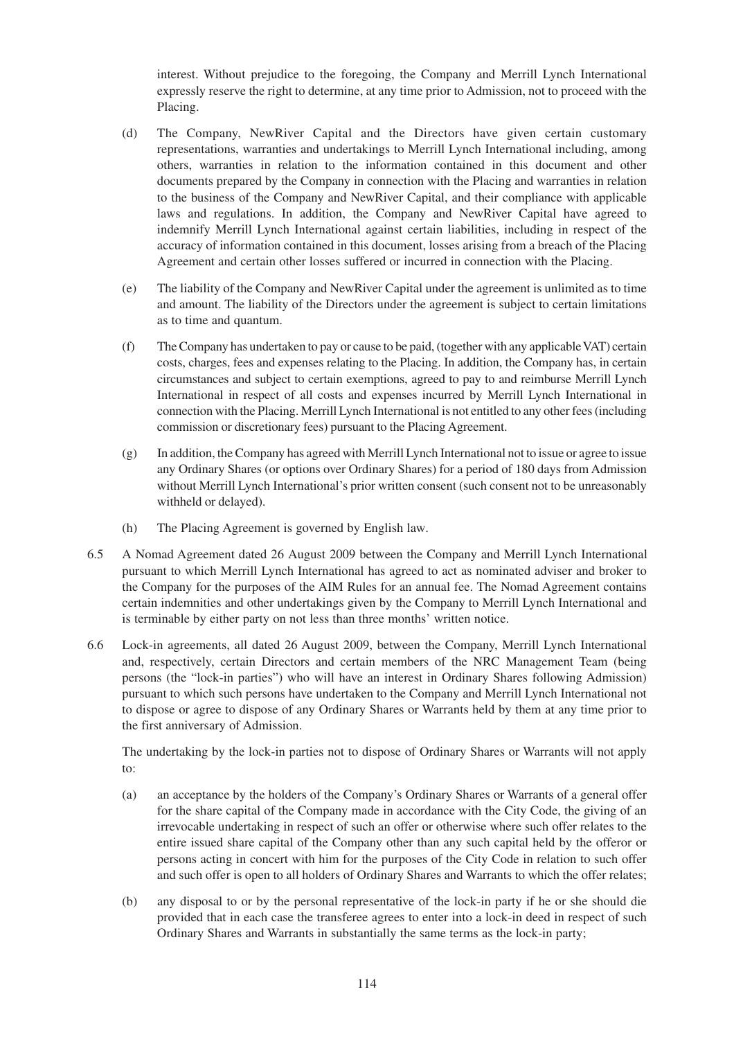interest. Without prejudice to the foregoing, the Company and Merrill Lynch International expressly reserve the right to determine, at any time prior to Admission, not to proceed with the Placing.

(d) The Company, NewRiver Capital and the Directors have given certain customary representations, warranties and undertakings to Merrill Lynch International including, among others, warranties in relation to the information contained in this document and other documents prepared by the Company in connection with the Placing and warranties in relation to the business of the Company and NewRiver Capital, and their compliance with applicable laws and regulations. In addition, the Company and NewRiver Capital have agreed to indemnify Merrill Lynch International against certain liabilities, including in respect of the accuracy of information contained in this document, losses arising from a breach of the Placing Agreement and certain other losses suffered or incurred in connection with the Placing.

(e) The liability of the Company and NewRiver Capital under the agreement is unlimited as to time and amount. The liability of the Directors under the agreement is subject to certain limitations as to time and quantum.

(f) The Company has undertaken to pay or cause to be paid, (together with any applicable VAT) certain costs, charges, fees and expenses relating to the Placing. In addition, the Company has, in certain circumstances and subject to certain exemptions, agreed to pay to and reimburse Merrill Lynch International in respect of all costs and expenses incurred by Merrill Lynch International in connection with the Placing. Merrill Lynch International is not entitled to any other fees (including commission or discretionary fees) pursuant to the Placing Agreement.

(g) In addition, the Company has agreed with Merrill Lynch International not to issue or agree to issue any Ordinary Shares (or options over Ordinary Shares) for a period of 180 days from Admission without Merrill Lynch International's prior written consent (such consent not to be unreasonably withheld or delayed).

(h) The Placing Agreement is governed by English law.

6.5 A Nomad Agreement dated 26 August 2009 between the Company and Merrill Lynch International pursuant to which Merrill Lynch International has agreed to act as nominated adviser and broker to the Company for the purposes of the AIM Rules for an annual fee. The Nomad Agreement contains certain indemnities and other undertakings given by the Company to Merrill Lynch International and is terminable by either party on not less than three months' written notice.

6.6 Lock-in agreements, all dated 26 August 2009, between the Company, Merrill Lynch International and, respectively, certain Directors and certain members of the NRC Management Team (being persons (the "lock-in parties") who will have an interest in Ordinary Shares following Admission) pursuant to which such persons have undertaken to the Company and Merrill Lynch International not to dispose or agree to dispose of any Ordinary Shares or Warrants held by them at any time prior to the first anniversary of Admission.

The undertaking by the lock-in parties not to dispose of Ordinary Shares or Warrants will not apply to:

(a) an acceptance by the holders of the Company's Ordinary Shares or Warrants of a general offer for the share capital of the Company made in accordance with the City Code, the giving of an irrevocable undertaking in respect of such an offer or otherwise where such offer relates to the entire issued share capital of the Company other than any such capital held by the offeror or persons acting in concert with him for the purposes of the City Code in relation to such offer and such offer is open to all holders of Ordinary Shares and Warrants to which the offer relates;

(b) any disposal to or by the personal representative of the lock-in party if he or she should die provided that in each case the transferee agrees to enter into a lock-in deed in respect of such Ordinary Shares and Warrants in substantially the same terms as the lock-in party;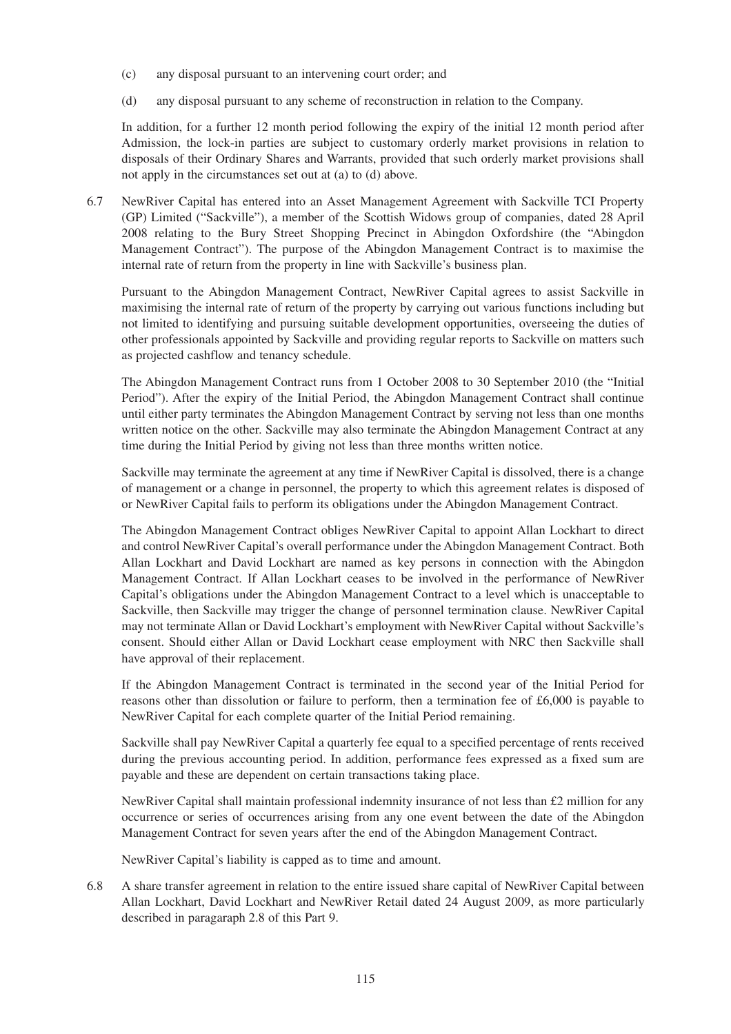(c) any disposal pursuant to an intervening court order; and

(d) any disposal pursuant to any scheme of reconstruction in relation to the Company.

In addition, for a further 12 month period following the expiry of the initial 12 month period after Admission, the lock-in parties are subject to customary orderly market provisions in relation to disposals of their Ordinary Shares and Warrants, provided that such orderly market provisions shall not apply in the circumstances set out at (a) to (d) above.

6.7 NewRiver Capital has entered into an Asset Management Agreement with Sackville TCI Property (GP) Limited ("Sackville"), a member of the Scottish Widows group of companies, dated 28 April 2008 relating to the Bury Street Shopping Precinct in Abingdon Oxfordshire (the "Abingdon Management Contract"). The purpose of the Abingdon Management Contract is to maximise the internal rate of return from the property in line with Sackville's business plan.

Pursuant to the Abingdon Management Contract, NewRiver Capital agrees to assist Sackville in maximising the internal rate of return of the property by carrying out various functions including but not limited to identifying and pursuing suitable development opportunities, overseeing the duties of other professionals appointed by Sackville and providing regular reports to Sackville on matters such as projected cashflow and tenancy schedule.

The Abingdon Management Contract runs from 1 October 2008 to 30 September 2010 (the "Initial Period"). After the expiry of the Initial Period, the Abingdon Management Contract shall continue until either party terminates the Abingdon Management Contract by serving not less than one months written notice on the other. Sackville may also terminate the Abingdon Management Contract at any time during the Initial Period by giving not less than three months written notice.

Sackville may terminate the agreement at any time if NewRiver Capital is dissolved, there is a change of management or a change in personnel, the property to which this agreement relates is disposed of or NewRiver Capital fails to perform its obligations under the Abingdon Management Contract.

The Abingdon Management Contract obliges NewRiver Capital to appoint Allan Lockhart to direct and control NewRiver Capital's overall performance under the Abingdon Management Contract. Both Allan Lockhart and David Lockhart are named as key persons in connection with the Abingdon Management Contract. If Allan Lockhart ceases to be involved in the performance of NewRiver Capital's obligations under the Abingdon Management Contract to a level which is unacceptable to Sackville, then Sackville may trigger the change of personnel termination clause. NewRiver Capital may not terminate Allan or David Lockhart's employment with NewRiver Capital without Sackville's consent. Should either Allan or David Lockhart cease employment with NRC then Sackville shall have approval of their replacement.

If the Abingdon Management Contract is terminated in the second year of the Initial Period for reasons other than dissolution or failure to perform, then a termination fee of £6,000 is payable to NewRiver Capital for each complete quarter of the Initial Period remaining.

Sackville shall pay NewRiver Capital a quarterly fee equal to a specified percentage of rents received during the previous accounting period. In addition, performance fees expressed as a fixed sum are payable and these are dependent on certain transactions taking place.

NewRiver Capital shall maintain professional indemnity insurance of not less than £2 million for any occurrence or series of occurrences arising from any one event between the date of the Abingdon Management Contract for seven years after the end of the Abingdon Management Contract.

NewRiver Capital's liability is capped as to time and amount.

6.8 A share transfer agreement in relation to the entire issued share capital of NewRiver Capital between Allan Lockhart, David Lockhart and NewRiver Retail dated 24 August 2009, as more particularly described in paragaraph 2.8 of this Part 9.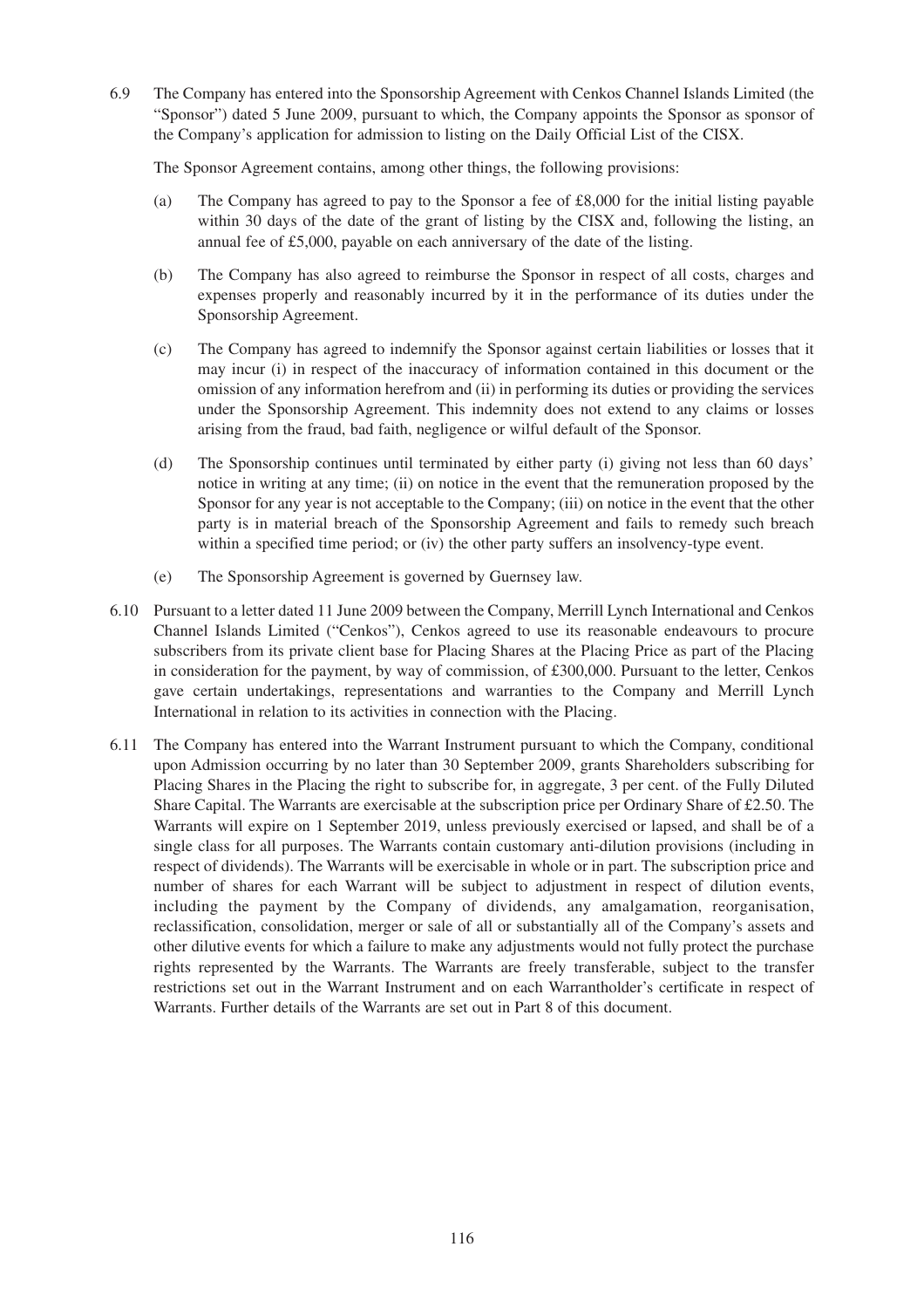6.9 The Company has entered into the Sponsorship Agreement with Cenkos Channel Islands Limited (the "Sponsor") dated 5 June 2009, pursuant to which, the Company appoints the Sponsor as sponsor of the Company's application for admission to listing on the Daily Official List of the CISX.

The Sponsor Agreement contains, among other things, the following provisions:

(a) The Company has agreed to pay to the Sponsor a fee of £8,000 for the initial listing payable within 30 days of the date of the grant of listing by the CISX and, following the listing, an annual fee of £5,000, payable on each anniversary of the date of the listing.

(b) The Company has also agreed to reimburse the Sponsor in respect of all costs, charges and expenses properly and reasonably incurred by it in the performance of its duties under the Sponsorship Agreement.

(c) The Company has agreed to indemnify the Sponsor against certain liabilities or losses that it may incur (i) in respect of the inaccuracy of information contained in this document or the omission of any information herefrom and (ii) in performing its duties or providing the services under the Sponsorship Agreement. This indemnity does not extend to any claims or losses arising from the fraud, bad faith, negligence or wilful default of the Sponsor.

(d) The Sponsorship continues until terminated by either party (i) giving not less than 60 days' notice in writing at any time; (ii) on notice in the event that the remuneration proposed by the Sponsor for any year is not acceptable to the Company; (iii) on notice in the event that the other party is in material breach of the Sponsorship Agreement and fails to remedy such breach within a specified time period; or (iv) the other party suffers an insolvency-type event.

(e) The Sponsorship Agreement is governed by Guernsey law.

6.10 Pursuant to a letter dated 11 June 2009 between the Company, Merrill Lynch International and Cenkos Channel Islands Limited ("Cenkos"), Cenkos agreed to use its reasonable endeavours to procure subscribers from its private client base for Placing Shares at the Placing Price as part of the Placing in consideration for the payment, by way of commission, of £300,000. Pursuant to the letter, Cenkos gave certain undertakings, representations and warranties to the Company and Merrill Lynch International in relation to its activities in connection with the Placing.

6.11 The Company has entered into the Warrant Instrument pursuant to which the Company, conditional upon Admission occurring by no later than 30 September 2009, grants Shareholders subscribing for Placing Shares in the Placing the right to subscribe for, in aggregate, 3 per cent. of the Fully Diluted Share Capital. The Warrants are exercisable at the subscription price per Ordinary Share of £2.50. The Warrants will expire on 1 September 2019, unless previously exercised or lapsed, and shall be of a single class for all purposes. The Warrants contain customary anti-dilution provisions (including in respect of dividends). The Warrants will be exercisable in whole or in part. The subscription price and number of shares for each Warrant will be subject to adjustment in respect of dilution events, including the payment by the Company of dividends, any amalgamation, reorganisation, reclassification, consolidation, merger or sale of all or substantially all of the Company's assets and other dilutive events for which a failure to make any adjustments would not fully protect the purchase rights represented by the Warrants. The Warrants are freely transferable, subject to the transfer restrictions set out in the Warrant Instrument and on each Warrantholder's certificate in respect of Warrants. Further details of the Warrants are set out in Part 8 of this document.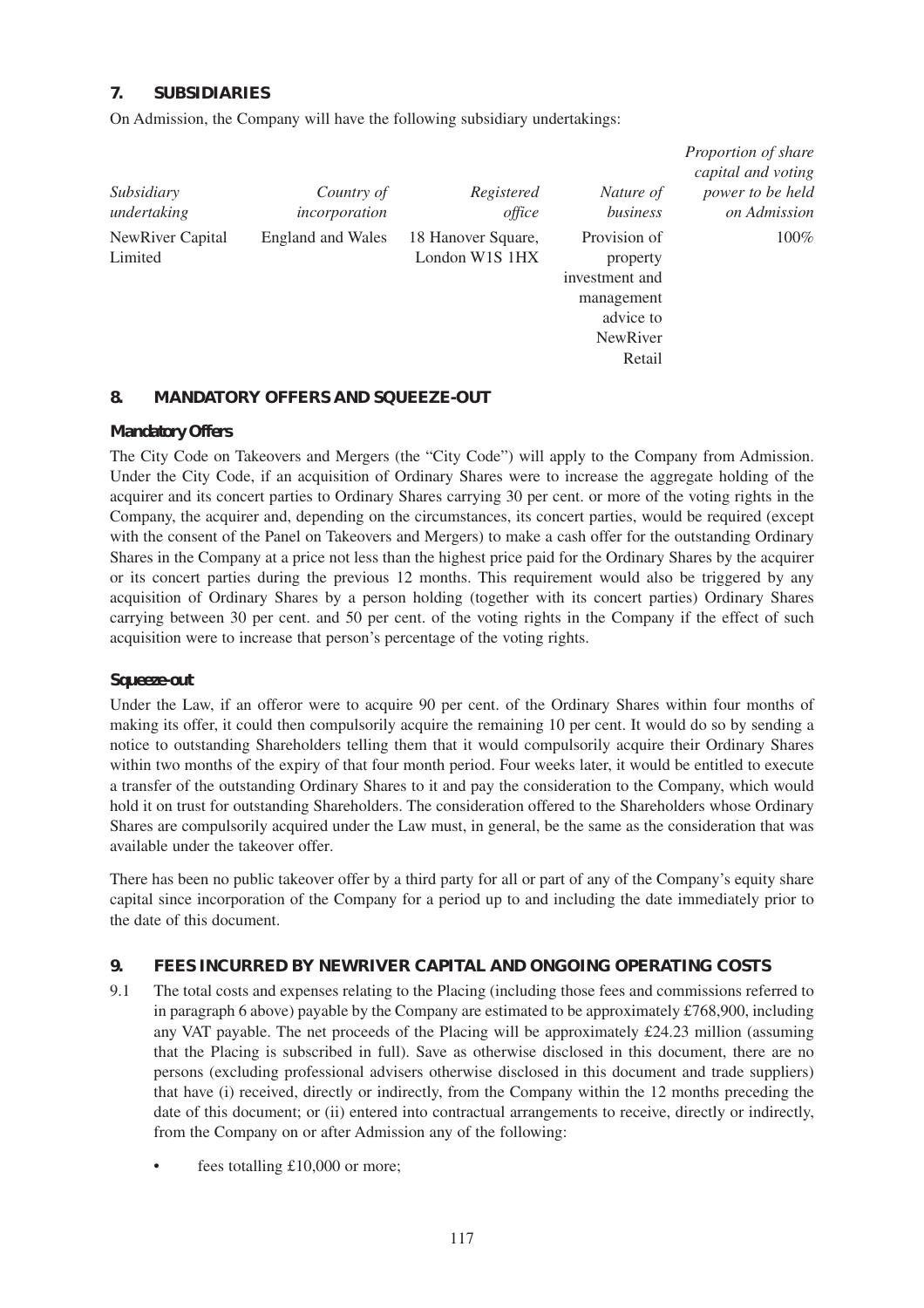## 7. SUBSIDIARIES

On Admission, the Company will have the following subsidiary undertakings:

| *Subsidiary undertaking* | *Country of incorporation* | *Registered office* | *Nature of business* | *Proportion of share capital and voting power to be held on Admission* |
|---|---|---|---|---|
| NewRiver Capital Limited | England and Wales | 18 Hanover Square, London W1S 1HX | Provision of property investment and management advice to NewRiver Retail | 100% |

## 8. MANDATORY OFFERS AND SQUEEZE-OUT

### Mandatory Offers

The City Code on Takeovers and Mergers (the "City Code") will apply to the Company from Admission. Under the City Code, if an acquisition of Ordinary Shares were to increase the aggregate holding of the acquirer and its concert parties to Ordinary Shares carrying 30 per cent. or more of the voting rights in the Company, the acquirer and, depending on the circumstances, its concert parties, would be required (except with the consent of the Panel on Takeovers and Mergers) to make a cash offer for the outstanding Ordinary Shares in the Company at a price not less than the highest price paid for the Ordinary Shares by the acquirer or its concert parties during the previous 12 months. This requirement would also be triggered by any acquisition of Ordinary Shares by a person holding (together with its concert parties) Ordinary Shares carrying between 30 per cent. and 50 per cent. of the voting rights in the Company if the effect of such acquisition were to increase that person's percentage of the voting rights.

### Squeeze-out

Under the Law, if an offeror were to acquire 90 per cent. of the Ordinary Shares within four months of making its offer, it could then compulsorily acquire the remaining 10 per cent. It would do so by sending a notice to outstanding Shareholders telling them that it would compulsorily acquire their Ordinary Shares within two months of the expiry of that four month period. Four weeks later, it would be entitled to execute a transfer of the outstanding Ordinary Shares to it and pay the consideration to the Company, which would hold it on trust for outstanding Shareholders. The consideration offered to the Shareholders whose Ordinary Shares are compulsorily acquired under the Law must, in general, be the same as the consideration that was available under the takeover offer.

There has been no public takeover offer by a third party for all or part of any of the Company's equity share capital since incorporation of the Company for a period up to and including the date immediately prior to the date of this document.

## 9. FEES INCURRED BY NEWRIVER CAPITAL AND ONGOING OPERATING COSTS

9.1 The total costs and expenses relating to the Placing (including those fees and commissions referred to in paragraph 6 above) payable by the Company are estimated to be approximately £768,900, including any VAT payable. The net proceeds of the Placing will be approximately £24.23 million (assuming that the Placing is subscribed in full). Save as otherwise disclosed in this document, there are no persons (excluding professional advisers otherwise disclosed in this document and trade suppliers) that have (i) received, directly or indirectly, from the Company within the 12 months preceding the date of this document; or (ii) entered into contractual arrangements to receive, directly or indirectly, from the Company on or after Admission any of the following:

- fees totalling £10,000 or more;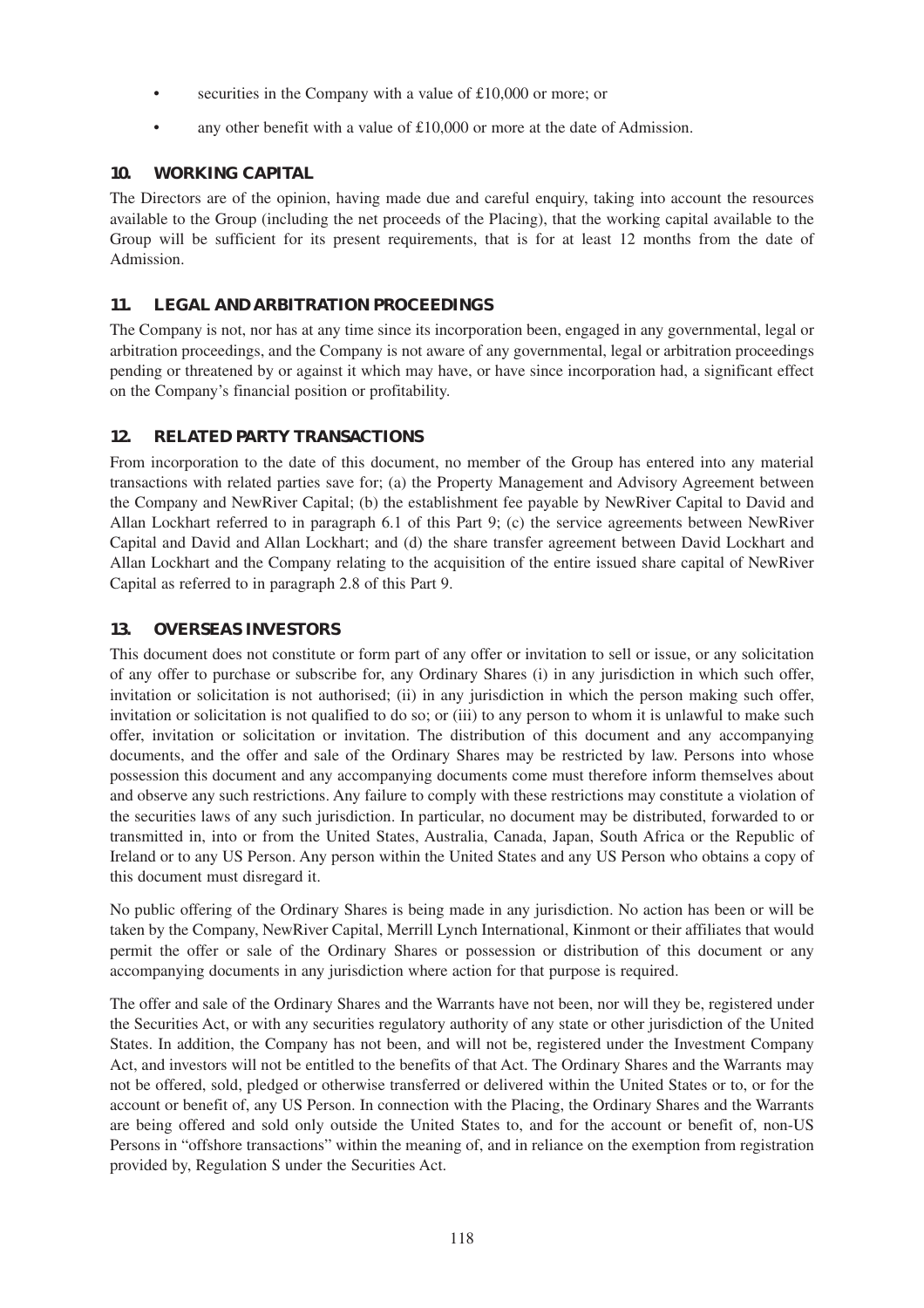- securities in the Company with a value of £10,000 or more; or
- any other benefit with a value of £10,000 or more at the date of Admission.

## 10. WORKING CAPITAL

The Directors are of the opinion, having made due and careful enquiry, taking into account the resources available to the Group (including the net proceeds of the Placing), that the working capital available to the Group will be sufficient for its present requirements, that is for at least 12 months from the date of Admission.

## 11. LEGAL AND ARBITRATION PROCEEDINGS

The Company is not, nor has at any time since its incorporation been, engaged in any governmental, legal or arbitration proceedings, and the Company is not aware of any governmental, legal or arbitration proceedings pending or threatened by or against it which may have, or have since incorporation had, a significant effect on the Company's financial position or profitability.

## 12. RELATED PARTY TRANSACTIONS

From incorporation to the date of this document, no member of the Group has entered into any material transactions with related parties save for; (a) the Property Management and Advisory Agreement between the Company and NewRiver Capital; (b) the establishment fee payable by NewRiver Capital to David and Allan Lockhart referred to in paragraph 6.1 of this Part 9; (c) the service agreements between NewRiver Capital and David and Allan Lockhart; and (d) the share transfer agreement between David Lockhart and Allan Lockhart and the Company relating to the acquisition of the entire issued share capital of NewRiver Capital as referred to in paragraph 2.8 of this Part 9.

## 13. OVERSEAS INVESTORS

This document does not constitute or form part of any offer or invitation to sell or issue, or any solicitation of any offer to purchase or subscribe for, any Ordinary Shares (i) in any jurisdiction in which such offer, invitation or solicitation is not authorised; (ii) in any jurisdiction in which the person making such offer, invitation or solicitation is not qualified to do so; or (iii) to any person to whom it is unlawful to make such offer, invitation or solicitation or invitation. The distribution of this document and any accompanying documents, and the offer and sale of the Ordinary Shares may be restricted by law. Persons into whose possession this document and any accompanying documents come must therefore inform themselves about and observe any such restrictions. Any failure to comply with these restrictions may constitute a violation of the securities laws of any such jurisdiction. In particular, no document may be distributed, forwarded to or transmitted in, into or from the United States, Australia, Canada, Japan, South Africa or the Republic of Ireland or to any US Person. Any person within the United States and any US Person who obtains a copy of this document must disregard it.

No public offering of the Ordinary Shares is being made in any jurisdiction. No action has been or will be taken by the Company, NewRiver Capital, Merrill Lynch International, Kinmont or their affiliates that would permit the offer or sale of the Ordinary Shares or possession or distribution of this document or any accompanying documents in any jurisdiction where action for that purpose is required.

The offer and sale of the Ordinary Shares and the Warrants have not been, nor will they be, registered under the Securities Act, or with any securities regulatory authority of any state or other jurisdiction of the United States. In addition, the Company has not been, and will not be, registered under the Investment Company Act, and investors will not be entitled to the benefits of that Act. The Ordinary Shares and the Warrants may not be offered, sold, pledged or otherwise transferred or delivered within the United States or to, or for the account or benefit of, any US Person. In connection with the Placing, the Ordinary Shares and the Warrants are being offered and sold only outside the United States to, and for the account or benefit of, non-US Persons in "offshore transactions" within the meaning of, and in reliance on the exemption from registration provided by, Regulation S under the Securities Act.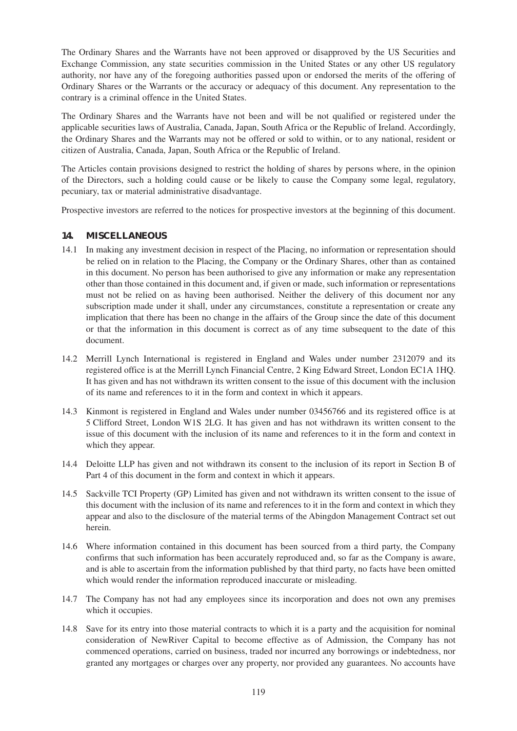The Ordinary Shares and the Warrants have not been approved or disapproved by the US Securities and Exchange Commission, any state securities commission in the United States or any other US regulatory authority, nor have any of the foregoing authorities passed upon or endorsed the merits of the offering of Ordinary Shares or the Warrants or the accuracy or adequacy of this document. Any representation to the contrary is a criminal offence in the United States.

The Ordinary Shares and the Warrants have not been and will be not qualified or registered under the applicable securities laws of Australia, Canada, Japan, South Africa or the Republic of Ireland. Accordingly, the Ordinary Shares and the Warrants may not be offered or sold to within, or to any national, resident or citizen of Australia, Canada, Japan, South Africa or the Republic of Ireland.

The Articles contain provisions designed to restrict the holding of shares by persons where, in the opinion of the Directors, such a holding could cause or be likely to cause the Company some legal, regulatory, pecuniary, tax or material administrative disadvantage.

Prospective investors are referred to the notices for prospective investors at the beginning of this document.

## 14. MISCELLANEOUS

14.1 In making any investment decision in respect of the Placing, no information or representation should be relied on in relation to the Placing, the Company or the Ordinary Shares, other than as contained in this document. No person has been authorised to give any information or make any representation other than those contained in this document and, if given or made, such information or representations must not be relied on as having been authorised. Neither the delivery of this document nor any subscription made under it shall, under any circumstances, constitute a representation or create any implication that there has been no change in the affairs of the Group since the date of this document or that the information in this document is correct as of any time subsequent to the date of this document.

14.2 Merrill Lynch International is registered in England and Wales under number 2312079 and its registered office is at the Merrill Lynch Financial Centre, 2 King Edward Street, London EC1A 1HQ. It has given and has not withdrawn its written consent to the issue of this document with the inclusion of its name and references to it in the form and context in which it appears.

14.3 Kinmont is registered in England and Wales under number 03456766 and its registered office is at 5 Clifford Street, London W1S 2LG. It has given and has not withdrawn its written consent to the issue of this document with the inclusion of its name and references to it in the form and context in which they appear.

14.4 Deloitte LLP has given and not withdrawn its consent to the inclusion of its report in Section B of Part 4 of this document in the form and context in which it appears.

14.5 Sackville TCI Property (GP) Limited has given and not withdrawn its written consent to the issue of this document with the inclusion of its name and references to it in the form and context in which they appear and also to the disclosure of the material terms of the Abingdon Management Contract set out herein.

14.6 Where information contained in this document has been sourced from a third party, the Company confirms that such information has been accurately reproduced and, so far as the Company is aware, and is able to ascertain from the information published by that third party, no facts have been omitted which would render the information reproduced inaccurate or misleading.

14.7 The Company has not had any employees since its incorporation and does not own any premises which it occupies.

14.8 Save for its entry into those material contracts to which it is a party and the acquisition for nominal consideration of NewRiver Capital to become effective as of Admission, the Company has not commenced operations, carried on business, traded nor incurred any borrowings or indebtedness, nor granted any mortgages or charges over any property, nor provided any guarantees. No accounts have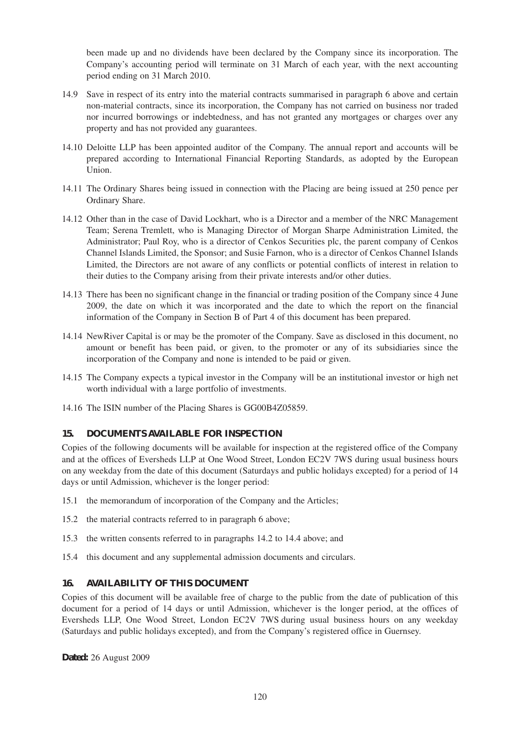been made up and no dividends have been declared by the Company since its incorporation. The Company's accounting period will terminate on 31 March of each year, with the next accounting period ending on 31 March 2010.

14.9 Save in respect of its entry into the material contracts summarised in paragraph 6 above and certain non-material contracts, since its incorporation, the Company has not carried on business nor traded nor incurred borrowings or indebtedness, and has not granted any mortgages or charges over any property and has not provided any guarantees.

14.10 Deloitte LLP has been appointed auditor of the Company. The annual report and accounts will be prepared according to International Financial Reporting Standards, as adopted by the European Union.

14.11 The Ordinary Shares being issued in connection with the Placing are being issued at 250 pence per Ordinary Share.

14.12 Other than in the case of David Lockhart, who is a Director and a member of the NRC Management Team; Serena Tremlett, who is Managing Director of Morgan Sharpe Administration Limited, the Administrator; Paul Roy, who is a director of Cenkos Securities plc, the parent company of Cenkos Channel Islands Limited, the Sponsor; and Susie Farnon, who is a director of Cenkos Channel Islands Limited, the Directors are not aware of any conflicts or potential conflicts of interest in relation to their duties to the Company arising from their private interests and/or other duties.

14.13 There has been no significant change in the financial or trading position of the Company since 4 June 2009, the date on which it was incorporated and the date to which the report on the financial information of the Company in Section B of Part 4 of this document has been prepared.

14.14 NewRiver Capital is or may be the promoter of the Company. Save as disclosed in this document, no amount or benefit has been paid, or given, to the promoter or any of its subsidiaries since the incorporation of the Company and none is intended to be paid or given.

14.15 The Company expects a typical investor in the Company will be an institutional investor or high net worth individual with a large portfolio of investments.

14.16 The ISIN number of the Placing Shares is GG00B4Z05859.

## 15. DOCUMENTS AVAILABLE FOR INSPECTION

Copies of the following documents will be available for inspection at the registered office of the Company and at the offices of Eversheds LLP at One Wood Street, London EC2V 7WS during usual business hours on any weekday from the date of this document (Saturdays and public holidays excepted) for a period of 14 days or until Admission, whichever is the longer period:

15.1 the memorandum of incorporation of the Company and the Articles;

15.2 the material contracts referred to in paragraph 6 above;

15.3 the written consents referred to in paragraphs 14.2 to 14.4 above; and

15.4 this document and any supplemental admission documents and circulars.

## 16. AVAILABILITY OF THIS DOCUMENT

Copies of this document will be available free of charge to the public from the date of publication of this document for a period of 14 days or until Admission, whichever is the longer period, at the offices of Eversheds LLP, One Wood Street, London EC2V 7WS during usual business hours on any weekday (Saturdays and public holidays excepted), and from the Company's registered office in Guernsey.

**Dated:** 26 August 2009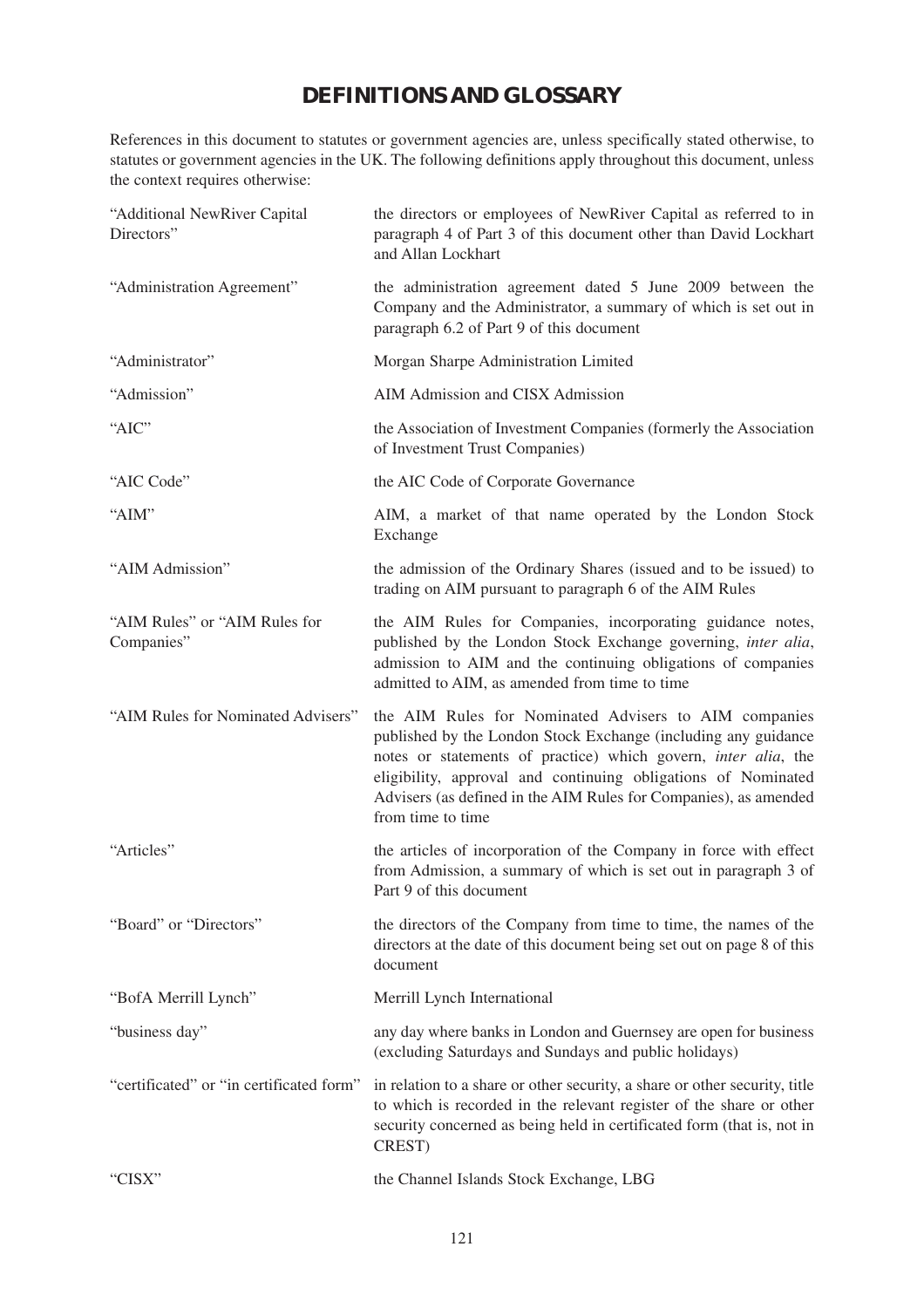# DEFINITIONS AND GLOSSARY

References in this document to statutes or government agencies are, unless specifically stated otherwise, to statutes or government agencies in the UK. The following definitions apply throughout this document, unless the context requires otherwise:

| | |
|---|---|
| "Additional NewRiver Capital Directors" | the directors or employees of NewRiver Capital as referred to in paragraph 4 of Part 3 of this document other than David Lockhart and Allan Lockhart |
| "Administration Agreement" | the administration agreement dated 5 June 2009 between the Company and the Administrator, a summary of which is set out in paragraph 6.2 of Part 9 of this document |
| "Administrator" | Morgan Sharpe Administration Limited |
| "Admission" | AIM Admission and CISX Admission |
| "AIC" | the Association of Investment Companies (formerly the Association of Investment Trust Companies) |
| "AIC Code" | the AIC Code of Corporate Governance |
| "AIM" | AIM, a market of that name operated by the London Stock Exchange |
| "AIM Admission" | the admission of the Ordinary Shares (issued and to be issued) to trading on AIM pursuant to paragraph 6 of the AIM Rules |
| "AIM Rules" or "AIM Rules for Companies" | the AIM Rules for Companies, incorporating guidance notes, published by the London Stock Exchange governing, *inter alia*, admission to AIM and the continuing obligations of companies admitted to AIM, as amended from time to time |
| "AIM Rules for Nominated Advisers" | the AIM Rules for Nominated Advisers to AIM companies published by the London Stock Exchange (including any guidance notes or statements of practice) which govern, *inter alia*, the eligibility, approval and continuing obligations of Nominated Advisers (as defined in the AIM Rules for Companies), as amended from time to time |
| "Articles" | the articles of incorporation of the Company in force with effect from Admission, a summary of which is set out in paragraph 3 of Part 9 of this document |
| "Board" or "Directors" | the directors of the Company from time to time, the names of the directors at the date of this document being set out on page 8 of this document |
| "BofA Merrill Lynch" | Merrill Lynch International |
| "business day" | any day where banks in London and Guernsey are open for business (excluding Saturdays and Sundays and public holidays) |
| "certificated" or "in certificated form" | in relation to a share or other security, a share or other security, title to which is recorded in the relevant register of the share or other security concerned as being held in certificated form (that is, not in CREST) |
| "CISX" | the Channel Islands Stock Exchange, LBG |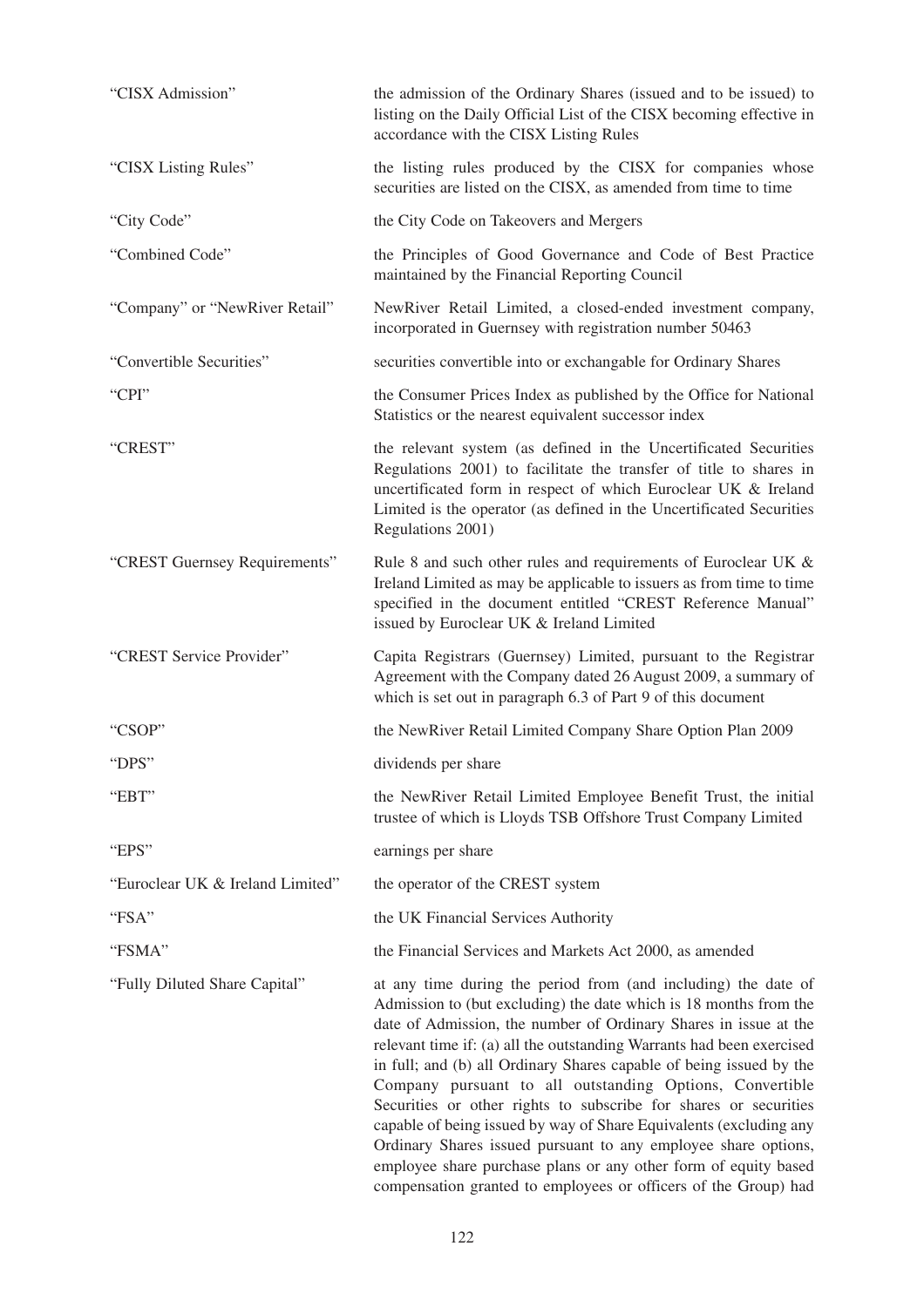| | |
|---|---|
| "CISX Admission" | the admission of the Ordinary Shares (issued and to be issued) to listing on the Daily Official List of the CISX becoming effective in accordance with the CISX Listing Rules |
| "CISX Listing Rules" | the listing rules produced by the CISX for companies whose securities are listed on the CISX, as amended from time to time |
| "City Code" | the City Code on Takeovers and Mergers |
| "Combined Code" | the Principles of Good Governance and Code of Best Practice maintained by the Financial Reporting Council |
| "Company" or "NewRiver Retail" | NewRiver Retail Limited, a closed-ended investment company, incorporated in Guernsey with registration number 50463 |
| "Convertible Securities" | securities convertible into or exchangable for Ordinary Shares |
| "CPI" | the Consumer Prices Index as published by the Office for National Statistics or the nearest equivalent successor index |
| "CREST" | the relevant system (as defined in the Uncertificated Securities Regulations 2001) to facilitate the transfer of title to shares in uncertificated form in respect of which Euroclear UK & Ireland Limited is the operator (as defined in the Uncertificated Securities Regulations 2001) |
| "CREST Guernsey Requirements" | Rule 8 and such other rules and requirements of Euroclear UK & Ireland Limited as may be applicable to issuers as from time to time specified in the document entitled "CREST Reference Manual" issued by Euroclear UK & Ireland Limited |
| "CREST Service Provider" | Capita Registrars (Guernsey) Limited, pursuant to the Registrar Agreement with the Company dated 26 August 2009, a summary of which is set out in paragraph 6.3 of Part 9 of this document |
| "CSOP" | the NewRiver Retail Limited Company Share Option Plan 2009 |
| "DPS" | dividends per share |
| "EBT" | the NewRiver Retail Limited Employee Benefit Trust, the initial trustee of which is Lloyds TSB Offshore Trust Company Limited |
| "EPS" | earnings per share |
| "Euroclear UK & Ireland Limited" | the operator of the CREST system |
| "FSA" | the UK Financial Services Authority |
| "FSMA" | the Financial Services and Markets Act 2000, as amended |
| "Fully Diluted Share Capital" | at any time during the period from (and including) the date of Admission to (but excluding) the date which is 18 months from the date of Admission, the number of Ordinary Shares in issue at the relevant time if: (a) all the outstanding Warrants had been exercised in full; and (b) all Ordinary Shares capable of being issued by the Company pursuant to all outstanding Options, Convertible Securities or other rights to subscribe for shares or securities capable of being issued by way of Share Equivalents (excluding any Ordinary Shares issued pursuant to any employee share options, employee share purchase plans or any other form of equity based compensation granted to employees or officers of the Group) had |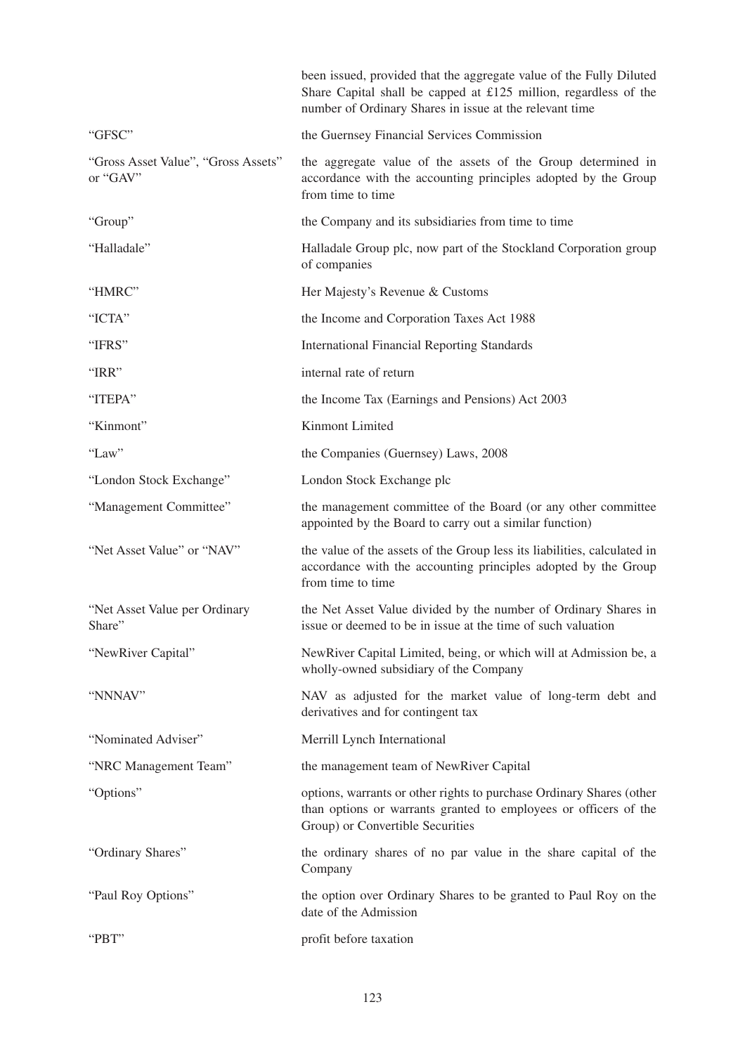| | |
|---|---|
| | been issued, provided that the aggregate value of the Fully Diluted Share Capital shall be capped at £125 million, regardless of the number of Ordinary Shares in issue at the relevant time |
| "GFSC" | the Guernsey Financial Services Commission |
| "Gross Asset Value", "Gross Assets" or "GAV" | the aggregate value of the assets of the Group determined in accordance with the accounting principles adopted by the Group from time to time |
| "Group" | the Company and its subsidiaries from time to time |
| "Halladale" | Halladale Group plc, now part of the Stockland Corporation group of companies |
| "HMRC" | Her Majesty's Revenue & Customs |
| "ICTA" | the Income and Corporation Taxes Act 1988 |
| "IFRS" | International Financial Reporting Standards |
| "IRR" | internal rate of return |
| "ITEPA" | the Income Tax (Earnings and Pensions) Act 2003 |
| "Kinmont" | Kinmont Limited |
| "Law" | the Companies (Guernsey) Laws, 2008 |
| "London Stock Exchange" | London Stock Exchange plc |
| "Management Committee" | the management committee of the Board (or any other committee appointed by the Board to carry out a similar function) |
| "Net Asset Value" or "NAV" | the value of the assets of the Group less its liabilities, calculated in accordance with the accounting principles adopted by the Group from time to time |
| "Net Asset Value per Ordinary Share" | the Net Asset Value divided by the number of Ordinary Shares in issue or deemed to be in issue at the time of such valuation |
| "NewRiver Capital" | NewRiver Capital Limited, being, or which will at Admission be, a wholly-owned subsidiary of the Company |
| "NNNAV" | NAV as adjusted for the market value of long-term debt and derivatives and for contingent tax |
| "Nominated Adviser" | Merrill Lynch International |
| "NRC Management Team" | the management team of NewRiver Capital |
| "Options" | options, warrants or other rights to purchase Ordinary Shares (other than options or warrants granted to employees or officers of the Group) or Convertible Securities |
| "Ordinary Shares" | the ordinary shares of no par value in the share capital of the Company |
| "Paul Roy Options" | the option over Ordinary Shares to be granted to Paul Roy on the date of the Admission |
| "PBT" | profit before taxation |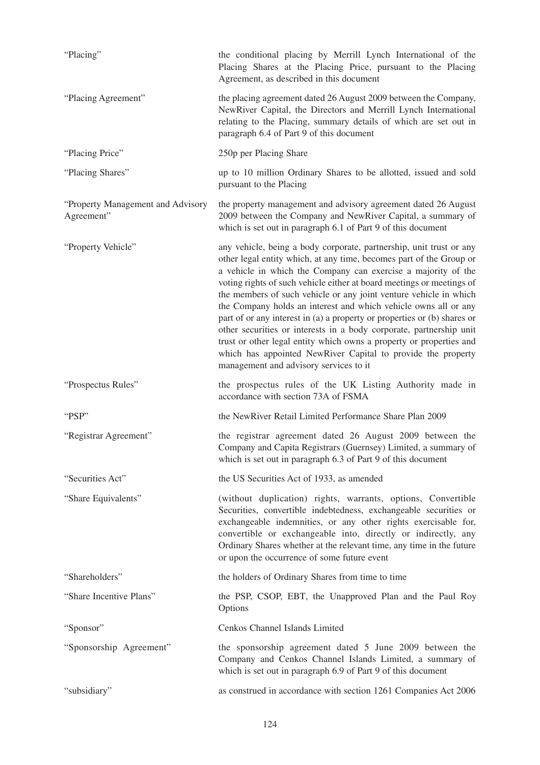| | |
|---|---|
| "Placing" | the conditional placing by Merrill Lynch International of the Placing Shares at the Placing Price, pursuant to the Placing Agreement, as described in this document |
| "Placing Agreement" | the placing agreement dated 26 August 2009 between the Company, NewRiver Capital, the Directors and Merrill Lynch International relating to the Placing, summary details of which are set out in paragraph 6.4 of Part 9 of this document |
| "Placing Price" | 250p per Placing Share |
| "Placing Shares" | up to 10 million Ordinary Shares to be allotted, issued and sold pursuant to the Placing |
| "Property Management and Advisory Agreement" | the property management and advisory agreement dated 26 August 2009 between the Company and NewRiver Capital, a summary of which is set out in paragraph 6.1 of Part 9 of this document |
| "Property Vehicle" | any vehicle, being a body corporate, partnership, unit trust or any other legal entity which, at any time, becomes part of the Group or a vehicle in which the Company can exercise a majority of the voting rights of such vehicle either at board meetings or meetings of the members of such vehicle or any joint venture vehicle in which the Company holds an interest and which vehicle owns all or any part of or any interest in (a) a property or properties or (b) shares or other securities or interests in a body corporate, partnership unit trust or other legal entity which owns a property or properties and which has appointed NewRiver Capital to provide the property management and advisory services to it |
| "Prospectus Rules" | the prospectus rules of the UK Listing Authority made in accordance with section 73A of FSMA |
| "PSP" | the NewRiver Retail Limited Performance Share Plan 2009 |
| "Registrar Agreement" | the registrar agreement dated 26 August 2009 between the Company and Capita Registrars (Guernsey) Limited, a summary of which is set out in paragraph 6.3 of Part 9 of this document |
| "Securities Act" | the US Securities Act of 1933, as amended |
| "Share Equivalents" | (without duplication) rights, warrants, options, Convertible Securities, convertible indebtedness, exchangeable securities or exchangeable indemnities, or any other rights exercisable for, convertible or exchangeable into, directly or indirectly, any Ordinary Shares whether at the relevant time, any time in the future or upon the occurrence of some future event |
| "Shareholders" | the holders of Ordinary Shares from time to time |
| "Share Incentive Plans" | the PSP, CSOP, EBT, the Unapproved Plan and the Paul Roy Options |
| "Sponsor" | Cenkos Channel Islands Limited |
| "Sponsorship Agreement" | the sponsorship agreement dated 5 June 2009 between the Company and Cenkos Channel Islands Limited, a summary of which is set out in paragraph 6.9 of Part 9 of this document |
| "subsidiary" | as construed in accordance with section 1261 Companies Act 2006 |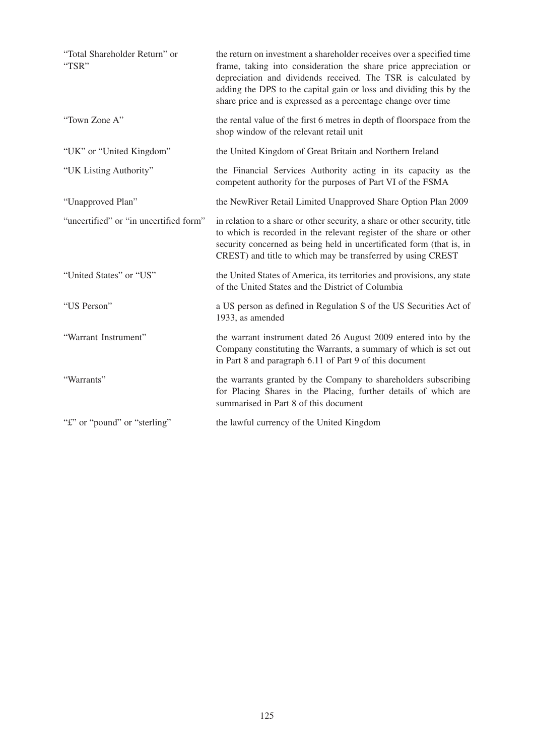| | |
|---|---|
| "Total Shareholder Return" or "TSR" | the return on investment a shareholder receives over a specified time frame, taking into consideration the share price appreciation or depreciation and dividends received. The TSR is calculated by adding the DPS to the capital gain or loss and dividing this by the share price and is expressed as a percentage change over time |
| "Town Zone A" | the rental value of the first 6 metres in depth of floorspace from the shop window of the relevant retail unit |
| "UK" or "United Kingdom" | the United Kingdom of Great Britain and Northern Ireland |
| "UK Listing Authority" | the Financial Services Authority acting in its capacity as the competent authority for the purposes of Part VI of the FSMA |
| "Unapproved Plan" | the NewRiver Retail Limited Unapproved Share Option Plan 2009 |
| "uncertified" or "in uncertified form" | in relation to a share or other security, a share or other security, title to which is recorded in the relevant register of the share or other security concerned as being held in uncertificated form (that is, in CREST) and title to which may be transferred by using CREST |
| "United States" or "US" | the United States of America, its territories and provisions, any state of the United States and the District of Columbia |
| "US Person" | a US person as defined in Regulation S of the US Securities Act of 1933, as amended |
| "Warrant Instrument" | the warrant instrument dated 26 August 2009 entered into by the Company constituting the Warrants, a summary of which is set out in Part 8 and paragraph 6.11 of Part 9 of this document |
| "Warrants" | the warrants granted by the Company to shareholders subscribing for Placing Shares in the Placing, further details of which are summarised in Part 8 of this document |
| "£" or "pound" or "sterling" | the lawful currency of the United Kingdom |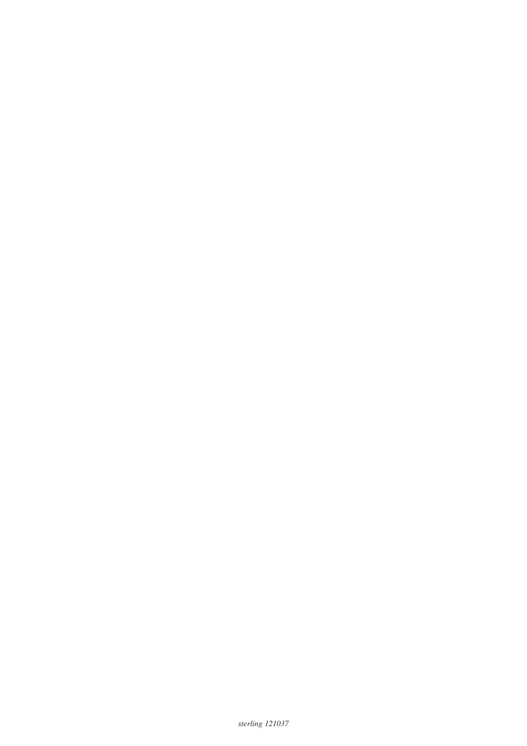*sterling 121037*